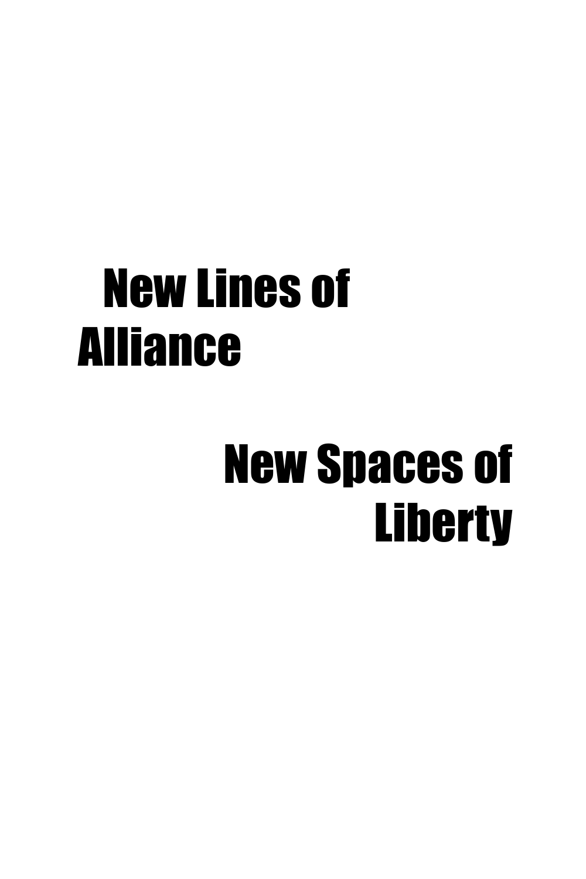# New Lines of Alliance

# New Spaces of Liberty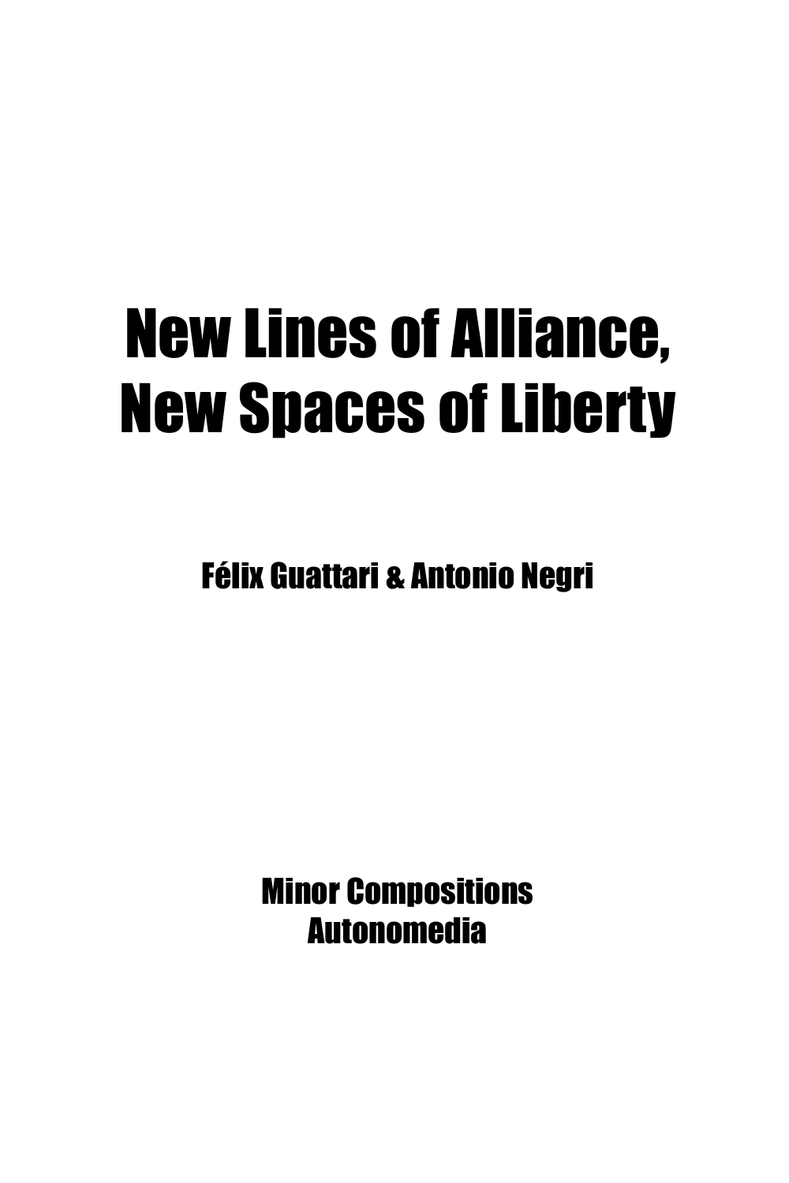# New Lines of Alliance, New Spaces of Liberty

**Félix Guattari & Antonio Negri**

**Minor Compositions**
**Autonomedia**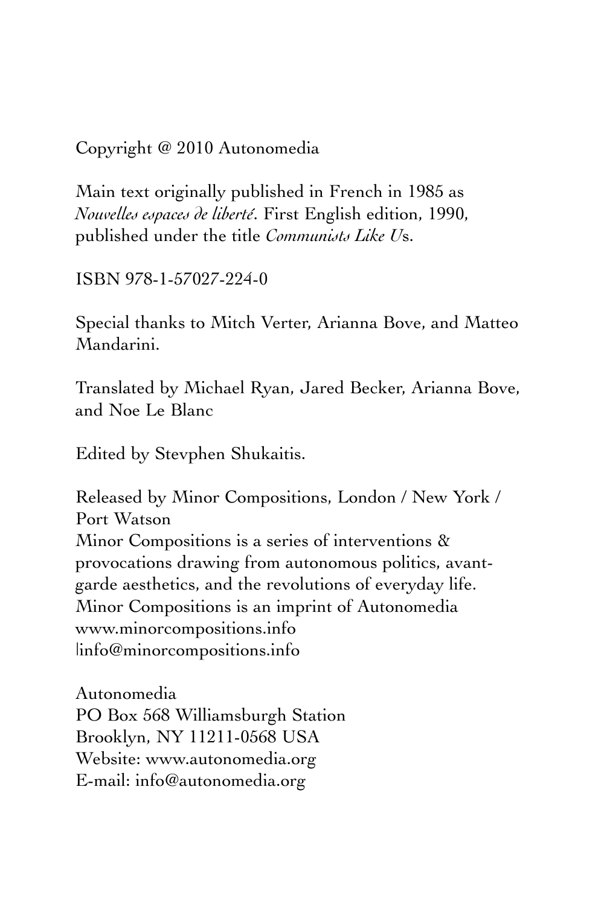Copyright @ 2010 Autonomedia

Main text originally published in French in 1985 as *Nouvelles espaces de liberté*. First English edition, 1990, published under the title *Communists Like U*s.

ISBN 978-1-57027-224-0

Special thanks to Mitch Verter, Arianna Bove, and Matteo Mandarini.

Translated by Michael Ryan, Jared Becker, Arianna Bove, and Noe Le Blanc

Edited by Stevphen Shukaitis.

Released by Minor Compositions, London / New York / Port Watson
Minor Compositions is a series of interventions & provocations drawing from autonomous politics, avant-garde aesthetics, and the revolutions of everyday life.
Minor Compositions is an imprint of Autonomedia
www.minorcompositions.info
|info@minorcompositions.info

Autonomedia
PO Box 568 Williamsburgh Station
Brooklyn, NY 11211-0568 USA
Website: www.autonomedia.org
E-mail: info@autonomedia.org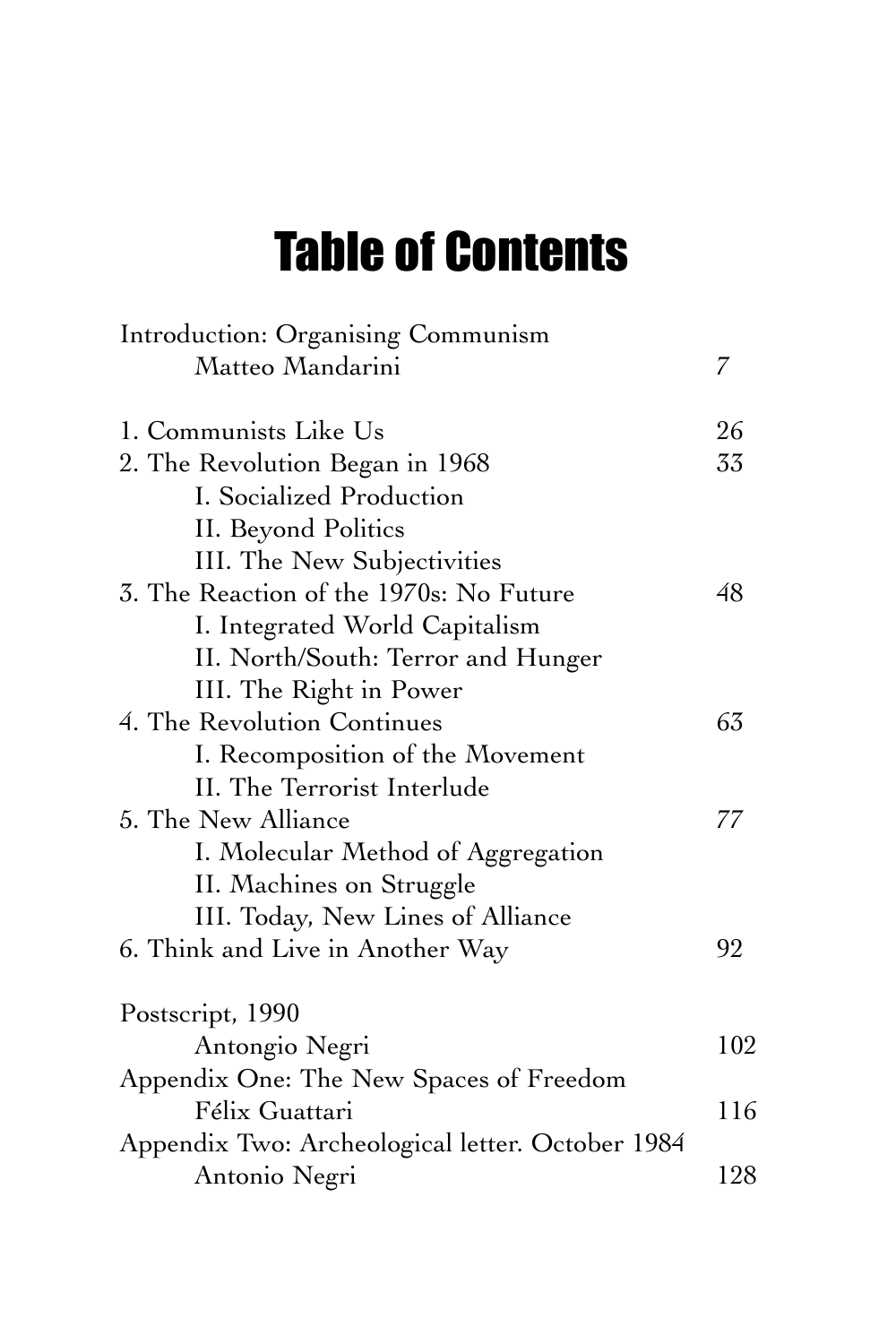# Table of Contents

Introduction: Organising Communism
    Matteo Mandarini ... 7

1. Communists Like Us ... 26
2. The Revolution Began in 1968 ... 33
    I. Socialized Production
    II. Beyond Politics
    III. The New Subjectivities
3. The Reaction of the 1970s: No Future ... 48
    I. Integrated World Capitalism
    II. North/South: Terror and Hunger
    III. The Right in Power
4. The Revolution Continues ... 63
    I. Recomposition of the Movement
    II. The Terrorist Interlude
5. The New Alliance ... 77
    I. Molecular Method of Aggregation
    II. Machines on Struggle
    III. Today, New Lines of Alliance
6. Think and Live in Another Way ... 92

Postscript, 1990
    Antongio Negri ... 102
Appendix One: The New Spaces of Freedom
    Félix Guattari ... 116
Appendix Two: Archeological letter. October 1984
    Antonio Negri ... 128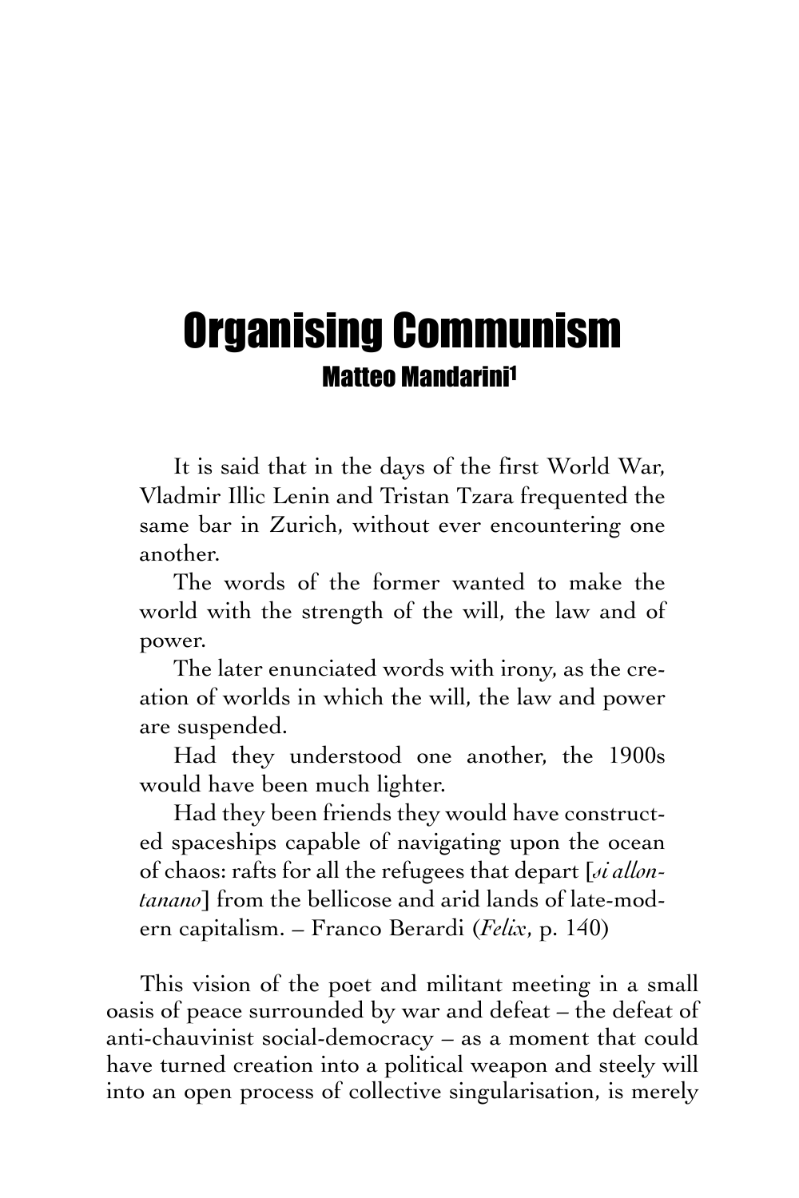# Organising Communism

### Matteo Mandarini[1]

> It is said that in the days of the first World War, Vladmir Illic Lenin and Tristan Tzara frequented the same bar in Zurich, without ever encountering one another.
>
> The words of the former wanted to make the world with the strength of the will, the law and of power.
>
> The later enunciated words with irony, as the creation of worlds in which the will, the law and power are suspended.
>
> Had they understood one another, the 1900s would have been much lighter.
>
> Had they been friends they would have constructed spaceships capable of navigating upon the ocean of chaos: rafts for all the refugees that depart [*si allontanano*] from the bellicose and arid lands of late-modern capitalism. – Franco Berardi (*Felix*, p. 140)

This vision of the poet and militant meeting in a small oasis of peace surrounded by war and defeat – the defeat of anti-chauvinist social-democracy – as a moment that could have turned creation into a political weapon and steely will into an open process of collective singularisation, is merely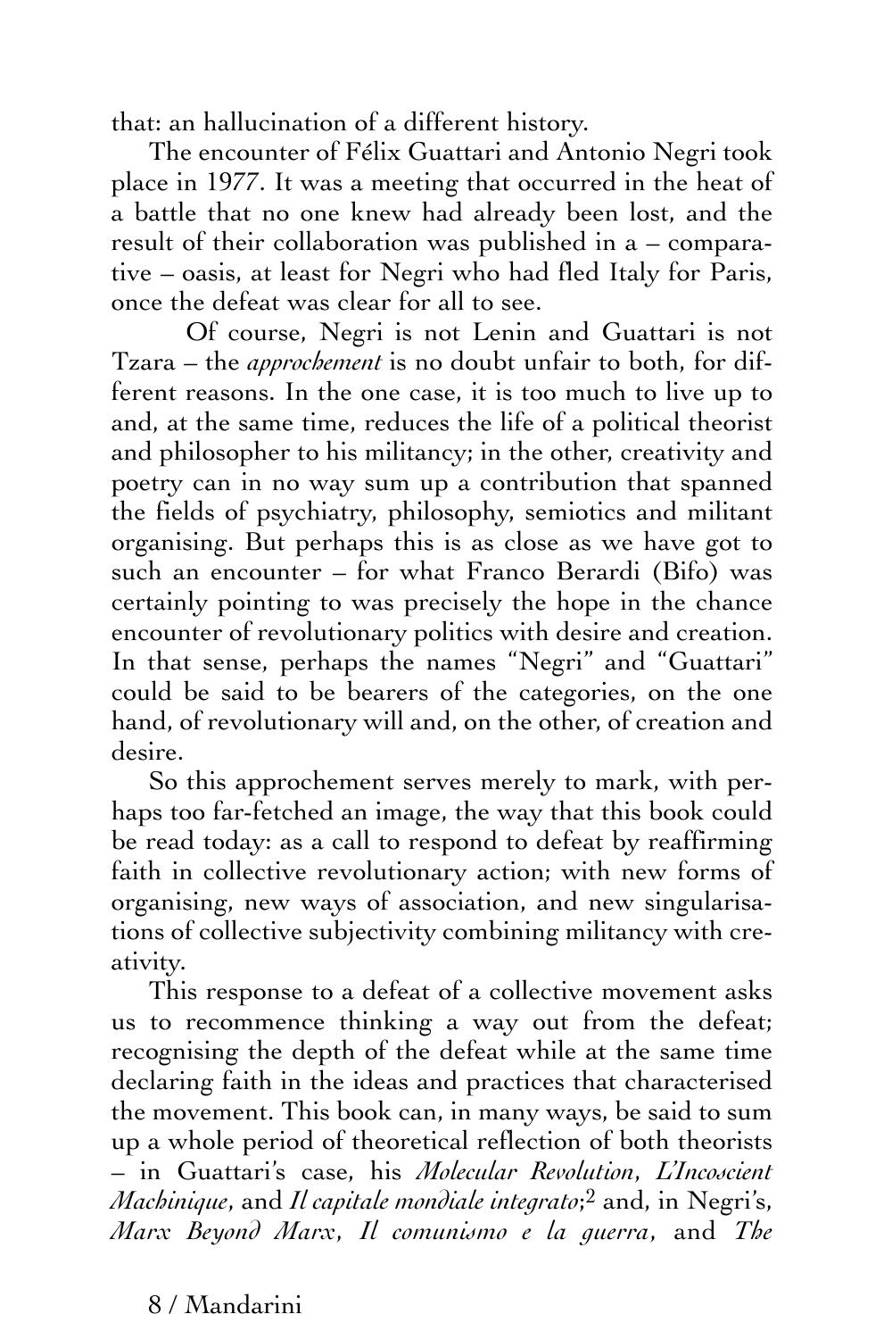that: an hallucination of a different history.

The encounter of Félix Guattari and Antonio Negri took place in 1977. It was a meeting that occurred in the heat of a battle that no one knew had already been lost, and the result of their collaboration was published in a – comparative – oasis, at least for Negri who had fled Italy for Paris, once the defeat was clear for all to see.

Of course, Negri is not Lenin and Guattari is not Tzara – the *approchement* is no doubt unfair to both, for different reasons. In the one case, it is too much to live up to and, at the same time, reduces the life of a political theorist and philosopher to his militancy; in the other, creativity and poetry can in no way sum up a contribution that spanned the fields of psychiatry, philosophy, semiotics and militant organising. But perhaps this is as close as we have got to such an encounter – for what Franco Berardi (Bifo) was certainly pointing to was precisely the hope in the chance encounter of revolutionary politics with desire and creation. In that sense, perhaps the names "Negri" and "Guattari" could be said to be bearers of the categories, on the one hand, of revolutionary will and, on the other, of creation and desire.

So this approchement serves merely to mark, with perhaps too far-fetched an image, the way that this book could be read today: as a call to respond to defeat by reaffirming faith in collective revolutionary action; with new forms of organising, new ways of association, and new singularisations of collective subjectivity combining militancy with creativity.

This response to a defeat of a collective movement asks us to recommence thinking a way out from the defeat; recognising the depth of the defeat while at the same time declaring faith in the ideas and practices that characterised the movement. This book can, in many ways, be said to sum up a whole period of theoretical reflection of both theorists – in Guattari's case, his *Molecular Revolution*, *L'Incoscient Machinique*, and *Il capitale mondiale integrato*;[2] and, in Negri's, *Marx Beyond Marx*, *Il comunismo e la guerra*, and *The*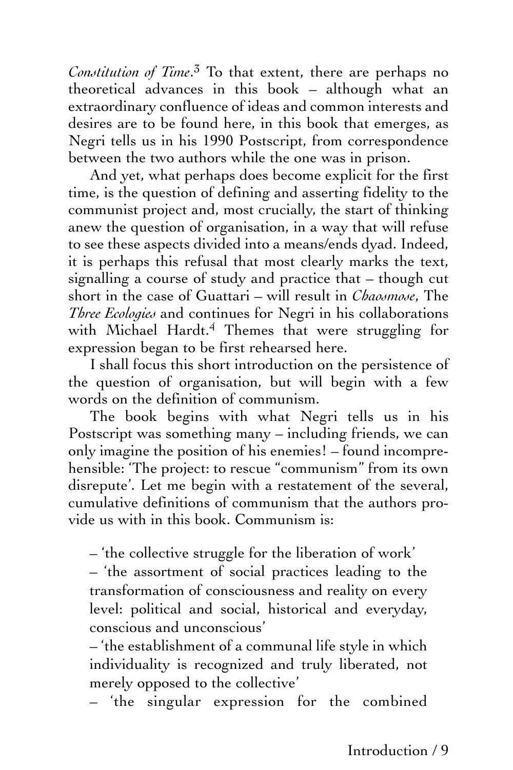*Constitution of Time*.[3] To that extent, there are perhaps no theoretical advances in this book – although what an extraordinary confluence of ideas and common interests and desires are to be found here, in this book that emerges, as Negri tells us in his 1990 Postscript, from correspondence between the two authors while the one was in prison.

And yet, what perhaps does become explicit for the first time, is the question of defining and asserting fidelity to the communist project and, most crucially, the start of thinking anew the question of organisation, in a way that will refuse to see these aspects divided into a means/ends dyad. Indeed, it is perhaps this refusal that most clearly marks the text, signalling a course of study and practice that – though cut short in the case of Guattari – will result in *Chaosmose*, The *Three Ecologies* and continues for Negri in his collaborations with Michael Hardt.[4] Themes that were struggling for expression began to be first rehearsed here.

I shall focus this short introduction on the persistence of the question of organisation, but will begin with a few words on the definition of communism.

The book begins with what Negri tells us in his Postscript was something many – including friends, we can only imagine the position of his enemies! – found incomprehensible: 'The project: to rescue "communism" from its own disrepute'. Let me begin with a restatement of the several, cumulative definitions of communism that the authors provide us with in this book. Communism is:

– 'the collective struggle for the liberation of work'

– 'the assortment of social practices leading to the transformation of consciousness and reality on every level: political and social, historical and everyday, conscious and unconscious'

– 'the establishment of a communal life style in which individuality is recognized and truly liberated, not merely opposed to the collective'

– 'the singular expression for the combined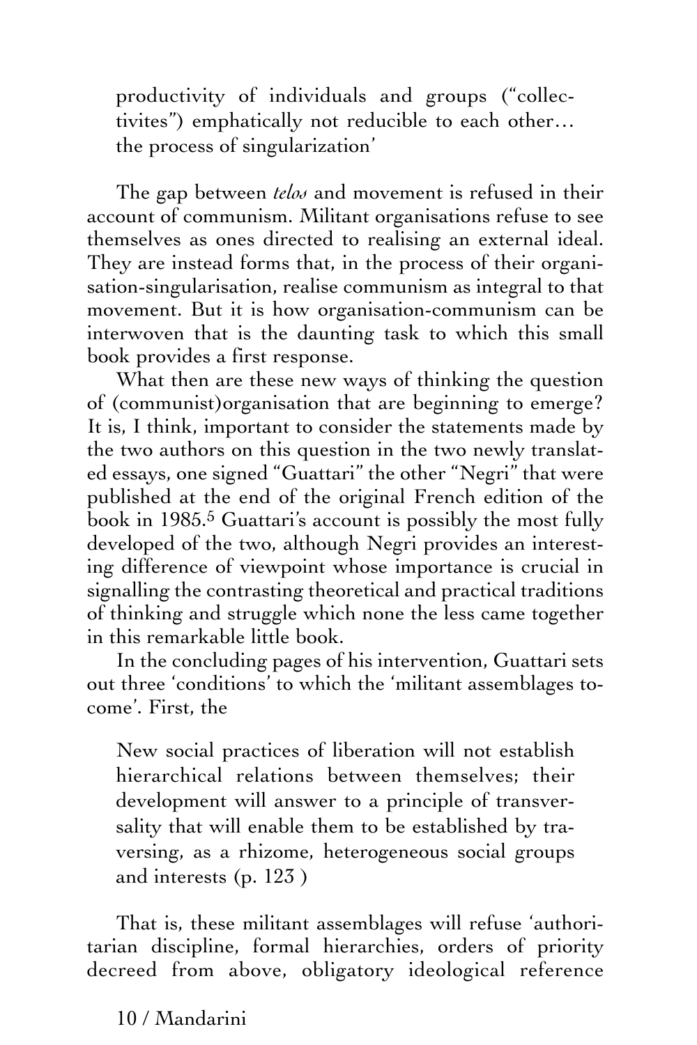productivity of individuals and groups ("collectivites") emphatically not reducible to each other… the process of singularization'

The gap between *telos* and movement is refused in their account of communism. Militant organisations refuse to see themselves as ones directed to realising an external ideal. They are instead forms that, in the process of their organisation-singularisation, realise communism as integral to that movement. But it is how organisation-communism can be interwoven that is the daunting task to which this small book provides a first response.

What then are these new ways of thinking the question of (communist)organisation that are beginning to emerge? It is, I think, important to consider the statements made by the two authors on this question in the two newly translated essays, one signed "Guattari" the other "Negri" that were published at the end of the original French edition of the book in 1985.[5] Guattari's account is possibly the most fully developed of the two, although Negri provides an interesting difference of viewpoint whose importance is crucial in signalling the contrasting theoretical and practical traditions of thinking and struggle which none the less came together in this remarkable little book.

In the concluding pages of his intervention, Guattari sets out three 'conditions' to which the 'militant assemblages to-come'. First, the

> New social practices of liberation will not establish hierarchical relations between themselves; their development will answer to a principle of transversality that will enable them to be established by traversing, as a rhizome, heterogeneous social groups and interests (p. 123 )

That is, these militant assemblages will refuse 'authoritarian discipline, formal hierarchies, orders of priority decreed from above, obligatory ideological reference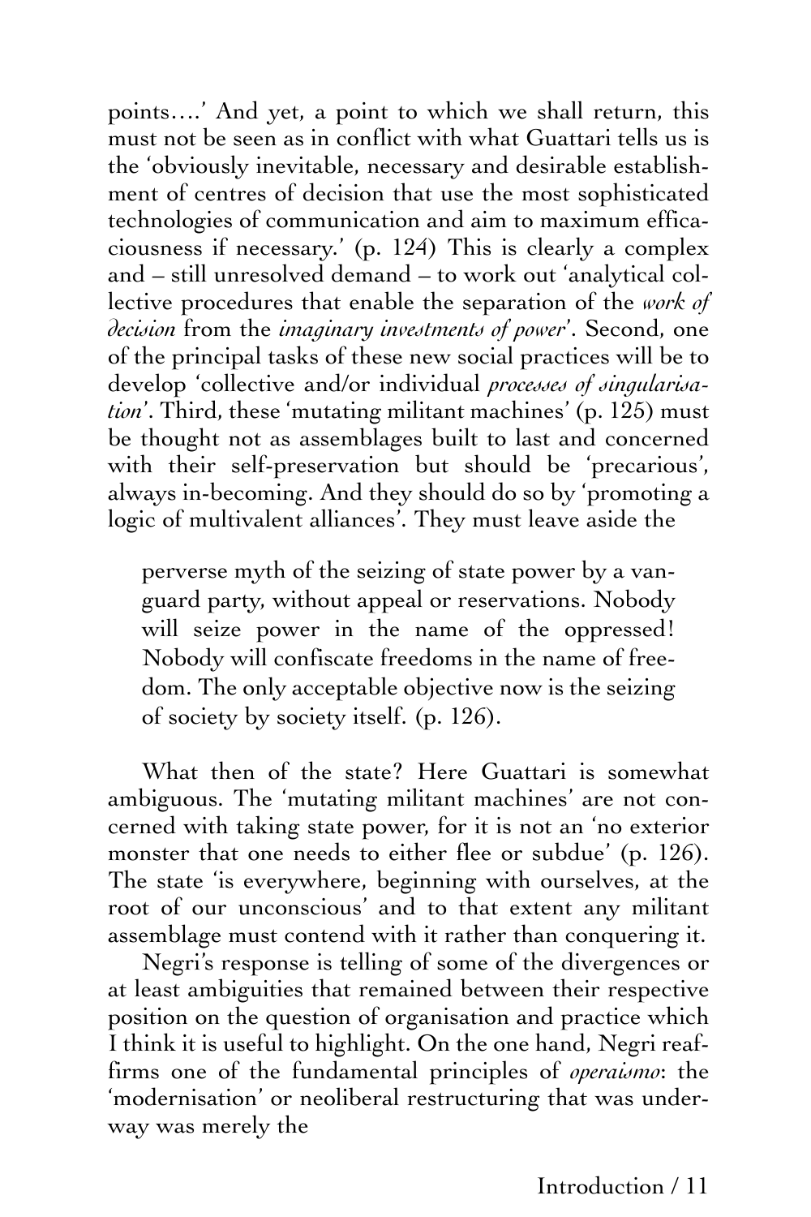points….' And yet, a point to which we shall return, this must not be seen as in conflict with what Guattari tells us is the 'obviously inevitable, necessary and desirable establishment of centres of decision that use the most sophisticated technologies of communication and aim to maximum efficaciousness if necessary.' (p. 124) This is clearly a complex and – still unresolved demand – to work out 'analytical collective procedures that enable the separation of the *work of decision* from the *imaginary investments of power*'. Second, one of the principal tasks of these new social practices will be to develop 'collective and/or individual *processes of singularisation*'. Third, these 'mutating militant machines' (p. 125) must be thought not as assemblages built to last and concerned with their self-preservation but should be 'precarious', always in-becoming. And they should do so by 'promoting a logic of multivalent alliances'. They must leave aside the

> perverse myth of the seizing of state power by a vanguard party, without appeal or reservations. Nobody will seize power in the name of the oppressed! Nobody will confiscate freedoms in the name of freedom. The only acceptable objective now is the seizing of society by society itself. (p. 126).

What then of the state? Here Guattari is somewhat ambiguous. The 'mutating militant machines' are not concerned with taking state power, for it is not an 'no exterior monster that one needs to either flee or subdue' (p. 126). The state 'is everywhere, beginning with ourselves, at the root of our unconscious' and to that extent any militant assemblage must contend with it rather than conquering it.

Negri's response is telling of some of the divergences or at least ambiguities that remained between their respective position on the question of organisation and practice which I think it is useful to highlight. On the one hand, Negri reaffirms one of the fundamental principles of *operaismo*: the 'modernisation' or neoliberal restructuring that was underway was merely the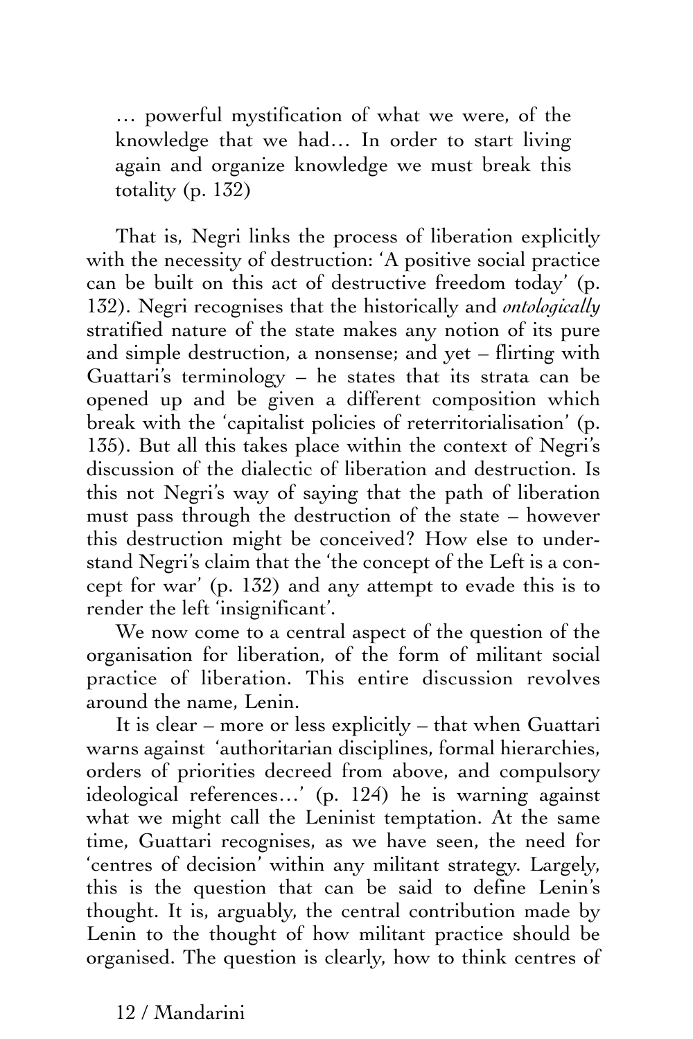> … powerful mystification of what we were, of the knowledge that we had… In order to start living again and organize knowledge we must break this totality (p. 132)

That is, Negri links the process of liberation explicitly with the necessity of destruction: 'A positive social practice can be built on this act of destructive freedom today' (p. 132). Negri recognises that the historically and *ontologically* stratified nature of the state makes any notion of its pure and simple destruction, a nonsense; and yet – flirting with Guattari's terminology – he states that its strata can be opened up and be given a different composition which break with the 'capitalist policies of reterritorialisation' (p. 135). But all this takes place within the context of Negri's discussion of the dialectic of liberation and destruction. Is this not Negri's way of saying that the path of liberation must pass through the destruction of the state – however this destruction might be conceived? How else to understand Negri's claim that the 'the concept of the Left is a concept for war' (p. 132) and any attempt to evade this is to render the left 'insignificant'.

We now come to a central aspect of the question of the organisation for liberation, of the form of militant social practice of liberation. This entire discussion revolves around the name, Lenin.

It is clear – more or less explicitly – that when Guattari warns against 'authoritarian disciplines, formal hierarchies, orders of priorities decreed from above, and compulsory ideological references…' (p. 124) he is warning against what we might call the Leninist temptation. At the same time, Guattari recognises, as we have seen, the need for 'centres of decision' within any militant strategy. Largely, this is the question that can be said to define Lenin's thought. It is, arguably, the central contribution made by Lenin to the thought of how militant practice should be organised. The question is clearly, how to think centres of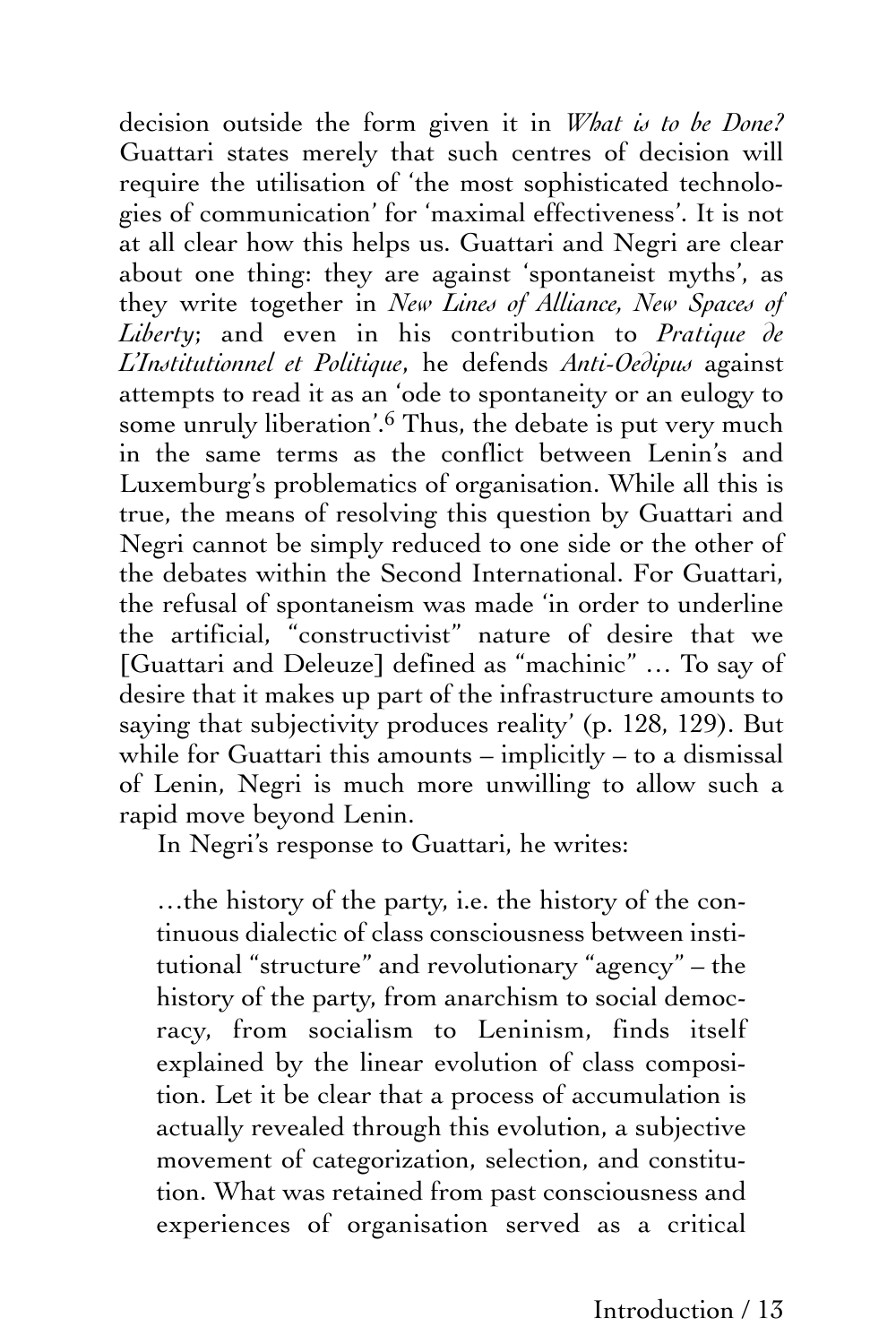decision outside the form given it in *What is to be Done?* Guattari states merely that such centres of decision will require the utilisation of 'the most sophisticated technologies of communication' for 'maximal effectiveness'. It is not at all clear how this helps us. Guattari and Negri are clear about one thing: they are against 'spontaneist myths', as they write together in *New Lines of Alliance, New Spaces of Liberty*; and even in his contribution to *Pratique de L'Institutionnel et Politique*, he defends *Anti-Oedipus* against attempts to read it as an 'ode to spontaneity or an eulogy to some unruly liberation'.[6] Thus, the debate is put very much in the same terms as the conflict between Lenin's and Luxemburg's problematics of organisation. While all this is true, the means of resolving this question by Guattari and Negri cannot be simply reduced to one side or the other of the debates within the Second International. For Guattari, the refusal of spontaneism was made 'in order to underline the artificial, "constructivist" nature of desire that we [Guattari and Deleuze] defined as "machinic" … To say of desire that it makes up part of the infrastructure amounts to saying that subjectivity produces reality' (p. 128, 129). But while for Guattari this amounts – implicitly – to a dismissal of Lenin, Negri is much more unwilling to allow such a rapid move beyond Lenin.

In Negri's response to Guattari, he writes:

> …the history of the party, i.e. the history of the continuous dialectic of class consciousness between institutional "structure" and revolutionary "agency" – the history of the party, from anarchism to social democracy, from socialism to Leninism, finds itself explained by the linear evolution of class composition. Let it be clear that a process of accumulation is actually revealed through this evolution, a subjective movement of categorization, selection, and constitution. What was retained from past consciousness and experiences of organisation served as a critical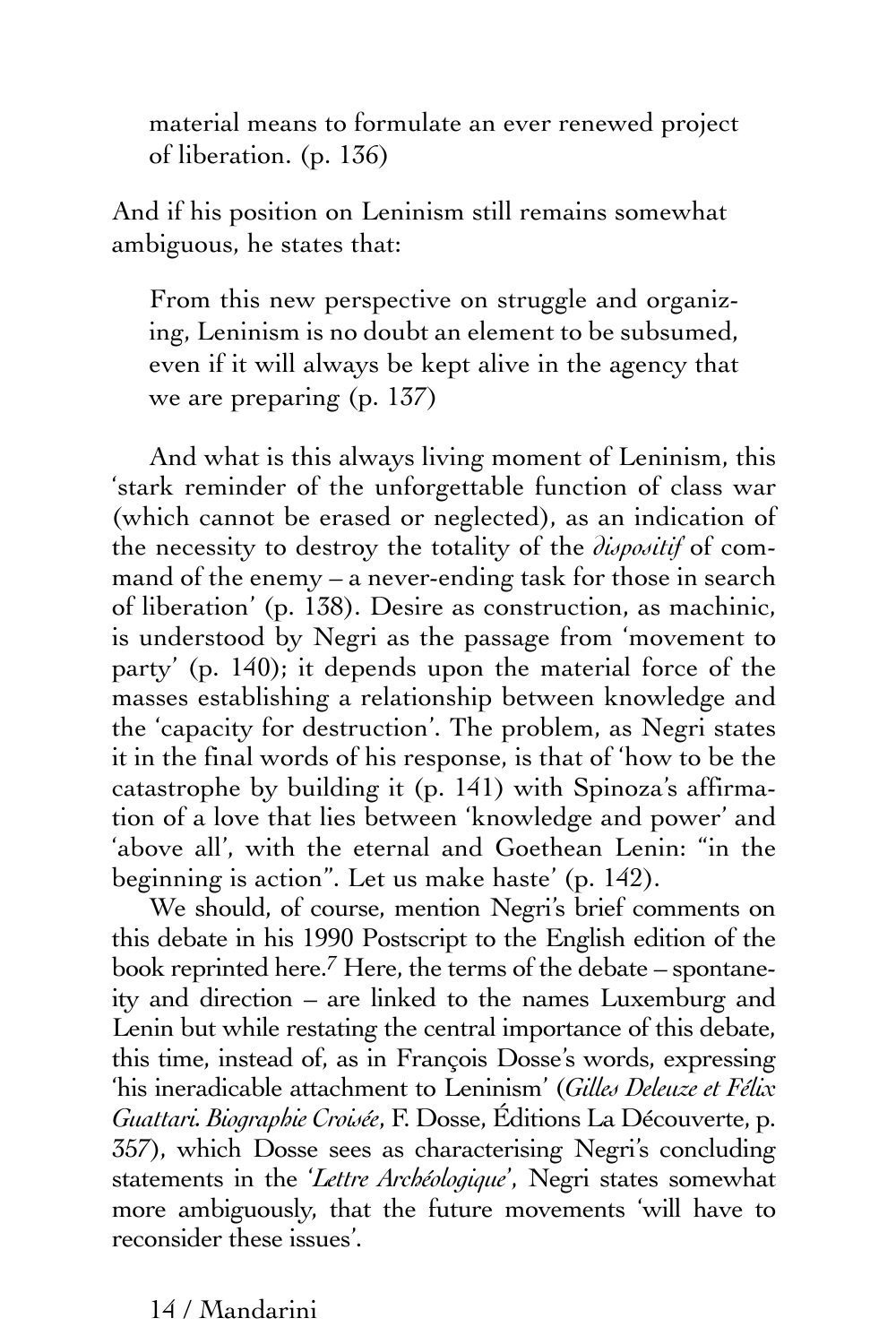> material means to formulate an ever renewed project of liberation. (p. 136)

And if his position on Leninism still remains somewhat ambiguous, he states that:

> From this new perspective on struggle and organizing, Leninism is no doubt an element to be subsumed, even if it will always be kept alive in the agency that we are preparing (p. 137)

And what is this always living moment of Leninism, this 'stark reminder of the unforgettable function of class war (which cannot be erased or neglected), as an indication of the necessity to destroy the totality of the *dispositif* of command of the enemy – a never-ending task for those in search of liberation' (p. 138). Desire as construction, as machinic, is understood by Negri as the passage from 'movement to party' (p. 140); it depends upon the material force of the masses establishing a relationship between knowledge and the 'capacity for destruction'. The problem, as Negri states it in the final words of his response, is that of 'how to be the catastrophe by building it (p. 141) with Spinoza's affirmation of a love that lies between 'knowledge and power' and 'above all', with the eternal and Goethean Lenin: "in the beginning is action". Let us make haste' (p. 142).

We should, of course, mention Negri's brief comments on this debate in his 1990 Postscript to the English edition of the book reprinted here.[7] Here, the terms of the debate – spontaneity and direction – are linked to the names Luxemburg and Lenin but while restating the central importance of this debate, this time, instead of, as in François Dosse's words, expressing 'his ineradicable attachment to Leninism' (*Gilles Deleuze et Félix Guattari. Biographie Croisée*, F. Dosse, Éditions La Découverte, p. 357), which Dosse sees as characterising Negri's concluding statements in the '*Lettre Archéologique*', Negri states somewhat more ambiguously, that the future movements 'will have to reconsider these issues'.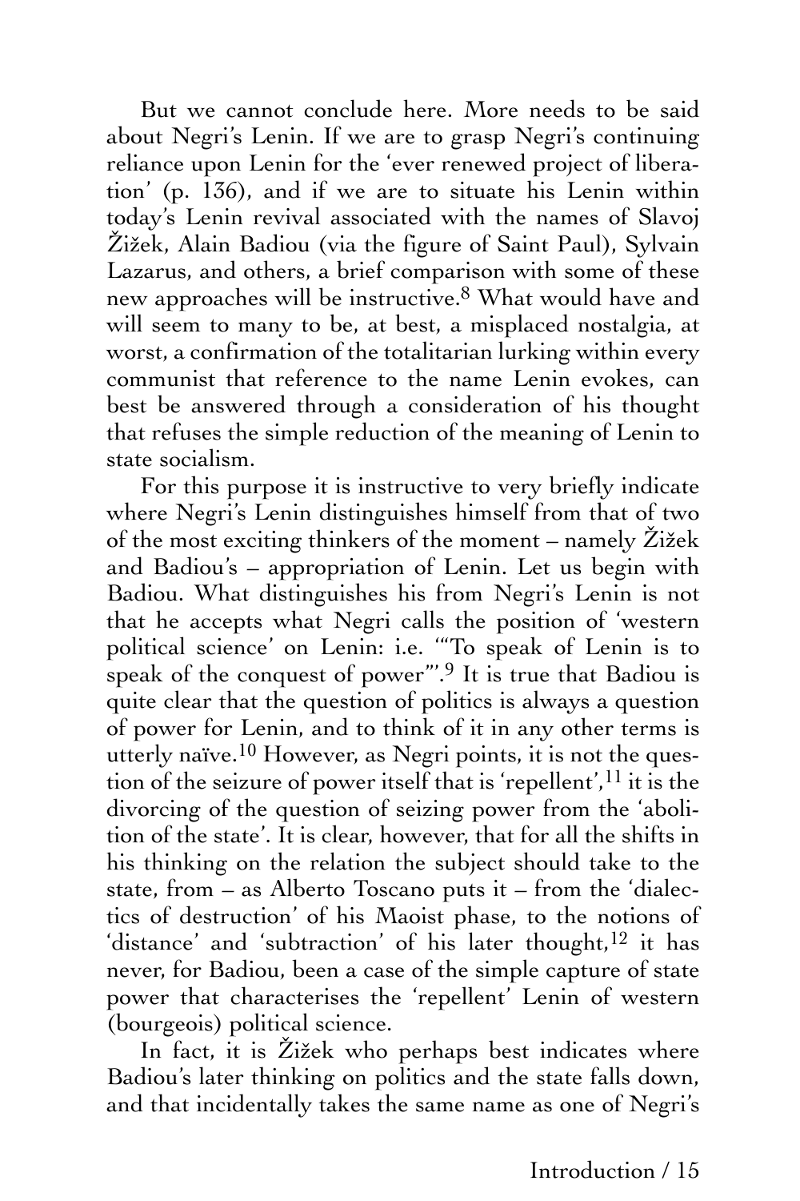But we cannot conclude here. More needs to be said about Negri's Lenin. If we are to grasp Negri's continuing reliance upon Lenin for the 'ever renewed project of liberation' (p. 136), and if we are to situate his Lenin within today's Lenin revival associated with the names of Slavoj Žižek, Alain Badiou (via the figure of Saint Paul), Sylvain Lazarus, and others, a brief comparison with some of these new approaches will be instructive.[8] What would have and will seem to many to be, at best, a misplaced nostalgia, at worst, a confirmation of the totalitarian lurking within every communist that reference to the name Lenin evokes, can best be answered through a consideration of his thought that refuses the simple reduction of the meaning of Lenin to state socialism.

For this purpose it is instructive to very briefly indicate where Negri's Lenin distinguishes himself from that of two of the most exciting thinkers of the moment – namely Žižek and Badiou's – appropriation of Lenin. Let us begin with Badiou. What distinguishes his from Negri's Lenin is not that he accepts what Negri calls the position of 'western political science' on Lenin: i.e. '"To speak of Lenin is to speak of the conquest of power"'.[9] It is true that Badiou is quite clear that the question of politics is always a question of power for Lenin, and to think of it in any other terms is utterly naïve.[10] However, as Negri points, it is not the question of the seizure of power itself that is 'repellent',[11] it is the divorcing of the question of seizing power from the 'abolition of the state'. It is clear, however, that for all the shifts in his thinking on the relation the subject should take to the state, from – as Alberto Toscano puts it – from the 'dialectics of destruction' of his Maoist phase, to the notions of 'distance' and 'subtraction' of his later thought,[12] it has never, for Badiou, been a case of the simple capture of state power that characterises the 'repellent' Lenin of western (bourgeois) political science.

In fact, it is Žižek who perhaps best indicates where Badiou's later thinking on politics and the state falls down, and that incidentally takes the same name as one of Negri's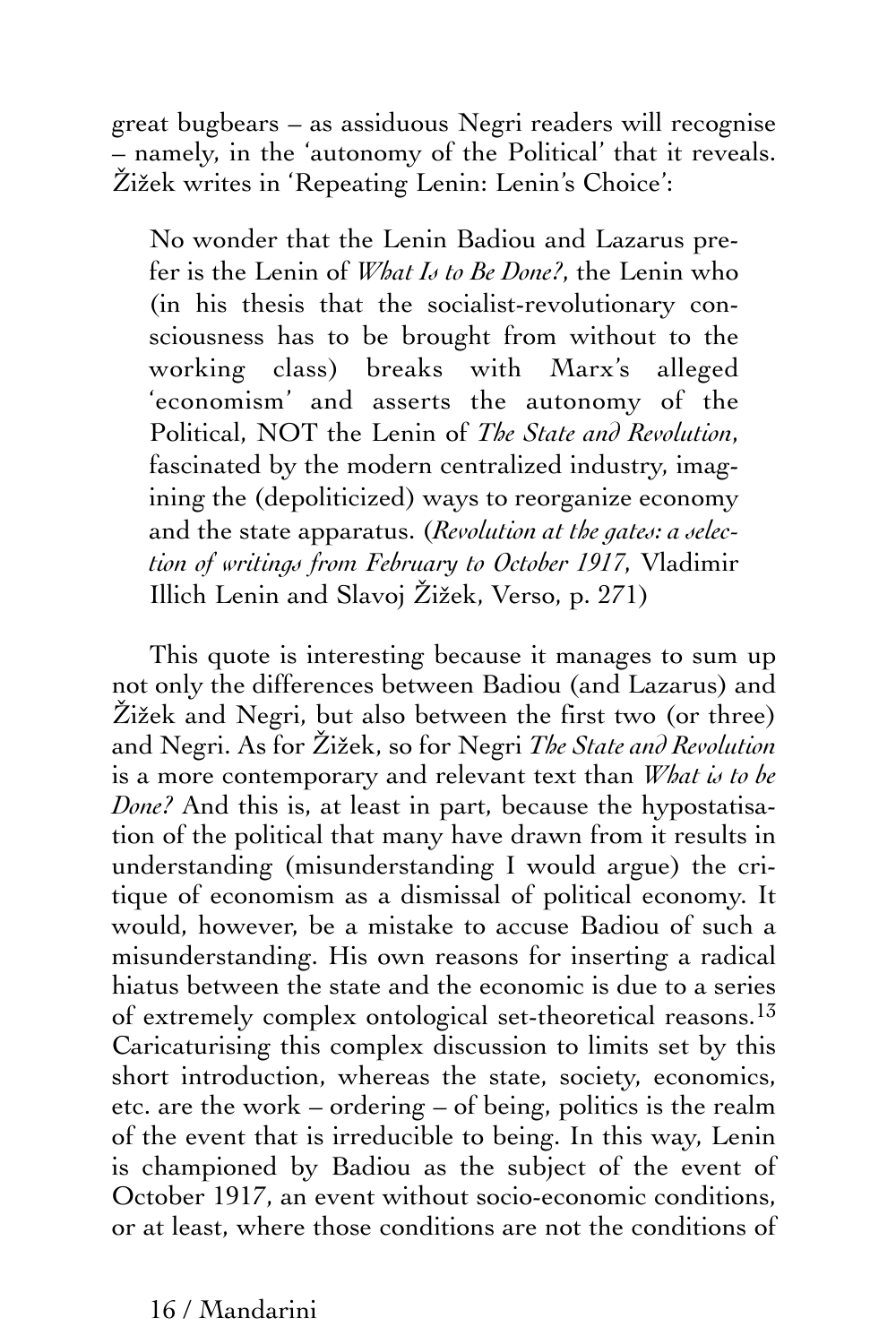great bugbears – as assiduous Negri readers will recognise – namely, in the 'autonomy of the Political' that it reveals. Žižek writes in 'Repeating Lenin: Lenin's Choice':

> No wonder that the Lenin Badiou and Lazarus prefer is the Lenin of *What Is to Be Done?*, the Lenin who (in his thesis that the socialist-revolutionary consciousness has to be brought from without to the working class) breaks with Marx's alleged 'economism' and asserts the autonomy of the Political, NOT the Lenin of *The State and Revolution*, fascinated by the modern centralized industry, imagining the (depoliticized) ways to reorganize economy and the state apparatus. (*Revolution at the gates: a selection of writings from February to October 1917*, Vladimir Illich Lenin and Slavoj Žižek, Verso, p. 271)

This quote is interesting because it manages to sum up not only the differences between Badiou (and Lazarus) and Žižek and Negri, but also between the first two (or three) and Negri. As for Žižek, so for Negri *The State and Revolution* is a more contemporary and relevant text than *What is to be Done?* And this is, at least in part, because the hypostatisation of the political that many have drawn from it results in understanding (misunderstanding I would argue) the critique of economism as a dismissal of political economy. It would, however, be a mistake to accuse Badiou of such a misunderstanding. His own reasons for inserting a radical hiatus between the state and the economic is due to a series of extremely complex ontological set-theoretical reasons.[13] Caricaturising this complex discussion to limits set by this short introduction, whereas the state, society, economics, etc. are the work – ordering – of being, politics is the realm of the event that is irreducible to being. In this way, Lenin is championed by Badiou as the subject of the event of October 1917, an event without socio-economic conditions, or at least, where those conditions are not the conditions of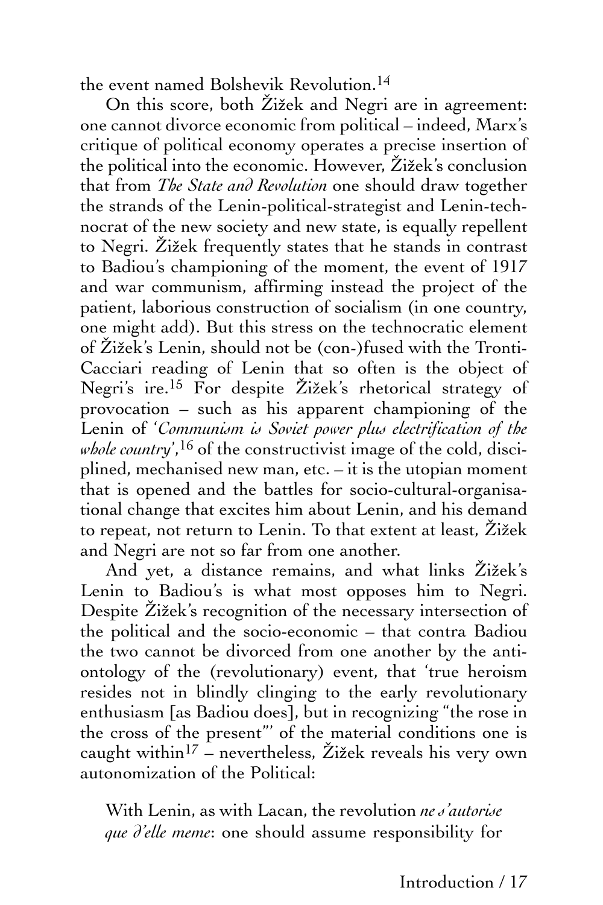the event named Bolshevik Revolution.[14]

On this score, both Žižek and Negri are in agreement: one cannot divorce economic from political – indeed, Marx's critique of political economy operates a precise insertion of the political into the economic. However, Žižek's conclusion that from *The State and Revolution* one should draw together the strands of the Lenin-political-strategist and Lenin-technocrat of the new society and new state, is equally repellent to Negri. Žižek frequently states that he stands in contrast to Badiou's championing of the moment, the event of 1917 and war communism, affirming instead the project of the patient, laborious construction of socialism (in one country, one might add). But this stress on the technocratic element of Žižek's Lenin, should not be (con-)fused with the Tronti-Cacciari reading of Lenin that so often is the object of Negri's ire.[15] For despite Žižek's rhetorical strategy of provocation – such as his apparent championing of the Lenin of '*Communism is Soviet power plus electrification of the whole country*',[16] of the constructivist image of the cold, disciplined, mechanised new man, etc. – it is the utopian moment that is opened and the battles for socio-cultural-organisational change that excites him about Lenin, and his demand to repeat, not return to Lenin. To that extent at least, Žižek and Negri are not so far from one another.

And yet, a distance remains, and what links Žižek's Lenin to Badiou's is what most opposes him to Negri. Despite Žižek's recognition of the necessary intersection of the political and the socio-economic – that contra Badiou the two cannot be divorced from one another by the anti-ontology of the (revolutionary) event, that 'true heroism resides not in blindly clinging to the early revolutionary enthusiasm [as Badiou does], but in recognizing "the rose in the cross of the present"' of the material conditions one is caught within[17] – nevertheless, Žižek reveals his very own autonomization of the Political:

> With Lenin, as with Lacan, the revolution *ne s'autorise que d'elle meme*: one should assume responsibility for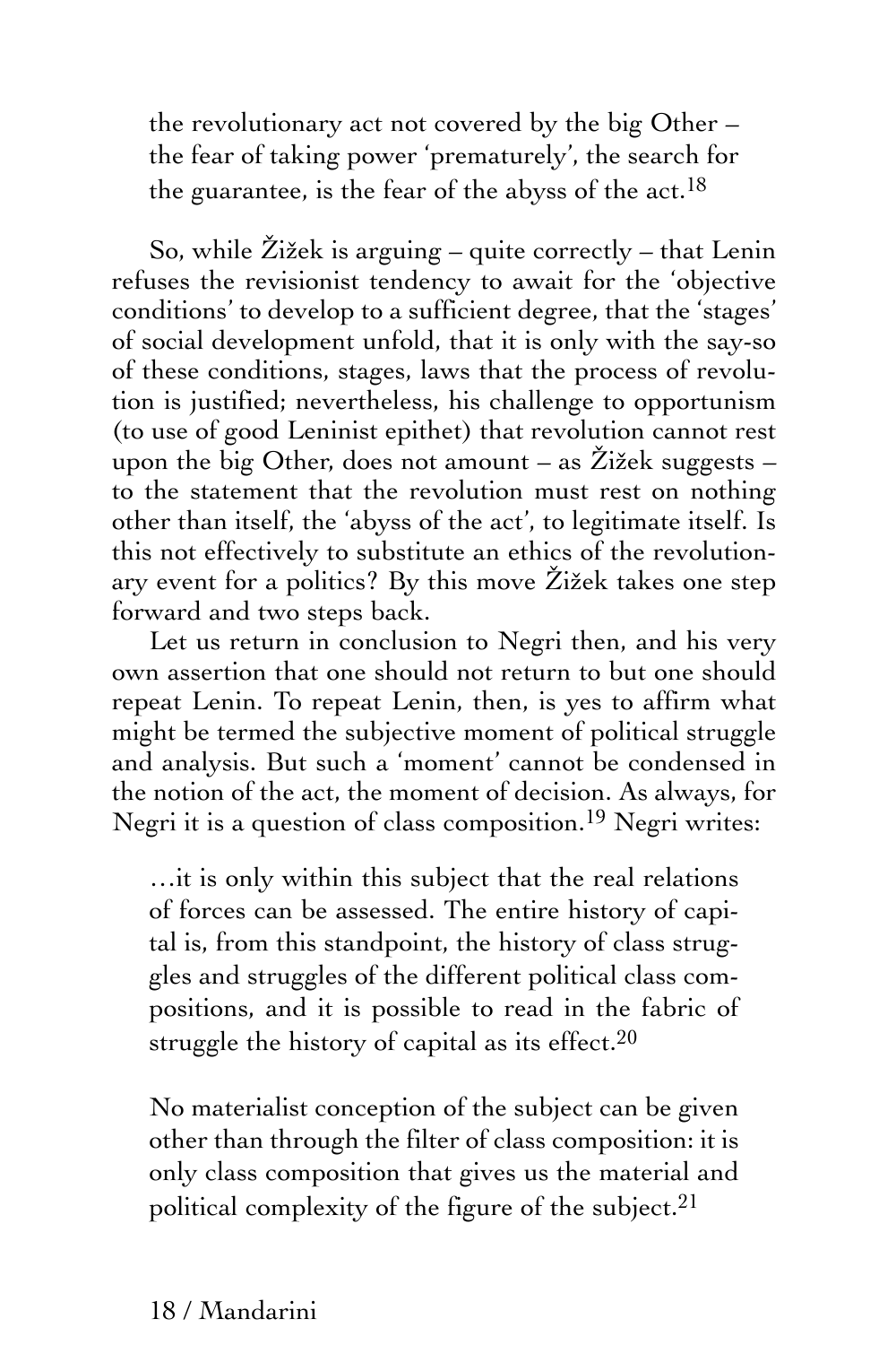> the revolutionary act not covered by the big Other – the fear of taking power 'prematurely', the search for the guarantee, is the fear of the abyss of the act.[18]

So, while Žižek is arguing – quite correctly – that Lenin refuses the revisionist tendency to await for the 'objective conditions' to develop to a sufficient degree, that the 'stages' of social development unfold, that it is only with the say-so of these conditions, stages, laws that the process of revolution is justified; nevertheless, his challenge to opportunism (to use of good Leninist epithet) that revolution cannot rest upon the big Other, does not amount – as Žižek suggests – to the statement that the revolution must rest on nothing other than itself, the 'abyss of the act', to legitimate itself. Is this not effectively to substitute an ethics of the revolutionary event for a politics? By this move Žižek takes one step forward and two steps back.

Let us return in conclusion to Negri then, and his very own assertion that one should not return to but one should repeat Lenin. To repeat Lenin, then, is yes to affirm what might be termed the subjective moment of political struggle and analysis. But such a 'moment' cannot be condensed in the notion of the act, the moment of decision. As always, for Negri it is a question of class composition.[19] Negri writes:

> …it is only within this subject that the real relations of forces can be assessed. The entire history of capital is, from this standpoint, the history of class struggles and struggles of the different political class compositions, and it is possible to read in the fabric of struggle the history of capital as its effect.[20]

> No materialist conception of the subject can be given other than through the filter of class composition: it is only class composition that gives us the material and political complexity of the figure of the subject.[21]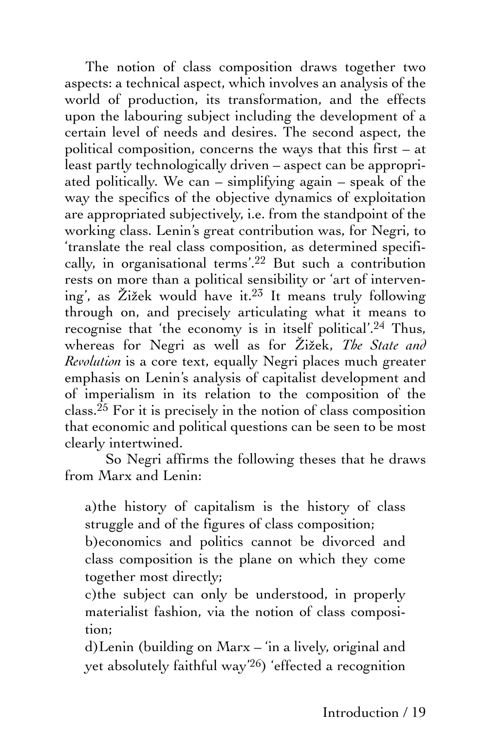The notion of class composition draws together two aspects: a technical aspect, which involves an analysis of the world of production, its transformation, and the effects upon the labouring subject including the development of a certain level of needs and desires. The second aspect, the political composition, concerns the ways that this first – at least partly technologically driven – aspect can be appropriated politically. We can – simplifying again – speak of the way the specifics of the objective dynamics of exploitation are appropriated subjectively, i.e. from the standpoint of the working class. Lenin's great contribution was, for Negri, to 'translate the real class composition, as determined specifically, in organisational terms'.[22] But such a contribution rests on more than a political sensibility or 'art of intervening', as Žižek would have it.[23] It means truly following through on, and precisely articulating what it means to recognise that 'the economy is in itself political'.[24] Thus, whereas for Negri as well as for Žižek, *The State and Revolution* is a core text, equally Negri places much greater emphasis on Lenin's analysis of capitalist development and of imperialism in its relation to the composition of the class.[25] For it is precisely in the notion of class composition that economic and political questions can be seen to be most clearly intertwined.

So Negri affirms the following theses that he draws from Marx and Lenin:

a) the history of capitalism is the history of class struggle and of the figures of class composition;

b) economics and politics cannot be divorced and class composition is the plane on which they come together most directly;

c) the subject can only be understood, in properly materialist fashion, via the notion of class composition;

d) Lenin (building on Marx – 'in a lively, original and yet absolutely faithful way'[26]) 'effected a recognition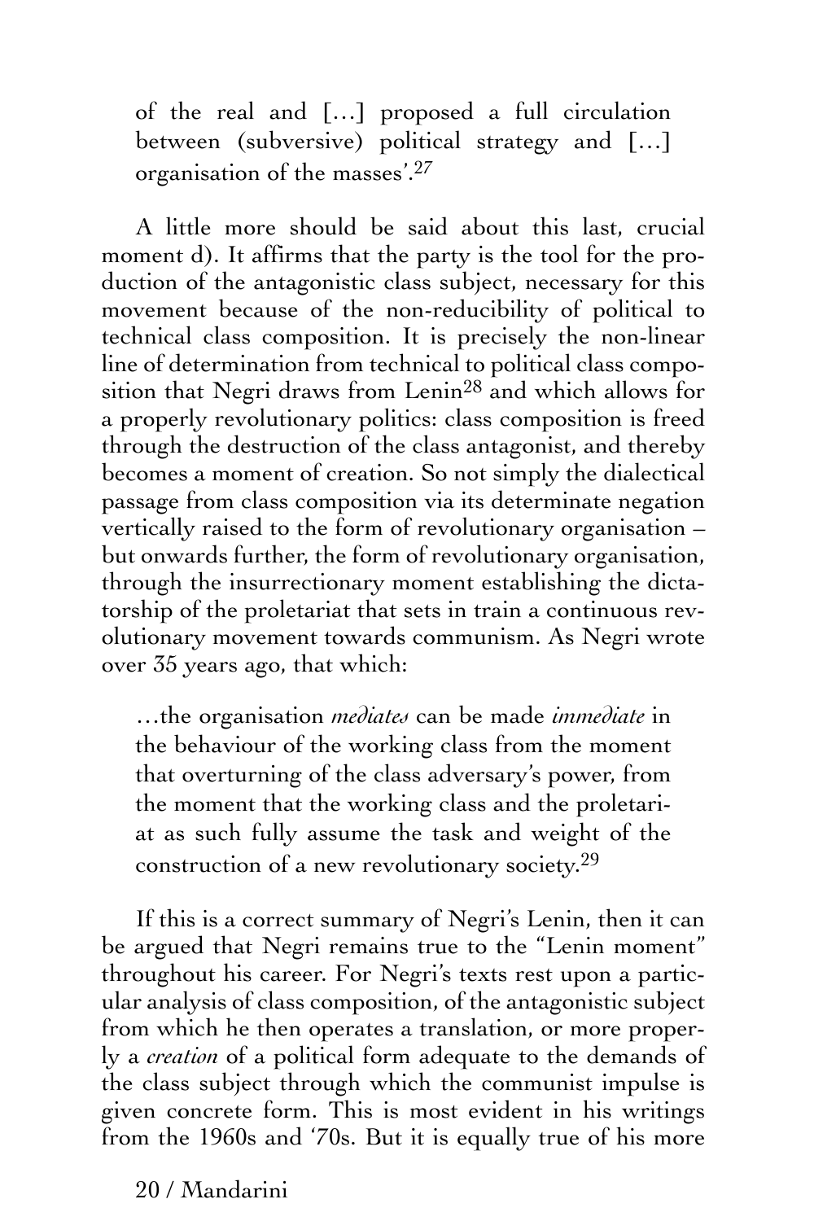of the real and […] proposed a full circulation between (subversive) political strategy and […] organisation of the masses'.[27]

A little more should be said about this last, crucial moment d). It affirms that the party is the tool for the production of the antagonistic class subject, necessary for this movement because of the non-reducibility of political to technical class composition. It is precisely the non-linear line of determination from technical to political class composition that Negri draws from Lenin[28] and which allows for a properly revolutionary politics: class composition is freed through the destruction of the class antagonist, and thereby becomes a moment of creation. So not simply the dialectical passage from class composition via its determinate negation vertically raised to the form of revolutionary organisation – but onwards further, the form of revolutionary organisation, through the insurrectionary moment establishing the dictatorship of the proletariat that sets in train a continuous revolutionary movement towards communism. As Negri wrote over 35 years ago, that which:

> …the organisation *mediates* can be made *immediate* in the behaviour of the working class from the moment that overturning of the class adversary's power, from the moment that the working class and the proletariat as such fully assume the task and weight of the construction of a new revolutionary society.[29]

If this is a correct summary of Negri's Lenin, then it can be argued that Negri remains true to the "Lenin moment" throughout his career. For Negri's texts rest upon a particular analysis of class composition, of the antagonistic subject from which he then operates a translation, or more properly a *creation* of a political form adequate to the demands of the class subject through which the communist impulse is given concrete form. This is most evident in his writings from the 1960s and '70s. But it is equally true of his more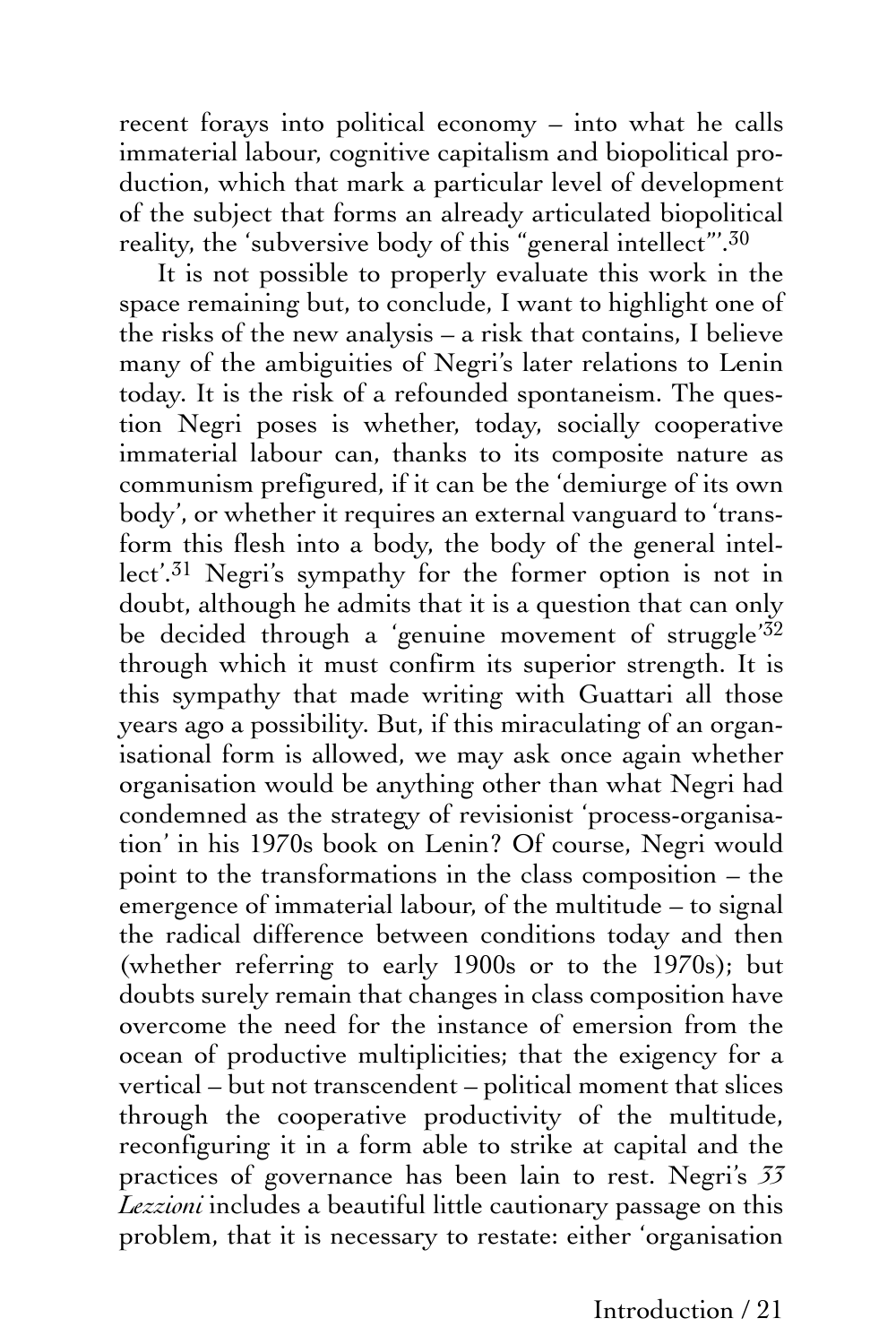recent forays into political economy – into what he calls immaterial labour, cognitive capitalism and biopolitical production, which that mark a particular level of development of the subject that forms an already articulated biopolitical reality, the 'subversive body of this "general intellect"'.[30]

It is not possible to properly evaluate this work in the space remaining but, to conclude, I want to highlight one of the risks of the new analysis – a risk that contains, I believe many of the ambiguities of Negri's later relations to Lenin today. It is the risk of a refounded spontaneism. The question Negri poses is whether, today, socially cooperative immaterial labour can, thanks to its composite nature as communism prefigured, if it can be the 'demiurge of its own body', or whether it requires an external vanguard to 'transform this flesh into a body, the body of the general intellect'.[31] Negri's sympathy for the former option is not in doubt, although he admits that it is a question that can only be decided through a 'genuine movement of struggle'[32] through which it must confirm its superior strength. It is this sympathy that made writing with Guattari all those years ago a possibility. But, if this miraculating of an organisational form is allowed, we may ask once again whether organisation would be anything other than what Negri had condemned as the strategy of revisionist 'process-organisation' in his 1970s book on Lenin? Of course, Negri would point to the transformations in the class composition – the emergence of immaterial labour, of the multitude – to signal the radical difference between conditions today and then (whether referring to early 1900s or to the 1970s); but doubts surely remain that changes in class composition have overcome the need for the instance of emersion from the ocean of productive multiplicities; that the exigency for a vertical – but not transcendent – political moment that slices through the cooperative productivity of the multitude, reconfiguring it in a form able to strike at capital and the practices of governance has been lain to rest. Negri's *33 Lezzioni* includes a beautiful little cautionary passage on this problem, that it is necessary to restate: either 'organisation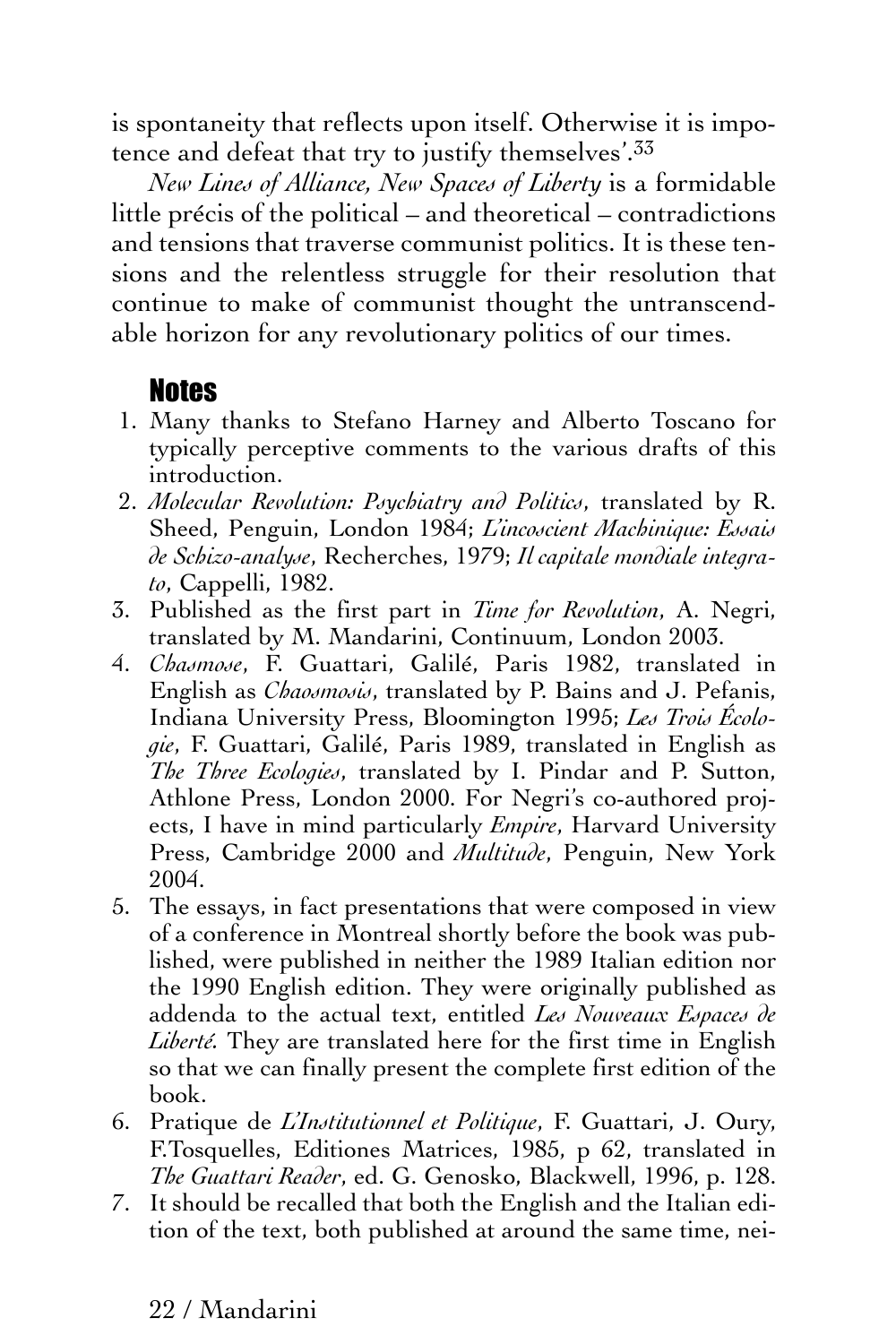is spontaneity that reflects upon itself. Otherwise it is impotence and defeat that try to justify themselves'.[33]

*New Lines of Alliance, New Spaces of Liberty* is a formidable little précis of the political – and theoretical – contradictions and tensions that traverse communist politics. It is these tensions and the relentless struggle for their resolution that continue to make of communist thought the untranscendable horizon for any revolutionary politics of our times.

## Notes

1. Many thanks to Stefano Harney and Alberto Toscano for typically perceptive comments to the various drafts of this introduction.
2. *Molecular Revolution: Psychiatry and Politics*, translated by R. Sheed, Penguin, London 1984; *L'incoscient Machinique: Essais de Schizo-analyse*, Recherches, 1979; *Il capitale mondiale integrato*, Cappelli, 1982.
3. Published as the first part in *Time for Revolution*, A. Negri, translated by M. Mandarini, Continuum, London 2003.
4. *Chasmose*, F. Guattari, Galilé, Paris 1982, translated in English as *Chaosmosis*, translated by P. Bains and J. Pefanis, Indiana University Press, Bloomington 1995; *Les Trois Écologie*, F. Guattari, Galilé, Paris 1989, translated in English as *The Three Ecologies*, translated by I. Pindar and P. Sutton, Athlone Press, London 2000. For Negri's co-authored projects, I have in mind particularly *Empire*, Harvard University Press, Cambridge 2000 and *Multitude*, Penguin, New York 2004.
5. The essays, in fact presentations that were composed in view of a conference in Montreal shortly before the book was published, were published in neither the 1989 Italian edition nor the 1990 English edition. They were originally published as addenda to the actual text, entitled *Les Nouveaux Espaces de Liberté.* They are translated here for the first time in English so that we can finally present the complete first edition of the book.
6. Pratique de *L'Institutionnel et Politique*, F. Guattari, J. Oury, F.Tosquelles, Editiones Matrices, 1985, p 62, translated in *The Guattari Reader*, ed. G. Genosko, Blackwell, 1996, p. 128.
7. It should be recalled that both the English and the Italian edition of the text, both published at around the same time, nei-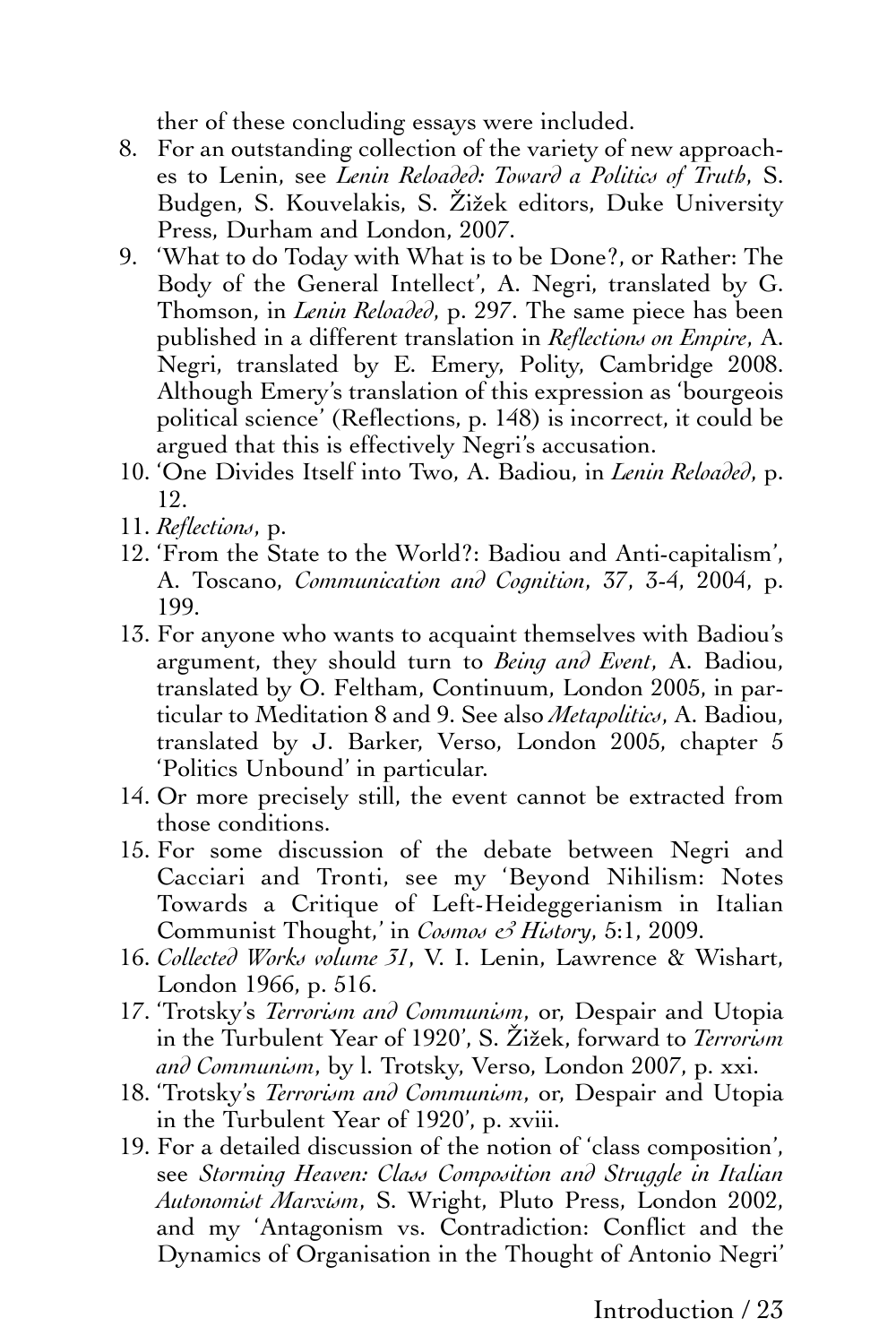ther of these concluding essays were included.

8. For an outstanding collection of the variety of new approaches to Lenin, see *Lenin Reloaded: Toward a Politics of Truth*, S. Budgen, S. Kouvelakis, S. Žižek editors, Duke University Press, Durham and London, 2007.
9. 'What to do Today with What is to be Done?, or Rather: The Body of the General Intellect', A. Negri, translated by G. Thomson, in *Lenin Reloaded*, p. 297. The same piece has been published in a different translation in *Reflections on Empire*, A. Negri, translated by E. Emery, Polity, Cambridge 2008. Although Emery's translation of this expression as 'bourgeois political science' (Reflections, p. 148) is incorrect, it could be argued that this is effectively Negri's accusation.
10. 'One Divides Itself into Two, A. Badiou, in *Lenin Reloaded*, p. 12.
11. *Reflections*, p.
12. 'From the State to the World?: Badiou and Anti-capitalism', A. Toscano, *Communication and Cognition*, 37, 3-4, 2004, p. 199.
13. For anyone who wants to acquaint themselves with Badiou's argument, they should turn to *Being and Event*, A. Badiou, translated by O. Feltham, Continuum, London 2005, in particular to Meditation 8 and 9. See also *Metapolitics*, A. Badiou, translated by J. Barker, Verso, London 2005, chapter 5 'Politics Unbound' in particular.
14. Or more precisely still, the event cannot be extracted from those conditions.
15. For some discussion of the debate between Negri and Cacciari and Tronti, see my 'Beyond Nihilism: Notes Towards a Critique of Left-Heideggerianism in Italian Communist Thought,' in *Cosmos & History*, 5:1, 2009.
16. *Collected Works volume 31*, V. I. Lenin, Lawrence & Wishart, London 1966, p. 516.
17. 'Trotsky's *Terrorism and Communism*, or, Despair and Utopia in the Turbulent Year of 1920', S. Žižek, forward to *Terrorism and Communism*, by l. Trotsky, Verso, London 2007, p. xxi.
18. 'Trotsky's *Terrorism and Communism*, or, Despair and Utopia in the Turbulent Year of 1920', p. xviii.
19. For a detailed discussion of the notion of 'class composition', see *Storming Heaven: Class Composition and Struggle in Italian Autonomist Marxism*, S. Wright, Pluto Press, London 2002, and my 'Antagonism vs. Contradiction: Conflict and the Dynamics of Organisation in the Thought of Antonio Negri'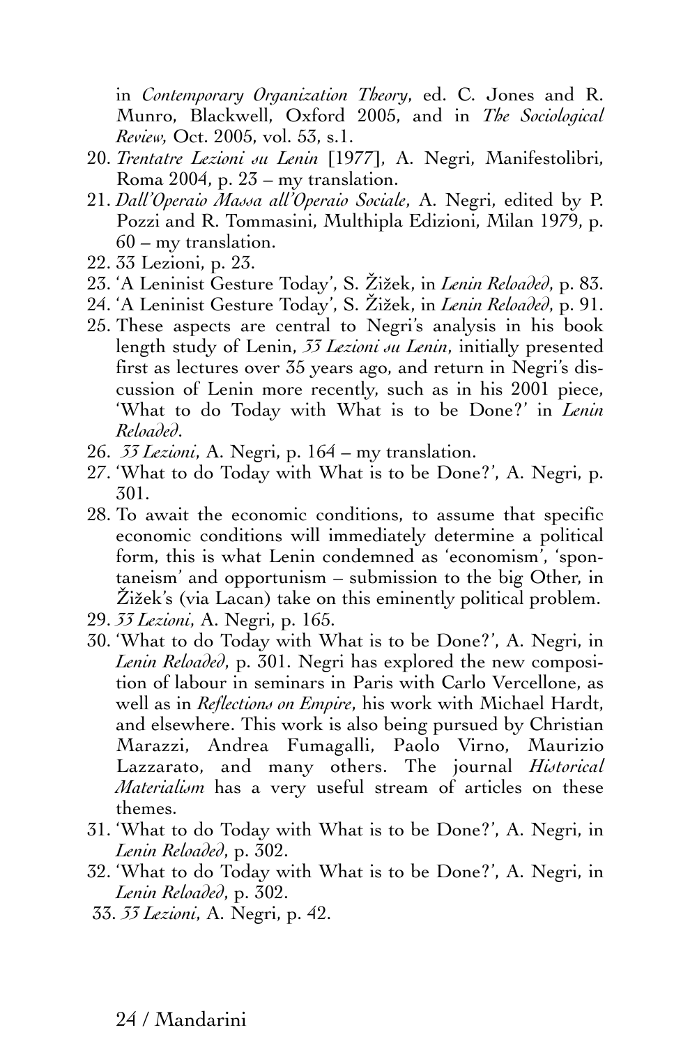in *Contemporary Organization Theory*, ed. C. Jones and R. Munro, Blackwell, Oxford 2005, and in *The Sociological Review*, Oct. 2005, vol. 53, s.1.

20. *Trentatre Lezioni su Lenin* [1977], A. Negri, Manifestolibri, Roma 2004, p. 23 – my translation.
21. *Dall'Operaio Massa all'Operaio Sociale*, A. Negri, edited by P. Pozzi and R. Tommasini, Multhipla Edizioni, Milan 1979, p. 60 – my translation.
22. 33 Lezioni, p. 23.
23. 'A Leninist Gesture Today', S. Žižek, in *Lenin Reloaded*, p. 83.
24. 'A Leninist Gesture Today', S. Žižek, in *Lenin Reloaded*, p. 91.
25. These aspects are central to Negri's analysis in his book length study of Lenin, *33 Lezioni su Lenin*, initially presented first as lectures over 35 years ago, and return in Negri's discussion of Lenin more recently, such as in his 2001 piece, 'What to do Today with What is to be Done?' in *Lenin Reloaded*.
26. *33 Lezioni*, A. Negri, p. 164 – my translation.
27. 'What to do Today with What is to be Done?', A. Negri, p. 301.
28. To await the economic conditions, to assume that specific economic conditions will immediately determine a political form, this is what Lenin condemned as 'economism', 'spontaneism' and opportunism – submission to the big Other, in Žižek's (via Lacan) take on this eminently political problem.
29. *33 Lezioni*, A. Negri, p. 165.
30. 'What to do Today with What is to be Done?', A. Negri, in *Lenin Reloaded*, p. 301. Negri has explored the new composition of labour in seminars in Paris with Carlo Vercellone, as well as in *Reflections on Empire*, his work with Michael Hardt, and elsewhere. This work is also being pursued by Christian Marazzi, Andrea Fumagalli, Paolo Virno, Maurizio Lazzarato, and many others. The journal *Historical Materialism* has a very useful stream of articles on these themes.
31. 'What to do Today with What is to be Done?', A. Negri, in *Lenin Reloaded*, p. 302.
32. 'What to do Today with What is to be Done?', A. Negri, in *Lenin Reloaded*, p. 302.
33. *33 Lezioni*, A. Negri, p. 42.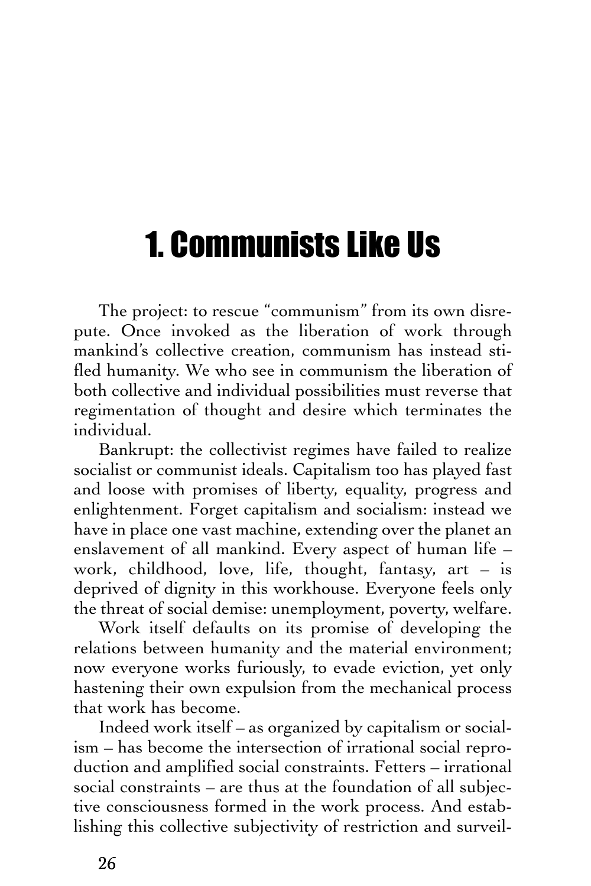# 1. Communists Like Us

The project: to rescue "communism" from its own disrepute. Once invoked as the liberation of work through mankind's collective creation, communism has instead stifled humanity. We who see in communism the liberation of both collective and individual possibilities must reverse that regimentation of thought and desire which terminates the individual.

Bankrupt: the collectivist regimes have failed to realize socialist or communist ideals. Capitalism too has played fast and loose with promises of liberty, equality, progress and enlightenment. Forget capitalism and socialism: instead we have in place one vast machine, extending over the planet an enslavement of all mankind. Every aspect of human life – work, childhood, love, life, thought, fantasy, art – is deprived of dignity in this workhouse. Everyone feels only the threat of social demise: unemployment, poverty, welfare.

Work itself defaults on its promise of developing the relations between humanity and the material environment; now everyone works furiously, to evade eviction, yet only hastening their own expulsion from the mechanical process that work has become.

Indeed work itself – as organized by capitalism or socialism – has become the intersection of irrational social reproduction and amplified social constraints. Fetters – irrational social constraints – are thus at the foundation of all subjective consciousness formed in the work process. And establishing this collective subjectivity of restriction and surveil-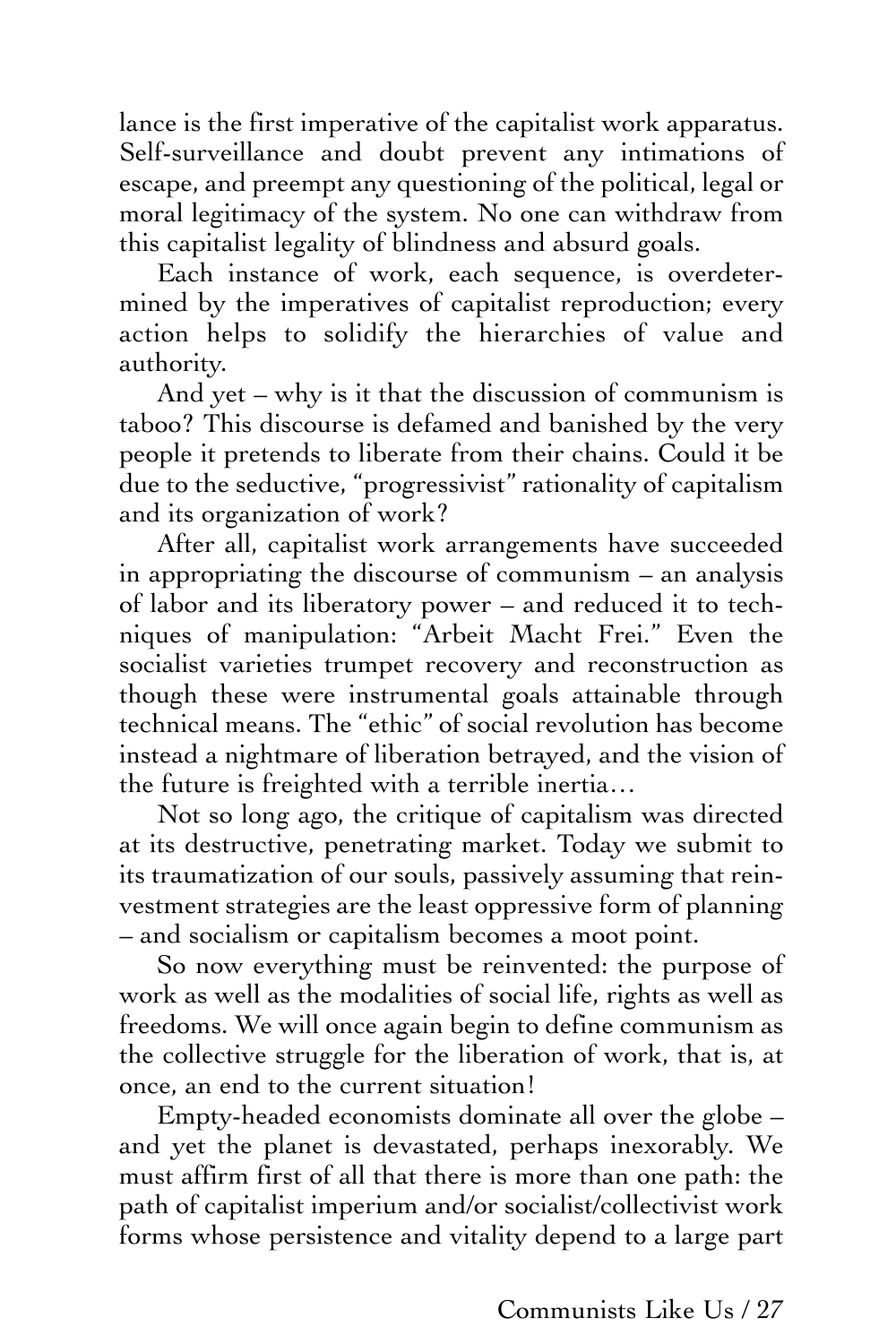lance is the first imperative of the capitalist work apparatus. Self-surveillance and doubt prevent any intimations of escape, and preempt any questioning of the political, legal or moral legitimacy of the system. No one can withdraw from this capitalist legality of blindness and absurd goals.

Each instance of work, each sequence, is overdetermined by the imperatives of capitalist reproduction; every action helps to solidify the hierarchies of value and authority.

And yet – why is it that the discussion of communism is taboo? This discourse is defamed and banished by the very people it pretends to liberate from their chains. Could it be due to the seductive, "progressivist" rationality of capitalism and its organization of work?

After all, capitalist work arrangements have succeeded in appropriating the discourse of communism – an analysis of labor and its liberatory power – and reduced it to techniques of manipulation: "Arbeit Macht Frei." Even the socialist varieties trumpet recovery and reconstruction as though these were instrumental goals attainable through technical means. The "ethic" of social revolution has become instead a nightmare of liberation betrayed, and the vision of the future is freighted with a terrible inertia...

Not so long ago, the critique of capitalism was directed at its destructive, penetrating market. Today we submit to its traumatization of our souls, passively assuming that reinvestment strategies are the least oppressive form of planning – and socialism or capitalism becomes a moot point.

So now everything must be reinvented: the purpose of work as well as the modalities of social life, rights as well as freedoms. We will once again begin to define communism as the collective struggle for the liberation of work, that is, at once, an end to the current situation!

Empty-headed economists dominate all over the globe – and yet the planet is devastated, perhaps inexorably. We must affirm first of all that there is more than one path: the path of capitalist imperium and/or socialist/collectivist work forms whose persistence and vitality depend to a large part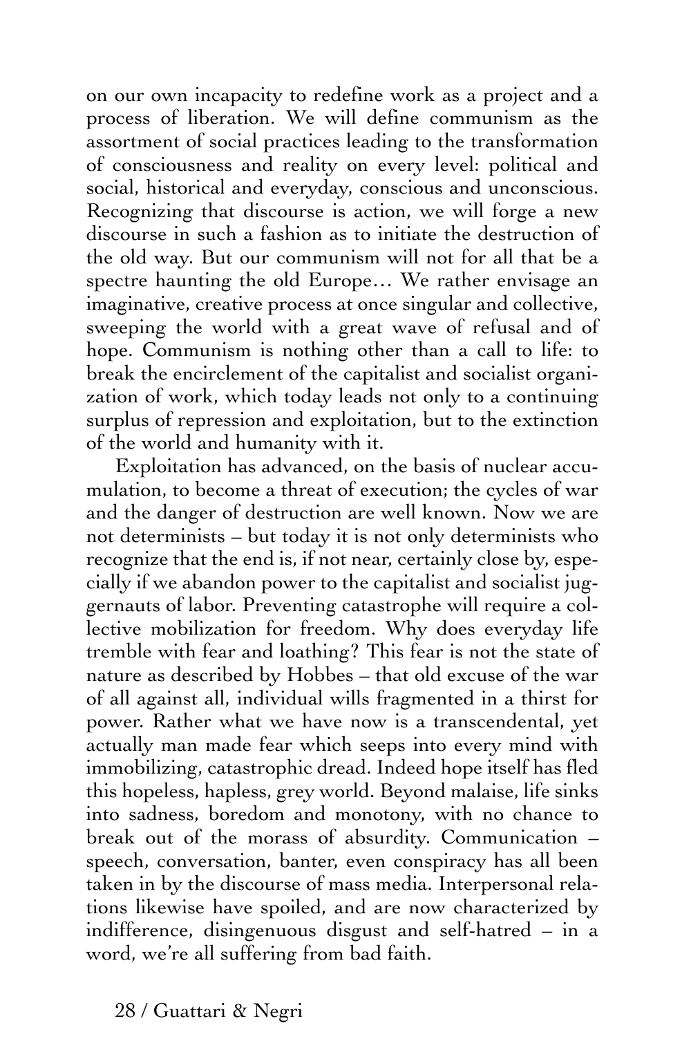on our own incapacity to redefine work as a project and a process of liberation. We will define communism as the assortment of social practices leading to the transformation of consciousness and reality on every level: political and social, historical and everyday, conscious and unconscious. Recognizing that discourse is action, we will forge a new discourse in such a fashion as to initiate the destruction of the old way. But our communism will not for all that be a spectre haunting the old Europe… We rather envisage an imaginative, creative process at once singular and collective, sweeping the world with a great wave of refusal and of hope. Communism is nothing other than a call to life: to break the encirclement of the capitalist and socialist organization of work, which today leads not only to a continuing surplus of repression and exploitation, but to the extinction of the world and humanity with it.

Exploitation has advanced, on the basis of nuclear accumulation, to become a threat of execution; the cycles of war and the danger of destruction are well known. Now we are not determinists – but today it is not only determinists who recognize that the end is, if not near, certainly close by, especially if we abandon power to the capitalist and socialist juggernauts of labor. Preventing catastrophe will require a collective mobilization for freedom. Why does everyday life tremble with fear and loathing? This fear is not the state of nature as described by Hobbes – that old excuse of the war of all against all, individual wills fragmented in a thirst for power. Rather what we have now is a transcendental, yet actually man made fear which seeps into every mind with immobilizing, catastrophic dread. Indeed hope itself has fled this hopeless, hapless, grey world. Beyond malaise, life sinks into sadness, boredom and monotony, with no chance to break out of the morass of absurdity. Communication – speech, conversation, banter, even conspiracy has all been taken in by the discourse of mass media. Interpersonal relations likewise have spoiled, and are now characterized by indifference, disingenuous disgust and self-hatred – in a word, we're all suffering from bad faith.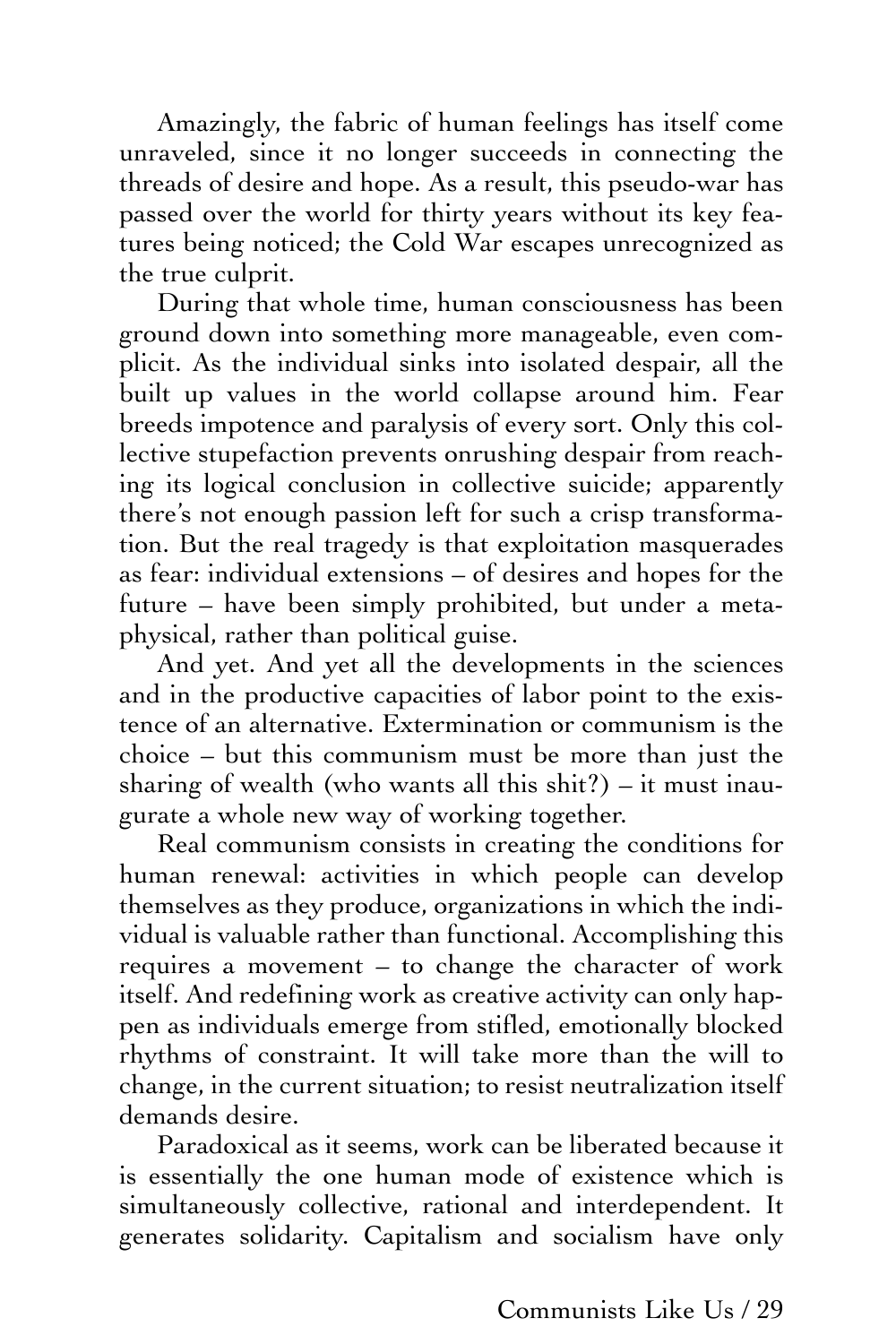Amazingly, the fabric of human feelings has itself come unraveled, since it no longer succeeds in connecting the threads of desire and hope. As a result, this pseudo-war has passed over the world for thirty years without its key features being noticed; the Cold War escapes unrecognized as the true culprit.

During that whole time, human consciousness has been ground down into something more manageable, even complicit. As the individual sinks into isolated despair, all the built up values in the world collapse around him. Fear breeds impotence and paralysis of every sort. Only this collective stupefaction prevents onrushing despair from reaching its logical conclusion in collective suicide; apparently there's not enough passion left for such a crisp transformation. But the real tragedy is that exploitation masquerades as fear: individual extensions – of desires and hopes for the future – have been simply prohibited, but under a metaphysical, rather than political guise.

And yet. And yet all the developments in the sciences and in the productive capacities of labor point to the existence of an alternative. Extermination or communism is the choice – but this communism must be more than just the sharing of wealth (who wants all this shit?) – it must inaugurate a whole new way of working together.

Real communism consists in creating the conditions for human renewal: activities in which people can develop themselves as they produce, organizations in which the individual is valuable rather than functional. Accomplishing this requires a movement – to change the character of work itself. And redefining work as creative activity can only happen as individuals emerge from stifled, emotionally blocked rhythms of constraint. It will take more than the will to change, in the current situation; to resist neutralization itself demands desire.

Paradoxical as it seems, work can be liberated because it is essentially the one human mode of existence which is simultaneously collective, rational and interdependent. It generates solidarity. Capitalism and socialism have only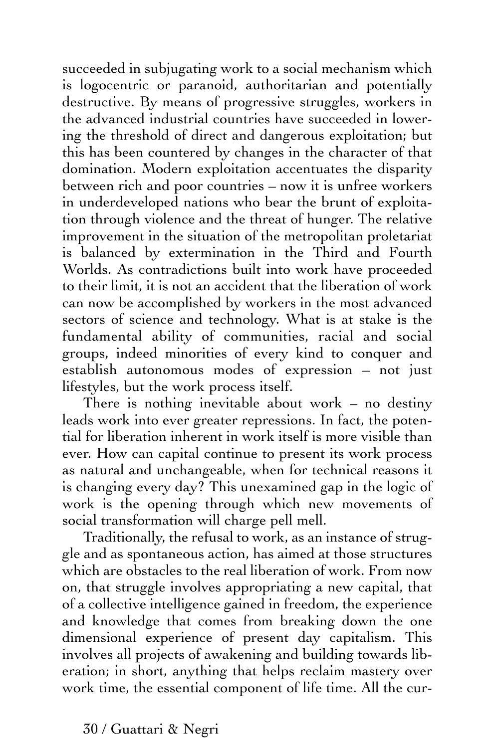succeeded in subjugating work to a social mechanism which is logocentric or paranoid, authoritarian and potentially destructive. By means of progressive struggles, workers in the advanced industrial countries have succeeded in lowering the threshold of direct and dangerous exploitation; but this has been countered by changes in the character of that domination. Modern exploitation accentuates the disparity between rich and poor countries – now it is unfree workers in underdeveloped nations who bear the brunt of exploitation through violence and the threat of hunger. The relative improvement in the situation of the metropolitan proletariat is balanced by extermination in the Third and Fourth Worlds. As contradictions built into work have proceeded to their limit, it is not an accident that the liberation of work can now be accomplished by workers in the most advanced sectors of science and technology. What is at stake is the fundamental ability of communities, racial and social groups, indeed minorities of every kind to conquer and establish autonomous modes of expression – not just lifestyles, but the work process itself.

There is nothing inevitable about work – no destiny leads work into ever greater repressions. In fact, the potential for liberation inherent in work itself is more visible than ever. How can capital continue to present its work process as natural and unchangeable, when for technical reasons it is changing every day? This unexamined gap in the logic of work is the opening through which new movements of social transformation will charge pell mell.

Traditionally, the refusal to work, as an instance of struggle and as spontaneous action, has aimed at those structures which are obstacles to the real liberation of work. From now on, that struggle involves appropriating a new capital, that of a collective intelligence gained in freedom, the experience and knowledge that comes from breaking down the one dimensional experience of present day capitalism. This involves all projects of awakening and building towards liberation; in short, anything that helps reclaim mastery over work time, the essential component of life time. All the cur-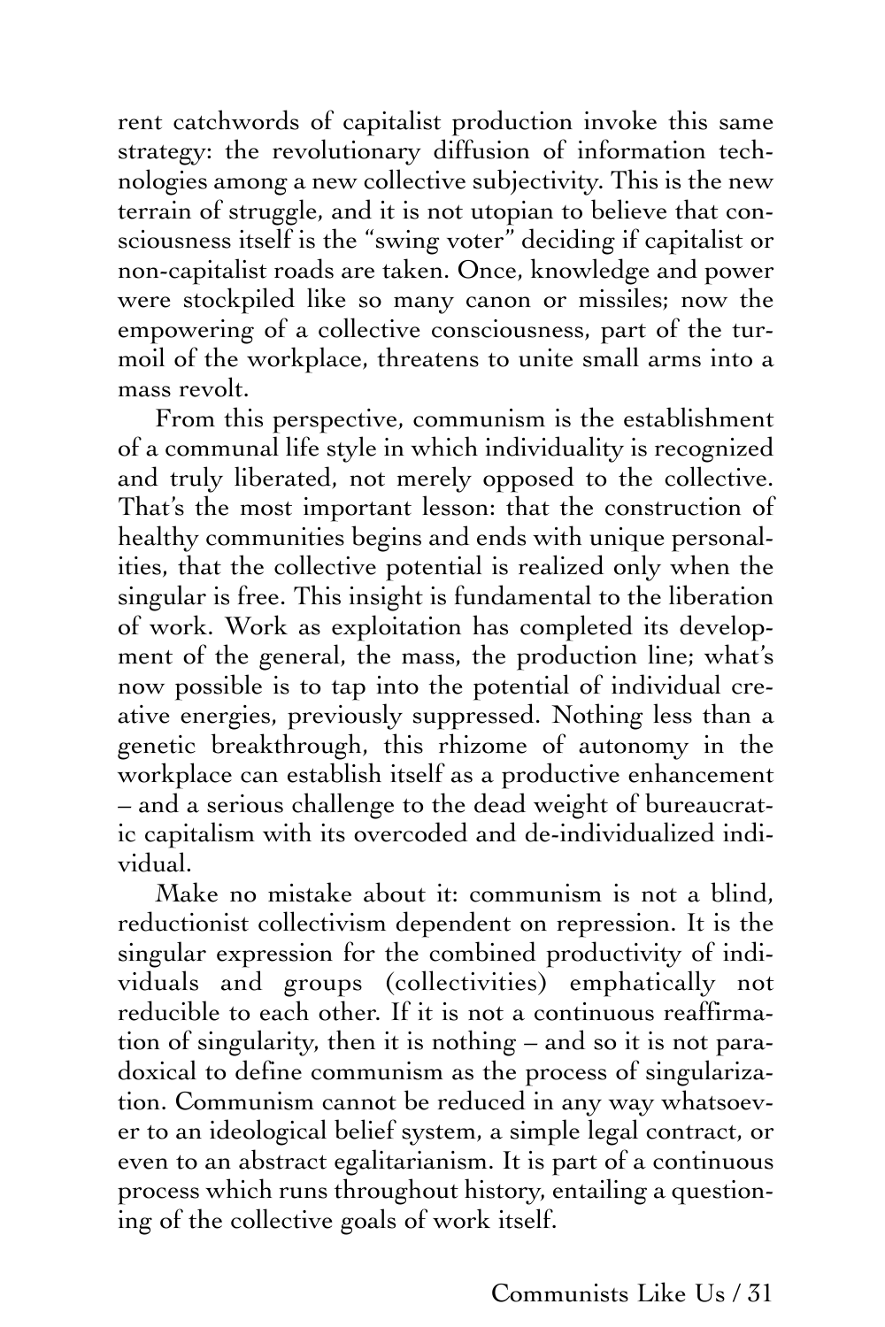rent catchwords of capitalist production invoke this same strategy: the revolutionary diffusion of information technologies among a new collective subjectivity. This is the new terrain of struggle, and it is not utopian to believe that consciousness itself is the "swing voter" deciding if capitalist or non-capitalist roads are taken. Once, knowledge and power were stockpiled like so many canon or missiles; now the empowering of a collective consciousness, part of the turmoil of the workplace, threatens to unite small arms into a mass revolt.

From this perspective, communism is the establishment of a communal life style in which individuality is recognized and truly liberated, not merely opposed to the collective. That's the most important lesson: that the construction of healthy communities begins and ends with unique personalities, that the collective potential is realized only when the singular is free. This insight is fundamental to the liberation of work. Work as exploitation has completed its development of the general, the mass, the production line; what's now possible is to tap into the potential of individual creative energies, previously suppressed. Nothing less than a genetic breakthrough, this rhizome of autonomy in the workplace can establish itself as a productive enhancement – and a serious challenge to the dead weight of bureaucratic capitalism with its overcoded and de-individualized individual.

Make no mistake about it: communism is not a blind, reductionist collectivism dependent on repression. It is the singular expression for the combined productivity of individuals and groups (collectivities) emphatically not reducible to each other. If it is not a continuous reaffirmation of singularity, then it is nothing – and so it is not paradoxical to define communism as the process of singularization. Communism cannot be reduced in any way whatsoever to an ideological belief system, a simple legal contract, or even to an abstract egalitarianism. It is part of a continuous process which runs throughout history, entailing a questioning of the collective goals of work itself.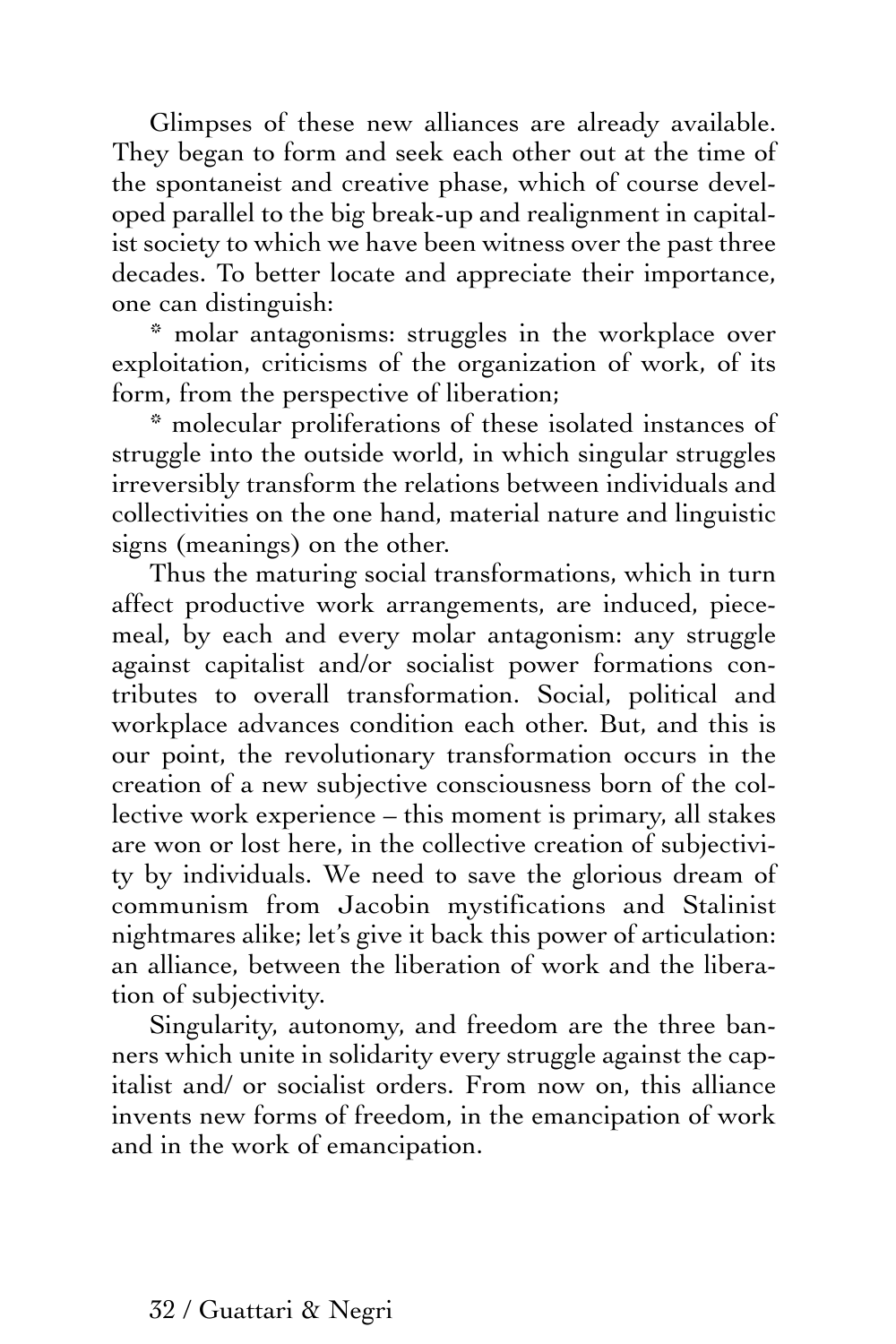Glimpses of these new alliances are already available. They began to form and seek each other out at the time of the spontaneist and creative phase, which of course developed parallel to the big break-up and realignment in capitalist society to which we have been witness over the past three decades. To better locate and appreciate their importance, one can distinguish:

* molar antagonisms: struggles in the workplace over exploitation, criticisms of the organization of work, of its form, from the perspective of liberation;

* molecular proliferations of these isolated instances of struggle into the outside world, in which singular struggles irreversibly transform the relations between individuals and collectivities on the one hand, material nature and linguistic signs (meanings) on the other.

Thus the maturing social transformations, which in turn affect productive work arrangements, are induced, piecemeal, by each and every molar antagonism: any struggle against capitalist and/or socialist power formations contributes to overall transformation. Social, political and workplace advances condition each other. But, and this is our point, the revolutionary transformation occurs in the creation of a new subjective consciousness born of the collective work experience – this moment is primary, all stakes are won or lost here, in the collective creation of subjectivity by individuals. We need to save the glorious dream of communism from Jacobin mystifications and Stalinist nightmares alike; let's give it back this power of articulation: an alliance, between the liberation of work and the liberation of subjectivity.

Singularity, autonomy, and freedom are the three banners which unite in solidarity every struggle against the capitalist and/ or socialist orders. From now on, this alliance invents new forms of freedom, in the emancipation of work and in the work of emancipation.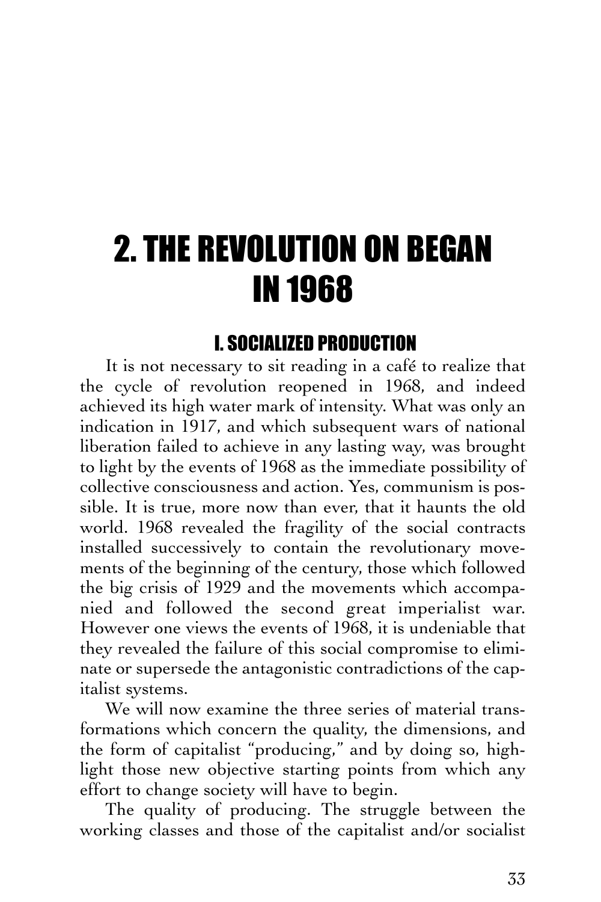# 2. THE REVOLUTION ON BEGAN IN 1968

## I. SOCIALIZED PRODUCTION

It is not necessary to sit reading in a café to realize that the cycle of revolution reopened in 1968, and indeed achieved its high water mark of intensity. What was only an indication in 1917, and which subsequent wars of national liberation failed to achieve in any lasting way, was brought to light by the events of 1968 as the immediate possibility of collective consciousness and action. Yes, communism is possible. It is true, more now than ever, that it haunts the old world. 1968 revealed the fragility of the social contracts installed successively to contain the revolutionary movements of the beginning of the century, those which followed the big crisis of 1929 and the movements which accompanied and followed the second great imperialist war. However one views the events of 1968, it is undeniable that they revealed the failure of this social compromise to eliminate or supersede the antagonistic contradictions of the capitalist systems.

We will now examine the three series of material transformations which concern the quality, the dimensions, and the form of capitalist "producing," and by doing so, highlight those new objective starting points from which any effort to change society will have to begin.

The quality of producing. The struggle between the working classes and those of the capitalist and/or socialist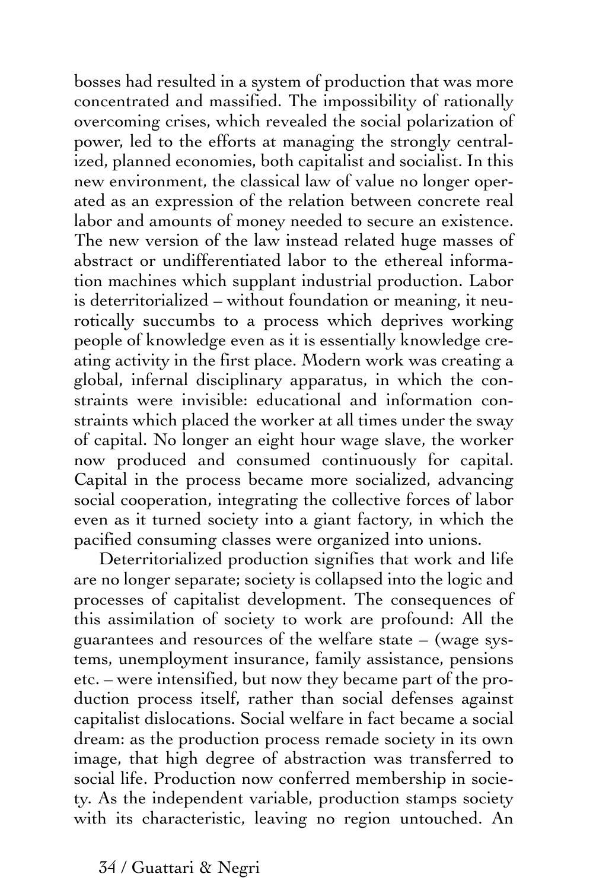bosses had resulted in a system of production that was more concentrated and massified. The impossibility of rationally overcoming crises, which revealed the social polarization of power, led to the efforts at managing the strongly centralized, planned economies, both capitalist and socialist. In this new environment, the classical law of value no longer operated as an expression of the relation between concrete real labor and amounts of money needed to secure an existence. The new version of the law instead related huge masses of abstract or undifferentiated labor to the ethereal information machines which supplant industrial production. Labor is deterritorialized – without foundation or meaning, it neurotically succumbs to a process which deprives working people of knowledge even as it is essentially knowledge creating activity in the first place. Modern work was creating a global, infernal disciplinary apparatus, in which the constraints were invisible: educational and information constraints which placed the worker at all times under the sway of capital. No longer an eight hour wage slave, the worker now produced and consumed continuously for capital. Capital in the process became more socialized, advancing social cooperation, integrating the collective forces of labor even as it turned society into a giant factory, in which the pacified consuming classes were organized into unions.

Deterritorialized production signifies that work and life are no longer separate; society is collapsed into the logic and processes of capitalist development. The consequences of this assimilation of society to work are profound: All the guarantees and resources of the welfare state – (wage systems, unemployment insurance, family assistance, pensions etc. – were intensified, but now they became part of the production process itself, rather than social defenses against capitalist dislocations. Social welfare in fact became a social dream: as the production process remade society in its own image, that high degree of abstraction was transferred to social life. Production now conferred membership in society. As the independent variable, production stamps society with its characteristic, leaving no region untouched. An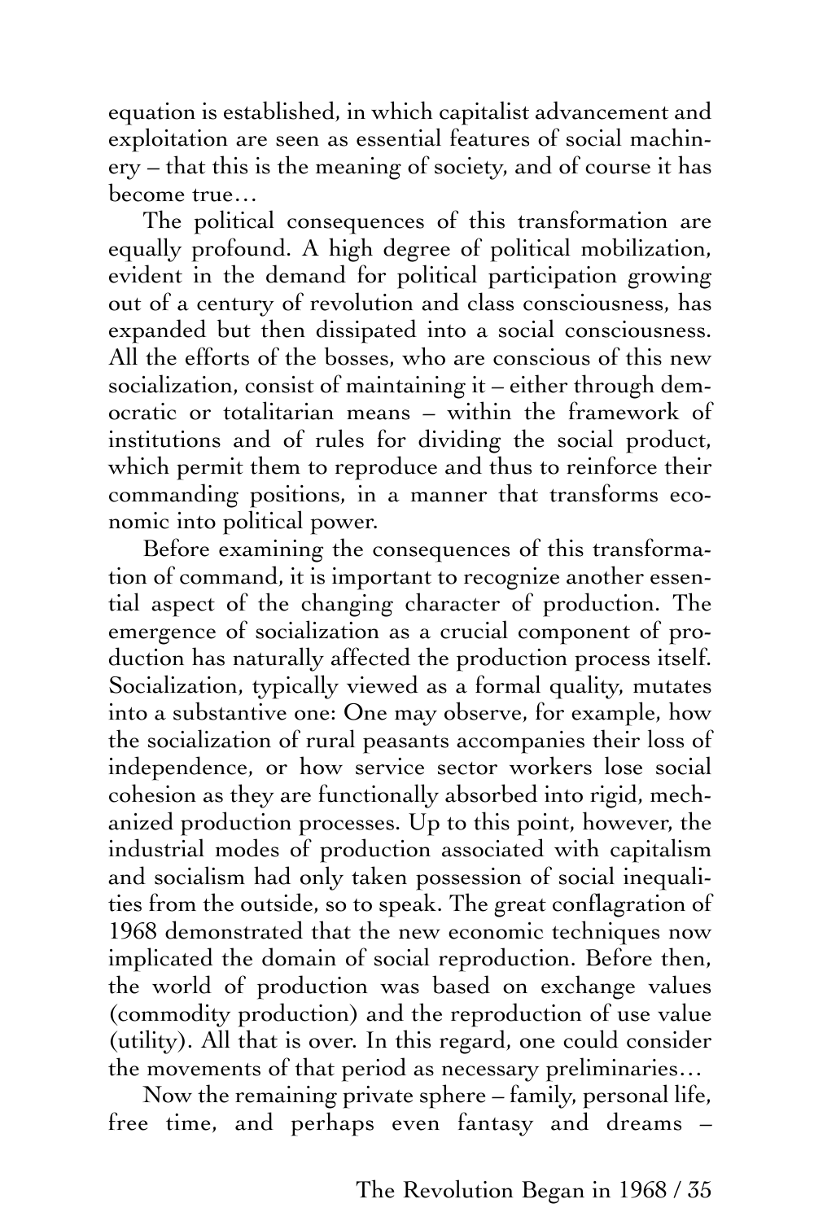equation is established, in which capitalist advancement and exploitation are seen as essential features of social machinery – that this is the meaning of society, and of course it has become true…

The political consequences of this transformation are equally profound. A high degree of political mobilization, evident in the demand for political participation growing out of a century of revolution and class consciousness, has expanded but then dissipated into a social consciousness. All the efforts of the bosses, who are conscious of this new socialization, consist of maintaining it – either through democratic or totalitarian means – within the framework of institutions and of rules for dividing the social product, which permit them to reproduce and thus to reinforce their commanding positions, in a manner that transforms economic into political power.

Before examining the consequences of this transformation of command, it is important to recognize another essential aspect of the changing character of production. The emergence of socialization as a crucial component of production has naturally affected the production process itself. Socialization, typically viewed as a formal quality, mutates into a substantive one: One may observe, for example, how the socialization of rural peasants accompanies their loss of independence, or how service sector workers lose social cohesion as they are functionally absorbed into rigid, mechanized production processes. Up to this point, however, the industrial modes of production associated with capitalism and socialism had only taken possession of social inequalities from the outside, so to speak. The great conflagration of 1968 demonstrated that the new economic techniques now implicated the domain of social reproduction. Before then, the world of production was based on exchange values (commodity production) and the reproduction of use value (utility). All that is over. In this regard, one could consider the movements of that period as necessary preliminaries…

Now the remaining private sphere – family, personal life, free time, and perhaps even fantasy and dreams –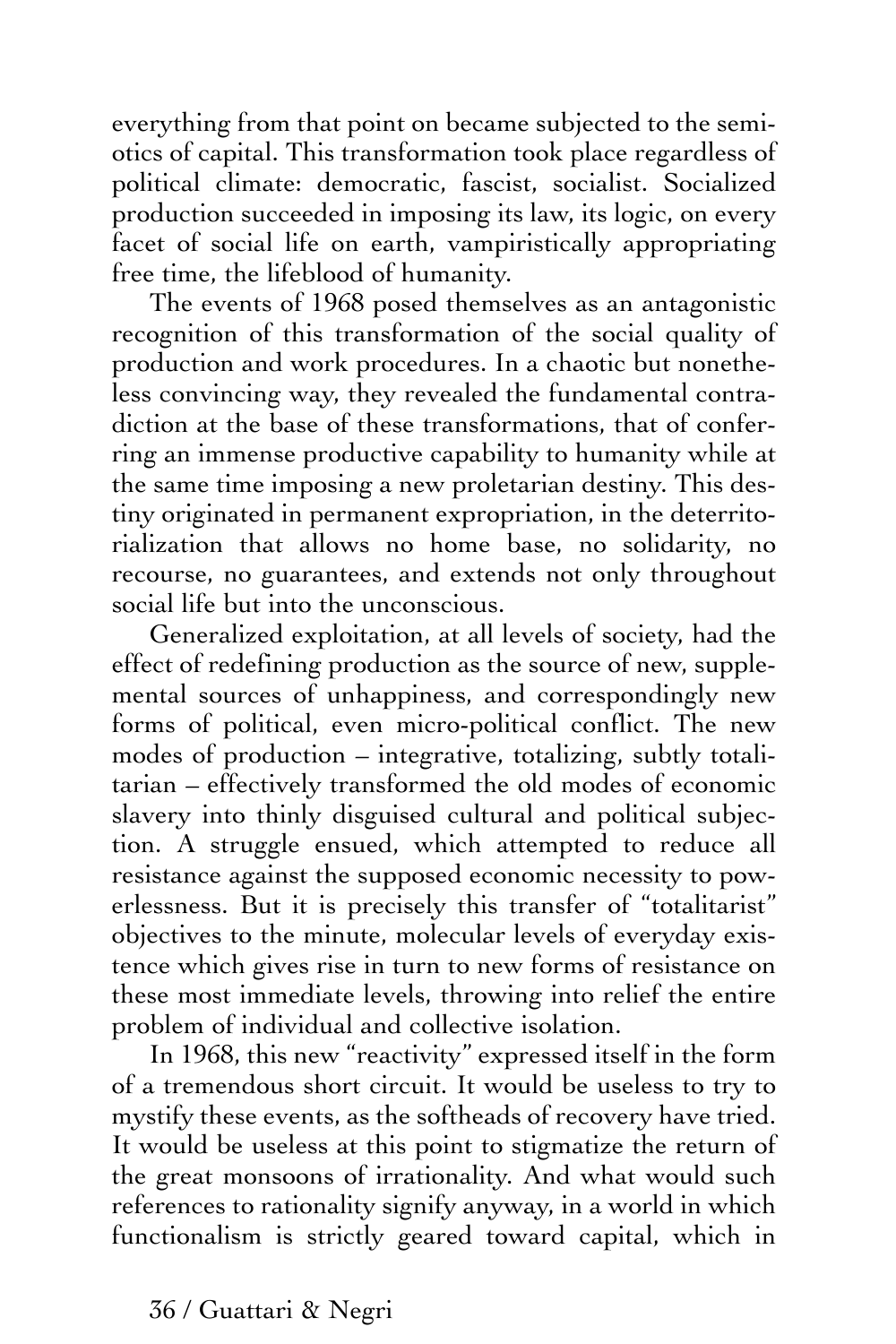everything from that point on became subjected to the semiotics of capital. This transformation took place regardless of political climate: democratic, fascist, socialist. Socialized production succeeded in imposing its law, its logic, on every facet of social life on earth, vampiristically appropriating free time, the lifeblood of humanity.

The events of 1968 posed themselves as an antagonistic recognition of this transformation of the social quality of production and work procedures. In a chaotic but nonetheless convincing way, they revealed the fundamental contradiction at the base of these transformations, that of conferring an immense productive capability to humanity while at the same time imposing a new proletarian destiny. This destiny originated in permanent expropriation, in the deterritorialization that allows no home base, no solidarity, no recourse, no guarantees, and extends not only throughout social life but into the unconscious.

Generalized exploitation, at all levels of society, had the effect of redefining production as the source of new, supplemental sources of unhappiness, and correspondingly new forms of political, even micro-political conflict. The new modes of production – integrative, totalizing, subtly totalitarian – effectively transformed the old modes of economic slavery into thinly disguised cultural and political subjection. A struggle ensued, which attempted to reduce all resistance against the supposed economic necessity to powerlessness. But it is precisely this transfer of "totalitarist" objectives to the minute, molecular levels of everyday existence which gives rise in turn to new forms of resistance on these most immediate levels, throwing into relief the entire problem of individual and collective isolation.

In 1968, this new "reactivity" expressed itself in the form of a tremendous short circuit. It would be useless to try to mystify these events, as the softheads of recovery have tried. It would be useless at this point to stigmatize the return of the great monsoons of irrationality. And what would such references to rationality signify anyway, in a world in which functionalism is strictly geared toward capital, which in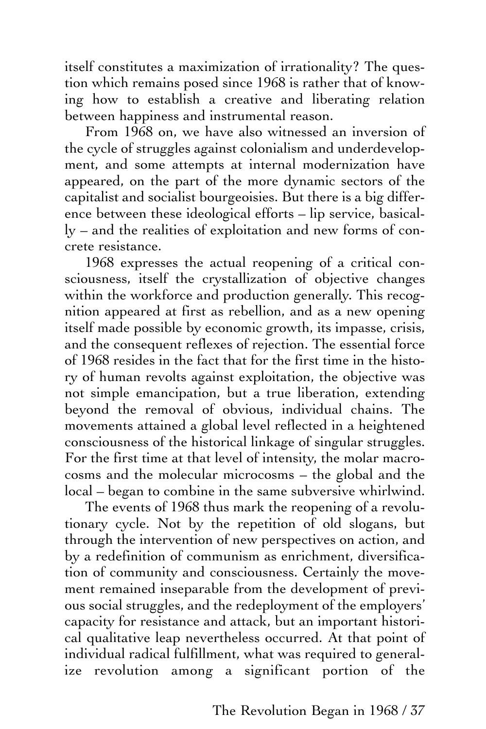itself constitutes a maximization of irrationality? The question which remains posed since 1968 is rather that of knowing how to establish a creative and liberating relation between happiness and instrumental reason.

From 1968 on, we have also witnessed an inversion of the cycle of struggles against colonialism and underdevelopment, and some attempts at internal modernization have appeared, on the part of the more dynamic sectors of the capitalist and socialist bourgeoisies. But there is a big difference between these ideological efforts – lip service, basically – and the realities of exploitation and new forms of concrete resistance.

1968 expresses the actual reopening of a critical consciousness, itself the crystallization of objective changes within the workforce and production generally. This recognition appeared at first as rebellion, and as a new opening itself made possible by economic growth, its impasse, crisis, and the consequent reflexes of rejection. The essential force of 1968 resides in the fact that for the first time in the history of human revolts against exploitation, the objective was not simple emancipation, but a true liberation, extending beyond the removal of obvious, individual chains. The movements attained a global level reflected in a heightened consciousness of the historical linkage of singular struggles. For the first time at that level of intensity, the molar macrocosms and the molecular microcosms – the global and the local – began to combine in the same subversive whirlwind.

The events of 1968 thus mark the reopening of a revolutionary cycle. Not by the repetition of old slogans, but through the intervention of new perspectives on action, and by a redefinition of communism as enrichment, diversification of community and consciousness. Certainly the movement remained inseparable from the development of previous social struggles, and the redeployment of the employers' capacity for resistance and attack, but an important historical qualitative leap nevertheless occurred. At that point of individual radical fulfillment, what was required to generalize revolution among a significant portion of the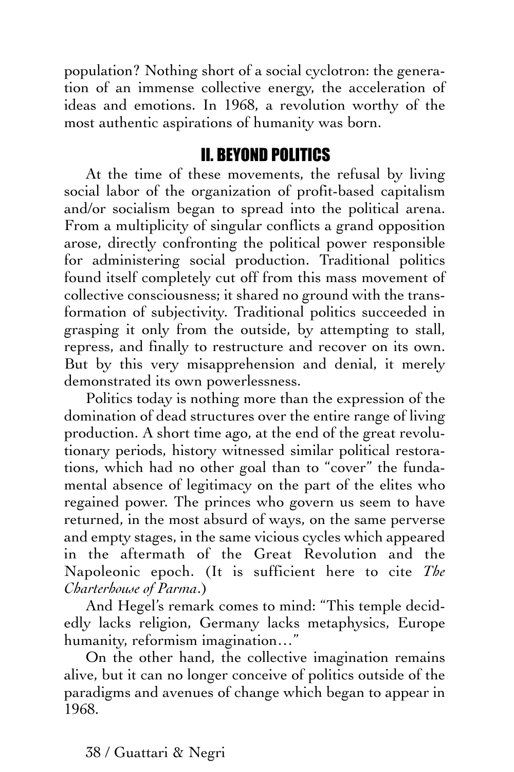population? Nothing short of a social cyclotron: the generation of an immense collective energy, the acceleration of ideas and emotions. In 1968, a revolution worthy of the most authentic aspirations of humanity was born.

## II. BEYOND POLITICS

At the time of these movements, the refusal by living social labor of the organization of profit-based capitalism and/or socialism began to spread into the political arena. From a multiplicity of singular conflicts a grand opposition arose, directly confronting the political power responsible for administering social production. Traditional politics found itself completely cut off from this mass movement of collective consciousness; it shared no ground with the transformation of subjectivity. Traditional politics succeeded in grasping it only from the outside, by attempting to stall, repress, and finally to restructure and recover on its own. But by this very misapprehension and denial, it merely demonstrated its own powerlessness.

Politics today is nothing more than the expression of the domination of dead structures over the entire range of living production. A short time ago, at the end of the great revolutionary periods, history witnessed similar political restorations, which had no other goal than to "cover" the fundamental absence of legitimacy on the part of the elites who regained power. The princes who govern us seem to have returned, in the most absurd of ways, on the same perverse and empty stages, in the same vicious cycles which appeared in the aftermath of the Great Revolution and the Napoleonic epoch. (It is sufficient here to cite *The Charterhouse of Parma*.)

And Hegel's remark comes to mind: "This temple decidedly lacks religion, Germany lacks metaphysics, Europe humanity, reformism imagination…"

On the other hand, the collective imagination remains alive, but it can no longer conceive of politics outside of the paradigms and avenues of change which began to appear in 1968.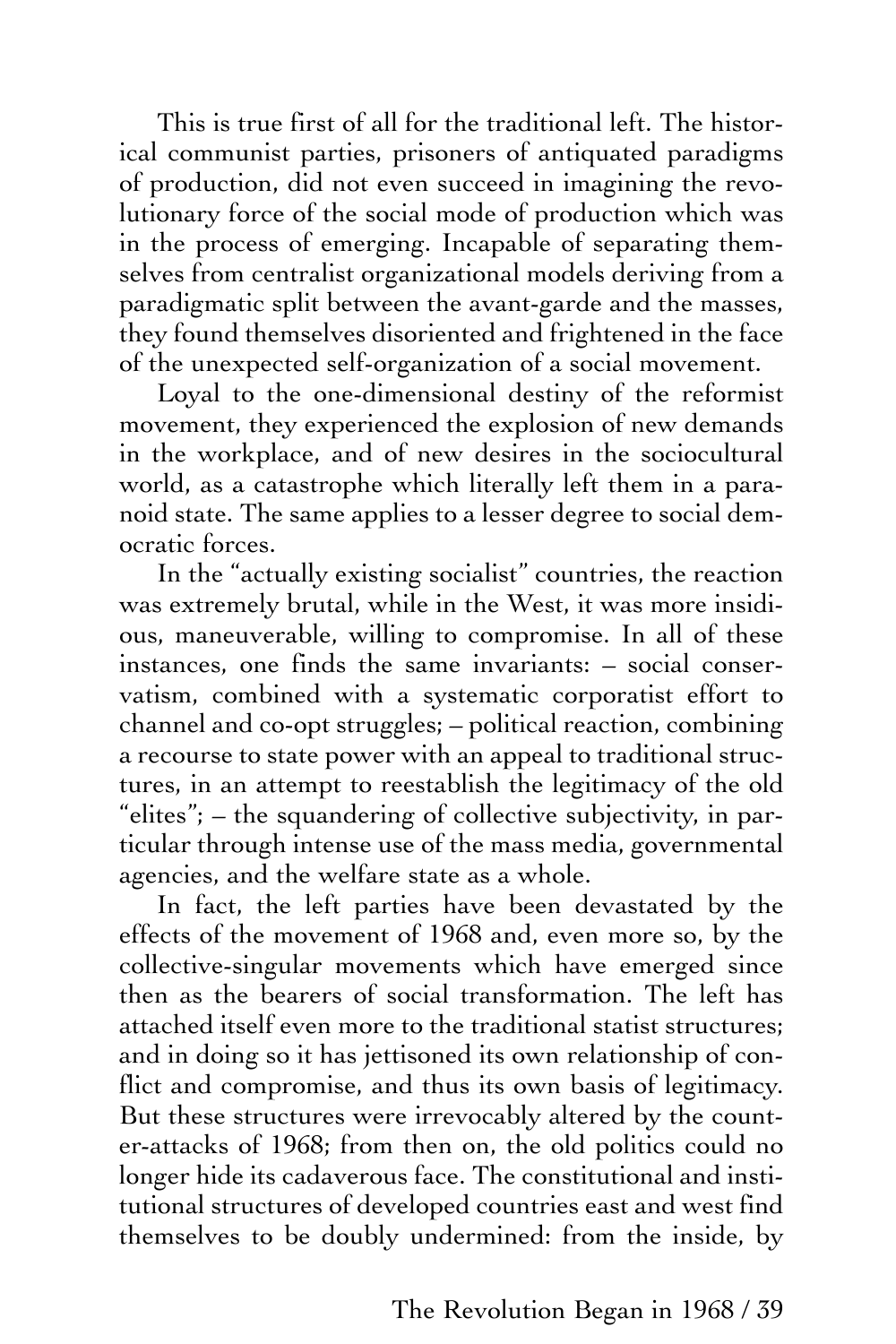This is true first of all for the traditional left. The historical communist parties, prisoners of antiquated paradigms of production, did not even succeed in imagining the revolutionary force of the social mode of production which was in the process of emerging. Incapable of separating themselves from centralist organizational models deriving from a paradigmatic split between the avant-garde and the masses, they found themselves disoriented and frightened in the face of the unexpected self-organization of a social movement.

Loyal to the one-dimensional destiny of the reformist movement, they experienced the explosion of new demands in the workplace, and of new desires in the sociocultural world, as a catastrophe which literally left them in a paranoid state. The same applies to a lesser degree to social democratic forces.

In the "actually existing socialist" countries, the reaction was extremely brutal, while in the West, it was more insidious, maneuverable, willing to compromise. In all of these instances, one finds the same invariants: – social conservatism, combined with a systematic corporatist effort to channel and co-opt struggles; – political reaction, combining a recourse to state power with an appeal to traditional structures, in an attempt to reestablish the legitimacy of the old "elites"; – the squandering of collective subjectivity, in particular through intense use of the mass media, governmental agencies, and the welfare state as a whole.

In fact, the left parties have been devastated by the effects of the movement of 1968 and, even more so, by the collective-singular movements which have emerged since then as the bearers of social transformation. The left has attached itself even more to the traditional statist structures; and in doing so it has jettisoned its own relationship of conflict and compromise, and thus its own basis of legitimacy. But these structures were irrevocably altered by the counter-attacks of 1968; from then on, the old politics could no longer hide its cadaverous face. The constitutional and institutional structures of developed countries east and west find themselves to be doubly undermined: from the inside, by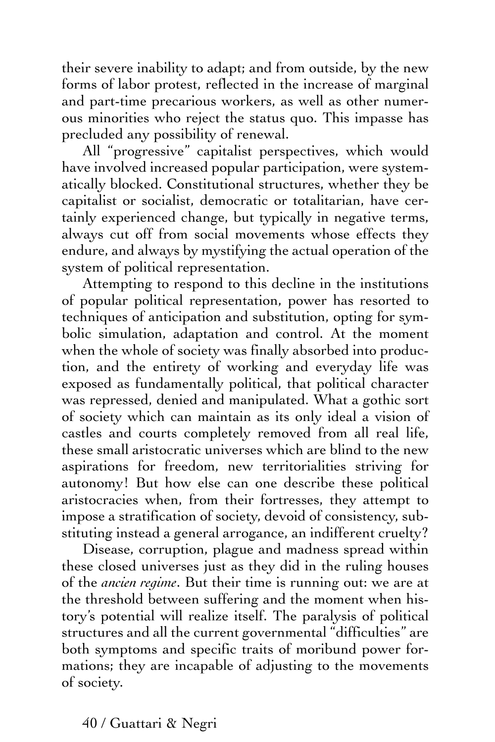their severe inability to adapt; and from outside, by the new forms of labor protest, reflected in the increase of marginal and part-time precarious workers, as well as other numerous minorities who reject the status quo. This impasse has precluded any possibility of renewal.

All "progressive" capitalist perspectives, which would have involved increased popular participation, were systematically blocked. Constitutional structures, whether they be capitalist or socialist, democratic or totalitarian, have certainly experienced change, but typically in negative terms, always cut off from social movements whose effects they endure, and always by mystifying the actual operation of the system of political representation.

Attempting to respond to this decline in the institutions of popular political representation, power has resorted to techniques of anticipation and substitution, opting for symbolic simulation, adaptation and control. At the moment when the whole of society was finally absorbed into production, and the entirety of working and everyday life was exposed as fundamentally political, that political character was repressed, denied and manipulated. What a gothic sort of society which can maintain as its only ideal a vision of castles and courts completely removed from all real life, these small aristocratic universes which are blind to the new aspirations for freedom, new territorialities striving for autonomy! But how else can one describe these political aristocracies when, from their fortresses, they attempt to impose a stratification of society, devoid of consistency, substituting instead a general arrogance, an indifferent cruelty?

Disease, corruption, plague and madness spread within these closed universes just as they did in the ruling houses of the *ancien regime*. But their time is running out: we are at the threshold between suffering and the moment when history's potential will realize itself. The paralysis of political structures and all the current governmental "difficulties" are both symptoms and specific traits of moribund power formations; they are incapable of adjusting to the movements of society.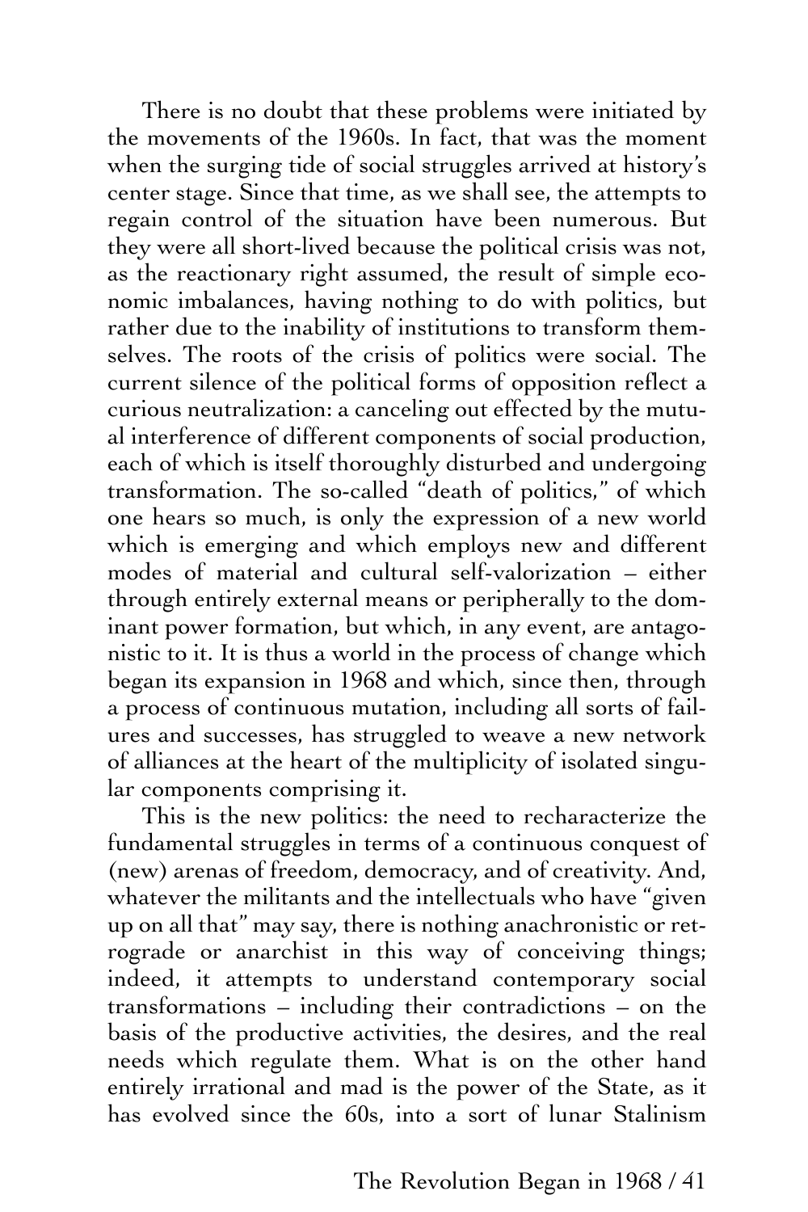There is no doubt that these problems were initiated by the movements of the 1960s. In fact, that was the moment when the surging tide of social struggles arrived at history's center stage. Since that time, as we shall see, the attempts to regain control of the situation have been numerous. But they were all short-lived because the political crisis was not, as the reactionary right assumed, the result of simple economic imbalances, having nothing to do with politics, but rather due to the inability of institutions to transform themselves. The roots of the crisis of politics were social. The current silence of the political forms of opposition reflect a curious neutralization: a canceling out effected by the mutual interference of different components of social production, each of which is itself thoroughly disturbed and undergoing transformation. The so-called "death of politics," of which one hears so much, is only the expression of a new world which is emerging and which employs new and different modes of material and cultural self-valorization – either through entirely external means or peripherally to the dominant power formation, but which, in any event, are antagonistic to it. It is thus a world in the process of change which began its expansion in 1968 and which, since then, through a process of continuous mutation, including all sorts of failures and successes, has struggled to weave a new network of alliances at the heart of the multiplicity of isolated singular components comprising it.

This is the new politics: the need to recharacterize the fundamental struggles in terms of a continuous conquest of (new) arenas of freedom, democracy, and of creativity. And, whatever the militants and the intellectuals who have "given up on all that" may say, there is nothing anachronistic or retrograde or anarchist in this way of conceiving things; indeed, it attempts to understand contemporary social transformations – including their contradictions – on the basis of the productive activities, the desires, and the real needs which regulate them. What is on the other hand entirely irrational and mad is the power of the State, as it has evolved since the 60s, into a sort of lunar Stalinism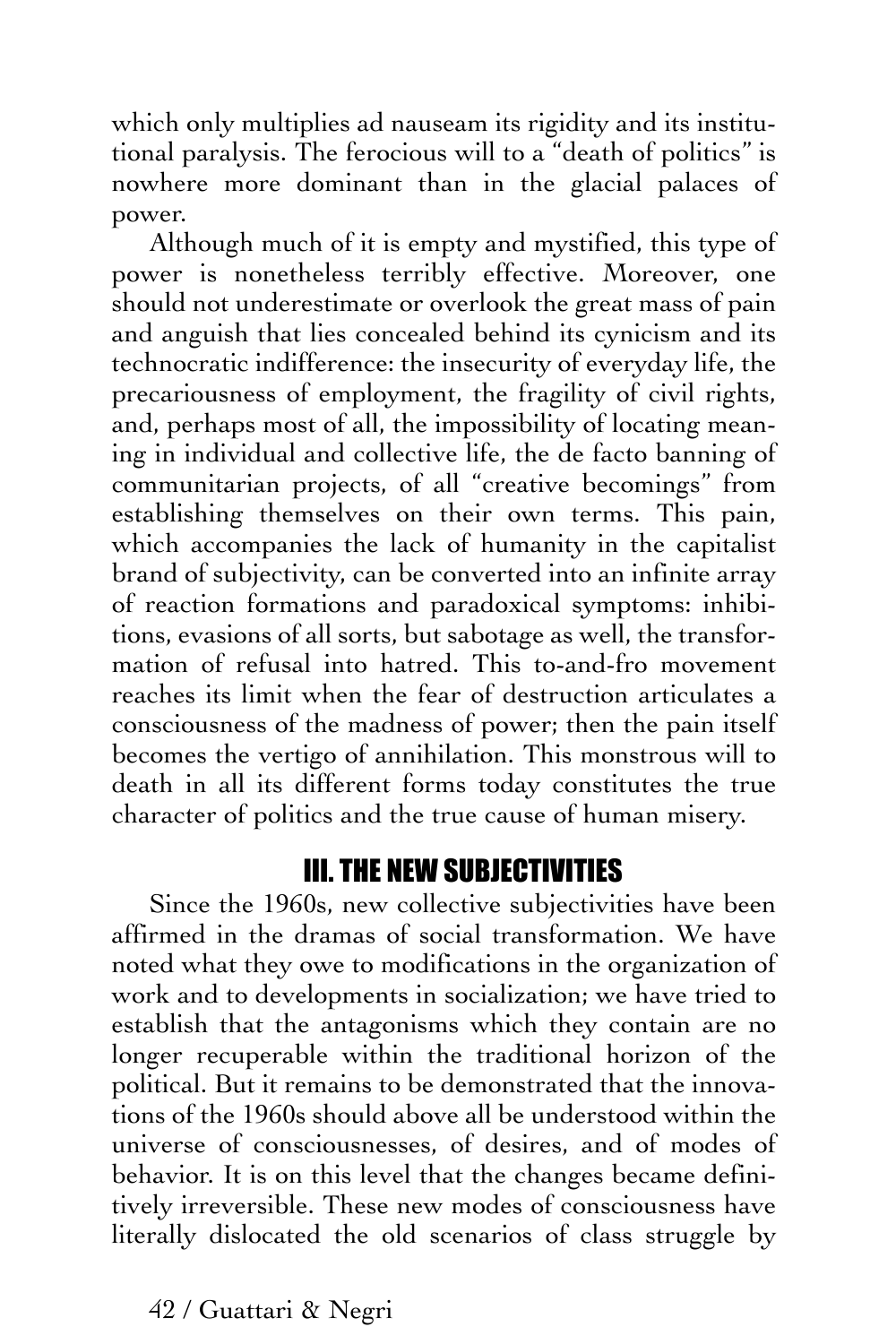which only multiplies ad nauseam its rigidity and its institutional paralysis. The ferocious will to a "death of politics" is nowhere more dominant than in the glacial palaces of power.

Although much of it is empty and mystified, this type of power is nonetheless terribly effective. Moreover, one should not underestimate or overlook the great mass of pain and anguish that lies concealed behind its cynicism and its technocratic indifference: the insecurity of everyday life, the precariousness of employment, the fragility of civil rights, and, perhaps most of all, the impossibility of locating meaning in individual and collective life, the de facto banning of communitarian projects, of all "creative becomings" from establishing themselves on their own terms. This pain, which accompanies the lack of humanity in the capitalist brand of subjectivity, can be converted into an infinite array of reaction formations and paradoxical symptoms: inhibitions, evasions of all sorts, but sabotage as well, the transformation of refusal into hatred. This to-and-fro movement reaches its limit when the fear of destruction articulates a consciousness of the madness of power; then the pain itself becomes the vertigo of annihilation. This monstrous will to death in all its different forms today constitutes the true character of politics and the true cause of human misery.

## III. THE NEW SUBJECTIVITIES

Since the 1960s, new collective subjectivities have been affirmed in the dramas of social transformation. We have noted what they owe to modifications in the organization of work and to developments in socialization; we have tried to establish that the antagonisms which they contain are no longer recuperable within the traditional horizon of the political. But it remains to be demonstrated that the innovations of the 1960s should above all be understood within the universe of consciousnesses, of desires, and of modes of behavior. It is on this level that the changes became definitively irreversible. These new modes of consciousness have literally dislocated the old scenarios of class struggle by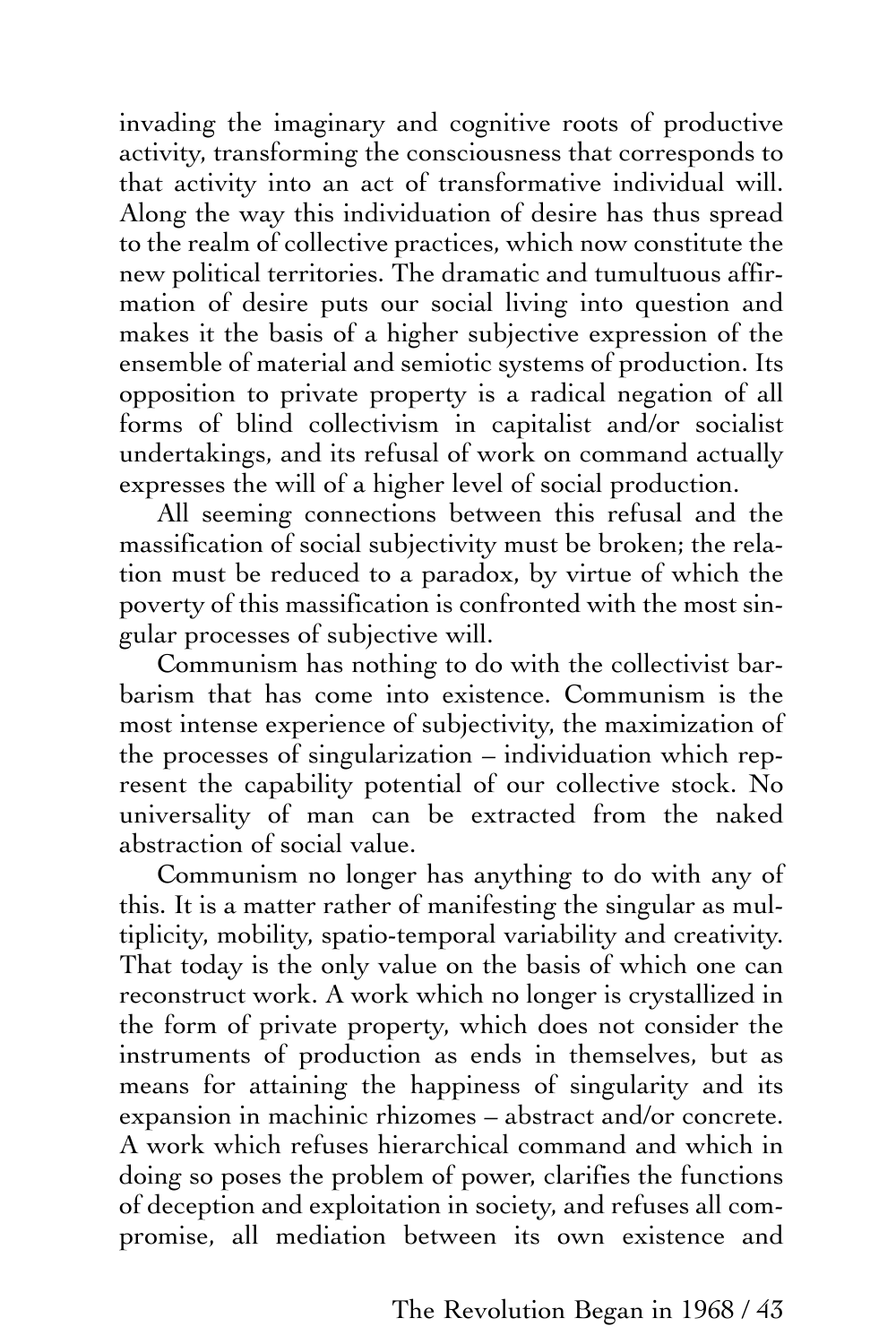invading the imaginary and cognitive roots of productive activity, transforming the consciousness that corresponds to that activity into an act of transformative individual will. Along the way this individuation of desire has thus spread to the realm of collective practices, which now constitute the new political territories. The dramatic and tumultuous affirmation of desire puts our social living into question and makes it the basis of a higher subjective expression of the ensemble of material and semiotic systems of production. Its opposition to private property is a radical negation of all forms of blind collectivism in capitalist and/or socialist undertakings, and its refusal of work on command actually expresses the will of a higher level of social production.

All seeming connections between this refusal and the massification of social subjectivity must be broken; the relation must be reduced to a paradox, by virtue of which the poverty of this massification is confronted with the most singular processes of subjective will.

Communism has nothing to do with the collectivist barbarism that has come into existence. Communism is the most intense experience of subjectivity, the maximization of the processes of singularization – individuation which represent the capability potential of our collective stock. No universality of man can be extracted from the naked abstraction of social value.

Communism no longer has anything to do with any of this. It is a matter rather of manifesting the singular as multiplicity, mobility, spatio-temporal variability and creativity. That today is the only value on the basis of which one can reconstruct work. A work which no longer is crystallized in the form of private property, which does not consider the instruments of production as ends in themselves, but as means for attaining the happiness of singularity and its expansion in machinic rhizomes – abstract and/or concrete. A work which refuses hierarchical command and which in doing so poses the problem of power, clarifies the functions of deception and exploitation in society, and refuses all compromise, all mediation between its own existence and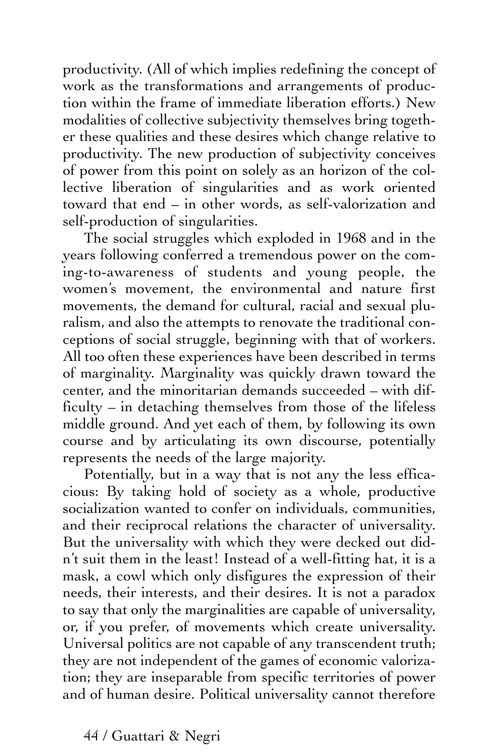productivity. (All of which implies redefining the concept of work as the transformations and arrangements of production within the frame of immediate liberation efforts.) New modalities of collective subjectivity themselves bring together these qualities and these desires which change relative to productivity. The new production of subjectivity conceives of power from this point on solely as an horizon of the collective liberation of singularities and as work oriented toward that end – in other words, as self-valorization and self-production of singularities.

The social struggles which exploded in 1968 and in the years following conferred a tremendous power on the coming-to-awareness of students and young people, the women's movement, the environmental and nature first movements, the demand for cultural, racial and sexual pluralism, and also the attempts to renovate the traditional conceptions of social struggle, beginning with that of workers. All too often these experiences have been described in terms of marginality. Marginality was quickly drawn toward the center, and the minoritarian demands succeeded – with difficulty – in detaching themselves from those of the lifeless middle ground. And yet each of them, by following its own course and by articulating its own discourse, potentially represents the needs of the large majority.

Potentially, but in a way that is not any the less efficacious: By taking hold of society as a whole, productive socialization wanted to confer on individuals, communities, and their reciprocal relations the character of universality. But the universality with which they were decked out didn't suit them in the least! Instead of a well-fitting hat, it is a mask, a cowl which only disfigures the expression of their needs, their interests, and their desires. It is not a paradox to say that only the marginalities are capable of universality, or, if you prefer, of movements which create universality. Universal politics are not capable of any transcendent truth; they are not independent of the games of economic valorization; they are inseparable from specific territories of power and of human desire. Political universality cannot therefore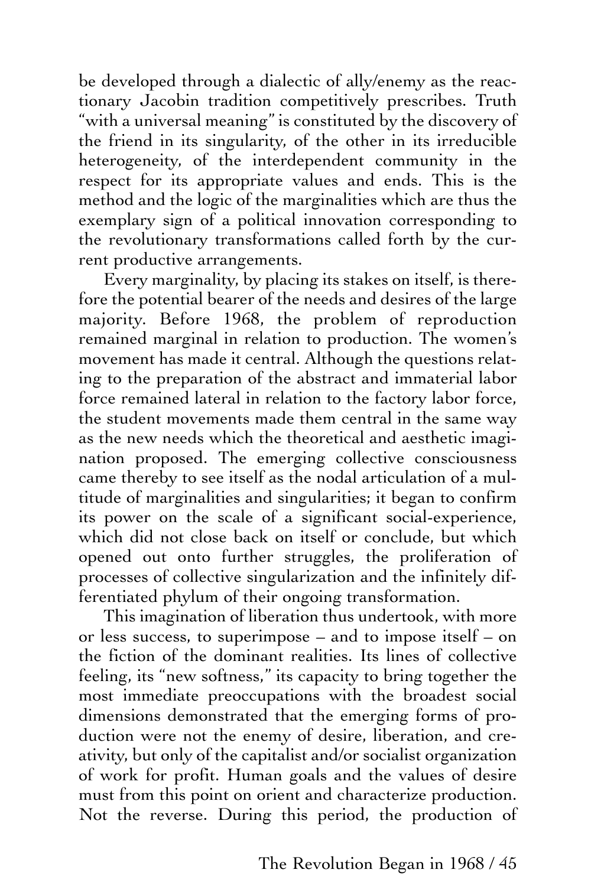be developed through a dialectic of ally/enemy as the reactionary Jacobin tradition competitively prescribes. Truth "with a universal meaning" is constituted by the discovery of the friend in its singularity, of the other in its irreducible heterogeneity, of the interdependent community in the respect for its appropriate values and ends. This is the method and the logic of the marginalities which are thus the exemplary sign of a political innovation corresponding to the revolutionary transformations called forth by the current productive arrangements.

Every marginality, by placing its stakes on itself, is therefore the potential bearer of the needs and desires of the large majority. Before 1968, the problem of reproduction remained marginal in relation to production. The women's movement has made it central. Although the questions relating to the preparation of the abstract and immaterial labor force remained lateral in relation to the factory labor force, the student movements made them central in the same way as the new needs which the theoretical and aesthetic imagination proposed. The emerging collective consciousness came thereby to see itself as the nodal articulation of a multitude of marginalities and singularities; it began to confirm its power on the scale of a significant social-experience, which did not close back on itself or conclude, but which opened out onto further struggles, the proliferation of processes of collective singularization and the infinitely differentiated phylum of their ongoing transformation.

This imagination of liberation thus undertook, with more or less success, to superimpose – and to impose itself – on the fiction of the dominant realities. Its lines of collective feeling, its "new softness," its capacity to bring together the most immediate preoccupations with the broadest social dimensions demonstrated that the emerging forms of production were not the enemy of desire, liberation, and creativity, but only of the capitalist and/or socialist organization of work for profit. Human goals and the values of desire must from this point on orient and characterize production. Not the reverse. During this period, the production of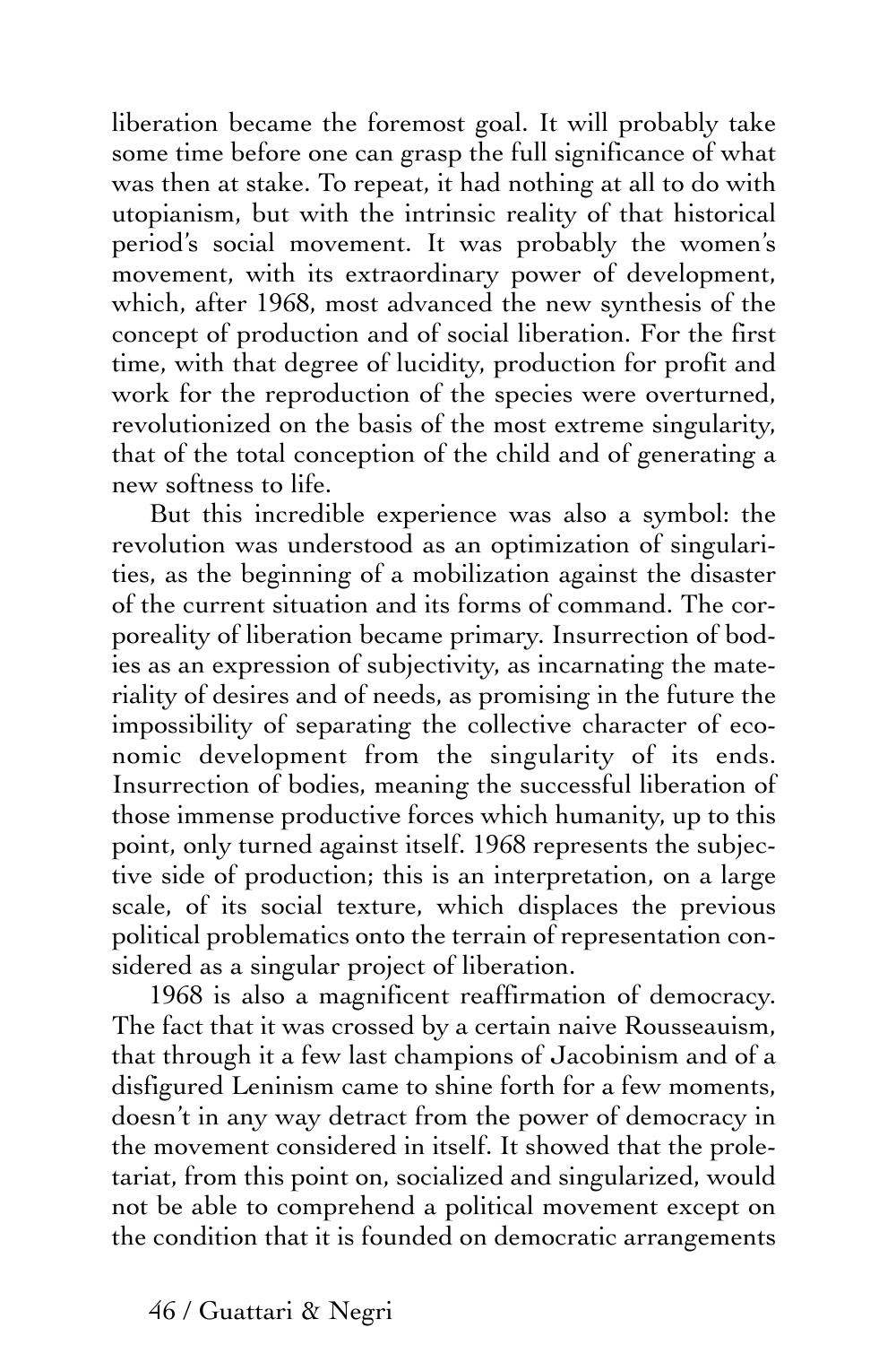liberation became the foremost goal. It will probably take some time before one can grasp the full significance of what was then at stake. To repeat, it had nothing at all to do with utopianism, but with the intrinsic reality of that historical period's social movement. It was probably the women's movement, with its extraordinary power of development, which, after 1968, most advanced the new synthesis of the concept of production and of social liberation. For the first time, with that degree of lucidity, production for profit and work for the reproduction of the species were overturned, revolutionized on the basis of the most extreme singularity, that of the total conception of the child and of generating a new softness to life.

But this incredible experience was also a symbol: the revolution was understood as an optimization of singularities, as the beginning of a mobilization against the disaster of the current situation and its forms of command. The corporeality of liberation became primary. Insurrection of bodies as an expression of subjectivity, as incarnating the materiality of desires and of needs, as promising in the future the impossibility of separating the collective character of economic development from the singularity of its ends. Insurrection of bodies, meaning the successful liberation of those immense productive forces which humanity, up to this point, only turned against itself. 1968 represents the subjective side of production; this is an interpretation, on a large scale, of its social texture, which displaces the previous political problematics onto the terrain of representation considered as a singular project of liberation.

1968 is also a magnificent reaffirmation of democracy. The fact that it was crossed by a certain naive Rousseauism, that through it a few last champions of Jacobinism and of a disfigured Leninism came to shine forth for a few moments, doesn't in any way detract from the power of democracy in the movement considered in itself. It showed that the proletariat, from this point on, socialized and singularized, would not be able to comprehend a political movement except on the condition that it is founded on democratic arrangements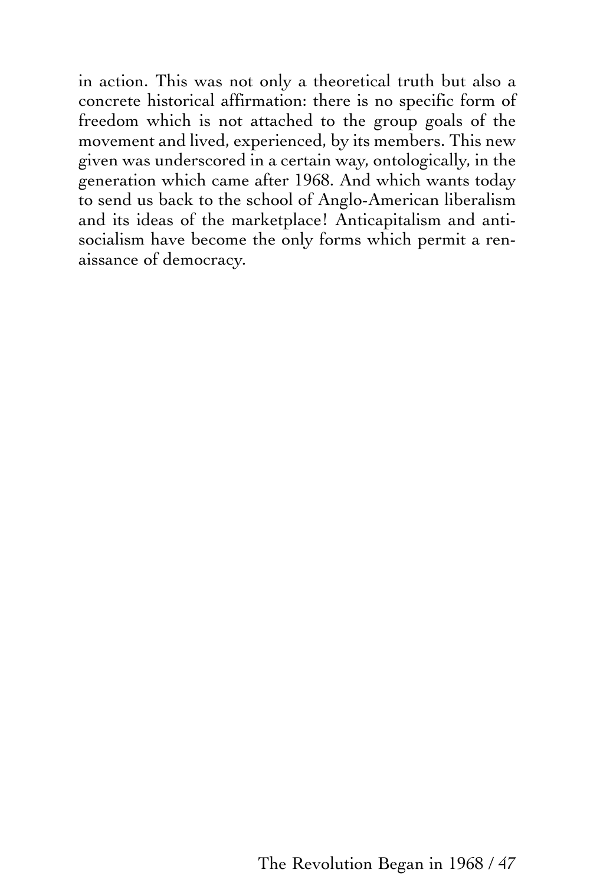in action. This was not only a theoretical truth but also a concrete historical affirmation: there is no specific form of freedom which is not attached to the group goals of the movement and lived, experienced, by its members. This new given was underscored in a certain way, ontologically, in the generation which came after 1968. And which wants today to send us back to the school of Anglo-American liberalism and its ideas of the marketplace! Anticapitalism and anti-socialism have become the only forms which permit a renaissance of democracy.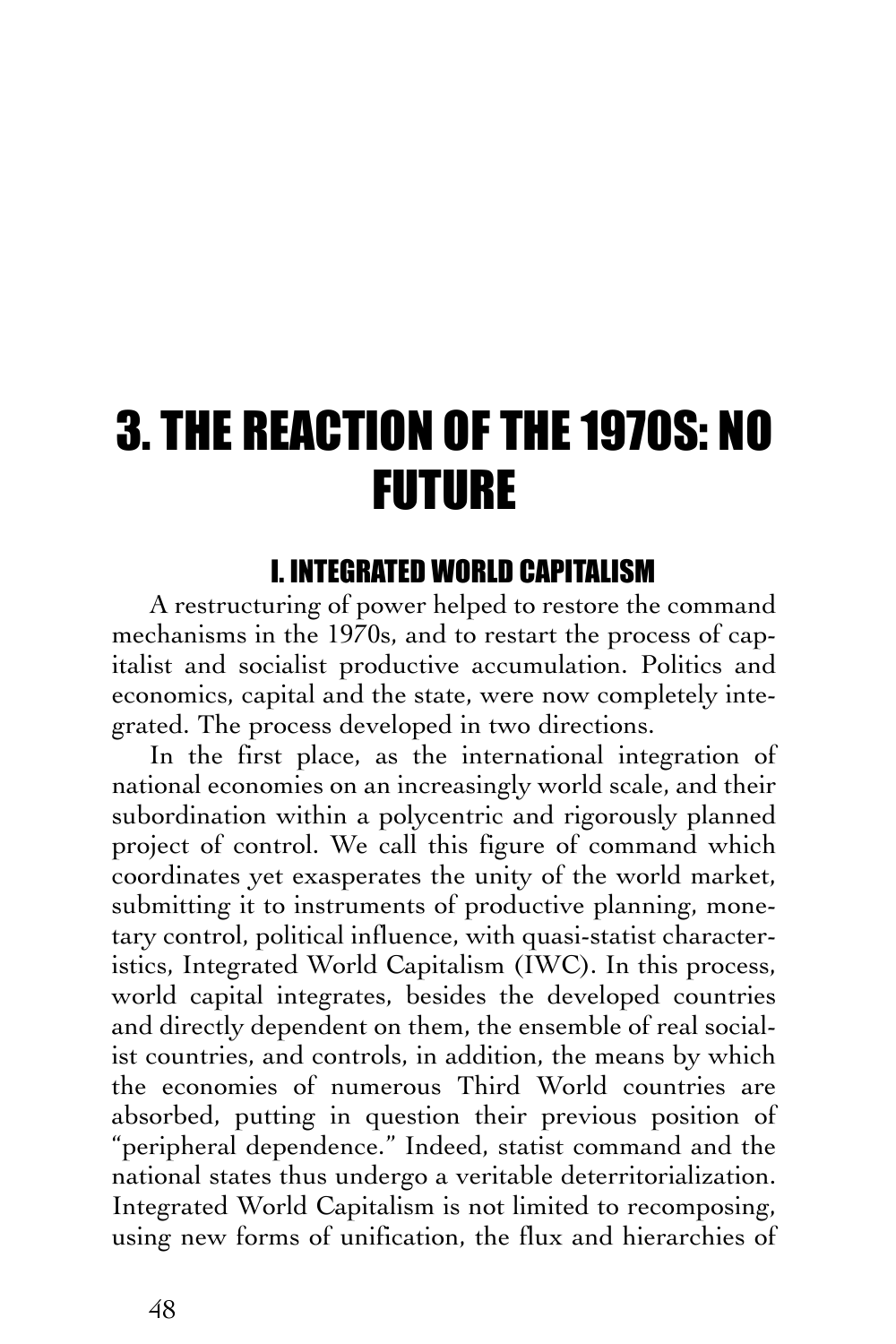# 3. THE REACTION OF THE 1970S: NO FUTURE

## I. INTEGRATED WORLD CAPITALISM

A restructuring of power helped to restore the command mechanisms in the 1970s, and to restart the process of capitalist and socialist productive accumulation. Politics and economics, capital and the state, were now completely integrated. The process developed in two directions.

In the first place, as the international integration of national economies on an increasingly world scale, and their subordination within a polycentric and rigorously planned project of control. We call this figure of command which coordinates yet exasperates the unity of the world market, submitting it to instruments of productive planning, monetary control, political influence, with quasi-statist characteristics, Integrated World Capitalism (IWC). In this process, world capital integrates, besides the developed countries and directly dependent on them, the ensemble of real socialist countries, and controls, in addition, the means by which the economies of numerous Third World countries are absorbed, putting in question their previous position of "peripheral dependence." Indeed, statist command and the national states thus undergo a veritable deterritorialization. Integrated World Capitalism is not limited to recomposing, using new forms of unification, the flux and hierarchies of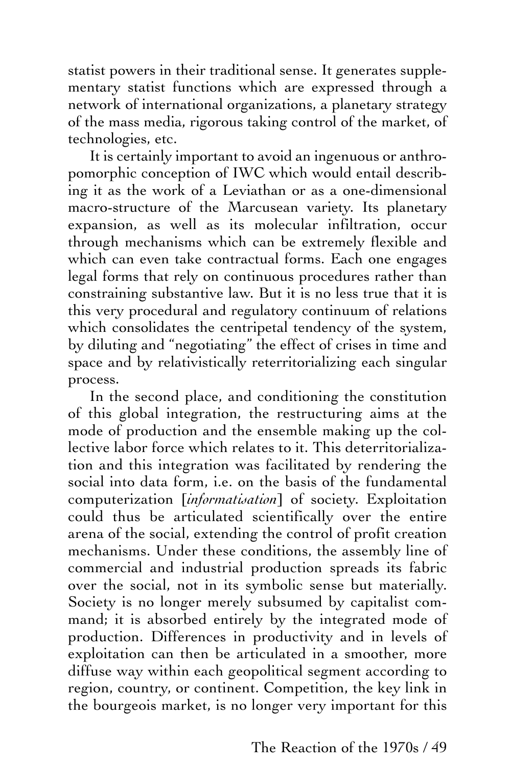statist powers in their traditional sense. It generates supplementary statist functions which are expressed through a network of international organizations, a planetary strategy of the mass media, rigorous taking control of the market, of technologies, etc.

It is certainly important to avoid an ingenuous or anthropomorphic conception of IWC which would entail describing it as the work of a Leviathan or as a one-dimensional macro-structure of the Marcusean variety. Its planetary expansion, as well as its molecular infiltration, occur through mechanisms which can be extremely flexible and which can even take contractual forms. Each one engages legal forms that rely on continuous procedures rather than constraining substantive law. But it is no less true that it is this very procedural and regulatory continuum of relations which consolidates the centripetal tendency of the system, by diluting and "negotiating" the effect of crises in time and space and by relativistically reterritorializing each singular process.

In the second place, and conditioning the constitution of this global integration, the restructuring aims at the mode of production and the ensemble making up the collective labor force which relates to it. This deterritorialization and this integration was facilitated by rendering the social into data form, i.e. on the basis of the fundamental computerization [*informatisation*] of society. Exploitation could thus be articulated scientifically over the entire arena of the social, extending the control of profit creation mechanisms. Under these conditions, the assembly line of commercial and industrial production spreads its fabric over the social, not in its symbolic sense but materially. Society is no longer merely subsumed by capitalist command; it is absorbed entirely by the integrated mode of production. Differences in productivity and in levels of exploitation can then be articulated in a smoother, more diffuse way within each geopolitical segment according to region, country, or continent. Competition, the key link in the bourgeois market, is no longer very important for this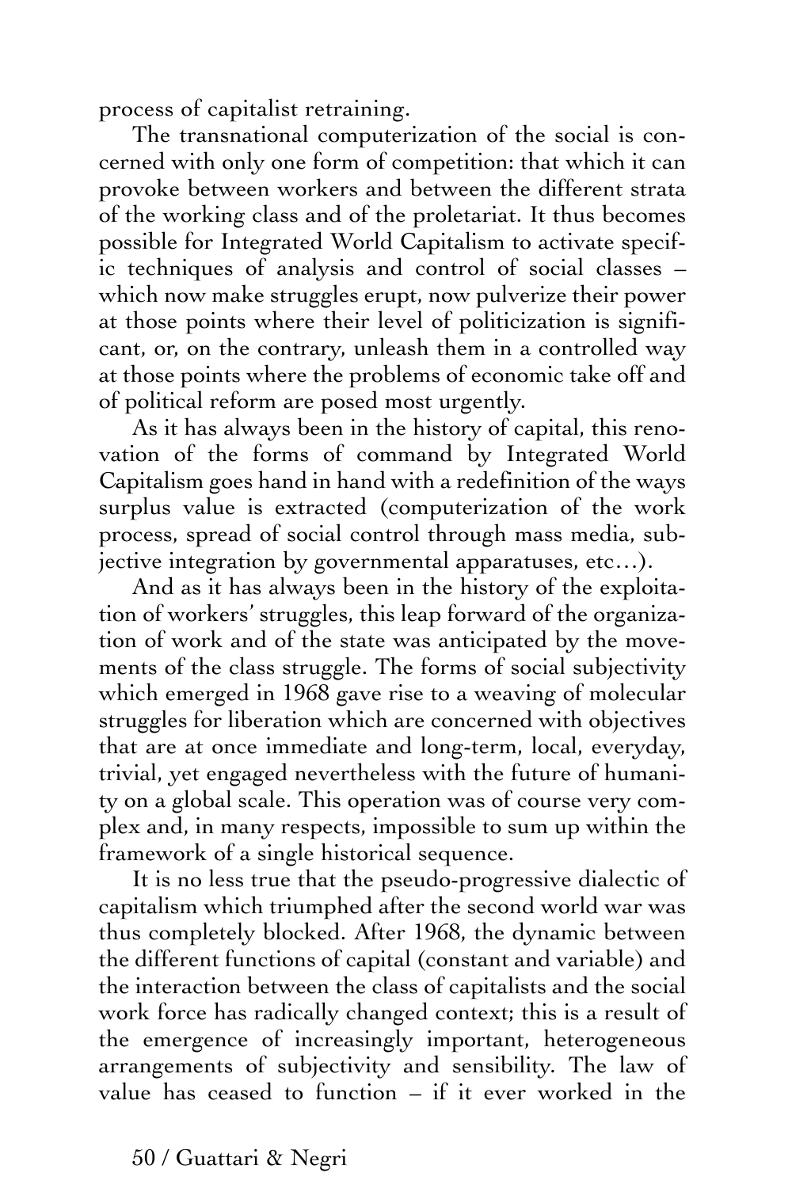process of capitalist retraining.

The transnational computerization of the social is concerned with only one form of competition: that which it can provoke between workers and between the different strata of the working class and of the proletariat. It thus becomes possible for Integrated World Capitalism to activate specific techniques of analysis and control of social classes – which now make struggles erupt, now pulverize their power at those points where their level of politicization is significant, or, on the contrary, unleash them in a controlled way at those points where the problems of economic take off and of political reform are posed most urgently.

As it has always been in the history of capital, this renovation of the forms of command by Integrated World Capitalism goes hand in hand with a redefinition of the ways surplus value is extracted (computerization of the work process, spread of social control through mass media, subjective integration by governmental apparatuses, etc…).

And as it has always been in the history of the exploitation of workers' struggles, this leap forward of the organization of work and of the state was anticipated by the movements of the class struggle. The forms of social subjectivity which emerged in 1968 gave rise to a weaving of molecular struggles for liberation which are concerned with objectives that are at once immediate and long-term, local, everyday, trivial, yet engaged nevertheless with the future of humanity on a global scale. This operation was of course very complex and, in many respects, impossible to sum up within the framework of a single historical sequence.

It is no less true that the pseudo-progressive dialectic of capitalism which triumphed after the second world war was thus completely blocked. After 1968, the dynamic between the different functions of capital (constant and variable) and the interaction between the class of capitalists and the social work force has radically changed context; this is a result of the emergence of increasingly important, heterogeneous arrangements of subjectivity and sensibility. The law of value has ceased to function – if it ever worked in the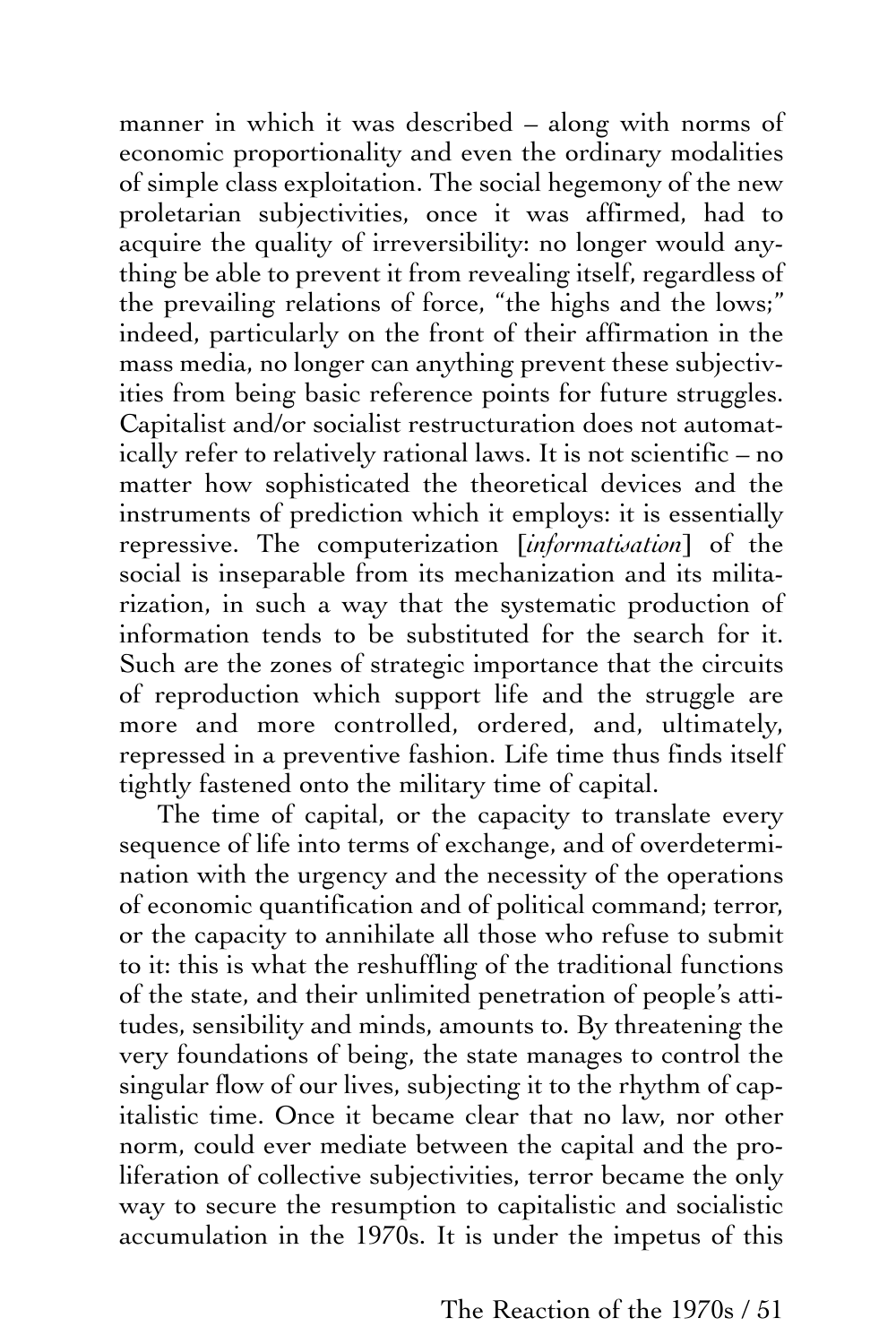manner in which it was described – along with norms of economic proportionality and even the ordinary modalities of simple class exploitation. The social hegemony of the new proletarian subjectivities, once it was affirmed, had to acquire the quality of irreversibility: no longer would anything be able to prevent it from revealing itself, regardless of the prevailing relations of force, "the highs and the lows;" indeed, particularly on the front of their affirmation in the mass media, no longer can anything prevent these subjectivities from being basic reference points for future struggles. Capitalist and/or socialist restructuration does not automatically refer to relatively rational laws. It is not scientific – no matter how sophisticated the theoretical devices and the instruments of prediction which it employs: it is essentially repressive. The computerization [*informatisation*] of the social is inseparable from its mechanization and its militarization, in such a way that the systematic production of information tends to be substituted for the search for it. Such are the zones of strategic importance that the circuits of reproduction which support life and the struggle are more and more controlled, ordered, and, ultimately, repressed in a preventive fashion. Life time thus finds itself tightly fastened onto the military time of capital.

The time of capital, or the capacity to translate every sequence of life into terms of exchange, and of overdetermination with the urgency and the necessity of the operations of economic quantification and of political command; terror, or the capacity to annihilate all those who refuse to submit to it: this is what the reshuffling of the traditional functions of the state, and their unlimited penetration of people's attitudes, sensibility and minds, amounts to. By threatening the very foundations of being, the state manages to control the singular flow of our lives, subjecting it to the rhythm of capitalistic time. Once it became clear that no law, nor other norm, could ever mediate between the capital and the proliferation of collective subjectivities, terror became the only way to secure the resumption to capitalistic and socialistic accumulation in the 1970s. It is under the impetus of this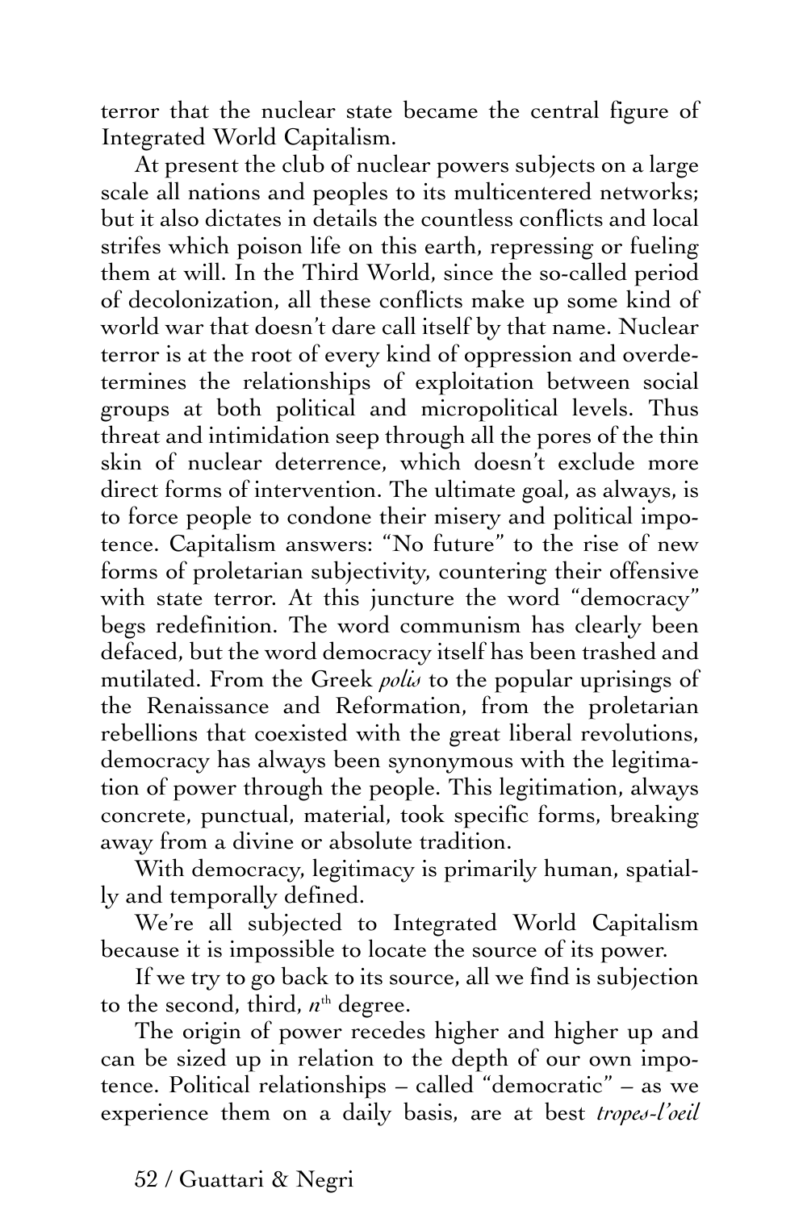terror that the nuclear state became the central figure of Integrated World Capitalism.

At present the club of nuclear powers subjects on a large scale all nations and peoples to its multicentered networks; but it also dictates in details the countless conflicts and local strifes which poison life on this earth, repressing or fueling them at will. In the Third World, since the so-called period of decolonization, all these conflicts make up some kind of world war that doesn't dare call itself by that name. Nuclear terror is at the root of every kind of oppression and overdetermines the relationships of exploitation between social groups at both political and micropolitical levels. Thus threat and intimidation seep through all the pores of the thin skin of nuclear deterrence, which doesn't exclude more direct forms of intervention. The ultimate goal, as always, is to force people to condone their misery and political impotence. Capitalism answers: "No future" to the rise of new forms of proletarian subjectivity, countering their offensive with state terror. At this juncture the word "democracy" begs redefinition. The word communism has clearly been defaced, but the word democracy itself has been trashed and mutilated. From the Greek *polis* to the popular uprisings of the Renaissance and Reformation, from the proletarian rebellions that coexisted with the great liberal revolutions, democracy has always been synonymous with the legitimation of power through the people. This legitimation, always concrete, punctual, material, took specific forms, breaking away from a divine or absolute tradition.

With democracy, legitimacy is primarily human, spatially and temporally defined.

We're all subjected to Integrated World Capitalism because it is impossible to locate the source of its power.

If we try to go back to its source, all we find is subjection to the second, third, $n^{th}$ degree.

The origin of power recedes higher and higher up and can be sized up in relation to the depth of our own impotence. Political relationships – called "democratic" – as we experience them on a daily basis, are at best *tropes-l'oeil*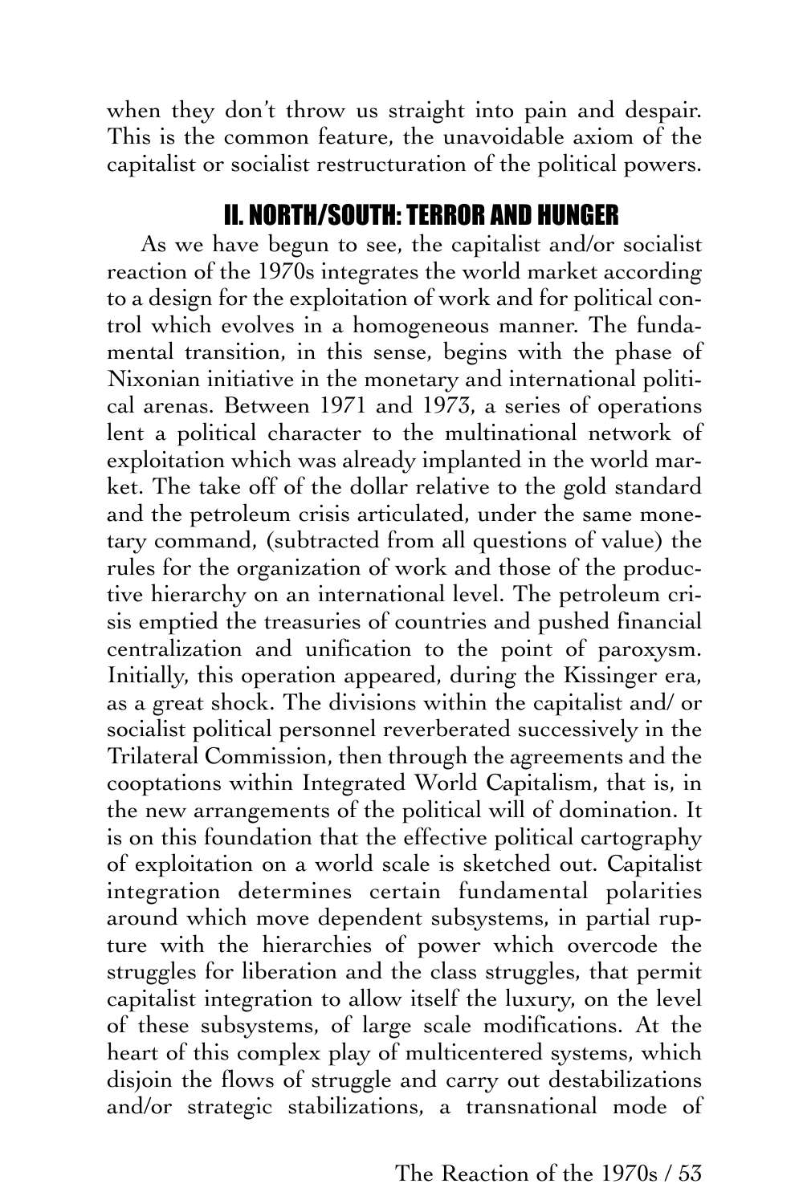when they don't throw us straight into pain and despair. This is the common feature, the unavoidable axiom of the capitalist or socialist restructuration of the political powers.

## II. NORTH/SOUTH: TERROR AND HUNGER

As we have begun to see, the capitalist and/or socialist reaction of the 1970s integrates the world market according to a design for the exploitation of work and for political control which evolves in a homogeneous manner. The fundamental transition, in this sense, begins with the phase of Nixonian initiative in the monetary and international political arenas. Between 1971 and 1973, a series of operations lent a political character to the multinational network of exploitation which was already implanted in the world market. The take off of the dollar relative to the gold standard and the petroleum crisis articulated, under the same monetary command, (subtracted from all questions of value) the rules for the organization of work and those of the productive hierarchy on an international level. The petroleum crisis emptied the treasuries of countries and pushed financial centralization and unification to the point of paroxysm. Initially, this operation appeared, during the Kissinger era, as a great shock. The divisions within the capitalist and/ or socialist political personnel reverberated successively in the Trilateral Commission, then through the agreements and the cooptations within Integrated World Capitalism, that is, in the new arrangements of the political will of domination. It is on this foundation that the effective political cartography of exploitation on a world scale is sketched out. Capitalist integration determines certain fundamental polarities around which move dependent subsystems, in partial rupture with the hierarchies of power which overcode the struggles for liberation and the class struggles, that permit capitalist integration to allow itself the luxury, on the level of these subsystems, of large scale modifications. At the heart of this complex play of multicentered systems, which disjoin the flows of struggle and carry out destabilizations and/or strategic stabilizations, a transnational mode of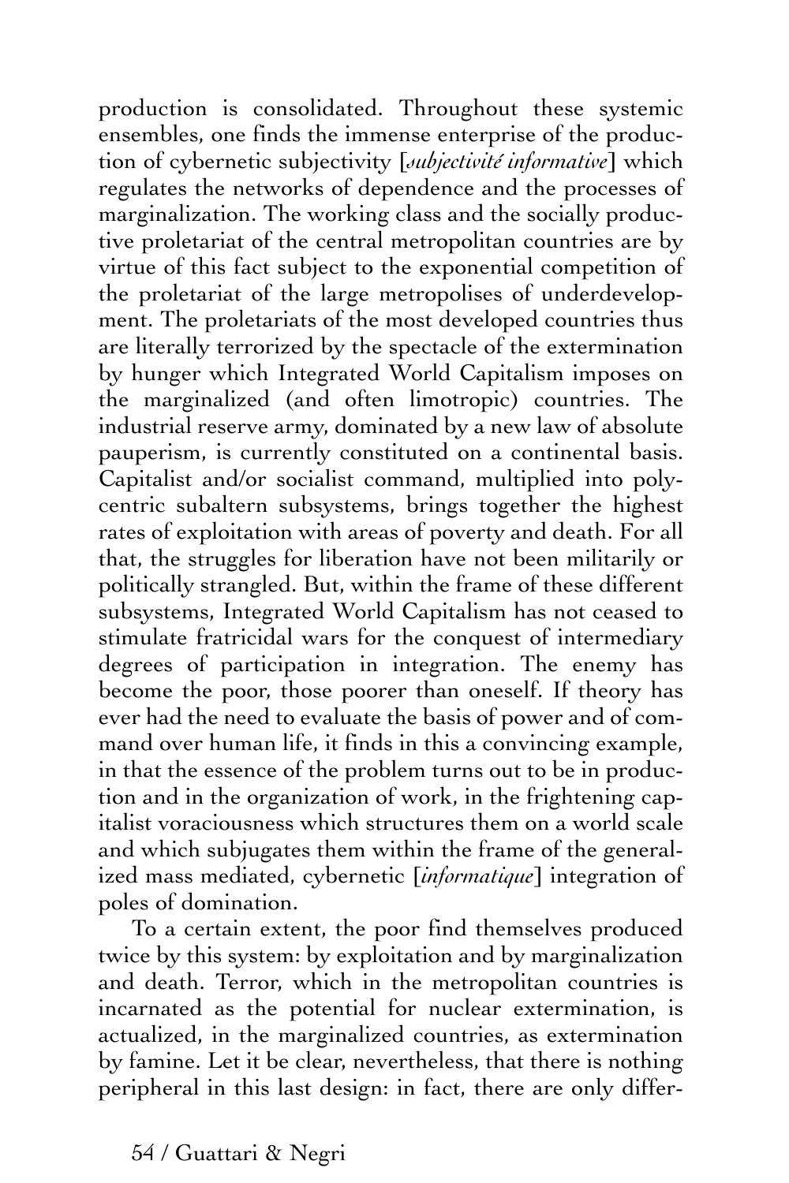production is consolidated. Throughout these systemic ensembles, one finds the immense enterprise of the production of cybernetic subjectivity [*subjectivité informative*] which regulates the networks of dependence and the processes of marginalization. The working class and the socially productive proletariat of the central metropolitan countries are by virtue of this fact subject to the exponential competition of the proletariat of the large metropolises of underdevelopment. The proletariats of the most developed countries thus are literally terrorized by the spectacle of the extermination by hunger which Integrated World Capitalism imposes on the marginalized (and often limotropic) countries. The industrial reserve army, dominated by a new law of absolute pauperism, is currently constituted on a continental basis. Capitalist and/or socialist command, multiplied into polycentric subaltern subsystems, brings together the highest rates of exploitation with areas of poverty and death. For all that, the struggles for liberation have not been militarily or politically strangled. But, within the frame of these different subsystems, Integrated World Capitalism has not ceased to stimulate fratricidal wars for the conquest of intermediary degrees of participation in integration. The enemy has become the poor, those poorer than oneself. If theory has ever had the need to evaluate the basis of power and of command over human life, it finds in this a convincing example, in that the essence of the problem turns out to be in production and in the organization of work, in the frightening capitalist voraciousness which structures them on a world scale and which subjugates them within the frame of the generalized mass mediated, cybernetic [*informatique*] integration of poles of domination.

To a certain extent, the poor find themselves produced twice by this system: by exploitation and by marginalization and death. Terror, which in the metropolitan countries is incarnated as the potential for nuclear extermination, is actualized, in the marginalized countries, as extermination by famine. Let it be clear, nevertheless, that there is nothing peripheral in this last design: in fact, there are only differ-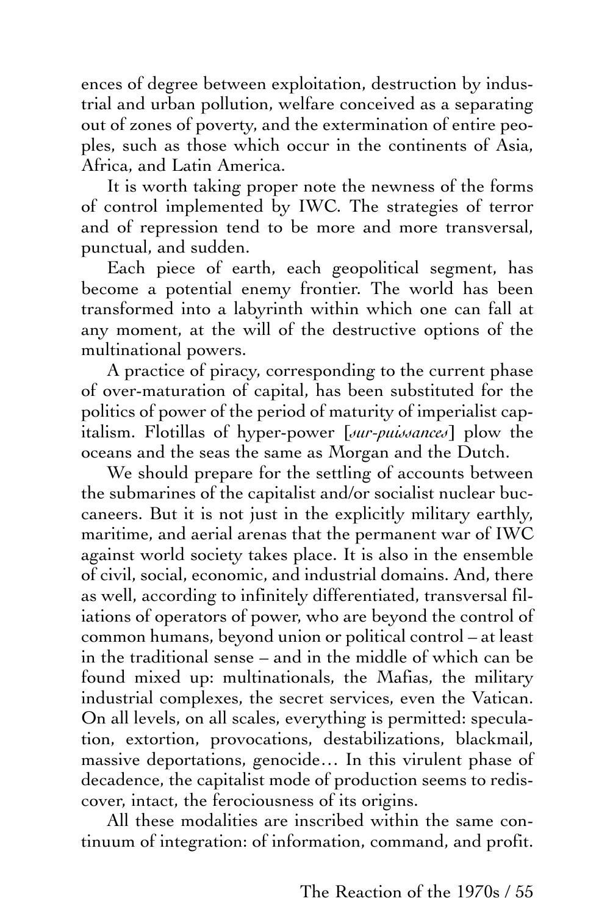ences of degree between exploitation, destruction by industrial and urban pollution, welfare conceived as a separating out of zones of poverty, and the extermination of entire peoples, such as those which occur in the continents of Asia, Africa, and Latin America.

It is worth taking proper note the newness of the forms of control implemented by IWC. The strategies of terror and of repression tend to be more and more transversal, punctual, and sudden.

Each piece of earth, each geopolitical segment, has become a potential enemy frontier. The world has been transformed into a labyrinth within which one can fall at any moment, at the will of the destructive options of the multinational powers.

A practice of piracy, corresponding to the current phase of over-maturation of capital, has been substituted for the politics of power of the period of maturity of imperialist capitalism. Flotillas of hyper-power [*sur-puissances*] plow the oceans and the seas the same as Morgan and the Dutch.

We should prepare for the settling of accounts between the submarines of the capitalist and/or socialist nuclear buccaneers. But it is not just in the explicitly military earthly, maritime, and aerial arenas that the permanent war of IWC against world society takes place. It is also in the ensemble of civil, social, economic, and industrial domains. And, there as well, according to infinitely differentiated, transversal filiations of operators of power, who are beyond the control of common humans, beyond union or political control – at least in the traditional sense – and in the middle of which can be found mixed up: multinationals, the Mafias, the military industrial complexes, the secret services, even the Vatican. On all levels, on all scales, everything is permitted: speculation, extortion, provocations, destabilizations, blackmail, massive deportations, genocide… In this virulent phase of decadence, the capitalist mode of production seems to rediscover, intact, the ferociousness of its origins.

All these modalities are inscribed within the same continuum of integration: of information, command, and profit.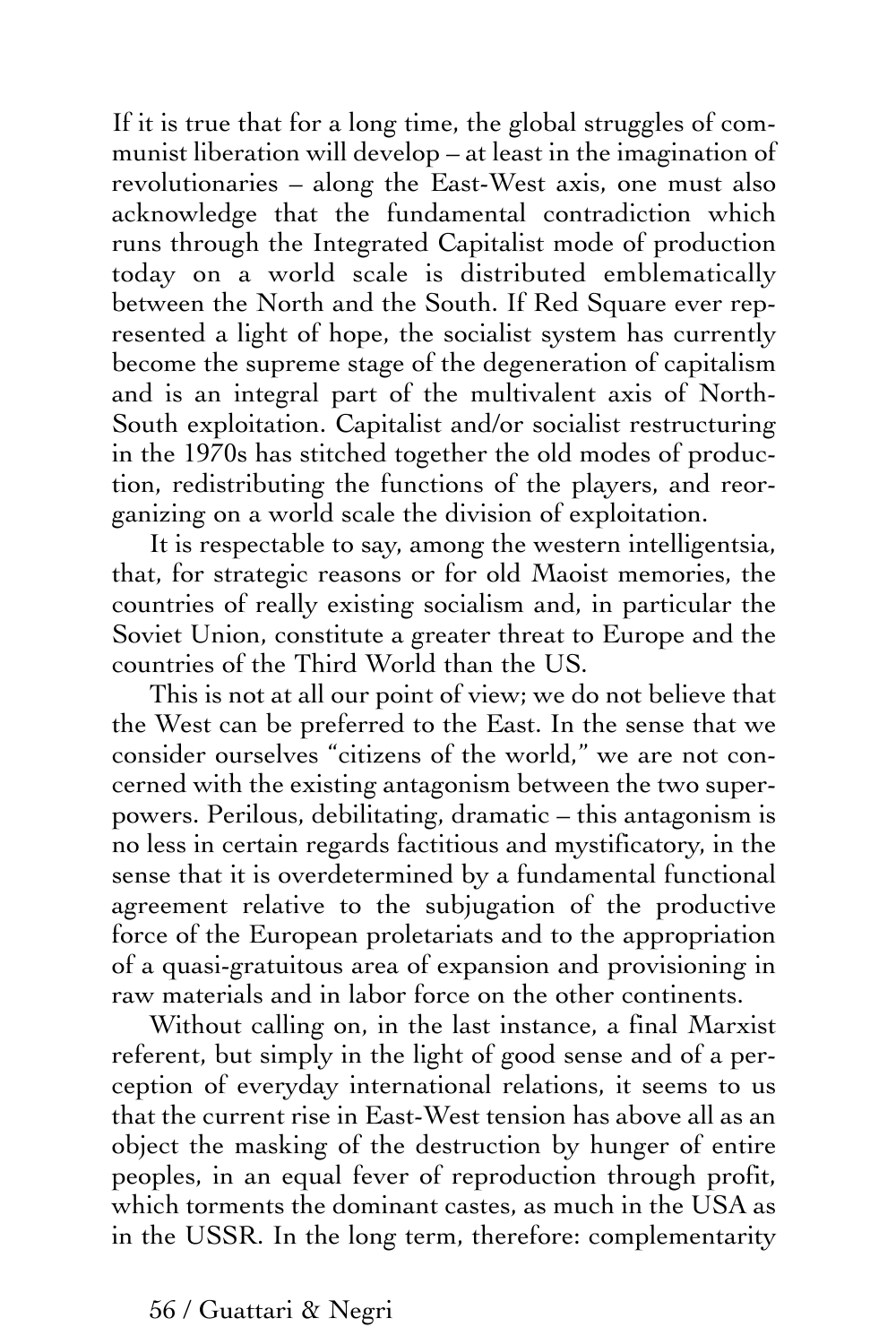If it is true that for a long time, the global struggles of communist liberation will develop – at least in the imagination of revolutionaries – along the East-West axis, one must also acknowledge that the fundamental contradiction which runs through the Integrated Capitalist mode of production today on a world scale is distributed emblematically between the North and the South. If Red Square ever represented a light of hope, the socialist system has currently become the supreme stage of the degeneration of capitalism and is an integral part of the multivalent axis of North-South exploitation. Capitalist and/or socialist restructuring in the 1970s has stitched together the old modes of production, redistributing the functions of the players, and reorganizing on a world scale the division of exploitation.

It is respectable to say, among the western intelligentsia, that, for strategic reasons or for old Maoist memories, the countries of really existing socialism and, in particular the Soviet Union, constitute a greater threat to Europe and the countries of the Third World than the US.

This is not at all our point of view; we do not believe that the West can be preferred to the East. In the sense that we consider ourselves "citizens of the world," we are not concerned with the existing antagonism between the two superpowers. Perilous, debilitating, dramatic – this antagonism is no less in certain regards factitious and mystificatory, in the sense that it is overdetermined by a fundamental functional agreement relative to the subjugation of the productive force of the European proletariats and to the appropriation of a quasi-gratuitous area of expansion and provisioning in raw materials and in labor force on the other continents.

Without calling on, in the last instance, a final Marxist referent, but simply in the light of good sense and of a perception of everyday international relations, it seems to us that the current rise in East-West tension has above all as an object the masking of the destruction by hunger of entire peoples, in an equal fever of reproduction through profit, which torments the dominant castes, as much in the USA as in the USSR. In the long term, therefore: complementarity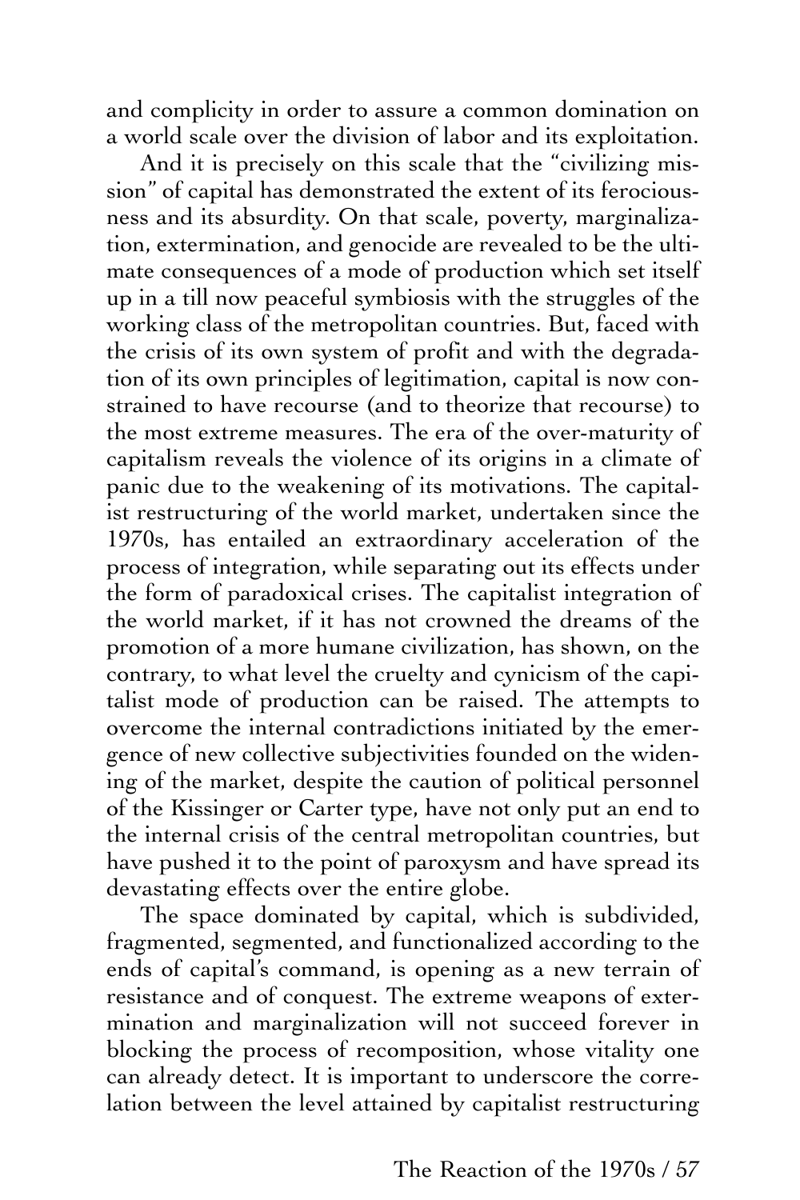and complicity in order to assure a common domination on a world scale over the division of labor and its exploitation.

And it is precisely on this scale that the "civilizing mission" of capital has demonstrated the extent of its ferociousness and its absurdity. On that scale, poverty, marginalization, extermination, and genocide are revealed to be the ultimate consequences of a mode of production which set itself up in a till now peaceful symbiosis with the struggles of the working class of the metropolitan countries. But, faced with the crisis of its own system of profit and with the degradation of its own principles of legitimation, capital is now constrained to have recourse (and to theorize that recourse) to the most extreme measures. The era of the over-maturity of capitalism reveals the violence of its origins in a climate of panic due to the weakening of its motivations. The capitalist restructuring of the world market, undertaken since the 1970s, has entailed an extraordinary acceleration of the process of integration, while separating out its effects under the form of paradoxical crises. The capitalist integration of the world market, if it has not crowned the dreams of the promotion of a more humane civilization, has shown, on the contrary, to what level the cruelty and cynicism of the capitalist mode of production can be raised. The attempts to overcome the internal contradictions initiated by the emergence of new collective subjectivities founded on the widening of the market, despite the caution of political personnel of the Kissinger or Carter type, have not only put an end to the internal crisis of the central metropolitan countries, but have pushed it to the point of paroxysm and have spread its devastating effects over the entire globe.

The space dominated by capital, which is subdivided, fragmented, segmented, and functionalized according to the ends of capital's command, is opening as a new terrain of resistance and of conquest. The extreme weapons of extermination and marginalization will not succeed forever in blocking the process of recomposition, whose vitality one can already detect. It is important to underscore the correlation between the level attained by capitalist restructuring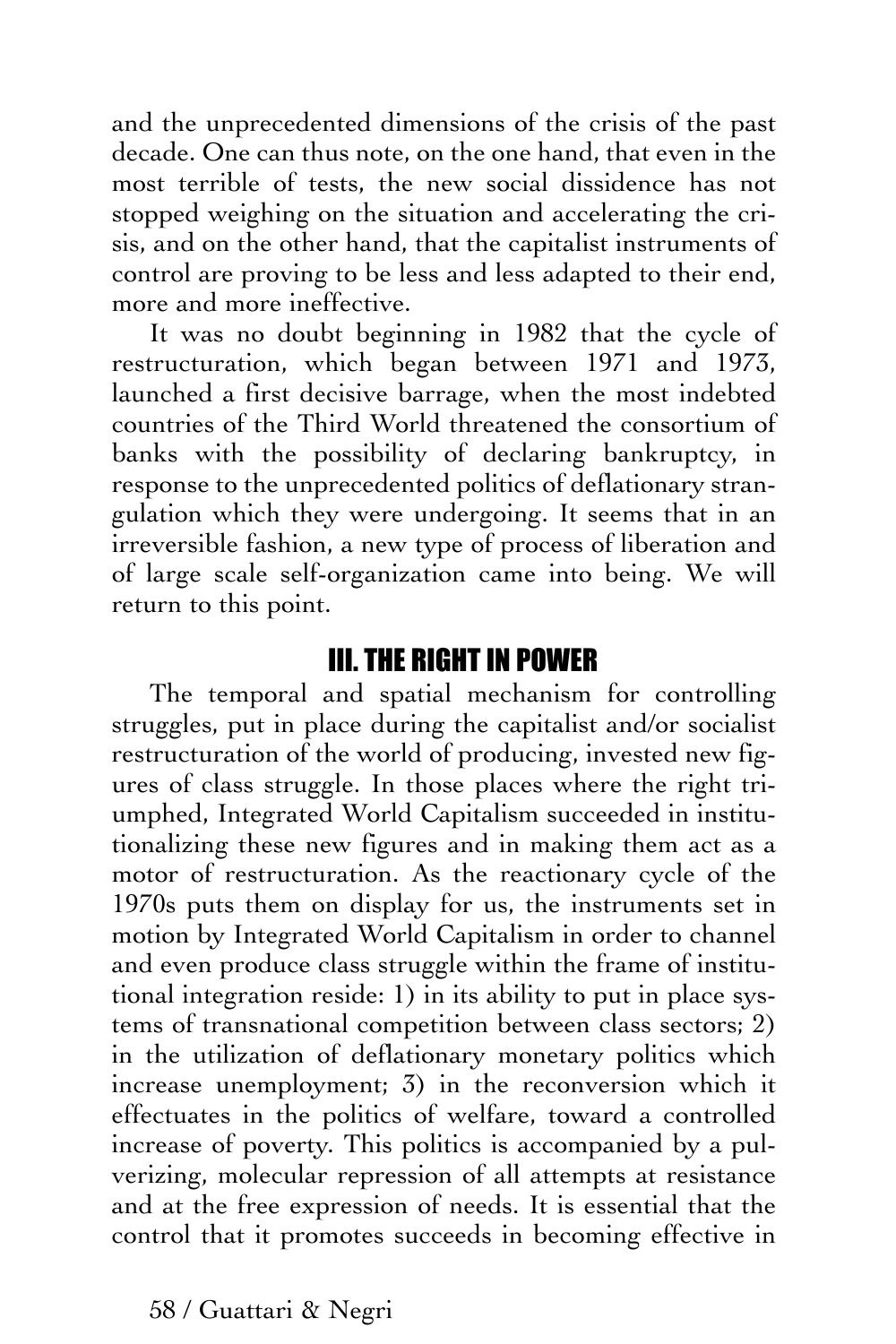and the unprecedented dimensions of the crisis of the past decade. One can thus note, on the one hand, that even in the most terrible of tests, the new social dissidence has not stopped weighing on the situation and accelerating the crisis, and on the other hand, that the capitalist instruments of control are proving to be less and less adapted to their end, more and more ineffective.

It was no doubt beginning in 1982 that the cycle of restructuration, which began between 1971 and 1973, launched a first decisive barrage, when the most indebted countries of the Third World threatened the consortium of banks with the possibility of declaring bankruptcy, in response to the unprecedented politics of deflationary strangulation which they were undergoing. It seems that in an irreversible fashion, a new type of process of liberation and of large scale self-organization came into being. We will return to this point.

## III. THE RIGHT IN POWER

The temporal and spatial mechanism for controlling struggles, put in place during the capitalist and/or socialist restructuration of the world of producing, invested new figures of class struggle. In those places where the right triumphed, Integrated World Capitalism succeeded in institutionalizing these new figures and in making them act as a motor of restructuration. As the reactionary cycle of the 1970s puts them on display for us, the instruments set in motion by Integrated World Capitalism in order to channel and even produce class struggle within the frame of institutional integration reside: 1) in its ability to put in place systems of transnational competition between class sectors; 2) in the utilization of deflationary monetary politics which increase unemployment; 3) in the reconversion which it effectuates in the politics of welfare, toward a controlled increase of poverty. This politics is accompanied by a pulverizing, molecular repression of all attempts at resistance and at the free expression of needs. It is essential that the control that it promotes succeeds in becoming effective in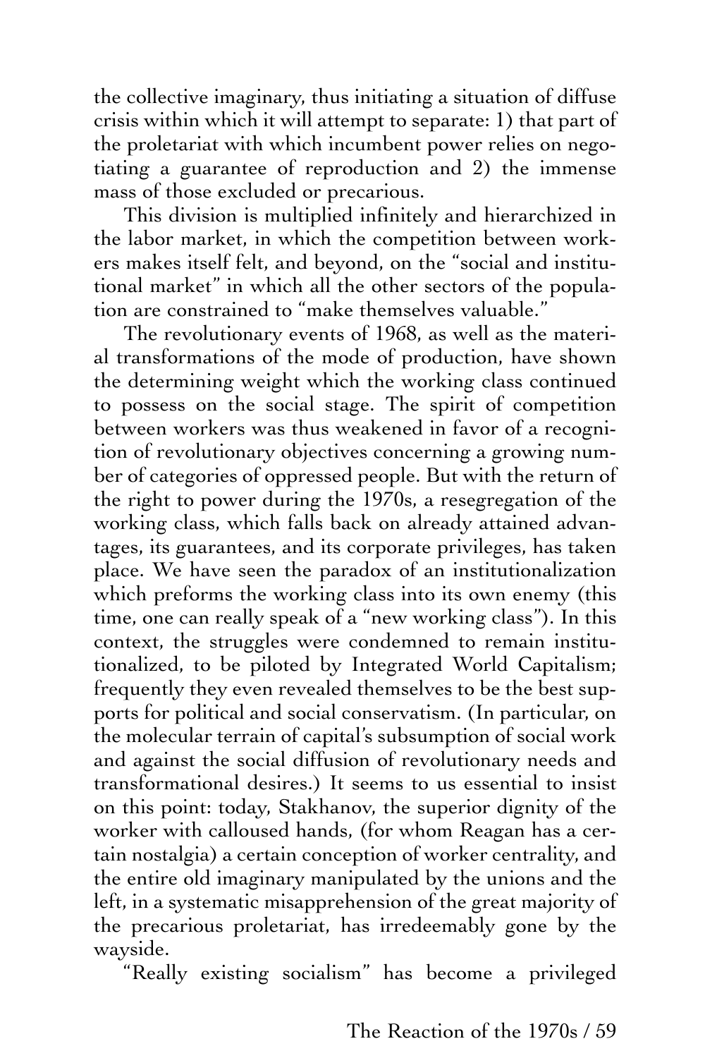the collective imaginary, thus initiating a situation of diffuse crisis within which it will attempt to separate: 1) that part of the proletariat with which incumbent power relies on negotiating a guarantee of reproduction and 2) the immense mass of those excluded or precarious.

This division is multiplied infinitely and hierarchized in the labor market, in which the competition between workers makes itself felt, and beyond, on the "social and institutional market" in which all the other sectors of the population are constrained to "make themselves valuable."

The revolutionary events of 1968, as well as the material transformations of the mode of production, have shown the determining weight which the working class continued to possess on the social stage. The spirit of competition between workers was thus weakened in favor of a recognition of revolutionary objectives concerning a growing number of categories of oppressed people. But with the return of the right to power during the 1970s, a resegregation of the working class, which falls back on already attained advantages, its guarantees, and its corporate privileges, has taken place. We have seen the paradox of an institutionalization which preforms the working class into its own enemy (this time, one can really speak of a "new working class"). In this context, the struggles were condemned to remain institutionalized, to be piloted by Integrated World Capitalism; frequently they even revealed themselves to be the best supports for political and social conservatism. (In particular, on the molecular terrain of capital's subsumption of social work and against the social diffusion of revolutionary needs and transformational desires.) It seems to us essential to insist on this point: today, Stakhanov, the superior dignity of the worker with calloused hands, (for whom Reagan has a certain nostalgia) a certain conception of worker centrality, and the entire old imaginary manipulated by the unions and the left, in a systematic misapprehension of the great majority of the precarious proletariat, has irredeemably gone by the wayside.

"Really existing socialism" has become a privileged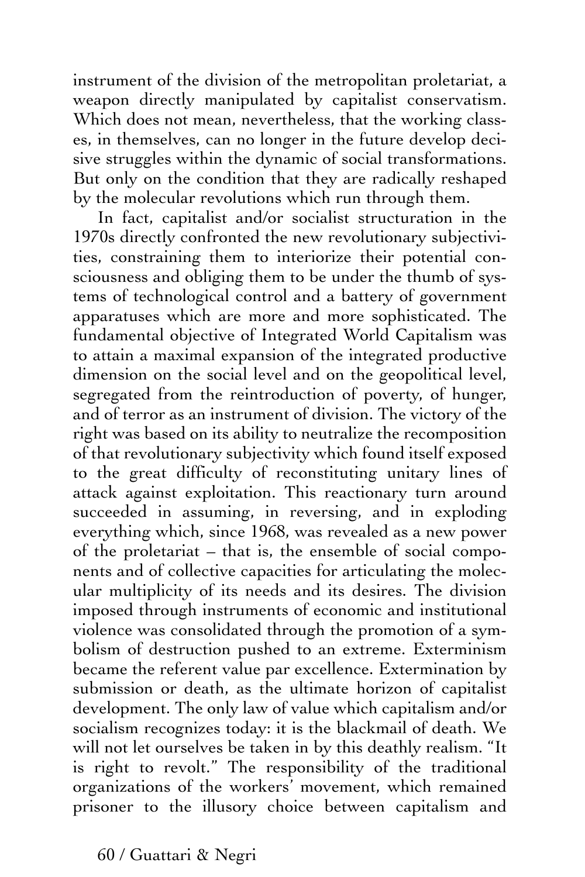instrument of the division of the metropolitan proletariat, a weapon directly manipulated by capitalist conservatism. Which does not mean, nevertheless, that the working classes, in themselves, can no longer in the future develop decisive struggles within the dynamic of social transformations. But only on the condition that they are radically reshaped by the molecular revolutions which run through them.

In fact, capitalist and/or socialist structuration in the 1970s directly confronted the new revolutionary subjectivities, constraining them to interiorize their potential consciousness and obliging them to be under the thumb of systems of technological control and a battery of government apparatuses which are more and more sophisticated. The fundamental objective of Integrated World Capitalism was to attain a maximal expansion of the integrated productive dimension on the social level and on the geopolitical level, segregated from the reintroduction of poverty, of hunger, and of terror as an instrument of division. The victory of the right was based on its ability to neutralize the recomposition of that revolutionary subjectivity which found itself exposed to the great difficulty of reconstituting unitary lines of attack against exploitation. This reactionary turn around succeeded in assuming, in reversing, and in exploding everything which, since 1968, was revealed as a new power of the proletariat – that is, the ensemble of social components and of collective capacities for articulating the molecular multiplicity of its needs and its desires. The division imposed through instruments of economic and institutional violence was consolidated through the promotion of a symbolism of destruction pushed to an extreme. Exterminism became the referent value par excellence. Extermination by submission or death, as the ultimate horizon of capitalist development. The only law of value which capitalism and/or socialism recognizes today: it is the blackmail of death. We will not let ourselves be taken in by this deathly realism. "It is right to revolt." The responsibility of the traditional organizations of the workers' movement, which remained prisoner to the illusory choice between capitalism and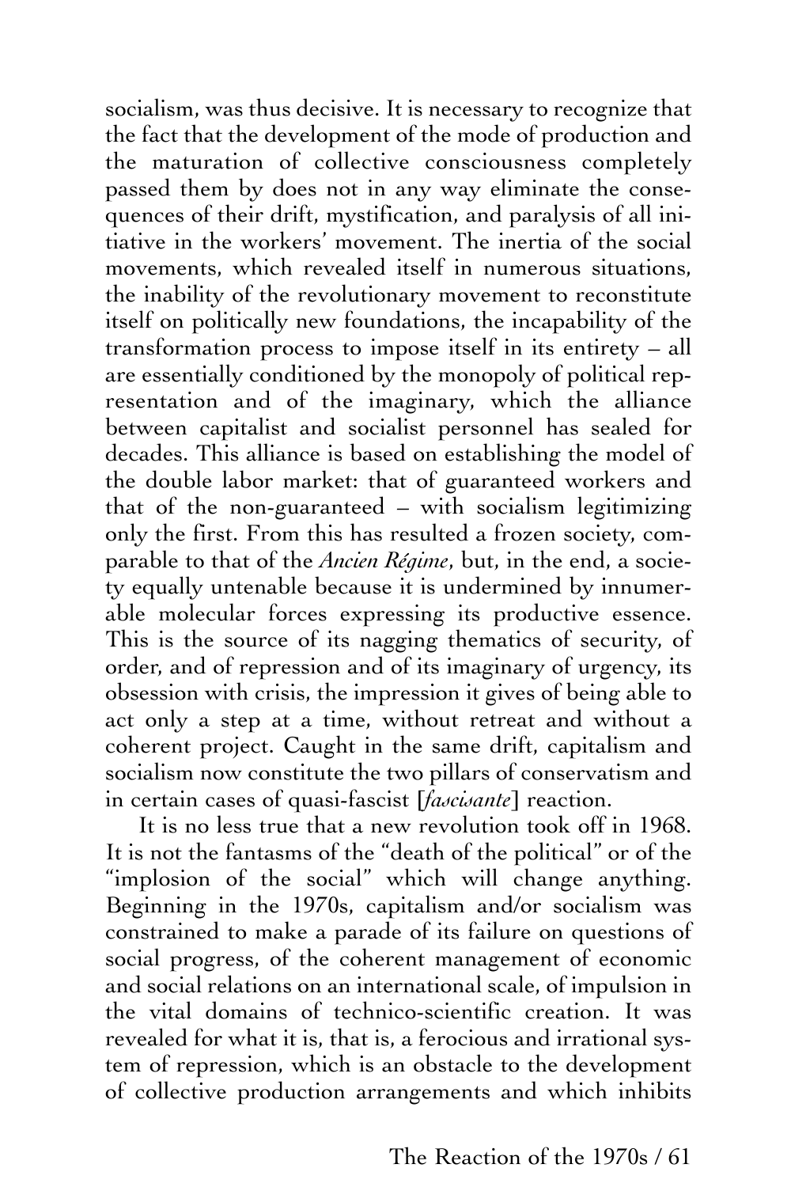socialism, was thus decisive. It is necessary to recognize that the fact that the development of the mode of production and the maturation of collective consciousness completely passed them by does not in any way eliminate the consequences of their drift, mystification, and paralysis of all initiative in the workers' movement. The inertia of the social movements, which revealed itself in numerous situations, the inability of the revolutionary movement to reconstitute itself on politically new foundations, the incapability of the transformation process to impose itself in its entirety – all are essentially conditioned by the monopoly of political representation and of the imaginary, which the alliance between capitalist and socialist personnel has sealed for decades. This alliance is based on establishing the model of the double labor market: that of guaranteed workers and that of the non-guaranteed – with socialism legitimizing only the first. From this has resulted a frozen society, comparable to that of the *Ancien Régime*, but, in the end, a society equally untenable because it is undermined by innumerable molecular forces expressing its productive essence. This is the source of its nagging thematics of security, of order, and of repression and of its imaginary of urgency, its obsession with crisis, the impression it gives of being able to act only a step at a time, without retreat and without a coherent project. Caught in the same drift, capitalism and socialism now constitute the two pillars of conservatism and in certain cases of quasi-fascist [*fascisante*] reaction.

It is no less true that a new revolution took off in 1968. It is not the fantasms of the "death of the political" or of the "implosion of the social" which will change anything. Beginning in the 1970s, capitalism and/or socialism was constrained to make a parade of its failure on questions of social progress, of the coherent management of economic and social relations on an international scale, of impulsion in the vital domains of technico-scientific creation. It was revealed for what it is, that is, a ferocious and irrational system of repression, which is an obstacle to the development of collective production arrangements and which inhibits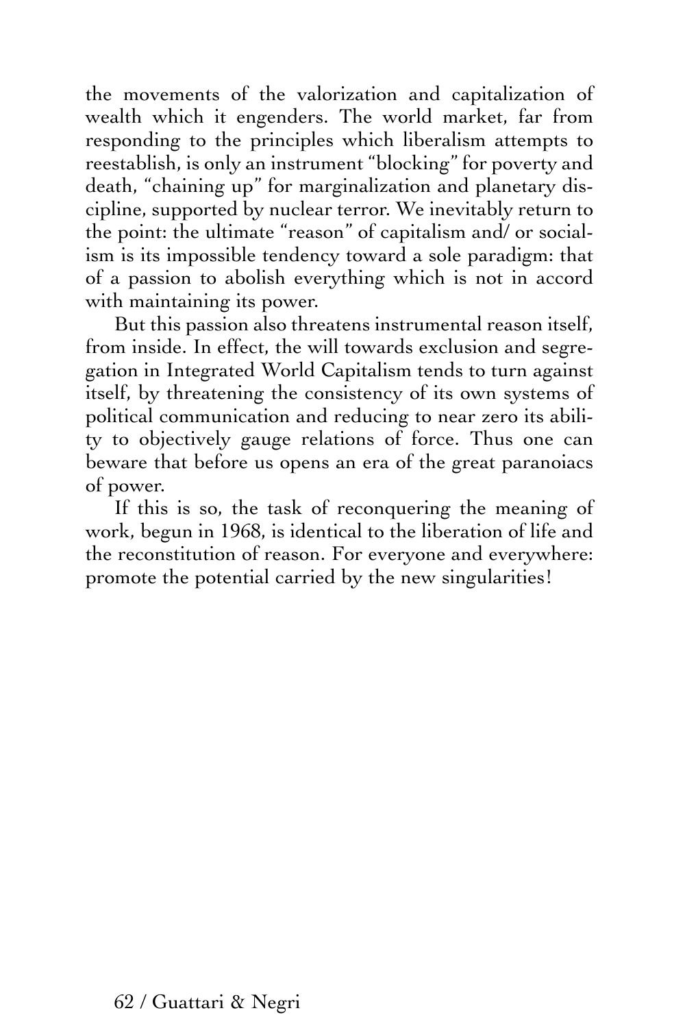the movements of the valorization and capitalization of wealth which it engenders. The world market, far from responding to the principles which liberalism attempts to reestablish, is only an instrument "blocking" for poverty and death, "chaining up" for marginalization and planetary discipline, supported by nuclear terror. We inevitably return to the point: the ultimate "reason" of capitalism and/ or socialism is its impossible tendency toward a sole paradigm: that of a passion to abolish everything which is not in accord with maintaining its power.

But this passion also threatens instrumental reason itself, from inside. In effect, the will towards exclusion and segregation in Integrated World Capitalism tends to turn against itself, by threatening the consistency of its own systems of political communication and reducing to near zero its ability to objectively gauge relations of force. Thus one can beware that before us opens an era of the great paranoiacs of power.

If this is so, the task of reconquering the meaning of work, begun in 1968, is identical to the liberation of life and the reconstitution of reason. For everyone and everywhere: promote the potential carried by the new singularities!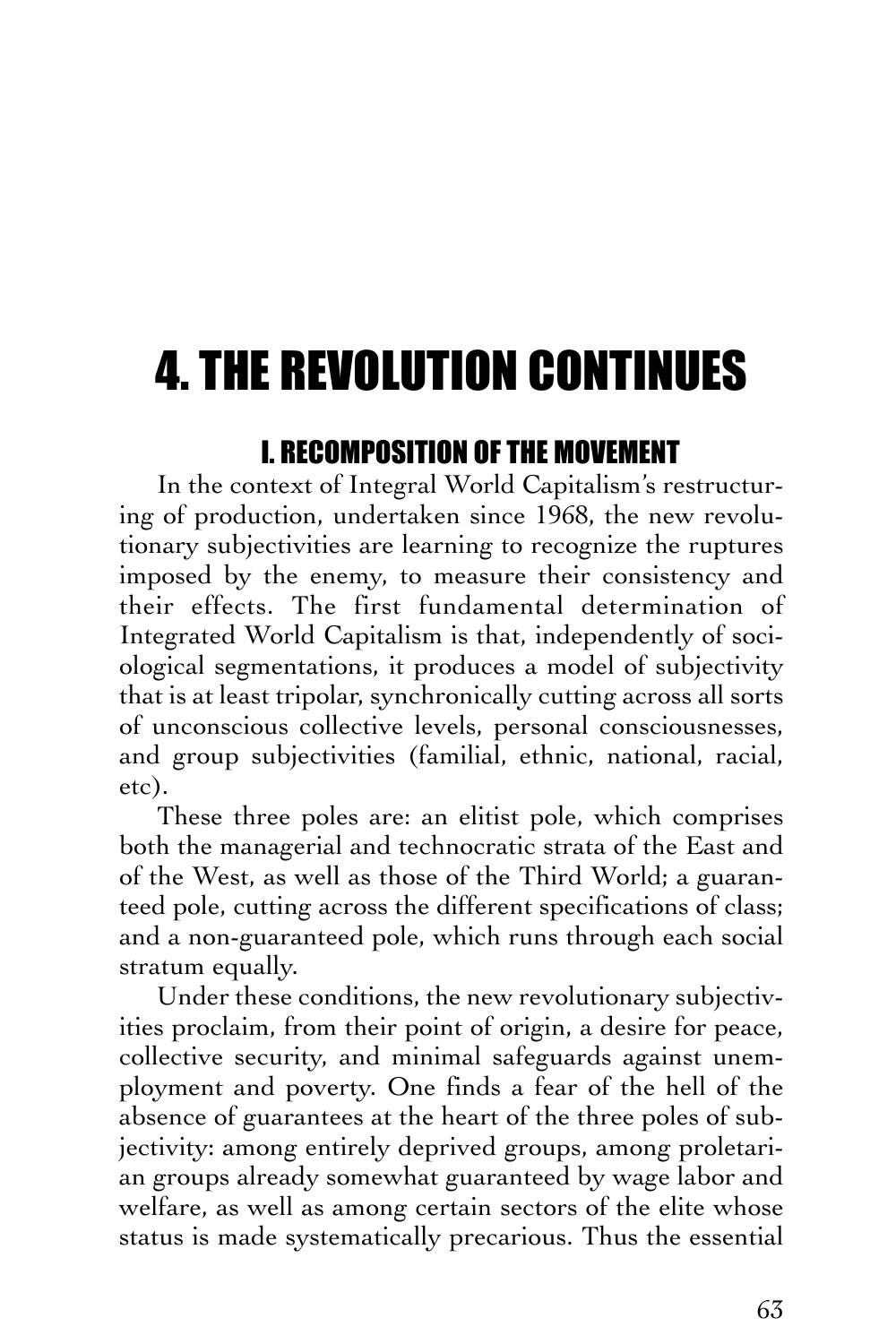# 4. THE REVOLUTION CONTINUES

## I. RECOMPOSITION OF THE MOVEMENT

In the context of Integral World Capitalism's restructuring of production, undertaken since 1968, the new revolutionary subjectivities are learning to recognize the ruptures imposed by the enemy, to measure their consistency and their effects. The first fundamental determination of Integrated World Capitalism is that, independently of sociological segmentations, it produces a model of subjectivity that is at least tripolar, synchronically cutting across all sorts of unconscious collective levels, personal consciousnesses, and group subjectivities (familial, ethnic, national, racial, etc).

These three poles are: an elitist pole, which comprises both the managerial and technocratic strata of the East and of the West, as well as those of the Third World; a guaranteed pole, cutting across the different specifications of class; and a non-guaranteed pole, which runs through each social stratum equally.

Under these conditions, the new revolutionary subjectivities proclaim, from their point of origin, a desire for peace, collective security, and minimal safeguards against unemployment and poverty. One finds a fear of the hell of the absence of guarantees at the heart of the three poles of subjectivity: among entirely deprived groups, among proletarian groups already somewhat guaranteed by wage labor and welfare, as well as among certain sectors of the elite whose status is made systematically precarious. Thus the essential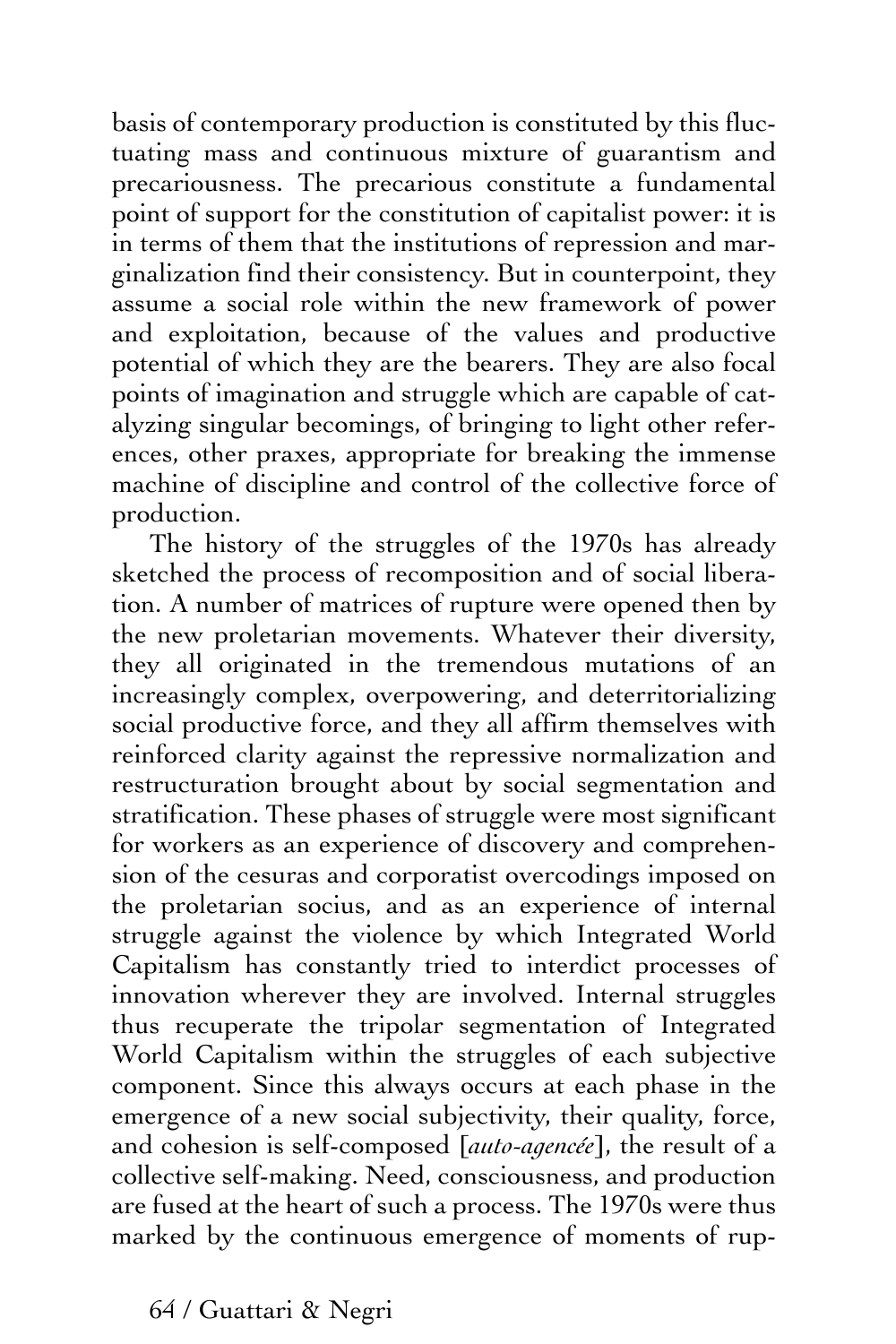basis of contemporary production is constituted by this fluctuating mass and continuous mixture of guarantism and precariousness. The precarious constitute a fundamental point of support for the constitution of capitalist power: it is in terms of them that the institutions of repression and marginalization find their consistency. But in counterpoint, they assume a social role within the new framework of power and exploitation, because of the values and productive potential of which they are the bearers. They are also focal points of imagination and struggle which are capable of catalyzing singular becomings, of bringing to light other references, other praxes, appropriate for breaking the immense machine of discipline and control of the collective force of production.

The history of the struggles of the 1970s has already sketched the process of recomposition and of social liberation. A number of matrices of rupture were opened then by the new proletarian movements. Whatever their diversity, they all originated in the tremendous mutations of an increasingly complex, overpowering, and deterritorializing social productive force, and they all affirm themselves with reinforced clarity against the repressive normalization and restructuration brought about by social segmentation and stratification. These phases of struggle were most significant for workers as an experience of discovery and comprehension of the cesuras and corporatist overcodings imposed on the proletarian socius, and as an experience of internal struggle against the violence by which Integrated World Capitalism has constantly tried to interdict processes of innovation wherever they are involved. Internal struggles thus recuperate the tripolar segmentation of Integrated World Capitalism within the struggles of each subjective component. Since this always occurs at each phase in the emergence of a new social subjectivity, their quality, force, and cohesion is self-composed [*auto-agencée*], the result of a collective self-making. Need, consciousness, and production are fused at the heart of such a process. The 1970s were thus marked by the continuous emergence of moments of rup-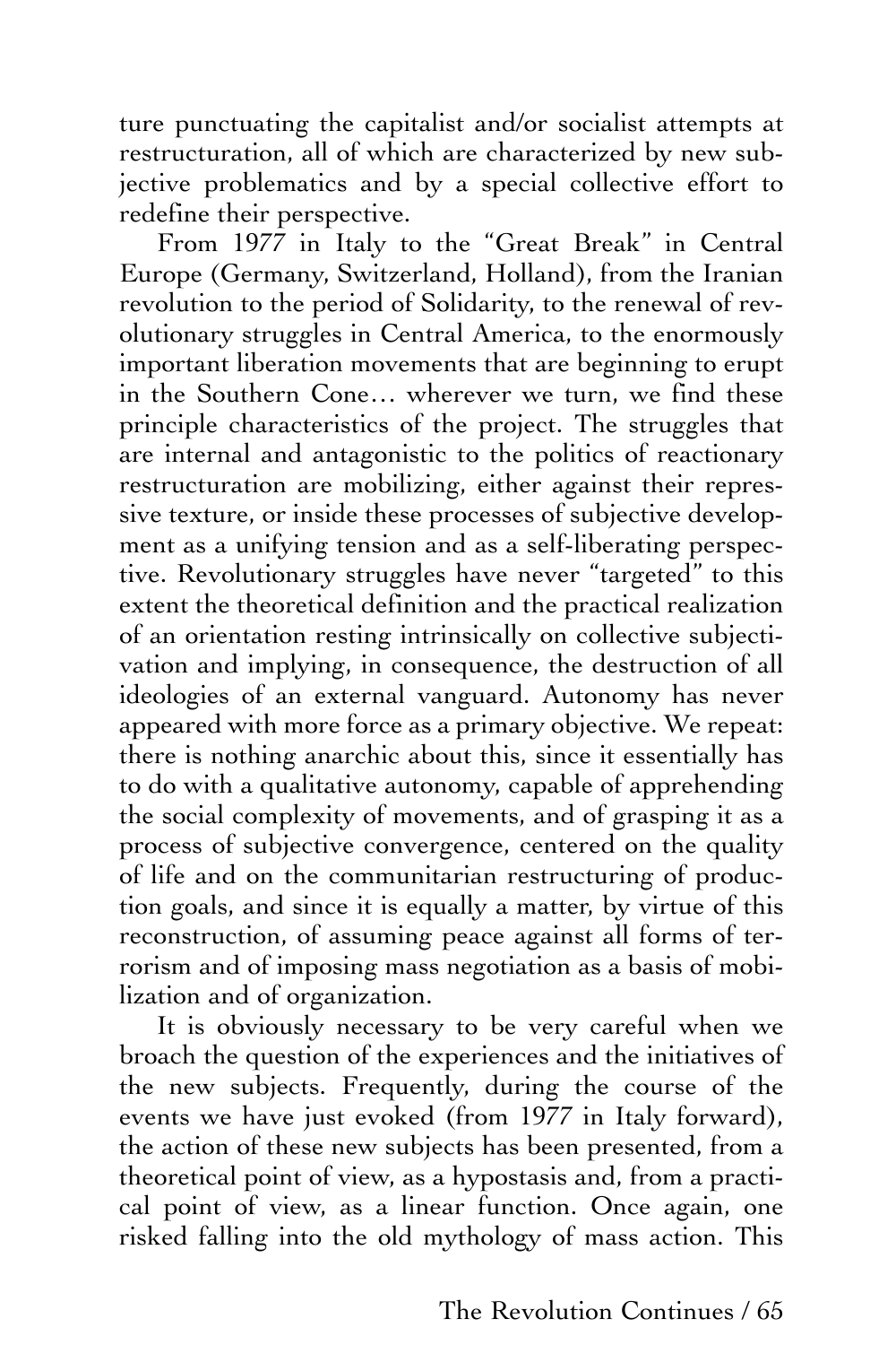ture punctuating the capitalist and/or socialist attempts at restructuration, all of which are characterized by new subjective problematics and by a special collective effort to redefine their perspective.

From 1977 in Italy to the "Great Break" in Central Europe (Germany, Switzerland, Holland), from the Iranian revolution to the period of Solidarity, to the renewal of revolutionary struggles in Central America, to the enormously important liberation movements that are beginning to erupt in the Southern Cone… wherever we turn, we find these principle characteristics of the project. The struggles that are internal and antagonistic to the politics of reactionary restructuration are mobilizing, either against their repressive texture, or inside these processes of subjective development as a unifying tension and as a self-liberating perspective. Revolutionary struggles have never "targeted" to this extent the theoretical definition and the practical realization of an orientation resting intrinsically on collective subjectivation and implying, in consequence, the destruction of all ideologies of an external vanguard. Autonomy has never appeared with more force as a primary objective. We repeat: there is nothing anarchic about this, since it essentially has to do with a qualitative autonomy, capable of apprehending the social complexity of movements, and of grasping it as a process of subjective convergence, centered on the quality of life and on the communitarian restructuring of production goals, and since it is equally a matter, by virtue of this reconstruction, of assuming peace against all forms of terrorism and of imposing mass negotiation as a basis of mobilization and of organization.

It is obviously necessary to be very careful when we broach the question of the experiences and the initiatives of the new subjects. Frequently, during the course of the events we have just evoked (from 1977 in Italy forward), the action of these new subjects has been presented, from a theoretical point of view, as a hypostasis and, from a practical point of view, as a linear function. Once again, one risked falling into the old mythology of mass action. This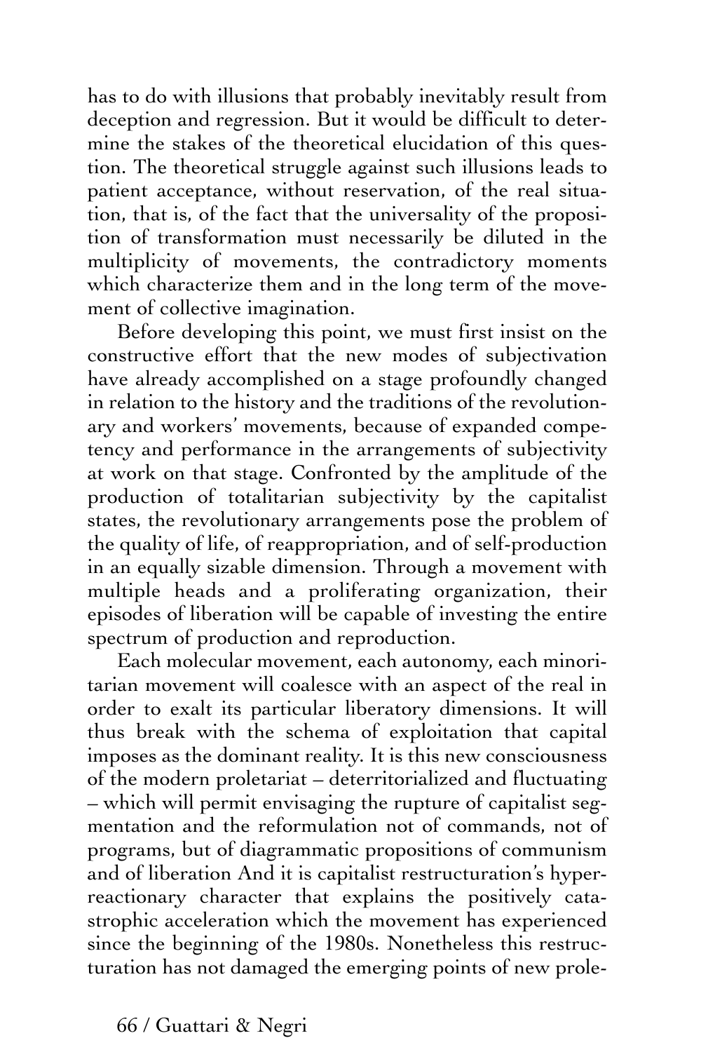has to do with illusions that probably inevitably result from deception and regression. But it would be difficult to determine the stakes of the theoretical elucidation of this question. The theoretical struggle against such illusions leads to patient acceptance, without reservation, of the real situation, that is, of the fact that the universality of the proposition of transformation must necessarily be diluted in the multiplicity of movements, the contradictory moments which characterize them and in the long term of the movement of collective imagination.

Before developing this point, we must first insist on the constructive effort that the new modes of subjectivation have already accomplished on a stage profoundly changed in relation to the history and the traditions of the revolutionary and workers' movements, because of expanded competency and performance in the arrangements of subjectivity at work on that stage. Confronted by the amplitude of the production of totalitarian subjectivity by the capitalist states, the revolutionary arrangements pose the problem of the quality of life, of reappropriation, and of self-production in an equally sizable dimension. Through a movement with multiple heads and a proliferating organization, their episodes of liberation will be capable of investing the entire spectrum of production and reproduction.

Each molecular movement, each autonomy, each minoritarian movement will coalesce with an aspect of the real in order to exalt its particular liberatory dimensions. It will thus break with the schema of exploitation that capital imposes as the dominant reality. It is this new consciousness of the modern proletariat – deterritorialized and fluctuating – which will permit envisaging the rupture of capitalist segmentation and the reformulation not of commands, not of programs, but of diagrammatic propositions of communism and of liberation And it is capitalist restructuration's hyper-reactionary character that explains the positively catastrophic acceleration which the movement has experienced since the beginning of the 1980s. Nonetheless this restructuration has not damaged the emerging points of new prole-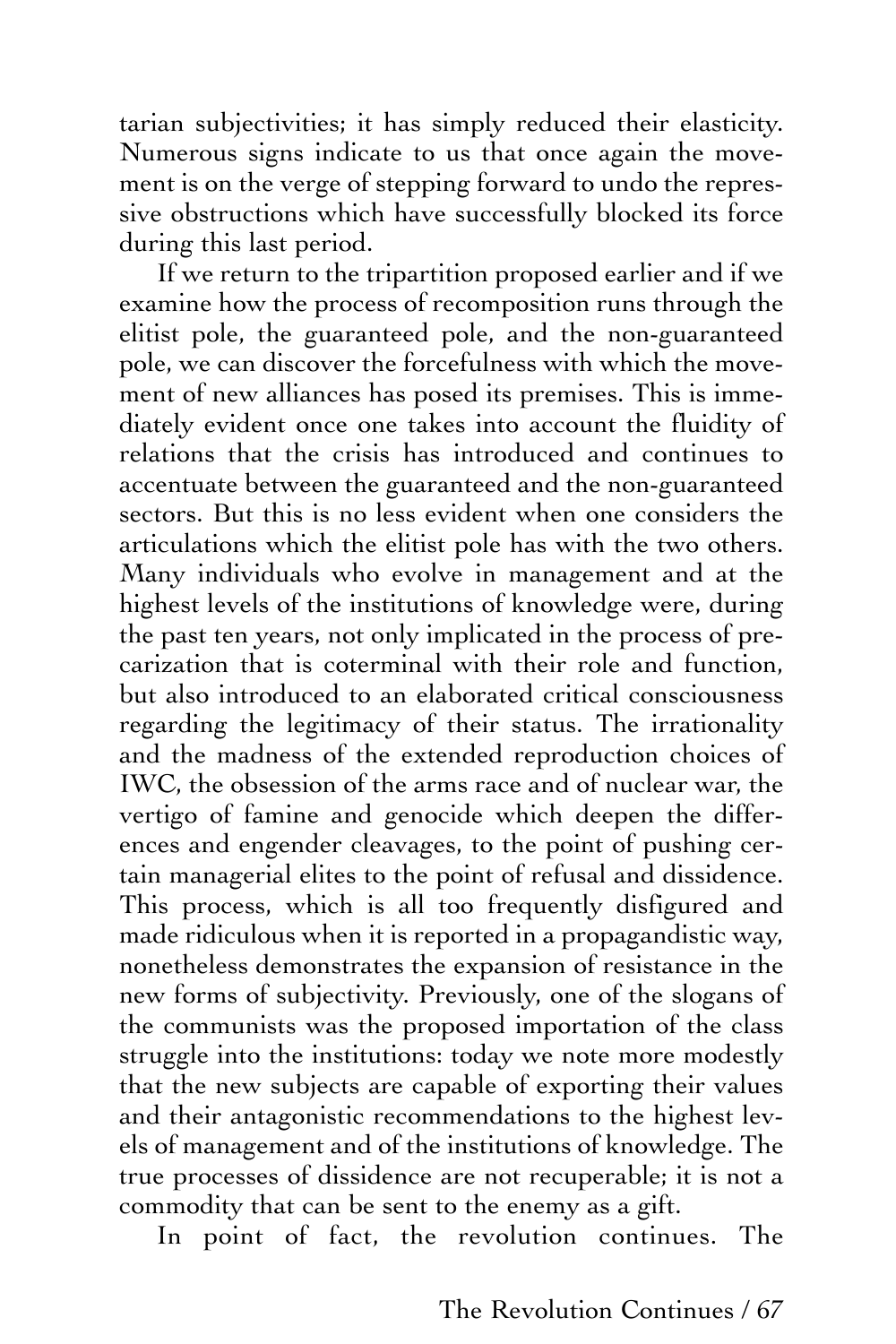tarian subjectivities; it has simply reduced their elasticity. Numerous signs indicate to us that once again the movement is on the verge of stepping forward to undo the repressive obstructions which have successfully blocked its force during this last period.

If we return to the tripartition proposed earlier and if we examine how the process of recomposition runs through the elitist pole, the guaranteed pole, and the non-guaranteed pole, we can discover the forcefulness with which the movement of new alliances has posed its premises. This is immediately evident once one takes into account the fluidity of relations that the crisis has introduced and continues to accentuate between the guaranteed and the non-guaranteed sectors. But this is no less evident when one considers the articulations which the elitist pole has with the two others. Many individuals who evolve in management and at the highest levels of the institutions of knowledge were, during the past ten years, not only implicated in the process of precarization that is coterminal with their role and function, but also introduced to an elaborated critical consciousness regarding the legitimacy of their status. The irrationality and the madness of the extended reproduction choices of IWC, the obsession of the arms race and of nuclear war, the vertigo of famine and genocide which deepen the differences and engender cleavages, to the point of pushing certain managerial elites to the point of refusal and dissidence. This process, which is all too frequently disfigured and made ridiculous when it is reported in a propagandistic way, nonetheless demonstrates the expansion of resistance in the new forms of subjectivity. Previously, one of the slogans of the communists was the proposed importation of the class struggle into the institutions: today we note more modestly that the new subjects are capable of exporting their values and their antagonistic recommendations to the highest levels of management and of the institutions of knowledge. The true processes of dissidence are not recuperable; it is not a commodity that can be sent to the enemy as a gift.

In point of fact, the revolution continues. The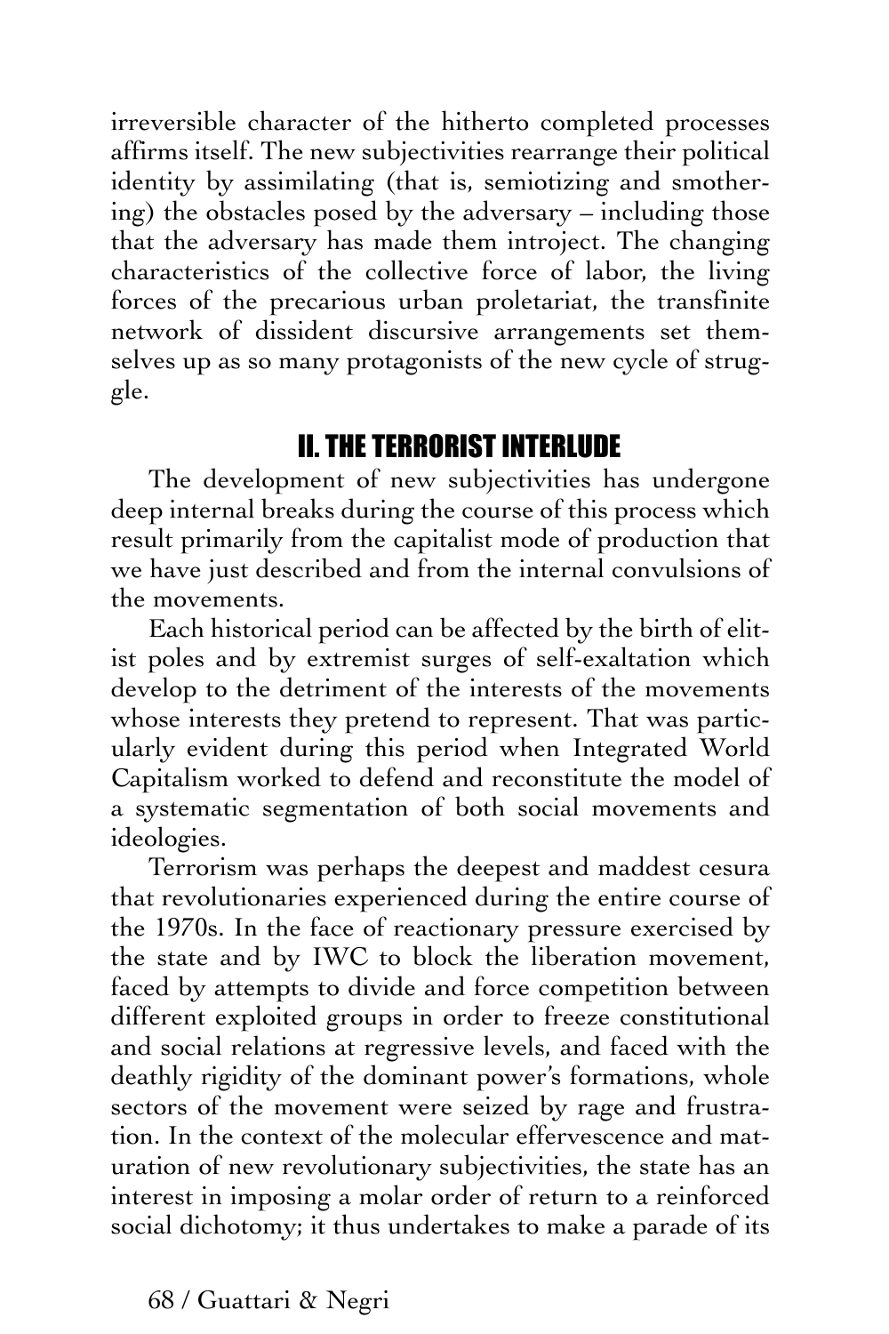irreversible character of the hitherto completed processes affirms itself. The new subjectivities rearrange their political identity by assimilating (that is, semiotizing and smothering) the obstacles posed by the adversary – including those that the adversary has made them introject. The changing characteristics of the collective force of labor, the living forces of the precarious urban proletariat, the transfinite network of dissident discursive arrangements set themselves up as so many protagonists of the new cycle of struggle.

## II. THE TERRORIST INTERLUDE

The development of new subjectivities has undergone deep internal breaks during the course of this process which result primarily from the capitalist mode of production that we have just described and from the internal convulsions of the movements.

Each historical period can be affected by the birth of elitist poles and by extremist surges of self-exaltation which develop to the detriment of the interests of the movements whose interests they pretend to represent. That was particularly evident during this period when Integrated World Capitalism worked to defend and reconstitute the model of a systematic segmentation of both social movements and ideologies.

Terrorism was perhaps the deepest and maddest cesura that revolutionaries experienced during the entire course of the 1970s. In the face of reactionary pressure exercised by the state and by IWC to block the liberation movement, faced by attempts to divide and force competition between different exploited groups in order to freeze constitutional and social relations at regressive levels, and faced with the deathly rigidity of the dominant power's formations, whole sectors of the movement were seized by rage and frustration. In the context of the molecular effervescence and maturation of new revolutionary subjectivities, the state has an interest in imposing a molar order of return to a reinforced social dichotomy; it thus undertakes to make a parade of its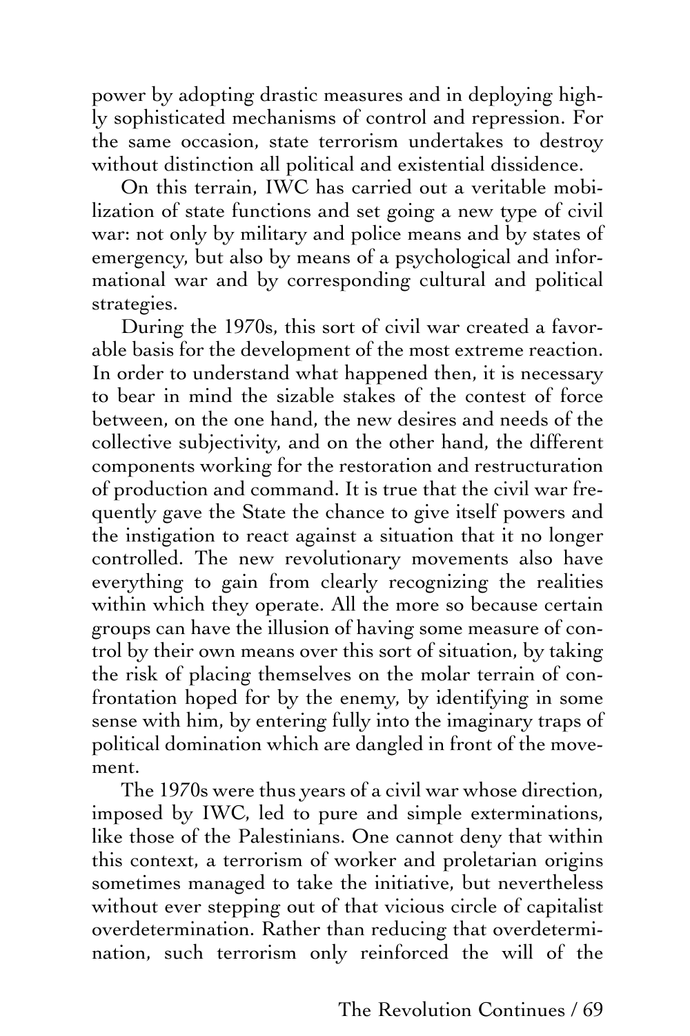power by adopting drastic measures and in deploying highly sophisticated mechanisms of control and repression. For the same occasion, state terrorism undertakes to destroy without distinction all political and existential dissidence.

On this terrain, IWC has carried out a veritable mobilization of state functions and set going a new type of civil war: not only by military and police means and by states of emergency, but also by means of a psychological and informational war and by corresponding cultural and political strategies.

During the 1970s, this sort of civil war created a favorable basis for the development of the most extreme reaction. In order to understand what happened then, it is necessary to bear in mind the sizable stakes of the contest of force between, on the one hand, the new desires and needs of the collective subjectivity, and on the other hand, the different components working for the restoration and restructuration of production and command. It is true that the civil war frequently gave the State the chance to give itself powers and the instigation to react against a situation that it no longer controlled. The new revolutionary movements also have everything to gain from clearly recognizing the realities within which they operate. All the more so because certain groups can have the illusion of having some measure of control by their own means over this sort of situation, by taking the risk of placing themselves on the molar terrain of confrontation hoped for by the enemy, by identifying in some sense with him, by entering fully into the imaginary traps of political domination which are dangled in front of the movement.

The 1970s were thus years of a civil war whose direction, imposed by IWC, led to pure and simple exterminations, like those of the Palestinians. One cannot deny that within this context, a terrorism of worker and proletarian origins sometimes managed to take the initiative, but nevertheless without ever stepping out of that vicious circle of capitalist overdetermination. Rather than reducing that overdetermination, such terrorism only reinforced the will of the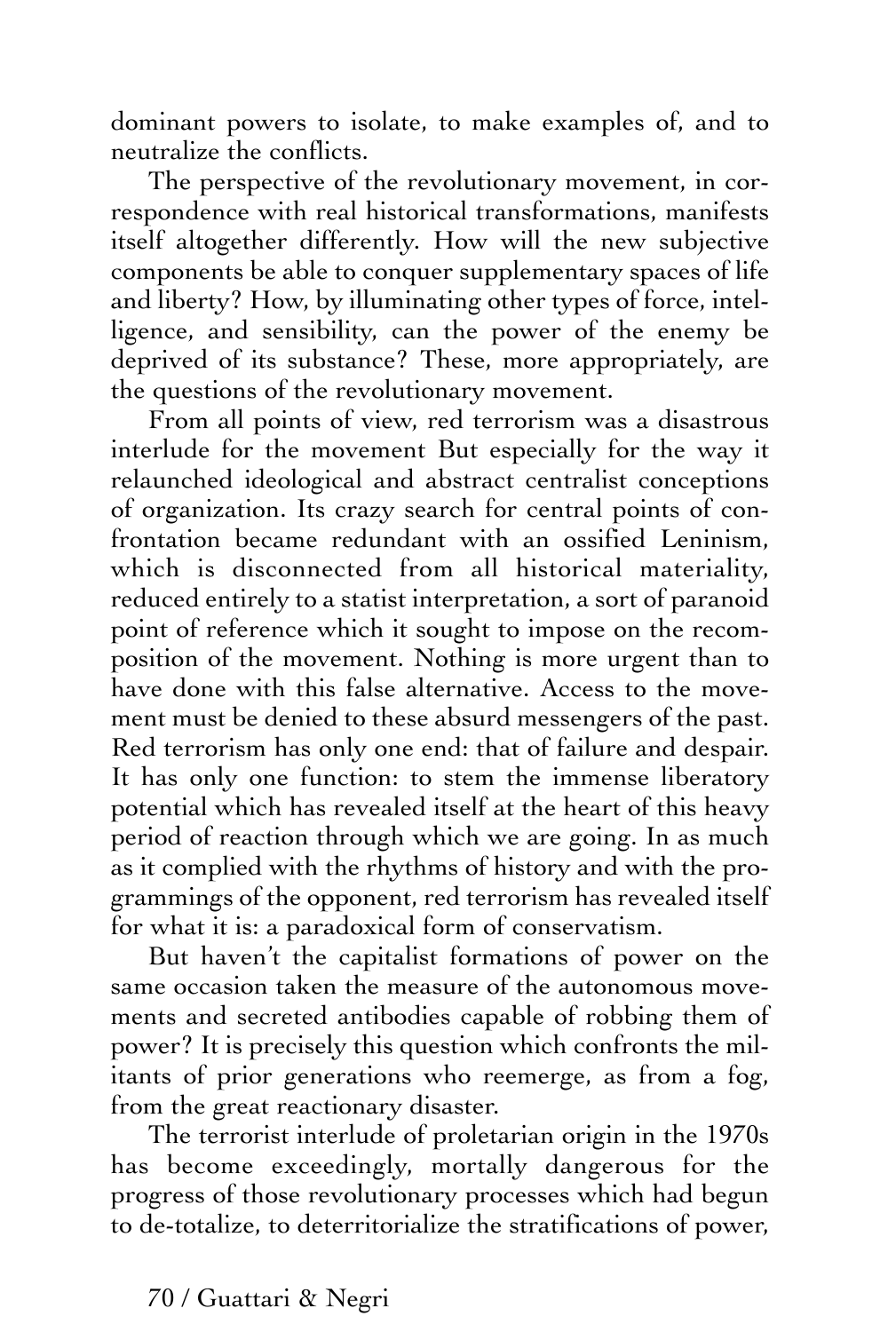dominant powers to isolate, to make examples of, and to neutralize the conflicts.

The perspective of the revolutionary movement, in correspondence with real historical transformations, manifests itself altogether differently. How will the new subjective components be able to conquer supplementary spaces of life and liberty? How, by illuminating other types of force, intelligence, and sensibility, can the power of the enemy be deprived of its substance? These, more appropriately, are the questions of the revolutionary movement.

From all points of view, red terrorism was a disastrous interlude for the movement But especially for the way it relaunched ideological and abstract centralist conceptions of organization. Its crazy search for central points of confrontation became redundant with an ossified Leninism, which is disconnected from all historical materiality, reduced entirely to a statist interpretation, a sort of paranoid point of reference which it sought to impose on the recomposition of the movement. Nothing is more urgent than to have done with this false alternative. Access to the movement must be denied to these absurd messengers of the past. Red terrorism has only one end: that of failure and despair. It has only one function: to stem the immense liberatory potential which has revealed itself at the heart of this heavy period of reaction through which we are going. In as much as it complied with the rhythms of history and with the programmings of the opponent, red terrorism has revealed itself for what it is: a paradoxical form of conservatism.

But haven't the capitalist formations of power on the same occasion taken the measure of the autonomous movements and secreted antibodies capable of robbing them of power? It is precisely this question which confronts the militants of prior generations who reemerge, as from a fog, from the great reactionary disaster.

The terrorist interlude of proletarian origin in the 1970s has become exceedingly, mortally dangerous for the progress of those revolutionary processes which had begun to de-totalize, to deterritorialize the stratifications of power,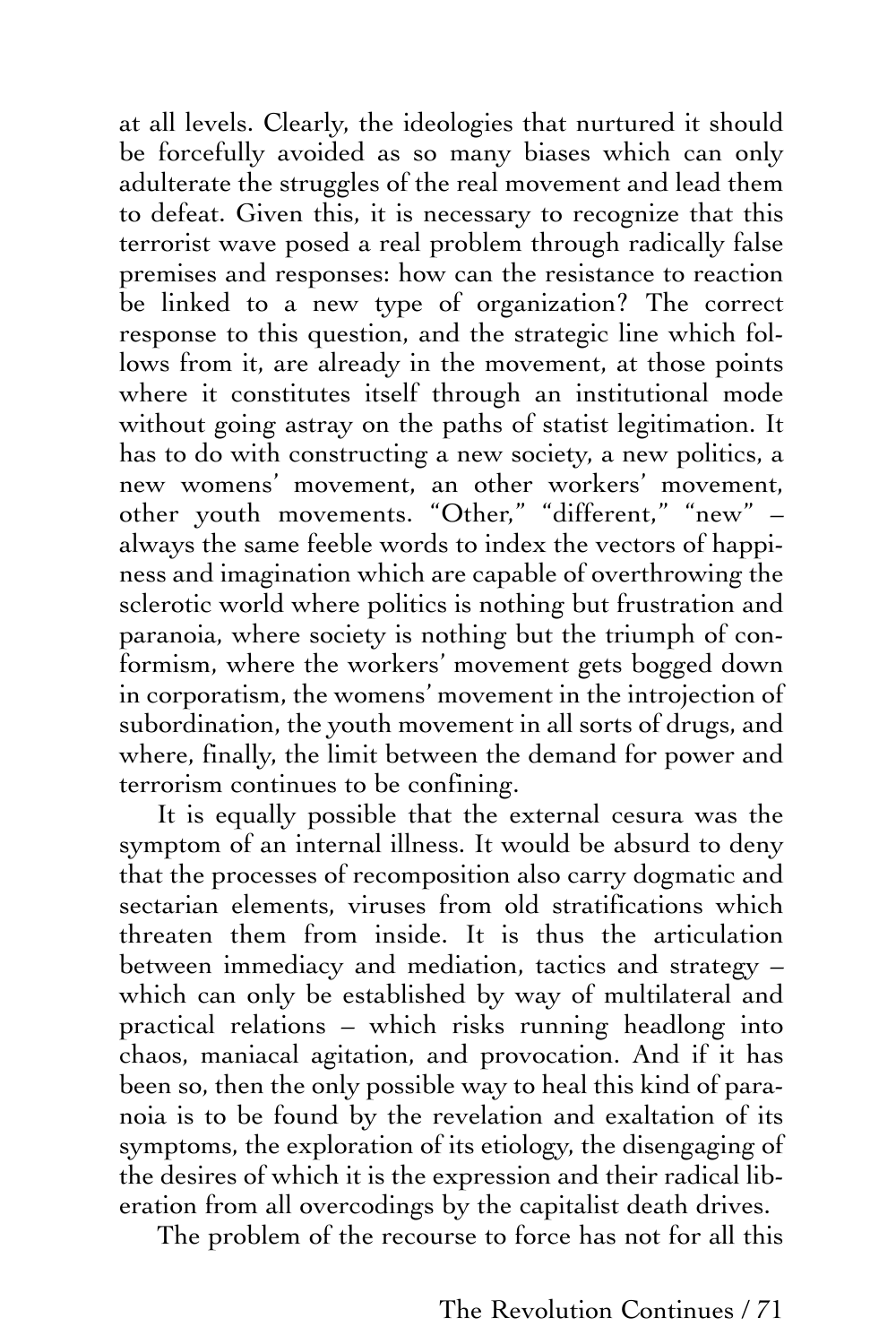at all levels. Clearly, the ideologies that nurtured it should be forcefully avoided as so many biases which can only adulterate the struggles of the real movement and lead them to defeat. Given this, it is necessary to recognize that this terrorist wave posed a real problem through radically false premises and responses: how can the resistance to reaction be linked to a new type of organization? The correct response to this question, and the strategic line which follows from it, are already in the movement, at those points where it constitutes itself through an institutional mode without going astray on the paths of statist legitimation. It has to do with constructing a new society, a new politics, a new womens' movement, an other workers' movement, other youth movements. "Other," "different," "new" – always the same feeble words to index the vectors of happiness and imagination which are capable of overthrowing the sclerotic world where politics is nothing but frustration and paranoia, where society is nothing but the triumph of conformism, where the workers' movement gets bogged down in corporatism, the womens' movement in the introjection of subordination, the youth movement in all sorts of drugs, and where, finally, the limit between the demand for power and terrorism continues to be confining.

It is equally possible that the external cesura was the symptom of an internal illness. It would be absurd to deny that the processes of recomposition also carry dogmatic and sectarian elements, viruses from old stratifications which threaten them from inside. It is thus the articulation between immediacy and mediation, tactics and strategy – which can only be established by way of multilateral and practical relations – which risks running headlong into chaos, maniacal agitation, and provocation. And if it has been so, then the only possible way to heal this kind of paranoia is to be found by the revelation and exaltation of its symptoms, the exploration of its etiology, the disengaging of the desires of which it is the expression and their radical liberation from all overcodings by the capitalist death drives.

The problem of the recourse to force has not for all this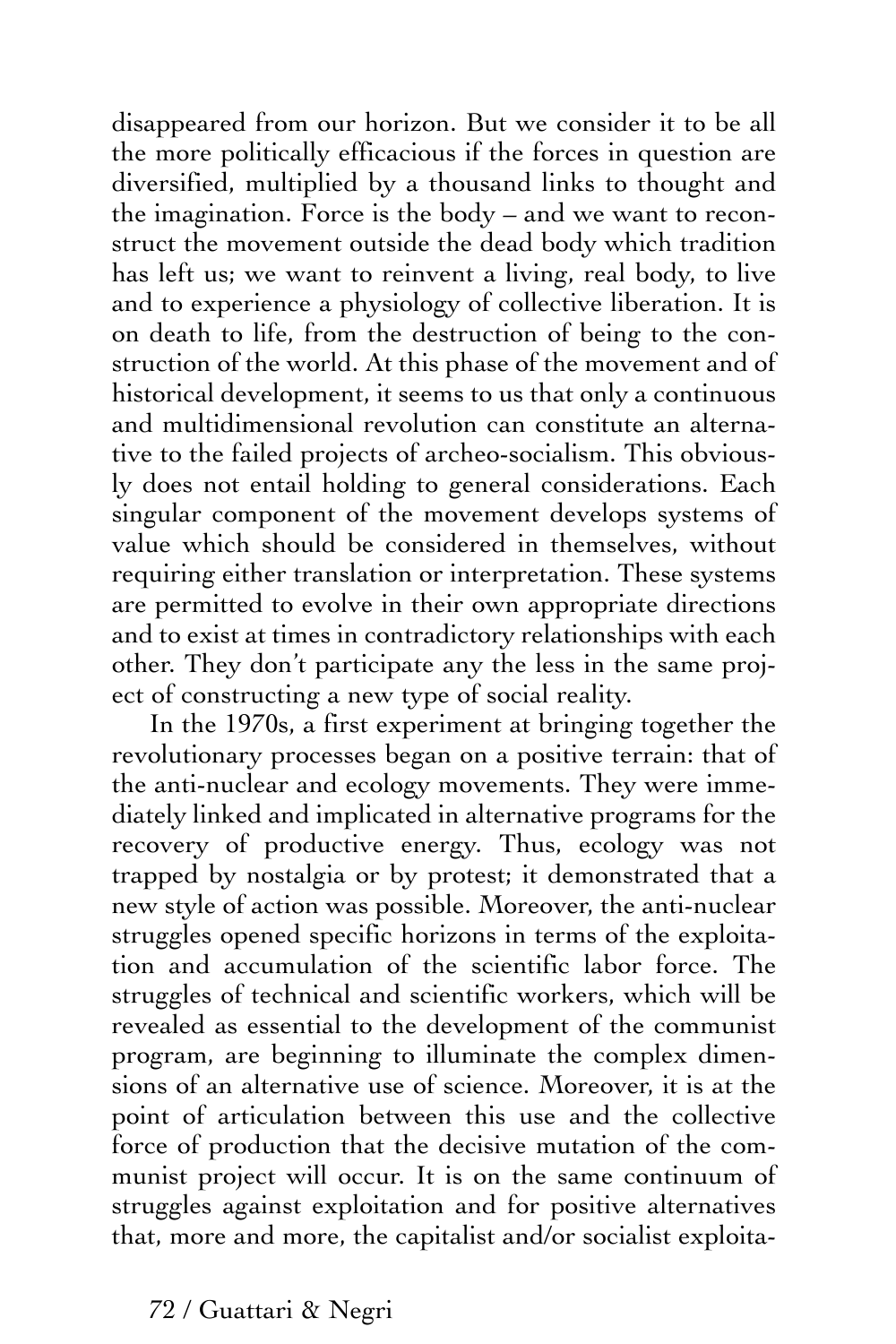disappeared from our horizon. But we consider it to be all the more politically efficacious if the forces in question are diversified, multiplied by a thousand links to thought and the imagination. Force is the body – and we want to reconstruct the movement outside the dead body which tradition has left us; we want to reinvent a living, real body, to live and to experience a physiology of collective liberation. It is on death to life, from the destruction of being to the construction of the world. At this phase of the movement and of historical development, it seems to us that only a continuous and multidimensional revolution can constitute an alternative to the failed projects of archeo-socialism. This obviously does not entail holding to general considerations. Each singular component of the movement develops systems of value which should be considered in themselves, without requiring either translation or interpretation. These systems are permitted to evolve in their own appropriate directions and to exist at times in contradictory relationships with each other. They don't participate any the less in the same project of constructing a new type of social reality.

In the 1970s, a first experiment at bringing together the revolutionary processes began on a positive terrain: that of the anti-nuclear and ecology movements. They were immediately linked and implicated in alternative programs for the recovery of productive energy. Thus, ecology was not trapped by nostalgia or by protest; it demonstrated that a new style of action was possible. Moreover, the anti-nuclear struggles opened specific horizons in terms of the exploitation and accumulation of the scientific labor force. The struggles of technical and scientific workers, which will be revealed as essential to the development of the communist program, are beginning to illuminate the complex dimensions of an alternative use of science. Moreover, it is at the point of articulation between this use and the collective force of production that the decisive mutation of the communist project will occur. It is on the same continuum of struggles against exploitation and for positive alternatives that, more and more, the capitalist and/or socialist exploita-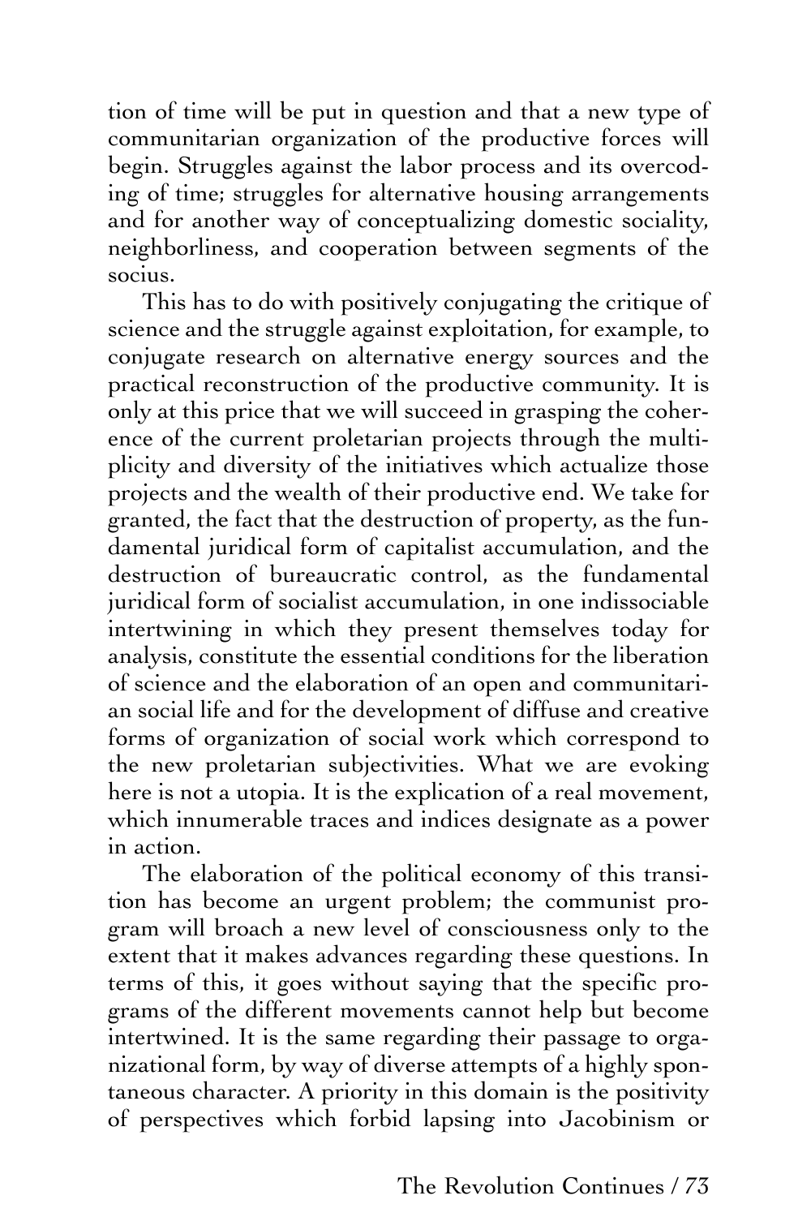tion of time will be put in question and that a new type of communitarian organization of the productive forces will begin. Struggles against the labor process and its overcoding of time; struggles for alternative housing arrangements and for another way of conceptualizing domestic sociality, neighborliness, and cooperation between segments of the socius.

This has to do with positively conjugating the critique of science and the struggle against exploitation, for example, to conjugate research on alternative energy sources and the practical reconstruction of the productive community. It is only at this price that we will succeed in grasping the coherence of the current proletarian projects through the multiplicity and diversity of the initiatives which actualize those projects and the wealth of their productive end. We take for granted, the fact that the destruction of property, as the fundamental juridical form of capitalist accumulation, and the destruction of bureaucratic control, as the fundamental juridical form of socialist accumulation, in one indissociable intertwining in which they present themselves today for analysis, constitute the essential conditions for the liberation of science and the elaboration of an open and communitarian social life and for the development of diffuse and creative forms of organization of social work which correspond to the new proletarian subjectivities. What we are evoking here is not a utopia. It is the explication of a real movement, which innumerable traces and indices designate as a power in action.

The elaboration of the political economy of this transition has become an urgent problem; the communist program will broach a new level of consciousness only to the extent that it makes advances regarding these questions. In terms of this, it goes without saying that the specific programs of the different movements cannot help but become intertwined. It is the same regarding their passage to organizational form, by way of diverse attempts of a highly spontaneous character. A priority in this domain is the positivity of perspectives which forbid lapsing into Jacobinism or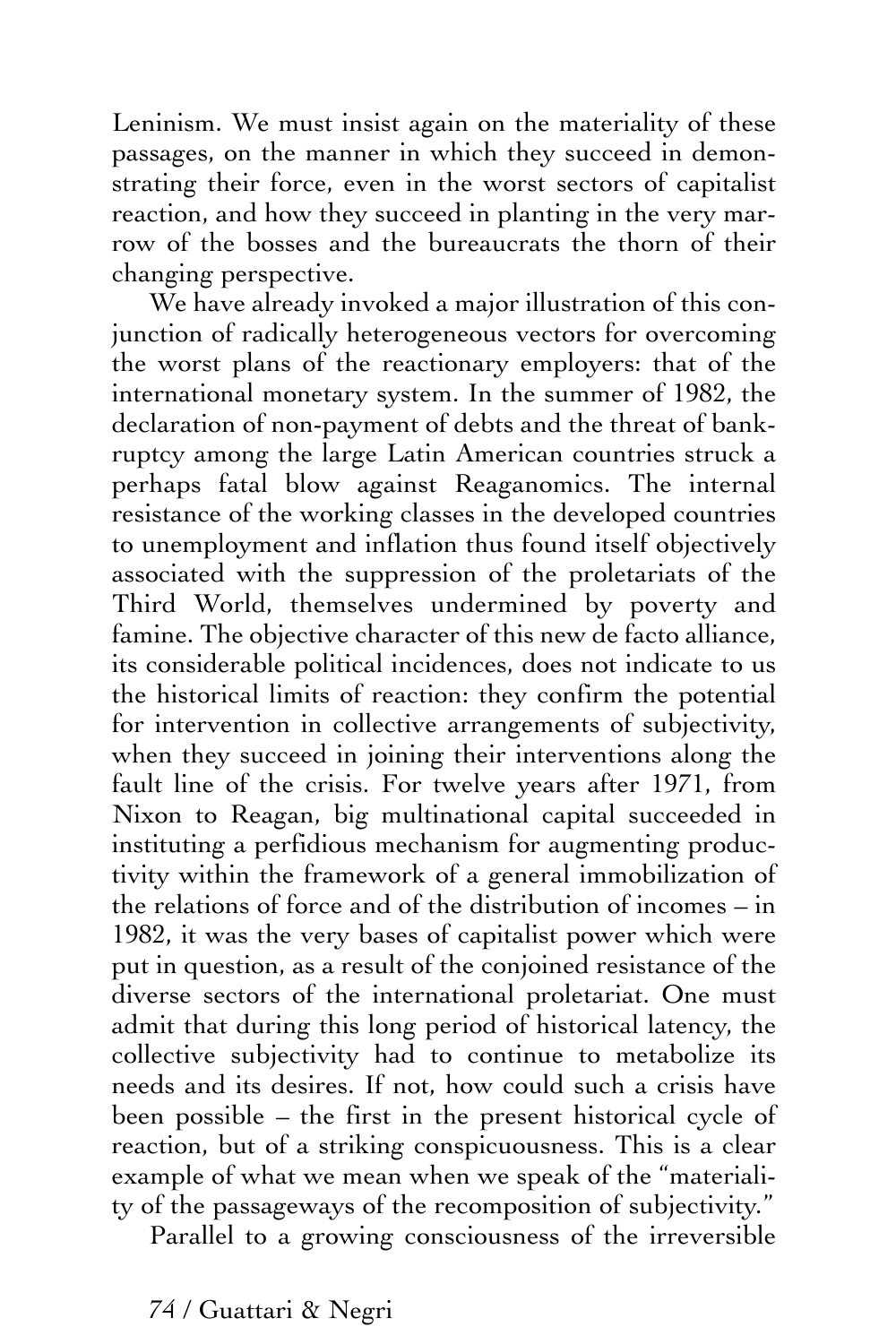Leninism. We must insist again on the materiality of these passages, on the manner in which they succeed in demonstrating their force, even in the worst sectors of capitalist reaction, and how they succeed in planting in the very marrow of the bosses and the bureaucrats the thorn of their changing perspective.

We have already invoked a major illustration of this conjunction of radically heterogeneous vectors for overcoming the worst plans of the reactionary employers: that of the international monetary system. In the summer of 1982, the declaration of non-payment of debts and the threat of bankruptcy among the large Latin American countries struck a perhaps fatal blow against Reaganomics. The internal resistance of the working classes in the developed countries to unemployment and inflation thus found itself objectively associated with the suppression of the proletariats of the Third World, themselves undermined by poverty and famine. The objective character of this new de facto alliance, its considerable political incidences, does not indicate to us the historical limits of reaction: they confirm the potential for intervention in collective arrangements of subjectivity, when they succeed in joining their interventions along the fault line of the crisis. For twelve years after 1971, from Nixon to Reagan, big multinational capital succeeded in instituting a perfidious mechanism for augmenting productivity within the framework of a general immobilization of the relations of force and of the distribution of incomes – in 1982, it was the very bases of capitalist power which were put in question, as a result of the conjoined resistance of the diverse sectors of the international proletariat. One must admit that during this long period of historical latency, the collective subjectivity had to continue to metabolize its needs and its desires. If not, how could such a crisis have been possible – the first in the present historical cycle of reaction, but of a striking conspicuousness. This is a clear example of what we mean when we speak of the "materiality of the passageways of the recomposition of subjectivity."

Parallel to a growing consciousness of the irreversible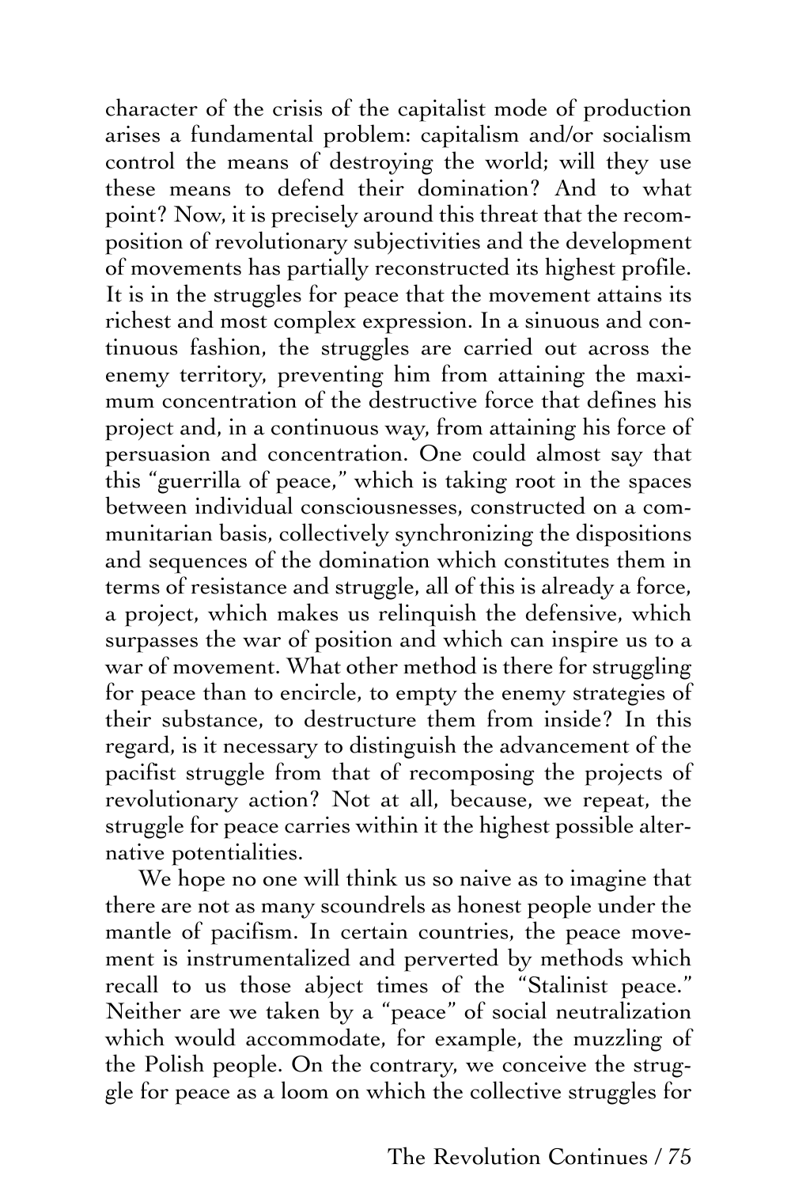character of the crisis of the capitalist mode of production arises a fundamental problem: capitalism and/or socialism control the means of destroying the world; will they use these means to defend their domination? And to what point? Now, it is precisely around this threat that the recomposition of revolutionary subjectivities and the development of movements has partially reconstructed its highest profile. It is in the struggles for peace that the movement attains its richest and most complex expression. In a sinuous and continuous fashion, the struggles are carried out across the enemy territory, preventing him from attaining the maximum concentration of the destructive force that defines his project and, in a continuous way, from attaining his force of persuasion and concentration. One could almost say that this "guerrilla of peace," which is taking root in the spaces between individual consciousnesses, constructed on a communitarian basis, collectively synchronizing the dispositions and sequences of the domination which constitutes them in terms of resistance and struggle, all of this is already a force, a project, which makes us relinquish the defensive, which surpasses the war of position and which can inspire us to a war of movement. What other method is there for struggling for peace than to encircle, to empty the enemy strategies of their substance, to destructure them from inside? In this regard, is it necessary to distinguish the advancement of the pacifist struggle from that of recomposing the projects of revolutionary action? Not at all, because, we repeat, the struggle for peace carries within it the highest possible alternative potentialities.

We hope no one will think us so naive as to imagine that there are not as many scoundrels as honest people under the mantle of pacifism. In certain countries, the peace movement is instrumentalized and perverted by methods which recall to us those abject times of the "Stalinist peace." Neither are we taken by a "peace" of social neutralization which would accommodate, for example, the muzzling of the Polish people. On the contrary, we conceive the struggle for peace as a loom on which the collective struggles for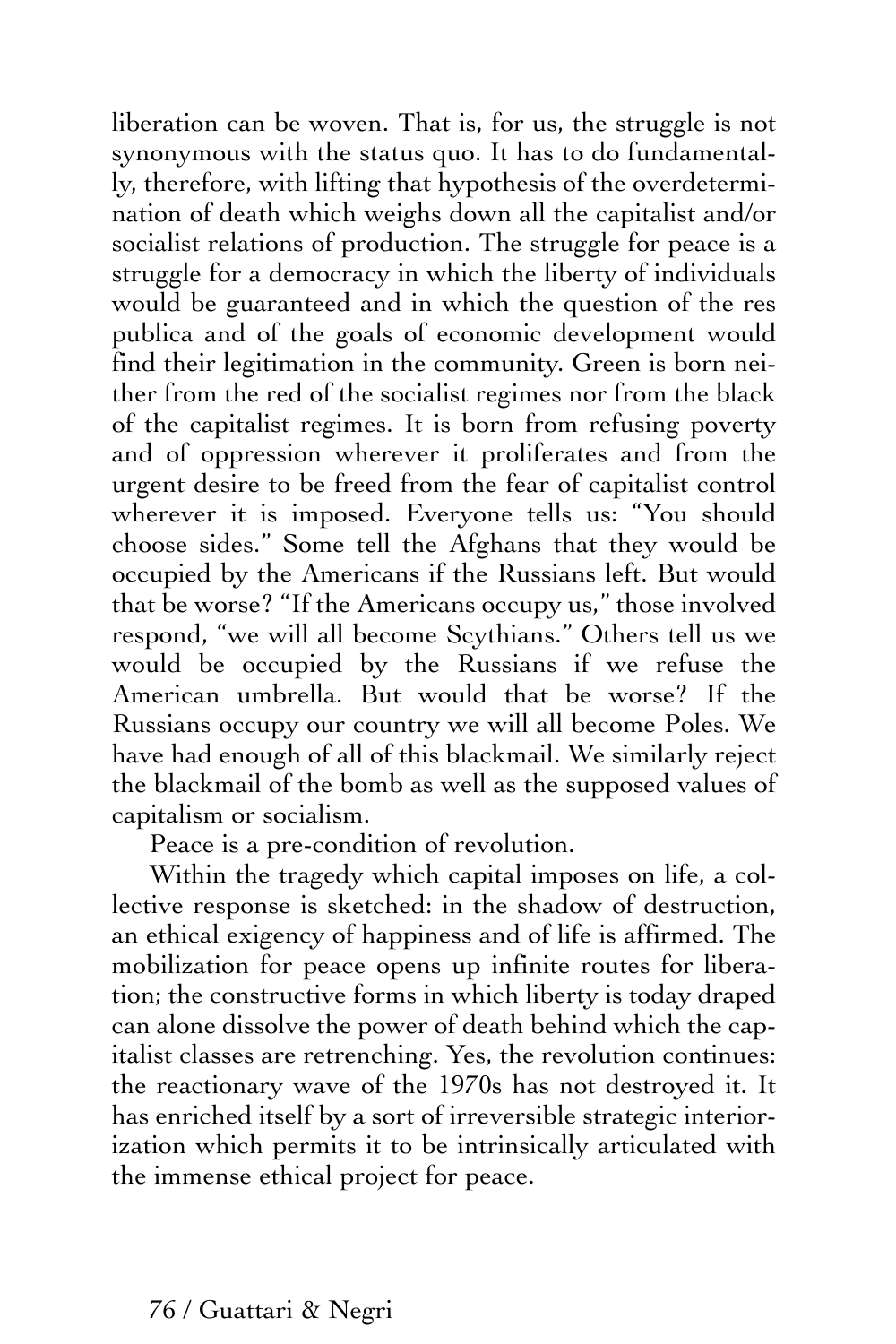liberation can be woven. That is, for us, the struggle is not synonymous with the status quo. It has to do fundamentally, therefore, with lifting that hypothesis of the overdetermination of death which weighs down all the capitalist and/or socialist relations of production. The struggle for peace is a struggle for a democracy in which the liberty of individuals would be guaranteed and in which the question of the res publica and of the goals of economic development would find their legitimation in the community. Green is born neither from the red of the socialist regimes nor from the black of the capitalist regimes. It is born from refusing poverty and of oppression wherever it proliferates and from the urgent desire to be freed from the fear of capitalist control wherever it is imposed. Everyone tells us: "You should choose sides." Some tell the Afghans that they would be occupied by the Americans if the Russians left. But would that be worse? "If the Americans occupy us," those involved respond, "we will all become Scythians." Others tell us we would be occupied by the Russians if we refuse the American umbrella. But would that be worse? If the Russians occupy our country we will all become Poles. We have had enough of all of this blackmail. We similarly reject the blackmail of the bomb as well as the supposed values of capitalism or socialism.

Peace is a pre-condition of revolution.

Within the tragedy which capital imposes on life, a collective response is sketched: in the shadow of destruction, an ethical exigency of happiness and of life is affirmed. The mobilization for peace opens up infinite routes for liberation; the constructive forms in which liberty is today draped can alone dissolve the power of death behind which the capitalist classes are retrenching. Yes, the revolution continues: the reactionary wave of the 1970s has not destroyed it. It has enriched itself by a sort of irreversible strategic interiorization which permits it to be intrinsically articulated with the immense ethical project for peace.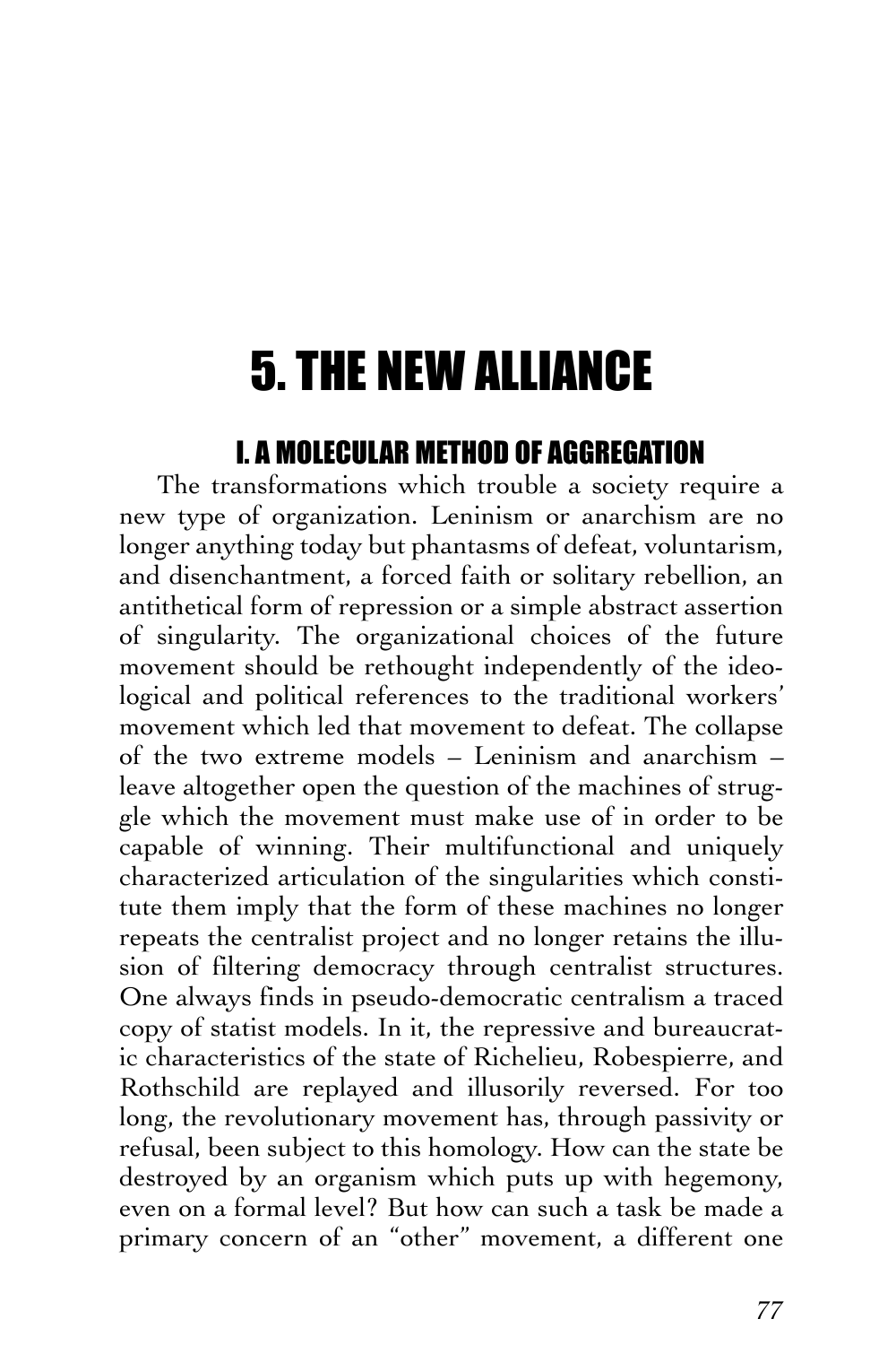# 5. THE NEW ALLIANCE

## I. A MOLECULAR METHOD OF AGGREGATION

The transformations which trouble a society require a new type of organization. Leninism or anarchism are no longer anything today but phantasms of defeat, voluntarism, and disenchantment, a forced faith or solitary rebellion, an antithetical form of repression or a simple abstract assertion of singularity. The organizational choices of the future movement should be rethought independently of the ideological and political references to the traditional workers' movement which led that movement to defeat. The collapse of the two extreme models – Leninism and anarchism – leave altogether open the question of the machines of struggle which the movement must make use of in order to be capable of winning. Their multifunctional and uniquely characterized articulation of the singularities which constitute them imply that the form of these machines no longer repeats the centralist project and no longer retains the illusion of filtering democracy through centralist structures. One always finds in pseudo-democratic centralism a traced copy of statist models. In it, the repressive and bureaucratic characteristics of the state of Richelieu, Robespierre, and Rothschild are replayed and illusorily reversed. For too long, the revolutionary movement has, through passivity or refusal, been subject to this homology. How can the state be destroyed by an organism which puts up with hegemony, even on a formal level? But how can such a task be made a primary concern of an "other" movement, a different one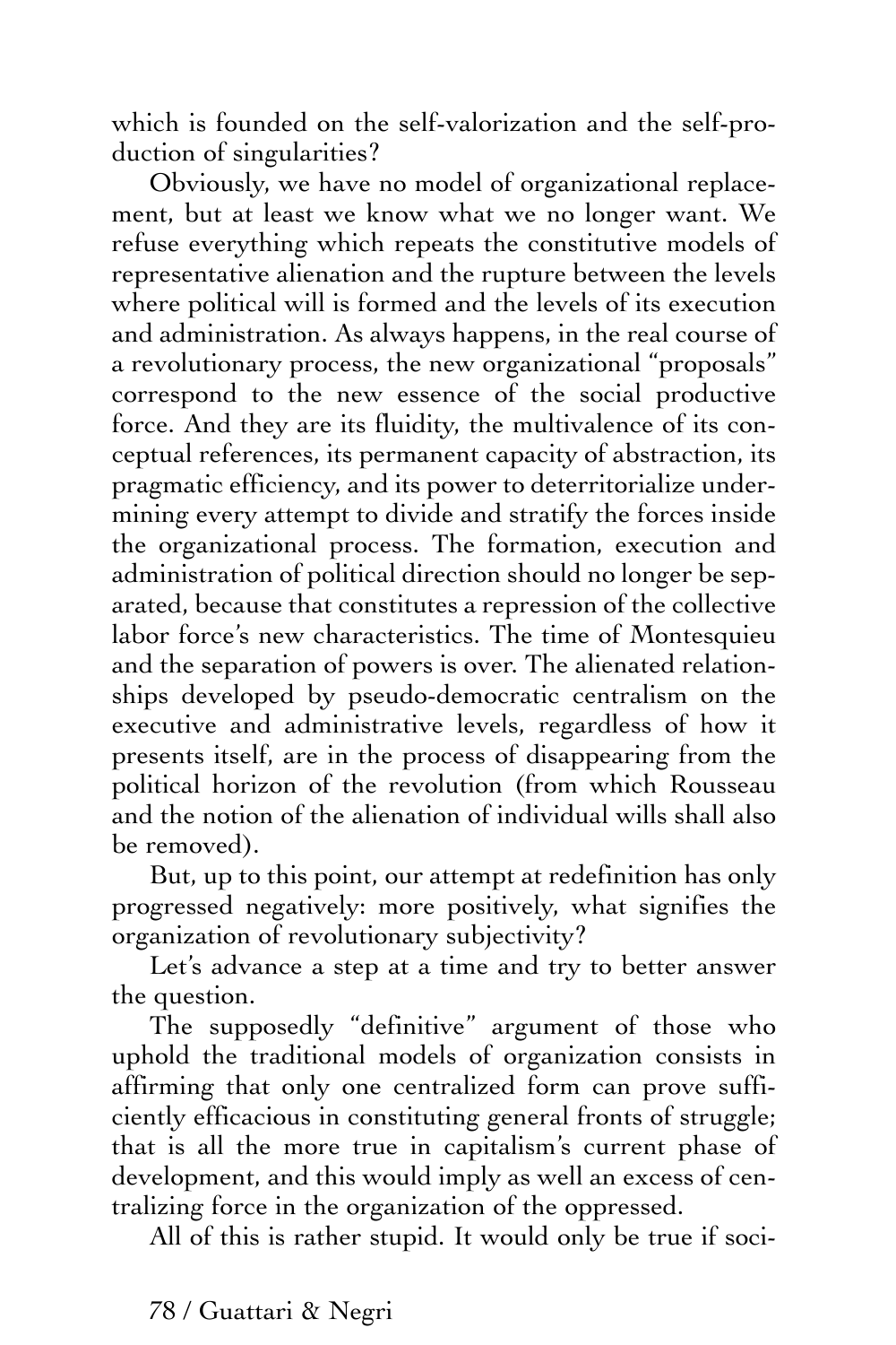which is founded on the self-valorization and the self-production of singularities?

Obviously, we have no model of organizational replacement, but at least we know what we no longer want. We refuse everything which repeats the constitutive models of representative alienation and the rupture between the levels where political will is formed and the levels of its execution and administration. As always happens, in the real course of a revolutionary process, the new organizational "proposals" correspond to the new essence of the social productive force. And they are its fluidity, the multivalence of its conceptual references, its permanent capacity of abstraction, its pragmatic efficiency, and its power to deterritorialize undermining every attempt to divide and stratify the forces inside the organizational process. The formation, execution and administration of political direction should no longer be separated, because that constitutes a repression of the collective labor force's new characteristics. The time of Montesquieu and the separation of powers is over. The alienated relationships developed by pseudo-democratic centralism on the executive and administrative levels, regardless of how it presents itself, are in the process of disappearing from the political horizon of the revolution (from which Rousseau and the notion of the alienation of individual wills shall also be removed).

But, up to this point, our attempt at redefinition has only progressed negatively: more positively, what signifies the organization of revolutionary subjectivity?

Let's advance a step at a time and try to better answer the question.

The supposedly "definitive" argument of those who uphold the traditional models of organization consists in affirming that only one centralized form can prove sufficiently efficacious in constituting general fronts of struggle; that is all the more true in capitalism's current phase of development, and this would imply as well an excess of centralizing force in the organization of the oppressed.

All of this is rather stupid. It would only be true if soci-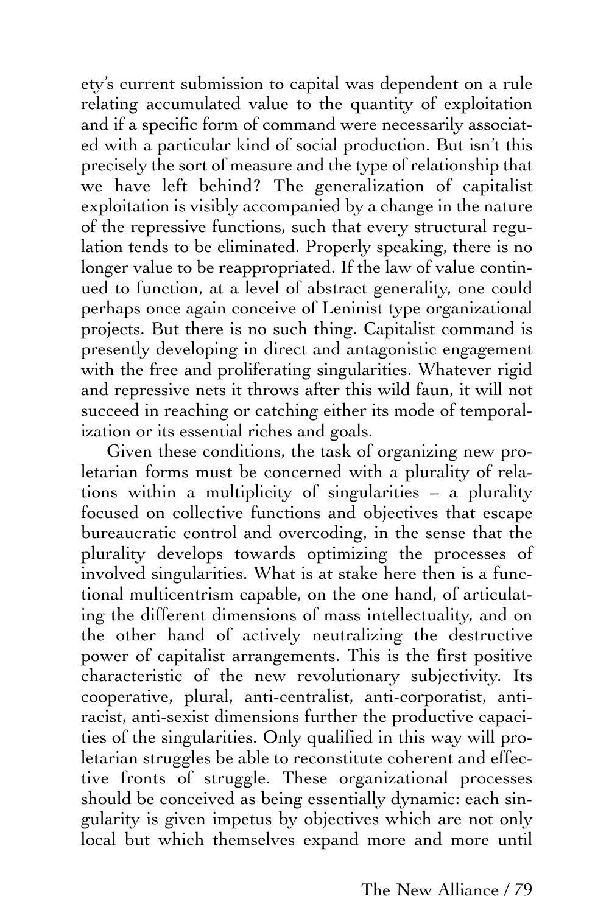ety's current submission to capital was dependent on a rule relating accumulated value to the quantity of exploitation and if a specific form of command were necessarily associated with a particular kind of social production. But isn't this precisely the sort of measure and the type of relationship that we have left behind? The generalization of capitalist exploitation is visibly accompanied by a change in the nature of the repressive functions, such that every structural regulation tends to be eliminated. Properly speaking, there is no longer value to be reappropriated. If the law of value continued to function, at a level of abstract generality, one could perhaps once again conceive of Leninist type organizational projects. But there is no such thing. Capitalist command is presently developing in direct and antagonistic engagement with the free and proliferating singularities. Whatever rigid and repressive nets it throws after this wild faun, it will not succeed in reaching or catching either its mode of temporalization or its essential riches and goals.

Given these conditions, the task of organizing new proletarian forms must be concerned with a plurality of relations within a multiplicity of singularities – a plurality focused on collective functions and objectives that escape bureaucratic control and overcoding, in the sense that the plurality develops towards optimizing the processes of involved singularities. What is at stake here then is a functional multicentrism capable, on the one hand, of articulating the different dimensions of mass intellectuality, and on the other hand of actively neutralizing the destructive power of capitalist arrangements. This is the first positive characteristic of the new revolutionary subjectivity. Its cooperative, plural, anti-centralist, anti-corporatist, anti-racist, anti-sexist dimensions further the productive capacities of the singularities. Only qualified in this way will proletarian struggles be able to reconstitute coherent and effective fronts of struggle. These organizational processes should be conceived as being essentially dynamic: each singularity is given impetus by objectives which are not only local but which themselves expand more and more until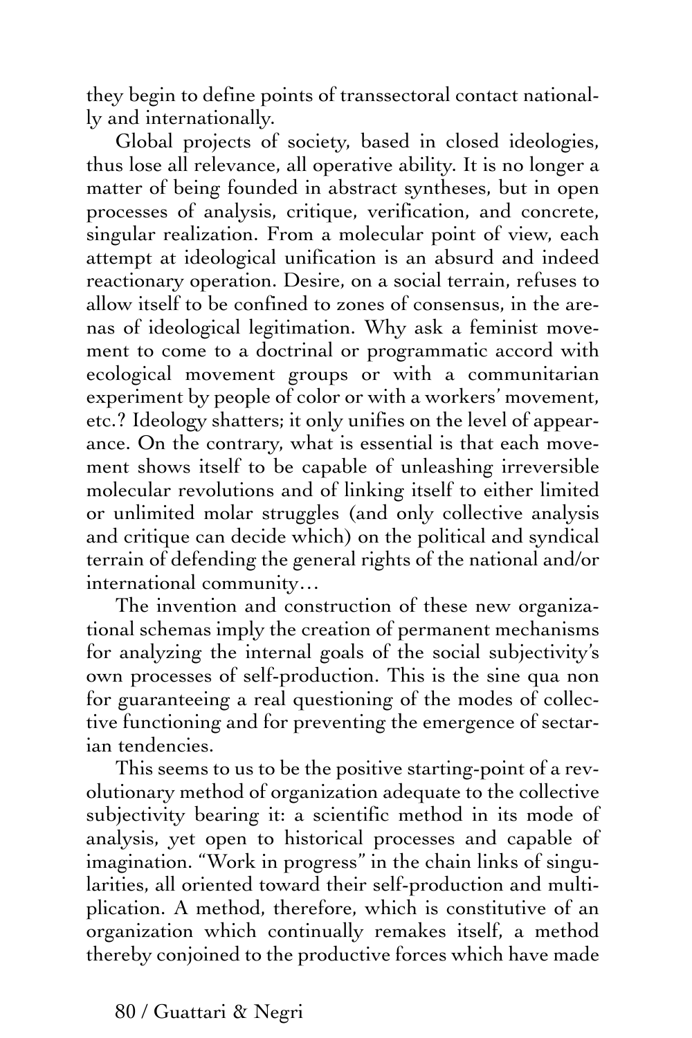they begin to define points of transsectoral contact nationally and internationally.

Global projects of society, based in closed ideologies, thus lose all relevance, all operative ability. It is no longer a matter of being founded in abstract syntheses, but in open processes of analysis, critique, verification, and concrete, singular realization. From a molecular point of view, each attempt at ideological unification is an absurd and indeed reactionary operation. Desire, on a social terrain, refuses to allow itself to be confined to zones of consensus, in the arenas of ideological legitimation. Why ask a feminist movement to come to a doctrinal or programmatic accord with ecological movement groups or with a communitarian experiment by people of color or with a workers' movement, etc.? Ideology shatters; it only unifies on the level of appearance. On the contrary, what is essential is that each movement shows itself to be capable of unleashing irreversible molecular revolutions and of linking itself to either limited or unlimited molar struggles (and only collective analysis and critique can decide which) on the political and syndical terrain of defending the general rights of the national and/or international community…

The invention and construction of these new organizational schemas imply the creation of permanent mechanisms for analyzing the internal goals of the social subjectivity's own processes of self-production. This is the sine qua non for guaranteeing a real questioning of the modes of collective functioning and for preventing the emergence of sectarian tendencies.

This seems to us to be the positive starting-point of a revolutionary method of organization adequate to the collective subjectivity bearing it: a scientific method in its mode of analysis, yet open to historical processes and capable of imagination. "Work in progress" in the chain links of singularities, all oriented toward their self-production and multiplication. A method, therefore, which is constitutive of an organization which continually remakes itself, a method thereby conjoined to the productive forces which have made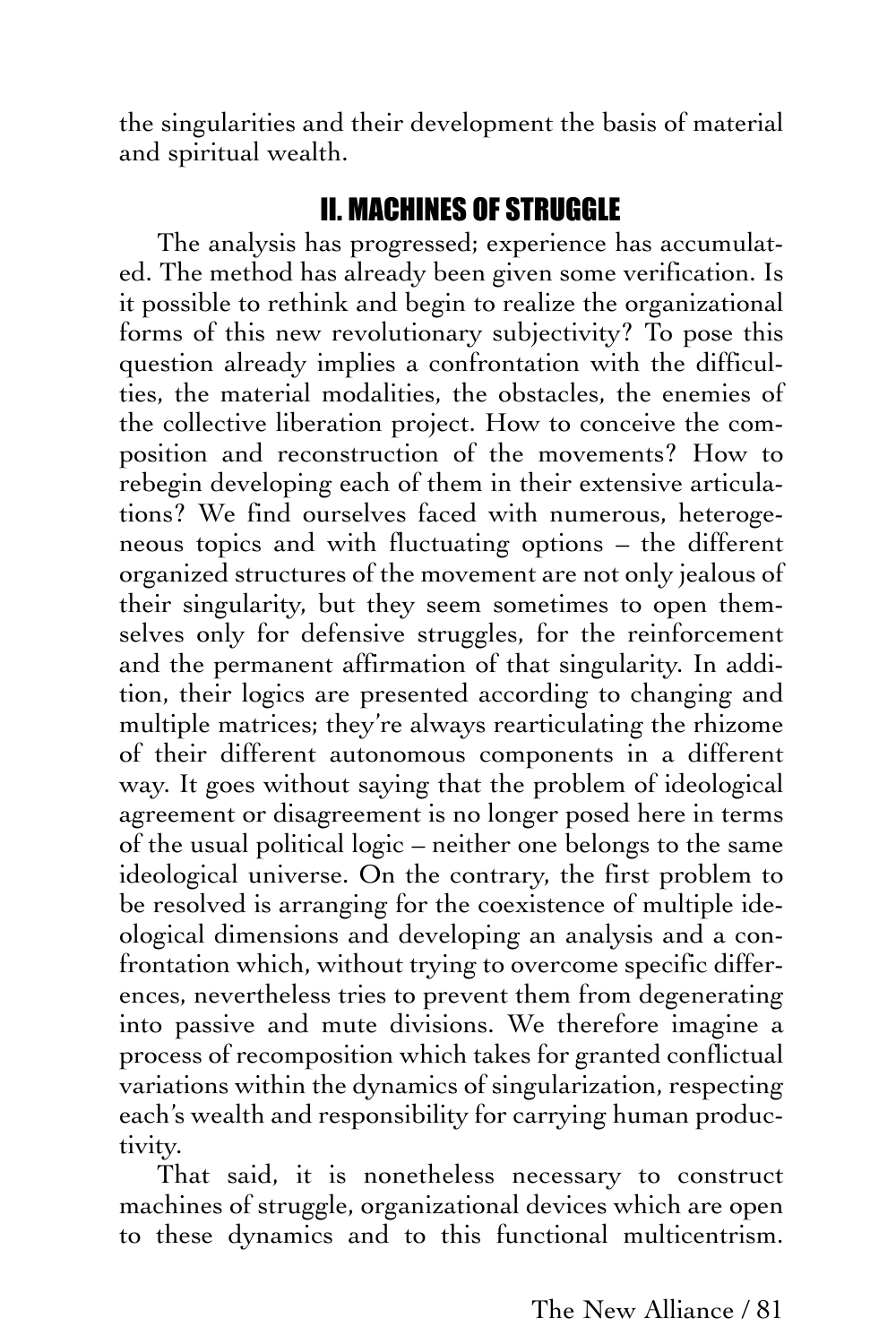the singularities and their development the basis of material and spiritual wealth.

## II. MACHINES OF STRUGGLE

The analysis has progressed; experience has accumulated. The method has already been given some verification. Is it possible to rethink and begin to realize the organizational forms of this new revolutionary subjectivity? To pose this question already implies a confrontation with the difficulties, the material modalities, the obstacles, the enemies of the collective liberation project. How to conceive the composition and reconstruction of the movements? How to rebegin developing each of them in their extensive articulations? We find ourselves faced with numerous, heterogeneous topics and with fluctuating options – the different organized structures of the movement are not only jealous of their singularity, but they seem sometimes to open themselves only for defensive struggles, for the reinforcement and the permanent affirmation of that singularity. In addition, their logics are presented according to changing and multiple matrices; they're always rearticulating the rhizome of their different autonomous components in a different way. It goes without saying that the problem of ideological agreement or disagreement is no longer posed here in terms of the usual political logic – neither one belongs to the same ideological universe. On the contrary, the first problem to be resolved is arranging for the coexistence of multiple ideological dimensions and developing an analysis and a confrontation which, without trying to overcome specific differences, nevertheless tries to prevent them from degenerating into passive and mute divisions. We therefore imagine a process of recomposition which takes for granted conflictual variations within the dynamics of singularization, respecting each's wealth and responsibility for carrying human productivity.

That said, it is nonetheless necessary to construct machines of struggle, organizational devices which are open to these dynamics and to this functional multicentrism.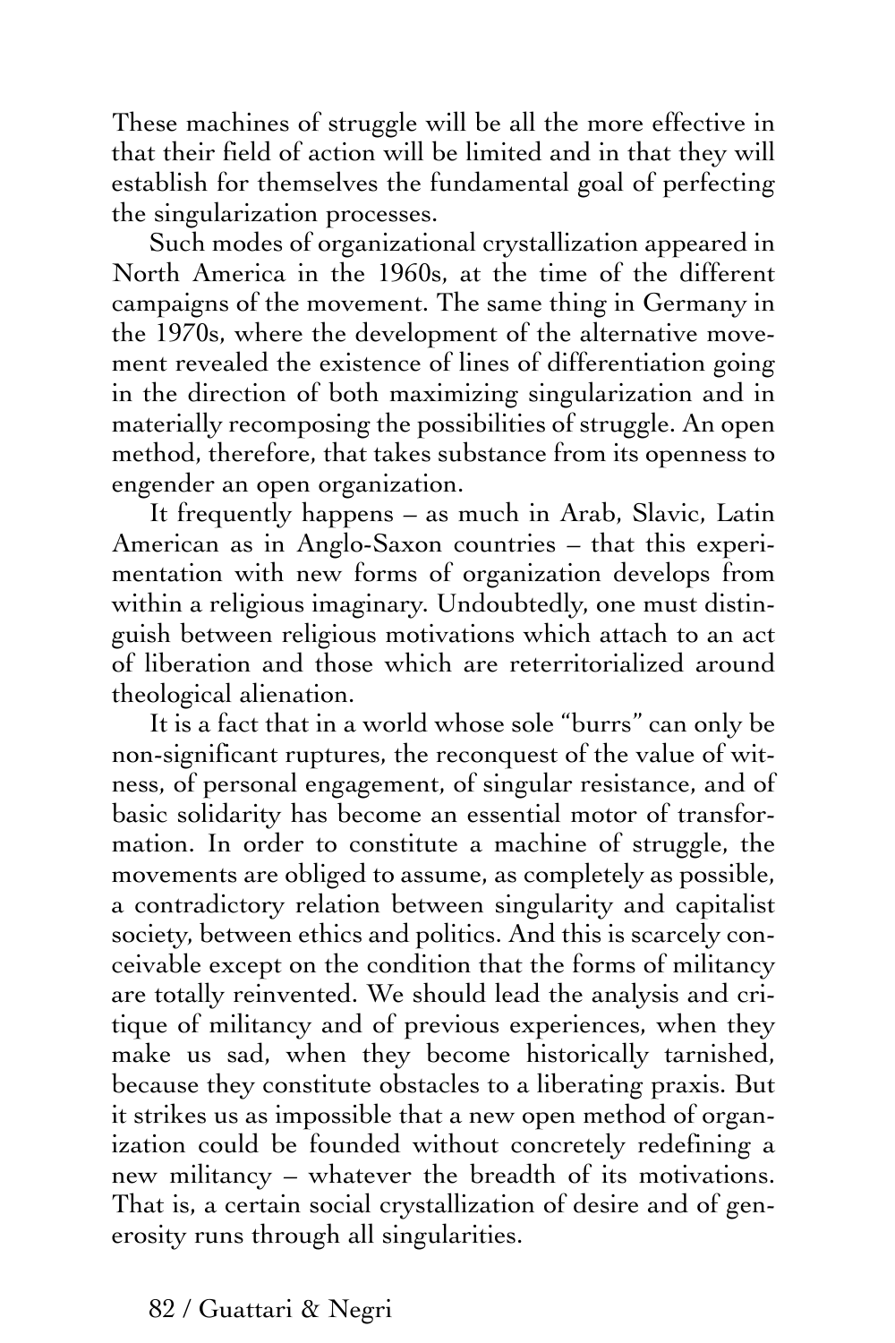These machines of struggle will be all the more effective in that their field of action will be limited and in that they will establish for themselves the fundamental goal of perfecting the singularization processes.

Such modes of organizational crystallization appeared in North America in the 1960s, at the time of the different campaigns of the movement. The same thing in Germany in the 1970s, where the development of the alternative movement revealed the existence of lines of differentiation going in the direction of both maximizing singularization and in materially recomposing the possibilities of struggle. An open method, therefore, that takes substance from its openness to engender an open organization.

It frequently happens – as much in Arab, Slavic, Latin American as in Anglo-Saxon countries – that this experimentation with new forms of organization develops from within a religious imaginary. Undoubtedly, one must distinguish between religious motivations which attach to an act of liberation and those which are reterritorialized around theological alienation.

It is a fact that in a world whose sole "burrs" can only be non-significant ruptures, the reconquest of the value of witness, of personal engagement, of singular resistance, and of basic solidarity has become an essential motor of transformation. In order to constitute a machine of struggle, the movements are obliged to assume, as completely as possible, a contradictory relation between singularity and capitalist society, between ethics and politics. And this is scarcely conceivable except on the condition that the forms of militancy are totally reinvented. We should lead the analysis and critique of militancy and of previous experiences, when they make us sad, when they become historically tarnished, because they constitute obstacles to a liberating praxis. But it strikes us as impossible that a new open method of organization could be founded without concretely redefining a new militancy – whatever the breadth of its motivations. That is, a certain social crystallization of desire and of generosity runs through all singularities.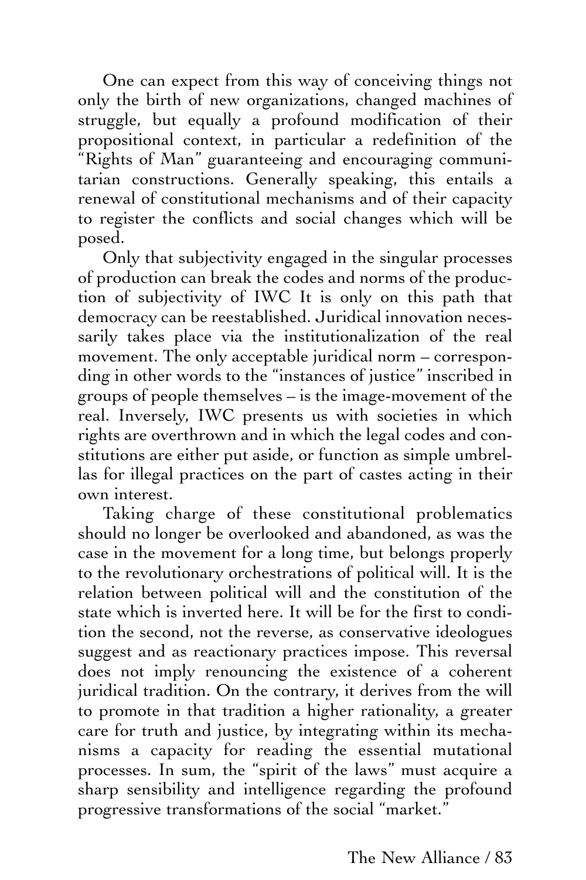One can expect from this way of conceiving things not only the birth of new organizations, changed machines of struggle, but equally a profound modification of their propositional context, in particular a redefinition of the "Rights of Man" guaranteeing and encouraging communitarian constructions. Generally speaking, this entails a renewal of constitutional mechanisms and of their capacity to register the conflicts and social changes which will be posed.

Only that subjectivity engaged in the singular processes of production can break the codes and norms of the production of subjectivity of IWC It is only on this path that democracy can be reestablished. Juridical innovation necessarily takes place via the institutionalization of the real movement. The only acceptable juridical norm – corresponding in other words to the "instances of justice" inscribed in groups of people themselves – is the image-movement of the real. Inversely, IWC presents us with societies in which rights are overthrown and in which the legal codes and constitutions are either put aside, or function as simple umbrellas for illegal practices on the part of castes acting in their own interest.

Taking charge of these constitutional problematics should no longer be overlooked and abandoned, as was the case in the movement for a long time, but belongs properly to the revolutionary orchestrations of political will. It is the relation between political will and the constitution of the state which is inverted here. It will be for the first to condition the second, not the reverse, as conservative ideologues suggest and as reactionary practices impose. This reversal does not imply renouncing the existence of a coherent juridical tradition. On the contrary, it derives from the will to promote in that tradition a higher rationality, a greater care for truth and justice, by integrating within its mechanisms a capacity for reading the essential mutational processes. In sum, the "spirit of the laws" must acquire a sharp sensibility and intelligence regarding the profound progressive transformations of the social "market."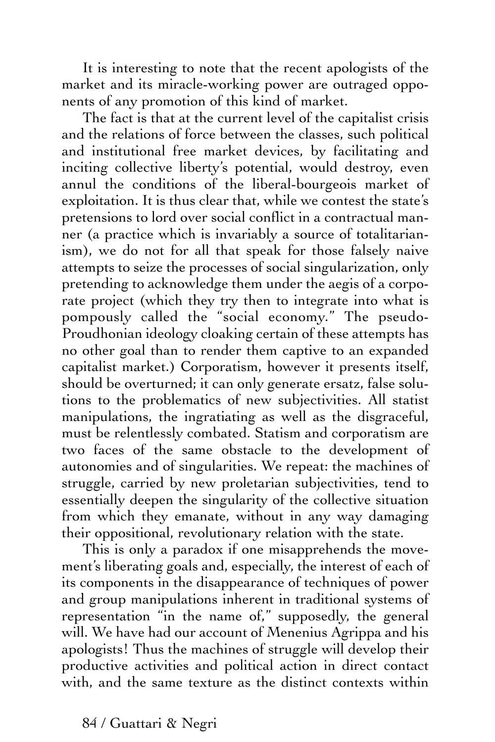It is interesting to note that the recent apologists of the market and its miracle-working power are outraged opponents of any promotion of this kind of market.

The fact is that at the current level of the capitalist crisis and the relations of force between the classes, such political and institutional free market devices, by facilitating and inciting collective liberty's potential, would destroy, even annul the conditions of the liberal-bourgeois market of exploitation. It is thus clear that, while we contest the state's pretensions to lord over social conflict in a contractual manner (a practice which is invariably a source of totalitarianism), we do not for all that speak for those falsely naive attempts to seize the processes of social singularization, only pretending to acknowledge them under the aegis of a corporate project (which they try then to integrate into what is pompously called the "social economy." The pseudo-Proudhonian ideology cloaking certain of these attempts has no other goal than to render them captive to an expanded capitalist market.) Corporatism, however it presents itself, should be overturned; it can only generate ersatz, false solutions to the problematics of new subjectivities. All statist manipulations, the ingratiating as well as the disgraceful, must be relentlessly combated. Statism and corporatism are two faces of the same obstacle to the development of autonomies and of singularities. We repeat: the machines of struggle, carried by new proletarian subjectivities, tend to essentially deepen the singularity of the collective situation from which they emanate, without in any way damaging their oppositional, revolutionary relation with the state.

This is only a paradox if one misapprehends the movement's liberating goals and, especially, the interest of each of its components in the disappearance of techniques of power and group manipulations inherent in traditional systems of representation "in the name of," supposedly, the general will. We have had our account of Menenius Agrippa and his apologists! Thus the machines of struggle will develop their productive activities and political action in direct contact with, and the same texture as the distinct contexts within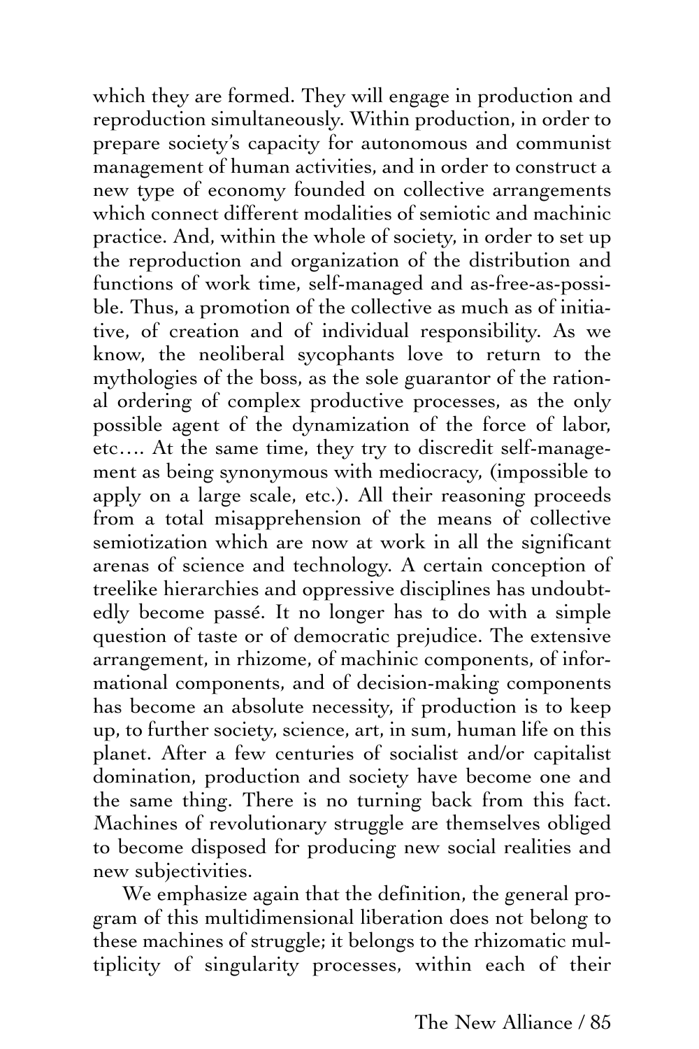which they are formed. They will engage in production and reproduction simultaneously. Within production, in order to prepare society's capacity for autonomous and communist management of human activities, and in order to construct a new type of economy founded on collective arrangements which connect different modalities of semiotic and machinic practice. And, within the whole of society, in order to set up the reproduction and organization of the distribution and functions of work time, self-managed and as-free-as-possible. Thus, a promotion of the collective as much as of initiative, of creation and of individual responsibility. As we know, the neoliberal sycophants love to return to the mythologies of the boss, as the sole guarantor of the rational ordering of complex productive processes, as the only possible agent of the dynamization of the force of labor, etc…. At the same time, they try to discredit self-management as being synonymous with mediocracy, (impossible to apply on a large scale, etc.). All their reasoning proceeds from a total misapprehension of the means of collective semiotization which are now at work in all the significant arenas of science and technology. A certain conception of treelike hierarchies and oppressive disciplines has undoubtedly become passé. It no longer has to do with a simple question of taste or of democratic prejudice. The extensive arrangement, in rhizome, of machinic components, of informational components, and of decision-making components has become an absolute necessity, if production is to keep up, to further society, science, art, in sum, human life on this planet. After a few centuries of socialist and/or capitalist domination, production and society have become one and the same thing. There is no turning back from this fact. Machines of revolutionary struggle are themselves obliged to become disposed for producing new social realities and new subjectivities.

We emphasize again that the definition, the general program of this multidimensional liberation does not belong to these machines of struggle; it belongs to the rhizomatic multiplicity of singularity processes, within each of their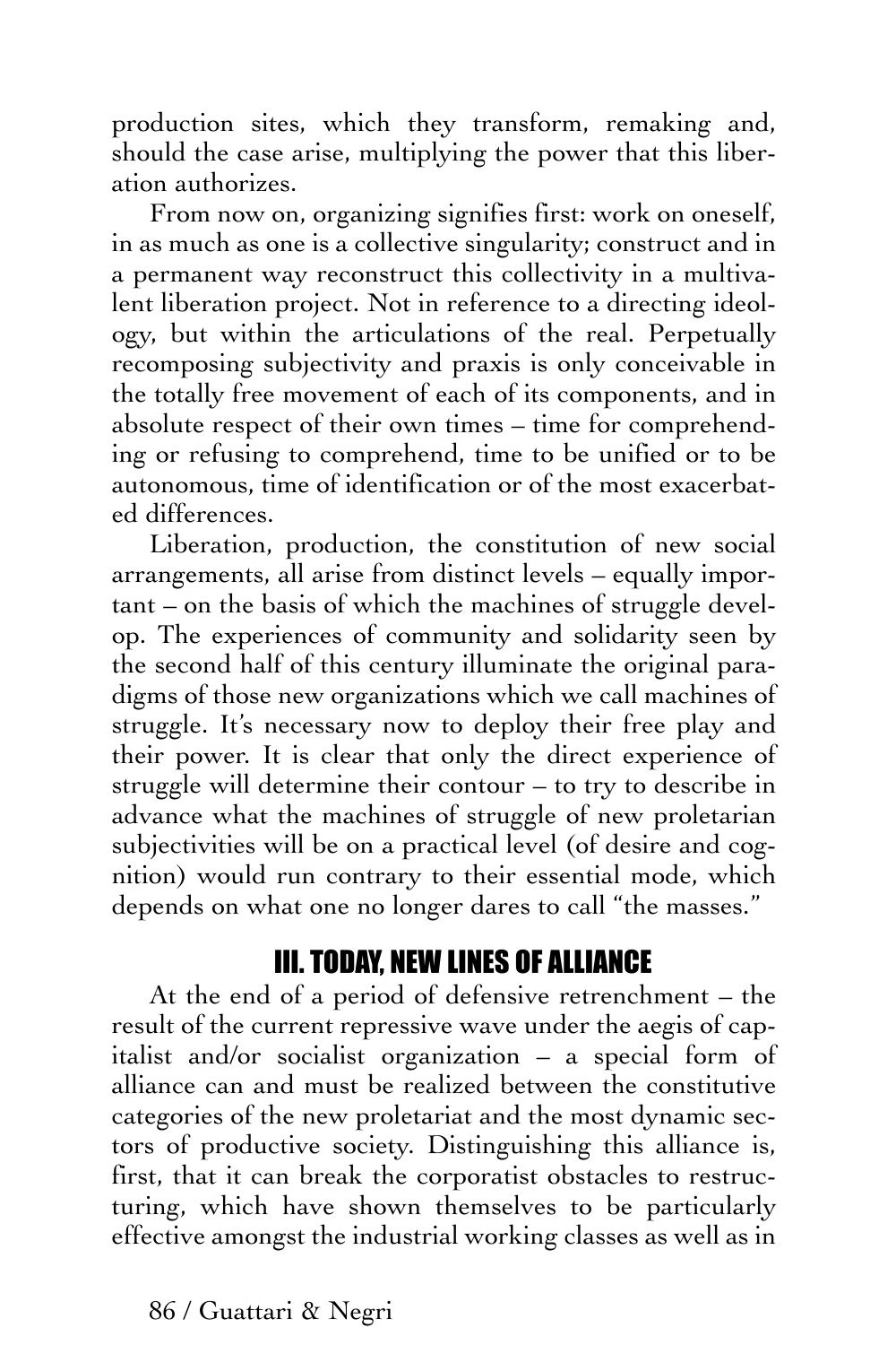production sites, which they transform, remaking and, should the case arise, multiplying the power that this liberation authorizes.

From now on, organizing signifies first: work on oneself, in as much as one is a collective singularity; construct and in a permanent way reconstruct this collectivity in a multivalent liberation project. Not in reference to a directing ideology, but within the articulations of the real. Perpetually recomposing subjectivity and praxis is only conceivable in the totally free movement of each of its components, and in absolute respect of their own times – time for comprehending or refusing to comprehend, time to be unified or to be autonomous, time of identification or of the most exacerbated differences.

Liberation, production, the constitution of new social arrangements, all arise from distinct levels – equally important – on the basis of which the machines of struggle develop. The experiences of community and solidarity seen by the second half of this century illuminate the original paradigms of those new organizations which we call machines of struggle. It's necessary now to deploy their free play and their power. It is clear that only the direct experience of struggle will determine their contour – to try to describe in advance what the machines of struggle of new proletarian subjectivities will be on a practical level (of desire and cognition) would run contrary to their essential mode, which depends on what one no longer dares to call "the masses."

## III. TODAY, NEW LINES OF ALLIANCE

At the end of a period of defensive retrenchment – the result of the current repressive wave under the aegis of capitalist and/or socialist organization – a special form of alliance can and must be realized between the constitutive categories of the new proletariat and the most dynamic sectors of productive society. Distinguishing this alliance is, first, that it can break the corporatist obstacles to restructuring, which have shown themselves to be particularly effective amongst the industrial working classes as well as in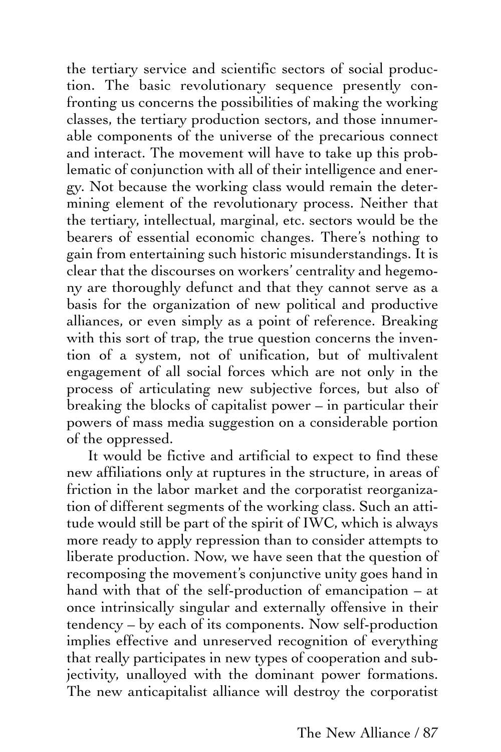the tertiary service and scientific sectors of social production. The basic revolutionary sequence presently confronting us concerns the possibilities of making the working classes, the tertiary production sectors, and those innumerable components of the universe of the precarious connect and interact. The movement will have to take up this problematic of conjunction with all of their intelligence and energy. Not because the working class would remain the determining element of the revolutionary process. Neither that the tertiary, intellectual, marginal, etc. sectors would be the bearers of essential economic changes. There's nothing to gain from entertaining such historic misunderstandings. It is clear that the discourses on workers' centrality and hegemony are thoroughly defunct and that they cannot serve as a basis for the organization of new political and productive alliances, or even simply as a point of reference. Breaking with this sort of trap, the true question concerns the invention of a system, not of unification, but of multivalent engagement of all social forces which are not only in the process of articulating new subjective forces, but also of breaking the blocks of capitalist power – in particular their powers of mass media suggestion on a considerable portion of the oppressed.

It would be fictive and artificial to expect to find these new affiliations only at ruptures in the structure, in areas of friction in the labor market and the corporatist reorganization of different segments of the working class. Such an attitude would still be part of the spirit of IWC, which is always more ready to apply repression than to consider attempts to liberate production. Now, we have seen that the question of recomposing the movement's conjunctive unity goes hand in hand with that of the self-production of emancipation – at once intrinsically singular and externally offensive in their tendency – by each of its components. Now self-production implies effective and unreserved recognition of everything that really participates in new types of cooperation and subjectivity, unalloyed with the dominant power formations. The new anticapitalist alliance will destroy the corporatist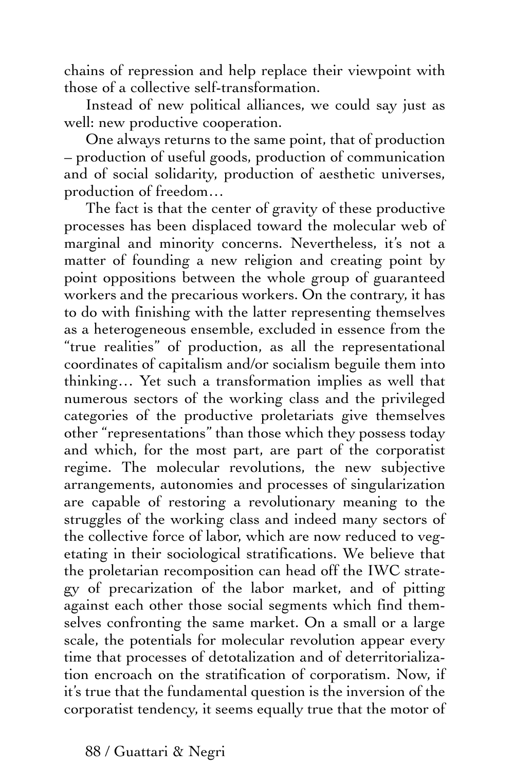chains of repression and help replace their viewpoint with those of a collective self-transformation.

Instead of new political alliances, we could say just as well: new productive cooperation.

One always returns to the same point, that of production – production of useful goods, production of communication and of social solidarity, production of aesthetic universes, production of freedom…

The fact is that the center of gravity of these productive processes has been displaced toward the molecular web of marginal and minority concerns. Nevertheless, it's not a matter of founding a new religion and creating point by point oppositions between the whole group of guaranteed workers and the precarious workers. On the contrary, it has to do with finishing with the latter representing themselves as a heterogeneous ensemble, excluded in essence from the "true realities" of production, as all the representational coordinates of capitalism and/or socialism beguile them into thinking… Yet such a transformation implies as well that numerous sectors of the working class and the privileged categories of the productive proletariats give themselves other "representations" than those which they possess today and which, for the most part, are part of the corporatist regime. The molecular revolutions, the new subjective arrangements, autonomies and processes of singularization are capable of restoring a revolutionary meaning to the struggles of the working class and indeed many sectors of the collective force of labor, which are now reduced to vegetating in their sociological stratifications. We believe that the proletarian recomposition can head off the IWC strategy of precarization of the labor market, and of pitting against each other those social segments which find themselves confronting the same market. On a small or a large scale, the potentials for molecular revolution appear every time that processes of detotalization and of deterritorialization encroach on the stratification of corporatism. Now, if it's true that the fundamental question is the inversion of the corporatist tendency, it seems equally true that the motor of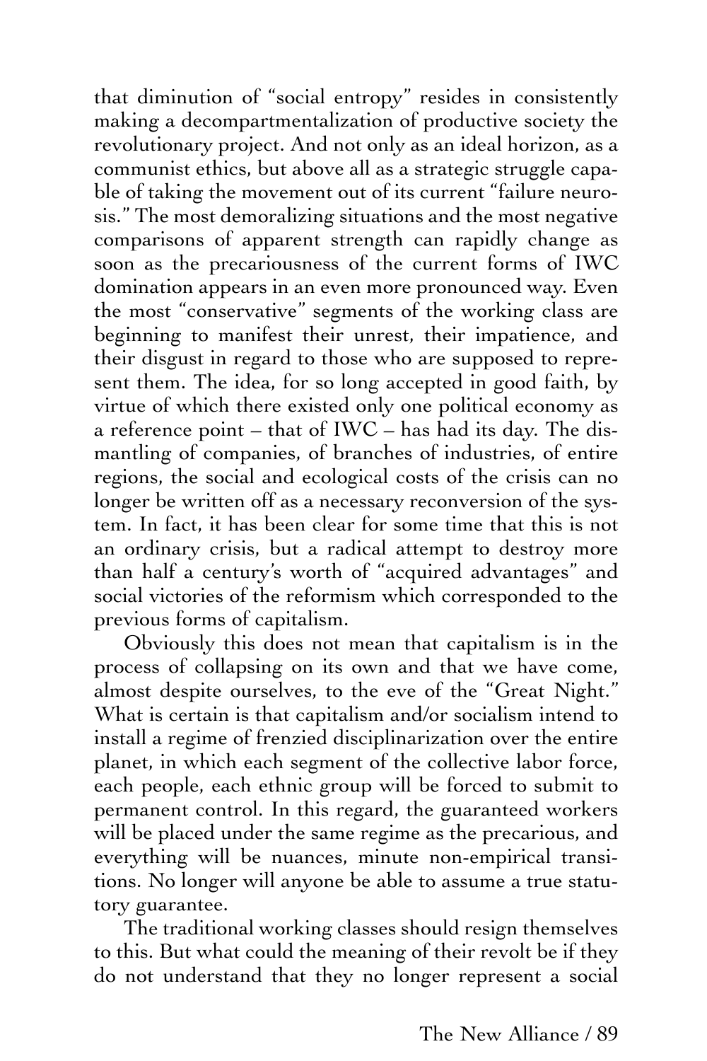that diminution of "social entropy" resides in consistently making a decompartmentalization of productive society the revolutionary project. And not only as an ideal horizon, as a communist ethics, but above all as a strategic struggle capable of taking the movement out of its current "failure neurosis." The most demoralizing situations and the most negative comparisons of apparent strength can rapidly change as soon as the precariousness of the current forms of IWC domination appears in an even more pronounced way. Even the most "conservative" segments of the working class are beginning to manifest their unrest, their impatience, and their disgust in regard to those who are supposed to represent them. The idea, for so long accepted in good faith, by virtue of which there existed only one political economy as a reference point – that of IWC – has had its day. The dismantling of companies, of branches of industries, of entire regions, the social and ecological costs of the crisis can no longer be written off as a necessary reconversion of the system. In fact, it has been clear for some time that this is not an ordinary crisis, but a radical attempt to destroy more than half a century's worth of "acquired advantages" and social victories of the reformism which corresponded to the previous forms of capitalism.

Obviously this does not mean that capitalism is in the process of collapsing on its own and that we have come, almost despite ourselves, to the eve of the "Great Night." What is certain is that capitalism and/or socialism intend to install a regime of frenzied disciplinarization over the entire planet, in which each segment of the collective labor force, each people, each ethnic group will be forced to submit to permanent control. In this regard, the guaranteed workers will be placed under the same regime as the precarious, and everything will be nuances, minute non-empirical transitions. No longer will anyone be able to assume a true statutory guarantee.

The traditional working classes should resign themselves to this. But what could the meaning of their revolt be if they do not understand that they no longer represent a social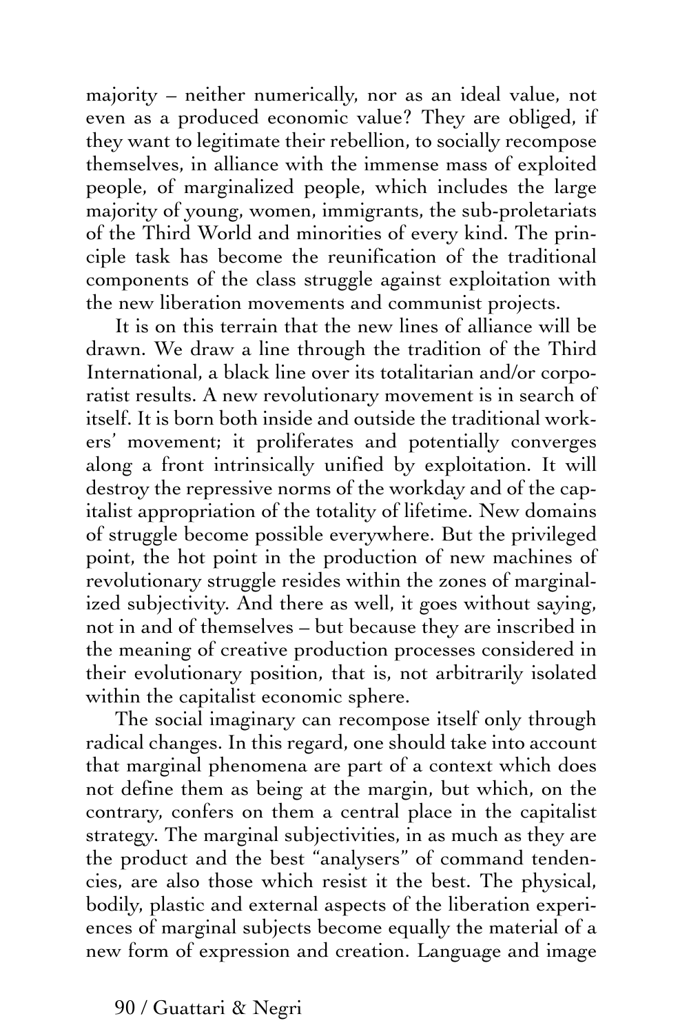majority – neither numerically, nor as an ideal value, not even as a produced economic value? They are obliged, if they want to legitimate their rebellion, to socially recompose themselves, in alliance with the immense mass of exploited people, of marginalized people, which includes the large majority of young, women, immigrants, the sub-proletariats of the Third World and minorities of every kind. The principle task has become the reunification of the traditional components of the class struggle against exploitation with the new liberation movements and communist projects.

It is on this terrain that the new lines of alliance will be drawn. We draw a line through the tradition of the Third International, a black line over its totalitarian and/or corporatist results. A new revolutionary movement is in search of itself. It is born both inside and outside the traditional workers' movement; it proliferates and potentially converges along a front intrinsically unified by exploitation. It will destroy the repressive norms of the workday and of the capitalist appropriation of the totality of lifetime. New domains of struggle become possible everywhere. But the privileged point, the hot point in the production of new machines of revolutionary struggle resides within the zones of marginalized subjectivity. And there as well, it goes without saying, not in and of themselves – but because they are inscribed in the meaning of creative production processes considered in their evolutionary position, that is, not arbitrarily isolated within the capitalist economic sphere.

The social imaginary can recompose itself only through radical changes. In this regard, one should take into account that marginal phenomena are part of a context which does not define them as being at the margin, but which, on the contrary, confers on them a central place in the capitalist strategy. The marginal subjectivities, in as much as they are the product and the best "analysers" of command tendencies, are also those which resist it the best. The physical, bodily, plastic and external aspects of the liberation experiences of marginal subjects become equally the material of a new form of expression and creation. Language and image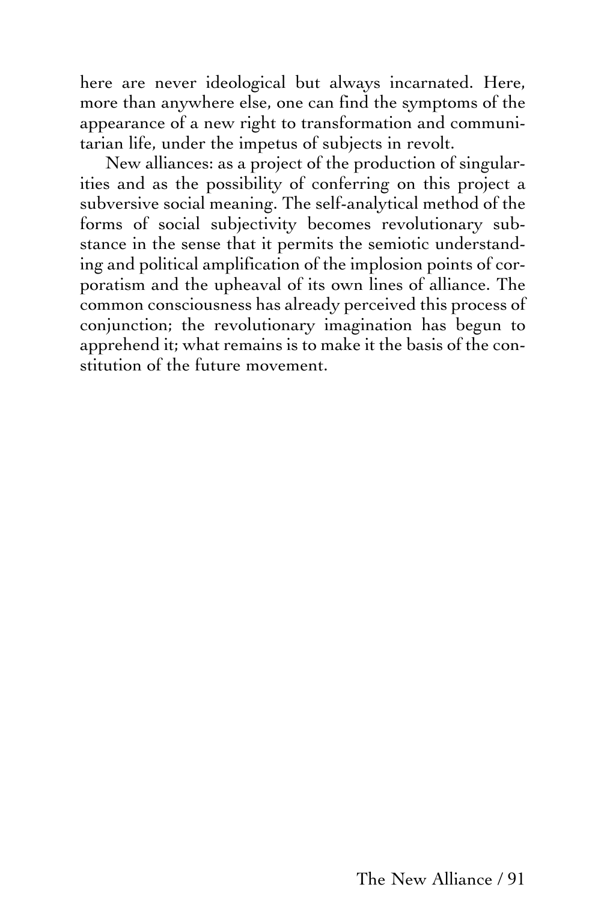here are never ideological but always incarnated. Here, more than anywhere else, one can find the symptoms of the appearance of a new right to transformation and communitarian life, under the impetus of subjects in revolt.

New alliances: as a project of the production of singularities and as the possibility of conferring on this project a subversive social meaning. The self-analytical method of the forms of social subjectivity becomes revolutionary substance in the sense that it permits the semiotic understanding and political amplification of the implosion points of corporatism and the upheaval of its own lines of alliance. The common consciousness has already perceived this process of conjunction; the revolutionary imagination has begun to apprehend it; what remains is to make it the basis of the constitution of the future movement.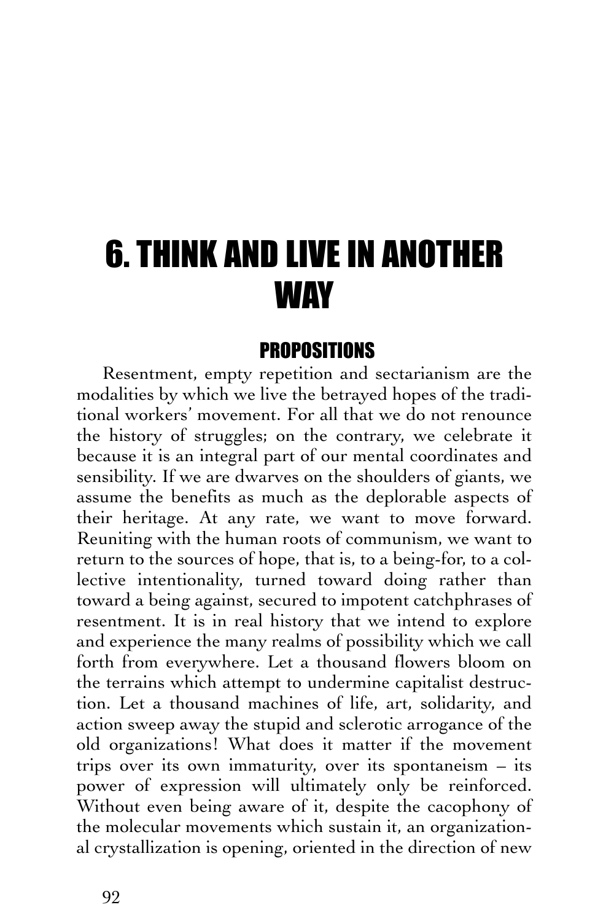# 6. THINK AND LIVE IN ANOTHER WAY

## PROPOSITIONS

Resentment, empty repetition and sectarianism are the modalities by which we live the betrayed hopes of the traditional workers' movement. For all that we do not renounce the history of struggles; on the contrary, we celebrate it because it is an integral part of our mental coordinates and sensibility. If we are dwarves on the shoulders of giants, we assume the benefits as much as the deplorable aspects of their heritage. At any rate, we want to move forward. Reuniting with the human roots of communism, we want to return to the sources of hope, that is, to a being-for, to a collective intentionality, turned toward doing rather than toward a being against, secured to impotent catchphrases of resentment. It is in real history that we intend to explore and experience the many realms of possibility which we call forth from everywhere. Let a thousand flowers bloom on the terrains which attempt to undermine capitalist destruction. Let a thousand machines of life, art, solidarity, and action sweep away the stupid and sclerotic arrogance of the old organizations! What does it matter if the movement trips over its own immaturity, over its spontaneism – its power of expression will ultimately only be reinforced. Without even being aware of it, despite the cacophony of the molecular movements which sustain it, an organizational crystallization is opening, oriented in the direction of new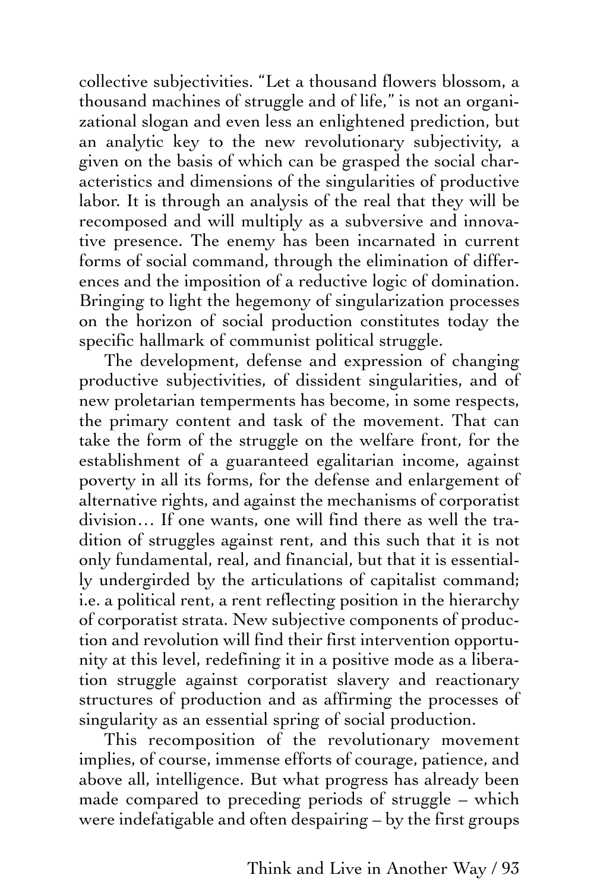collective subjectivities. "Let a thousand flowers blossom, a thousand machines of struggle and of life," is not an organizational slogan and even less an enlightened prediction, but an analytic key to the new revolutionary subjectivity, a given on the basis of which can be grasped the social characteristics and dimensions of the singularities of productive labor. It is through an analysis of the real that they will be recomposed and will multiply as a subversive and innovative presence. The enemy has been incarnated in current forms of social command, through the elimination of differences and the imposition of a reductive logic of domination. Bringing to light the hegemony of singularization processes on the horizon of social production constitutes today the specific hallmark of communist political struggle.

The development, defense and expression of changing productive subjectivities, of dissident singularities, and of new proletarian temperments has become, in some respects, the primary content and task of the movement. That can take the form of the struggle on the welfare front, for the establishment of a guaranteed egalitarian income, against poverty in all its forms, for the defense and enlargement of alternative rights, and against the mechanisms of corporatist division… If one wants, one will find there as well the tradition of struggles against rent, and this such that it is not only fundamental, real, and financial, but that it is essentially undergirded by the articulations of capitalist command; i.e. a political rent, a rent reflecting position in the hierarchy of corporatist strata. New subjective components of production and revolution will find their first intervention opportunity at this level, redefining it in a positive mode as a liberation struggle against corporatist slavery and reactionary structures of production and as affirming the processes of singularity as an essential spring of social production.

This recomposition of the revolutionary movement implies, of course, immense efforts of courage, patience, and above all, intelligence. But what progress has already been made compared to preceding periods of struggle – which were indefatigable and often despairing – by the first groups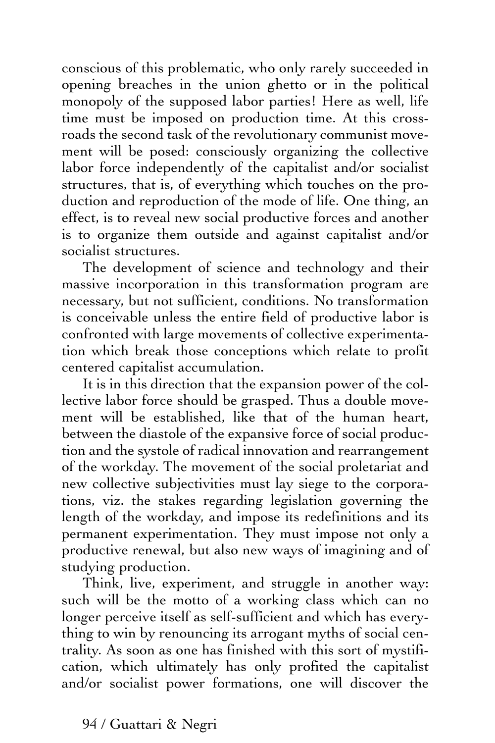conscious of this problematic, who only rarely succeeded in opening breaches in the union ghetto or in the political monopoly of the supposed labor parties! Here as well, life time must be imposed on production time. At this crossroads the second task of the revolutionary communist movement will be posed: consciously organizing the collective labor force independently of the capitalist and/or socialist structures, that is, of everything which touches on the production and reproduction of the mode of life. One thing, an effect, is to reveal new social productive forces and another is to organize them outside and against capitalist and/or socialist structures.

The development of science and technology and their massive incorporation in this transformation program are necessary, but not sufficient, conditions. No transformation is conceivable unless the entire field of productive labor is confronted with large movements of collective experimentation which break those conceptions which relate to profit centered capitalist accumulation.

It is in this direction that the expansion power of the collective labor force should be grasped. Thus a double movement will be established, like that of the human heart, between the diastole of the expansive force of social production and the systole of radical innovation and rearrangement of the workday. The movement of the social proletariat and new collective subjectivities must lay siege to the corporations, viz. the stakes regarding legislation governing the length of the workday, and impose its redefinitions and its permanent experimentation. They must impose not only a productive renewal, but also new ways of imagining and of studying production.

Think, live, experiment, and struggle in another way: such will be the motto of a working class which can no longer perceive itself as self-sufficient and which has everything to win by renouncing its arrogant myths of social centrality. As soon as one has finished with this sort of mystification, which ultimately has only profited the capitalist and/or socialist power formations, one will discover the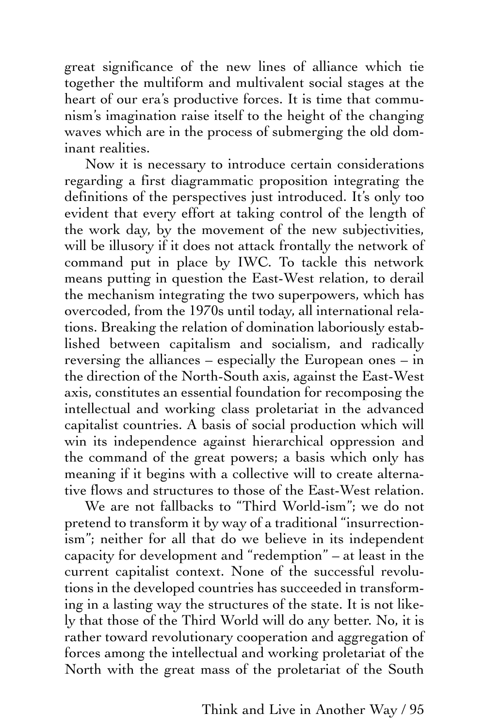great significance of the new lines of alliance which tie together the multiform and multivalent social stages at the heart of our era's productive forces. It is time that communism's imagination raise itself to the height of the changing waves which are in the process of submerging the old dominant realities.

Now it is necessary to introduce certain considerations regarding a first diagrammatic proposition integrating the definitions of the perspectives just introduced. It's only too evident that every effort at taking control of the length of the work day, by the movement of the new subjectivities, will be illusory if it does not attack frontally the network of command put in place by IWC. To tackle this network means putting in question the East-West relation, to derail the mechanism integrating the two superpowers, which has overcoded, from the 1970s until today, all international relations. Breaking the relation of domination laboriously established between capitalism and socialism, and radically reversing the alliances – especially the European ones – in the direction of the North-South axis, against the East-West axis, constitutes an essential foundation for recomposing the intellectual and working class proletariat in the advanced capitalist countries. A basis of social production which will win its independence against hierarchical oppression and the command of the great powers; a basis which only has meaning if it begins with a collective will to create alternative flows and structures to those of the East-West relation.

We are not fallbacks to "Third World-ism"; we do not pretend to transform it by way of a traditional "insurrectionism"; neither for all that do we believe in its independent capacity for development and "redemption" – at least in the current capitalist context. None of the successful revolutions in the developed countries has succeeded in transforming in a lasting way the structures of the state. It is not likely that those of the Third World will do any better. No, it is rather toward revolutionary cooperation and aggregation of forces among the intellectual and working proletariat of the North with the great mass of the proletariat of the South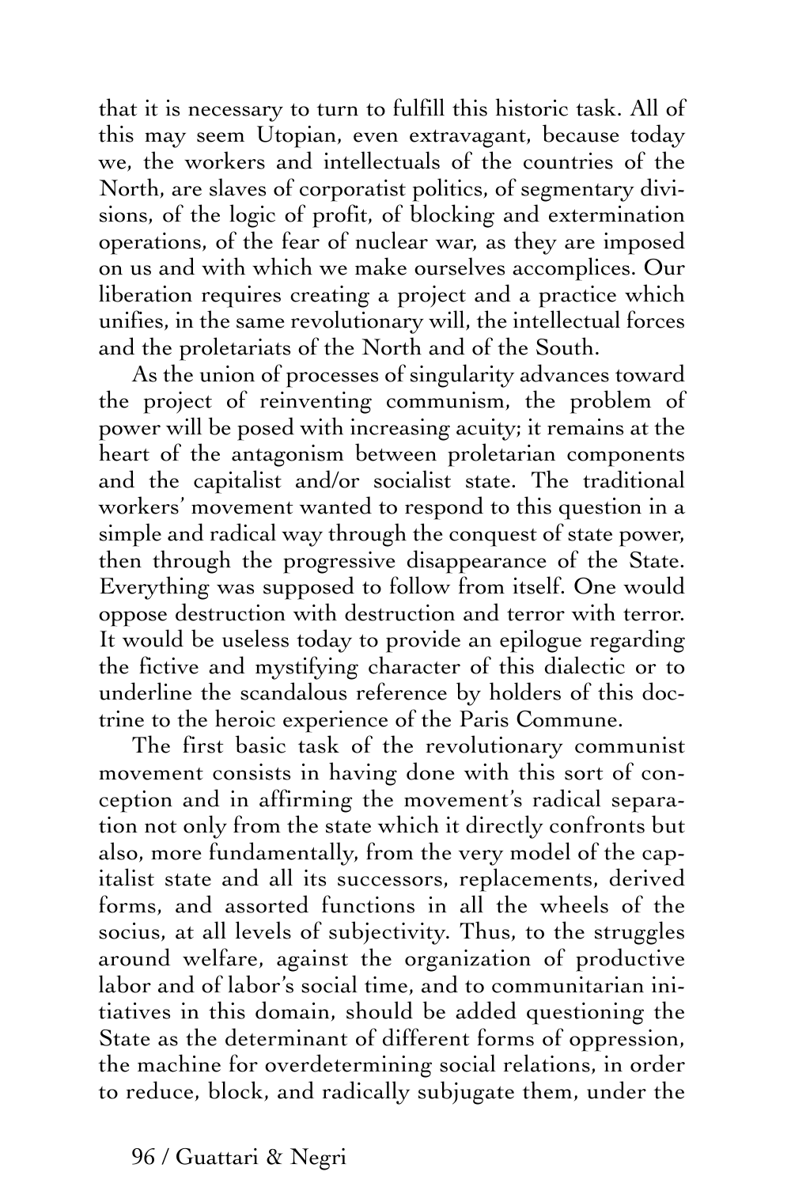that it is necessary to turn to fulfill this historic task. All of this may seem Utopian, even extravagant, because today we, the workers and intellectuals of the countries of the North, are slaves of corporatist politics, of segmentary divisions, of the logic of profit, of blocking and extermination operations, of the fear of nuclear war, as they are imposed on us and with which we make ourselves accomplices. Our liberation requires creating a project and a practice which unifies, in the same revolutionary will, the intellectual forces and the proletariats of the North and of the South.

As the union of processes of singularity advances toward the project of reinventing communism, the problem of power will be posed with increasing acuity; it remains at the heart of the antagonism between proletarian components and the capitalist and/or socialist state. The traditional workers' movement wanted to respond to this question in a simple and radical way through the conquest of state power, then through the progressive disappearance of the State. Everything was supposed to follow from itself. One would oppose destruction with destruction and terror with terror. It would be useless today to provide an epilogue regarding the fictive and mystifying character of this dialectic or to underline the scandalous reference by holders of this doctrine to the heroic experience of the Paris Commune.

The first basic task of the revolutionary communist movement consists in having done with this sort of conception and in affirming the movement's radical separation not only from the state which it directly confronts but also, more fundamentally, from the very model of the capitalist state and all its successors, replacements, derived forms, and assorted functions in all the wheels of the socius, at all levels of subjectivity. Thus, to the struggles around welfare, against the organization of productive labor and of labor's social time, and to communitarian initiatives in this domain, should be added questioning the State as the determinant of different forms of oppression, the machine for overdetermining social relations, in order to reduce, block, and radically subjugate them, under the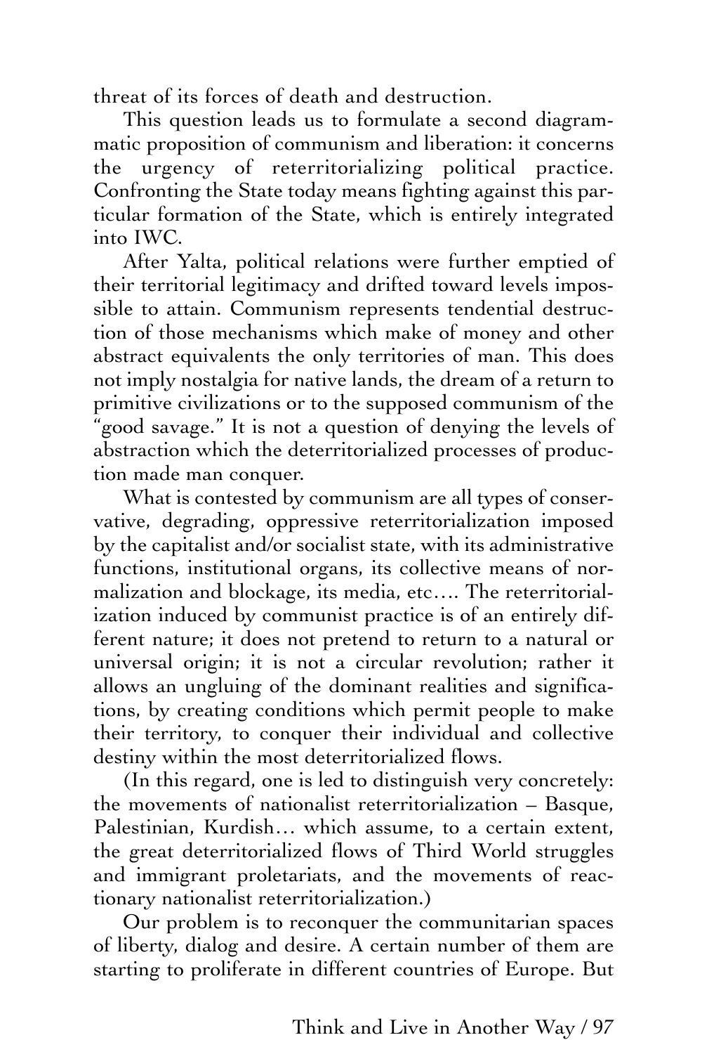threat of its forces of death and destruction.

This question leads us to formulate a second diagrammatic proposition of communism and liberation: it concerns the urgency of reterritorializing political practice. Confronting the State today means fighting against this particular formation of the State, which is entirely integrated into IWC.

After Yalta, political relations were further emptied of their territorial legitimacy and drifted toward levels impossible to attain. Communism represents tendential destruction of those mechanisms which make of money and other abstract equivalents the only territories of man. This does not imply nostalgia for native lands, the dream of a return to primitive civilizations or to the supposed communism of the "good savage." It is not a question of denying the levels of abstraction which the deterritorialized processes of production made man conquer.

What is contested by communism are all types of conservative, degrading, oppressive reterritorialization imposed by the capitalist and/or socialist state, with its administrative functions, institutional organs, its collective means of normalization and blockage, its media, etc…. The reterritorialization induced by communist practice is of an entirely different nature; it does not pretend to return to a natural or universal origin; it is not a circular revolution; rather it allows an ungluing of the dominant realities and significations, by creating conditions which permit people to make their territory, to conquer their individual and collective destiny within the most deterritorialized flows.

(In this regard, one is led to distinguish very concretely: the movements of nationalist reterritorialization – Basque, Palestinian, Kurdish… which assume, to a certain extent, the great deterritorialized flows of Third World struggles and immigrant proletariats, and the movements of reactionary nationalist reterritorialization.)

Our problem is to reconquer the communitarian spaces of liberty, dialog and desire. A certain number of them are starting to proliferate in different countries of Europe. But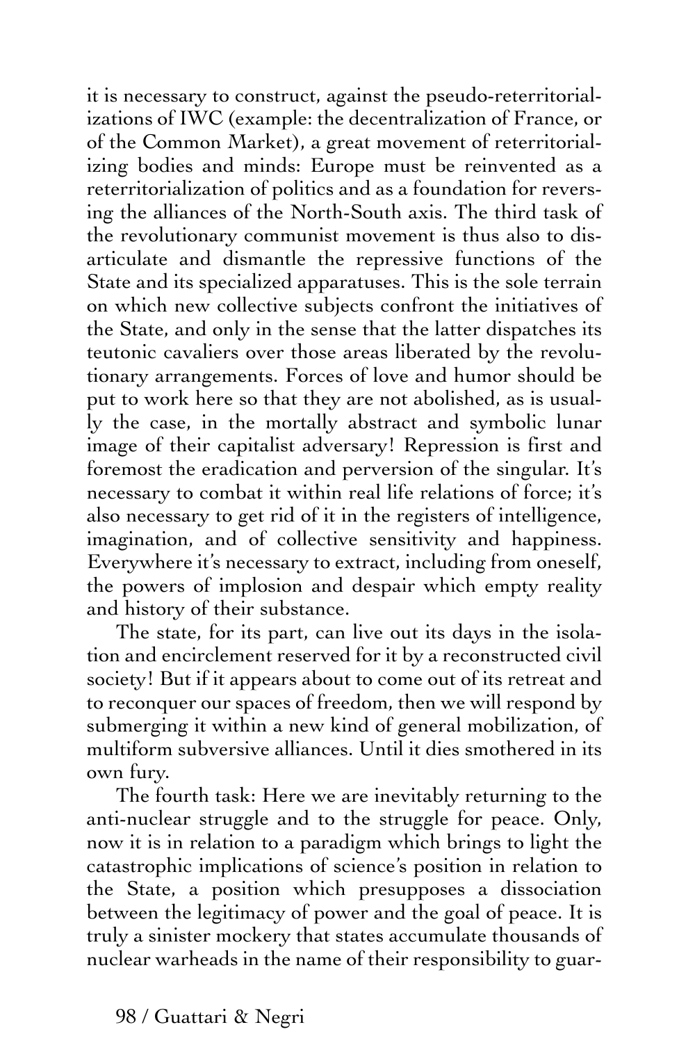it is necessary to construct, against the pseudo-reterritorializations of IWC (example: the decentralization of France, or of the Common Market), a great movement of reterritorializing bodies and minds: Europe must be reinvented as a reterritorialization of politics and as a foundation for reversing the alliances of the North-South axis. The third task of the revolutionary communist movement is thus also to disarticulate and dismantle the repressive functions of the State and its specialized apparatuses. This is the sole terrain on which new collective subjects confront the initiatives of the State, and only in the sense that the latter dispatches its teutonic cavaliers over those areas liberated by the revolutionary arrangements. Forces of love and humor should be put to work here so that they are not abolished, as is usually the case, in the mortally abstract and symbolic lunar image of their capitalist adversary! Repression is first and foremost the eradication and perversion of the singular. It's necessary to combat it within real life relations of force; it's also necessary to get rid of it in the registers of intelligence, imagination, and of collective sensitivity and happiness. Everywhere it's necessary to extract, including from oneself, the powers of implosion and despair which empty reality and history of their substance.

The state, for its part, can live out its days in the isolation and encirclement reserved for it by a reconstructed civil society! But if it appears about to come out of its retreat and to reconquer our spaces of freedom, then we will respond by submerging it within a new kind of general mobilization, of multiform subversive alliances. Until it dies smothered in its own fury.

The fourth task: Here we are inevitably returning to the anti-nuclear struggle and to the struggle for peace. Only, now it is in relation to a paradigm which brings to light the catastrophic implications of science's position in relation to the State, a position which presupposes a dissociation between the legitimacy of power and the goal of peace. It is truly a sinister mockery that states accumulate thousands of nuclear warheads in the name of their responsibility to guar-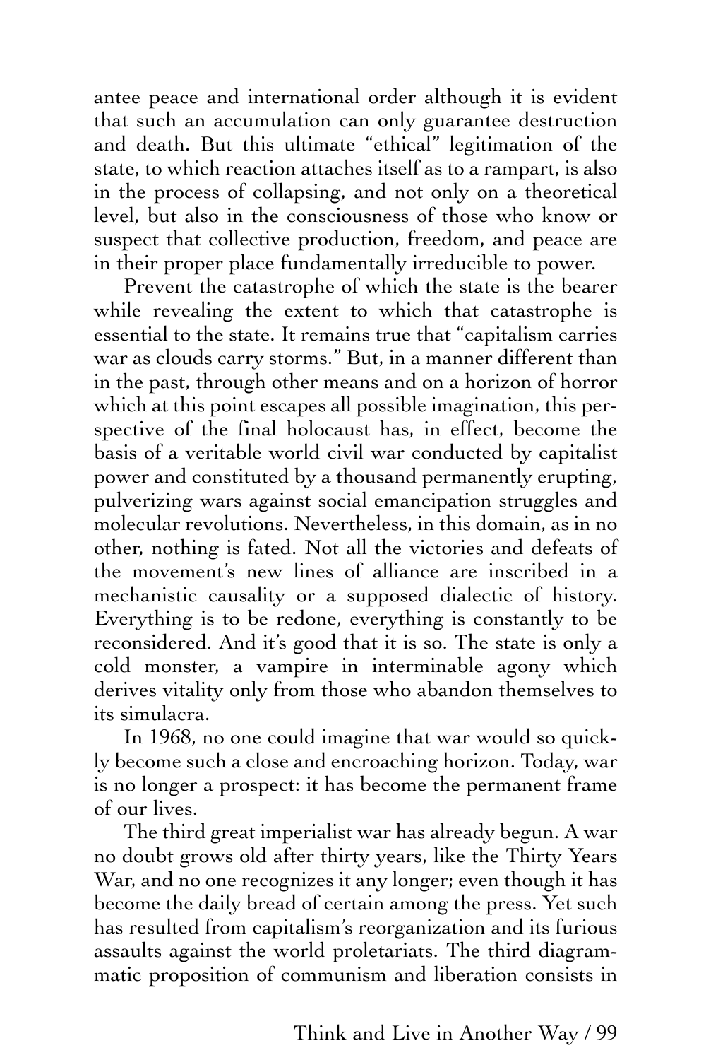antee peace and international order although it is evident that such an accumulation can only guarantee destruction and death. But this ultimate "ethical" legitimation of the state, to which reaction attaches itself as to a rampart, is also in the process of collapsing, and not only on a theoretical level, but also in the consciousness of those who know or suspect that collective production, freedom, and peace are in their proper place fundamentally irreducible to power.

Prevent the catastrophe of which the state is the bearer while revealing the extent to which that catastrophe is essential to the state. It remains true that "capitalism carries war as clouds carry storms." But, in a manner different than in the past, through other means and on a horizon of horror which at this point escapes all possible imagination, this perspective of the final holocaust has, in effect, become the basis of a veritable world civil war conducted by capitalist power and constituted by a thousand permanently erupting, pulverizing wars against social emancipation struggles and molecular revolutions. Nevertheless, in this domain, as in no other, nothing is fated. Not all the victories and defeats of the movement's new lines of alliance are inscribed in a mechanistic causality or a supposed dialectic of history. Everything is to be redone, everything is constantly to be reconsidered. And it's good that it is so. The state is only a cold monster, a vampire in interminable agony which derives vitality only from those who abandon themselves to its simulacra.

In 1968, no one could imagine that war would so quickly become such a close and encroaching horizon. Today, war is no longer a prospect: it has become the permanent frame of our lives.

The third great imperialist war has already begun. A war no doubt grows old after thirty years, like the Thirty Years War, and no one recognizes it any longer; even though it has become the daily bread of certain among the press. Yet such has resulted from capitalism's reorganization and its furious assaults against the world proletariats. The third diagrammatic proposition of communism and liberation consists in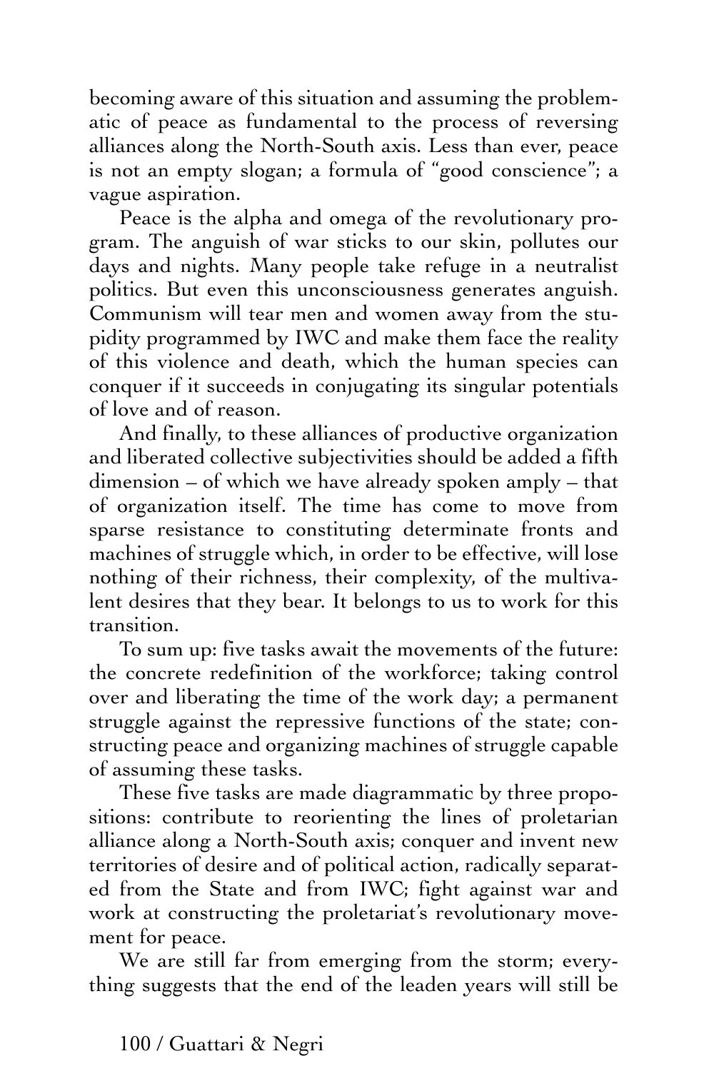becoming aware of this situation and assuming the problematic of peace as fundamental to the process of reversing alliances along the North-South axis. Less than ever, peace is not an empty slogan; a formula of "good conscience"; a vague aspiration.

Peace is the alpha and omega of the revolutionary program. The anguish of war sticks to our skin, pollutes our days and nights. Many people take refuge in a neutralist politics. But even this unconsciousness generates anguish. Communism will tear men and women away from the stupidity programmed by IWC and make them face the reality of this violence and death, which the human species can conquer if it succeeds in conjugating its singular potentials of love and of reason.

And finally, to these alliances of productive organization and liberated collective subjectivities should be added a fifth dimension – of which we have already spoken amply – that of organization itself. The time has come to move from sparse resistance to constituting determinate fronts and machines of struggle which, in order to be effective, will lose nothing of their richness, their complexity, of the multivalent desires that they bear. It belongs to us to work for this transition.

To sum up: five tasks await the movements of the future: the concrete redefinition of the workforce; taking control over and liberating the time of the work day; a permanent struggle against the repressive functions of the state; constructing peace and organizing machines of struggle capable of assuming these tasks.

These five tasks are made diagrammatic by three propositions: contribute to reorienting the lines of proletarian alliance along a North-South axis; conquer and invent new territories of desire and of political action, radically separated from the State and from IWC; fight against war and work at constructing the proletariat's revolutionary movement for peace.

We are still far from emerging from the storm; everything suggests that the end of the leaden years will still be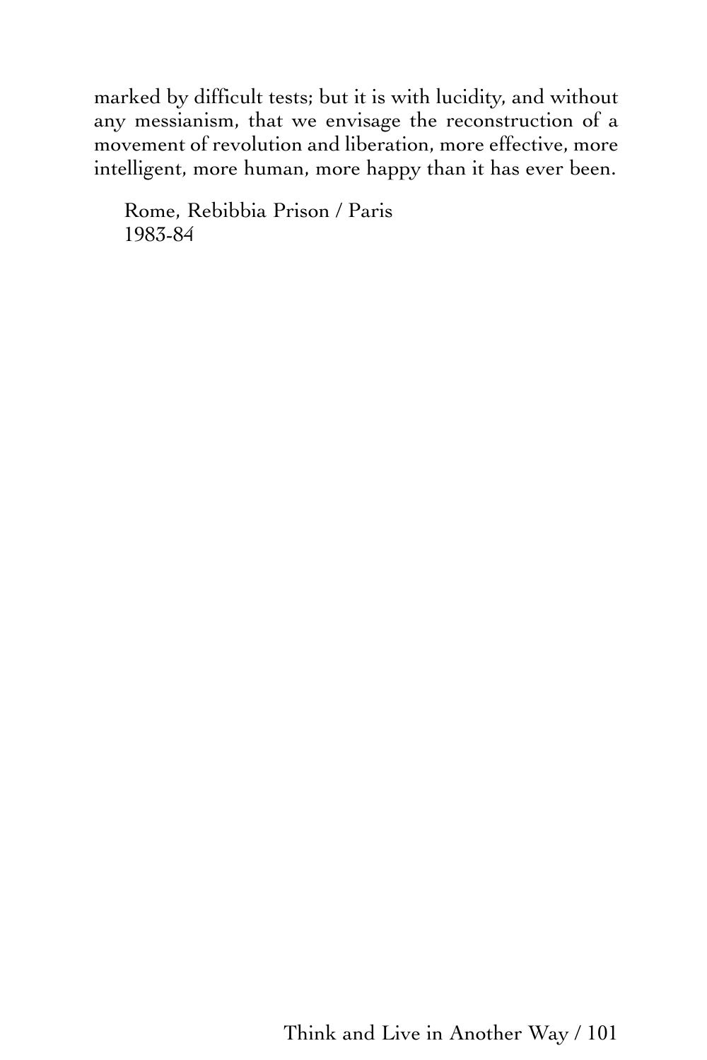marked by difficult tests; but it is with lucidity, and without any messianism, that we envisage the reconstruction of a movement of revolution and liberation, more effective, more intelligent, more human, more happy than it has ever been.

Rome, Rebibbia Prison / Paris
1983-84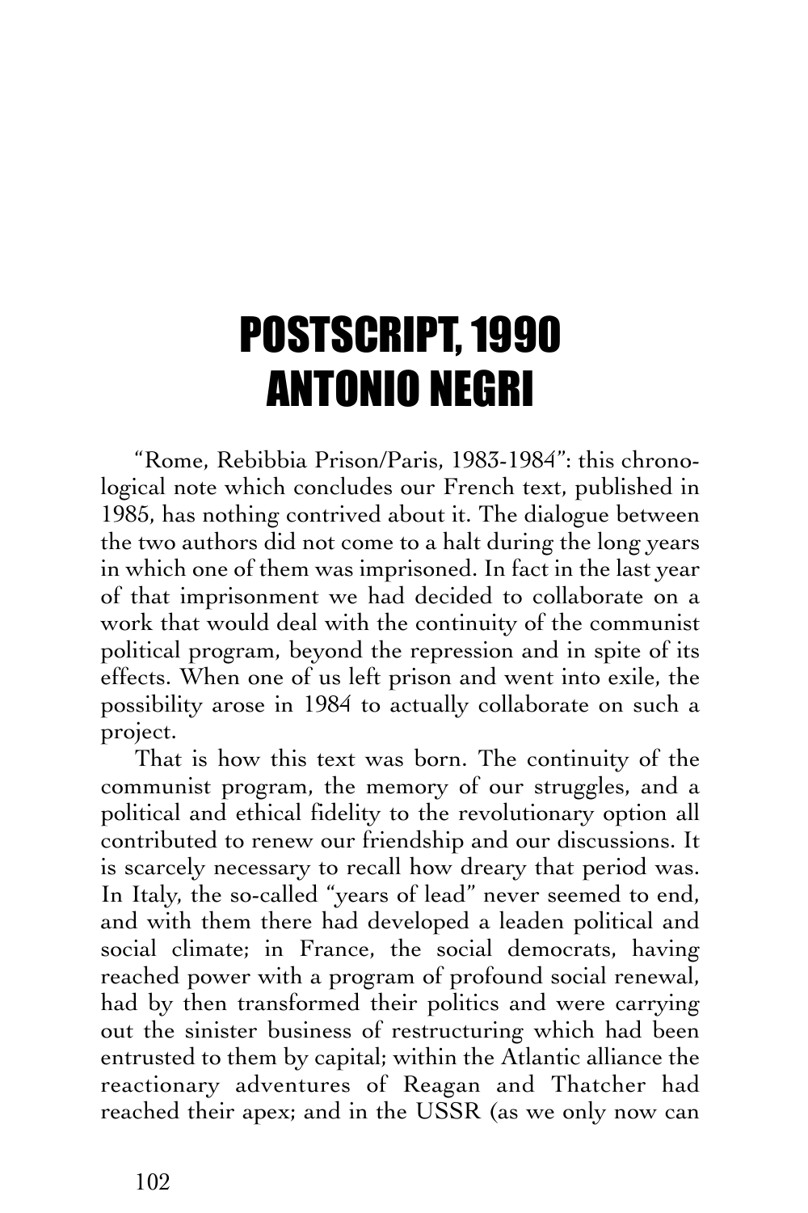# POSTSCRIPT, 1990
# ANTONIO NEGRI

"Rome, Rebibbia Prison/Paris, 1983-1984": this chronological note which concludes our French text, published in 1985, has nothing contrived about it. The dialogue between the two authors did not come to a halt during the long years in which one of them was imprisoned. In fact in the last year of that imprisonment we had decided to collaborate on a work that would deal with the continuity of the communist political program, beyond the repression and in spite of its effects. When one of us left prison and went into exile, the possibility arose in 1984 to actually collaborate on such a project.

That is how this text was born. The continuity of the communist program, the memory of our struggles, and a political and ethical fidelity to the revolutionary option all contributed to renew our friendship and our discussions. It is scarcely necessary to recall how dreary that period was. In Italy, the so-called "years of lead" never seemed to end, and with them there had developed a leaden political and social climate; in France, the social democrats, having reached power with a program of profound social renewal, had by then transformed their politics and were carrying out the sinister business of restructuring which had been entrusted to them by capital; within the Atlantic alliance the reactionary adventures of Reagan and Thatcher had reached their apex; and in the USSR (as we only now can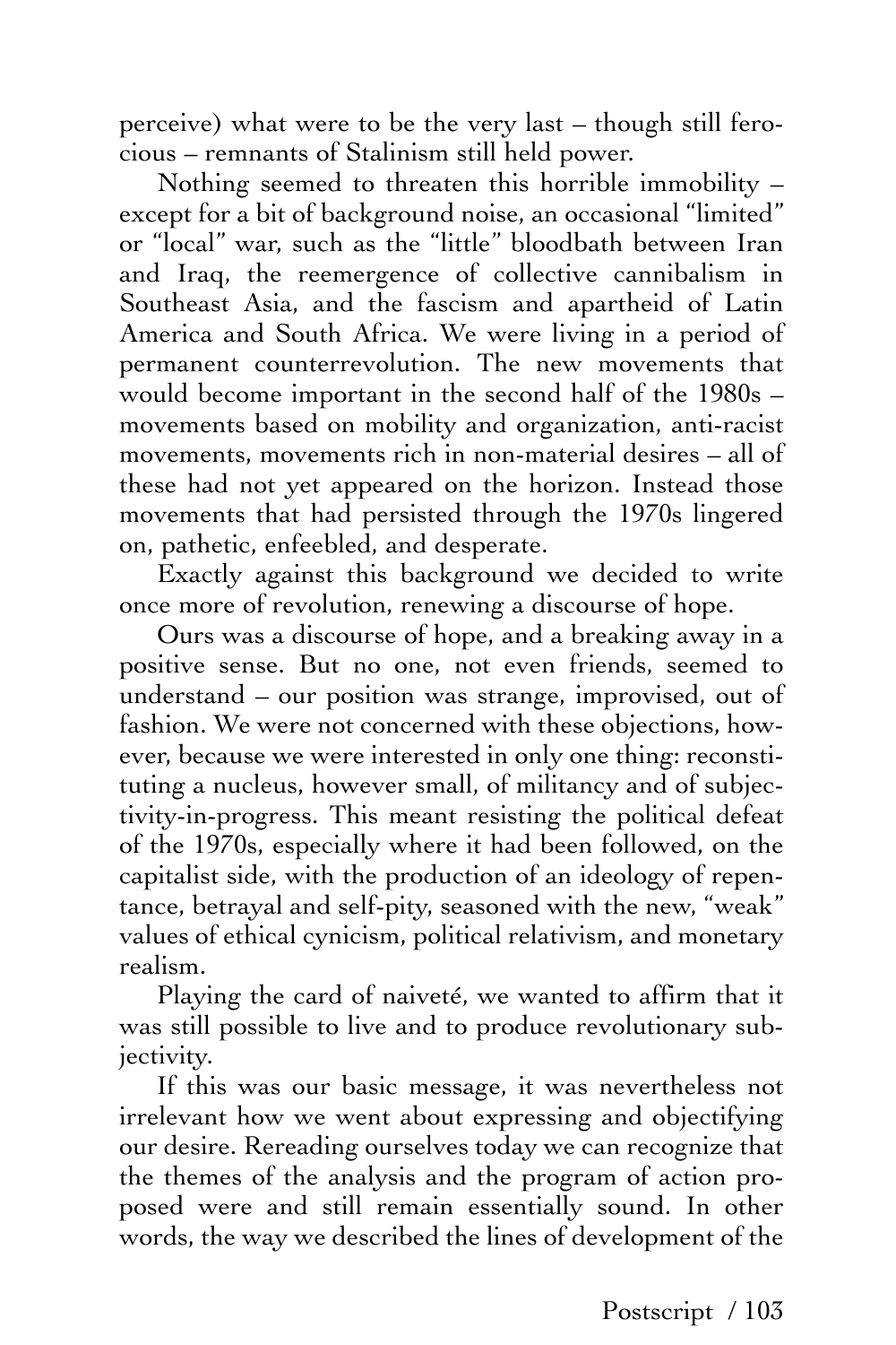perceive) what were to be the very last – though still ferocious – remnants of Stalinism still held power.

Nothing seemed to threaten this horrible immobility – except for a bit of background noise, an occasional "limited" or "local" war, such as the "little" bloodbath between Iran and Iraq, the reemergence of collective cannibalism in Southeast Asia, and the fascism and apartheid of Latin America and South Africa. We were living in a period of permanent counterrevolution. The new movements that would become important in the second half of the 1980s – movements based on mobility and organization, anti-racist movements, movements rich in non-material desires – all of these had not yet appeared on the horizon. Instead those movements that had persisted through the 1970s lingered on, pathetic, enfeebled, and desperate.

Exactly against this background we decided to write once more of revolution, renewing a discourse of hope.

Ours was a discourse of hope, and a breaking away in a positive sense. But no one, not even friends, seemed to understand – our position was strange, improvised, out of fashion. We were not concerned with these objections, however, because we were interested in only one thing: reconstituting a nucleus, however small, of militancy and of subjectivity-in-progress. This meant resisting the political defeat of the 1970s, especially where it had been followed, on the capitalist side, with the production of an ideology of repentance, betrayal and self-pity, seasoned with the new, "weak" values of ethical cynicism, political relativism, and monetary realism.

Playing the card of naiveté, we wanted to affirm that it was still possible to live and to produce revolutionary subjectivity.

If this was our basic message, it was nevertheless not irrelevant how we went about expressing and objectifying our desire. Rereading ourselves today we can recognize that the themes of the analysis and the program of action proposed were and still remain essentially sound. In other words, the way we described the lines of development of the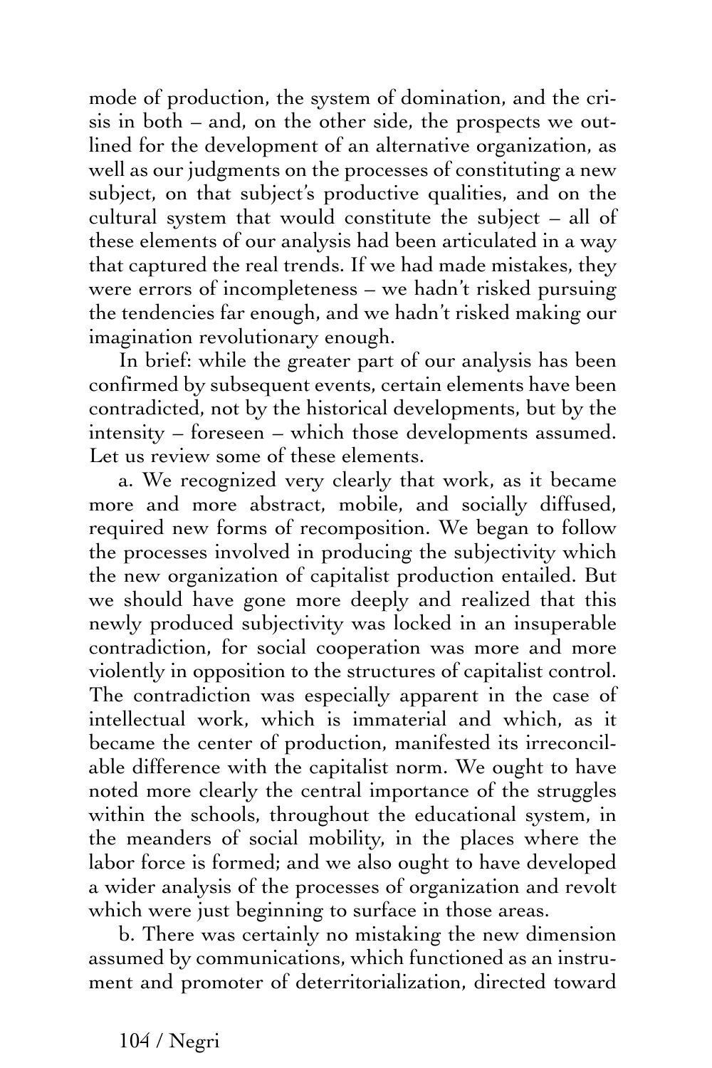mode of production, the system of domination, and the crisis in both – and, on the other side, the prospects we outlined for the development of an alternative organization, as well as our judgments on the processes of constituting a new subject, on that subject's productive qualities, and on the cultural system that would constitute the subject – all of these elements of our analysis had been articulated in a way that captured the real trends. If we had made mistakes, they were errors of incompleteness – we hadn't risked pursuing the tendencies far enough, and we hadn't risked making our imagination revolutionary enough.

In brief: while the greater part of our analysis has been confirmed by subsequent events, certain elements have been contradicted, not by the historical developments, but by the intensity – foreseen – which those developments assumed. Let us review some of these elements.

a. We recognized very clearly that work, as it became more and more abstract, mobile, and socially diffused, required new forms of recomposition. We began to follow the processes involved in producing the subjectivity which the new organization of capitalist production entailed. But we should have gone more deeply and realized that this newly produced subjectivity was locked in an insuperable contradiction, for social cooperation was more and more violently in opposition to the structures of capitalist control. The contradiction was especially apparent in the case of intellectual work, which is immaterial and which, as it became the center of production, manifested its irreconcilable difference with the capitalist norm. We ought to have noted more clearly the central importance of the struggles within the schools, throughout the educational system, in the meanders of social mobility, in the places where the labor force is formed; and we also ought to have developed a wider analysis of the processes of organization and revolt which were just beginning to surface in those areas.

b. There was certainly no mistaking the new dimension assumed by communications, which functioned as an instrument and promoter of deterritorialization, directed toward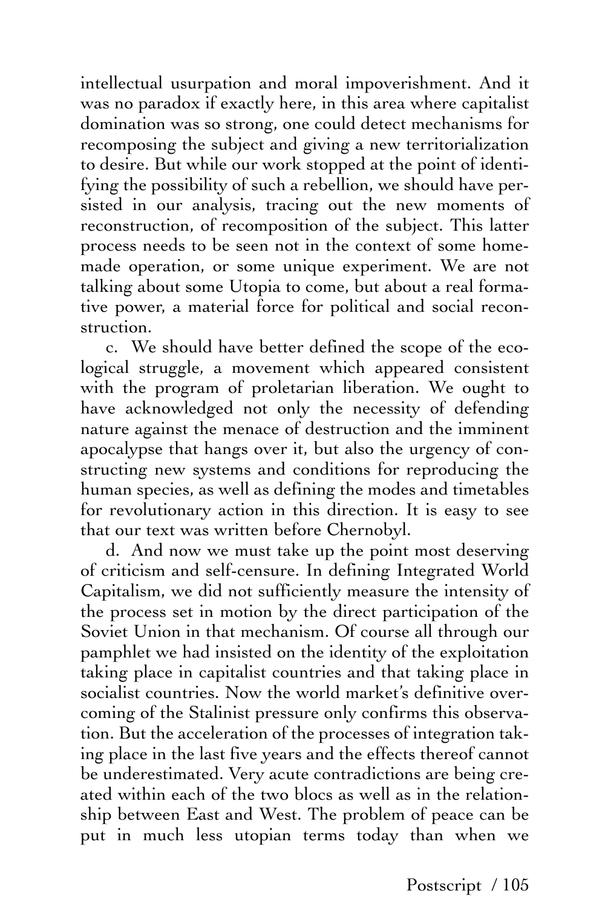intellectual usurpation and moral impoverishment. And it was no paradox if exactly here, in this area where capitalist domination was so strong, one could detect mechanisms for recomposing the subject and giving a new territorialization to desire. But while our work stopped at the point of identifying the possibility of such a rebellion, we should have persisted in our analysis, tracing out the new moments of reconstruction, of recomposition of the subject. This latter process needs to be seen not in the context of some homemade operation, or some unique experiment. We are not talking about some Utopia to come, but about a real formative power, a material force for political and social reconstruction.

c. We should have better defined the scope of the ecological struggle, a movement which appeared consistent with the program of proletarian liberation. We ought to have acknowledged not only the necessity of defending nature against the menace of destruction and the imminent apocalypse that hangs over it, but also the urgency of constructing new systems and conditions for reproducing the human species, as well as defining the modes and timetables for revolutionary action in this direction. It is easy to see that our text was written before Chernobyl.

d. And now we must take up the point most deserving of criticism and self-censure. In defining Integrated World Capitalism, we did not sufficiently measure the intensity of the process set in motion by the direct participation of the Soviet Union in that mechanism. Of course all through our pamphlet we had insisted on the identity of the exploitation taking place in capitalist countries and that taking place in socialist countries. Now the world market's definitive overcoming of the Stalinist pressure only confirms this observation. But the acceleration of the processes of integration taking place in the last five years and the effects thereof cannot be underestimated. Very acute contradictions are being created within each of the two blocs as well as in the relationship between East and West. The problem of peace can be put in much less utopian terms today than when we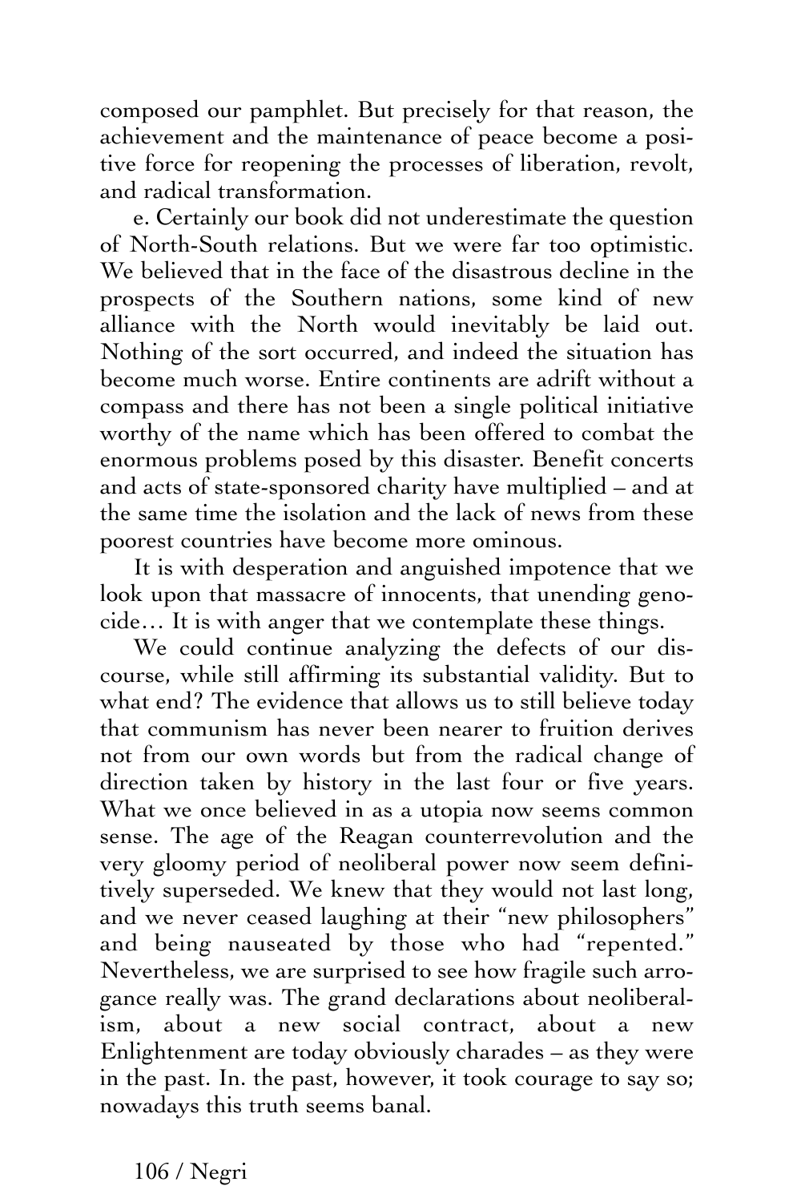composed our pamphlet. But precisely for that reason, the achievement and the maintenance of peace become a positive force for reopening the processes of liberation, revolt, and radical transformation.

e. Certainly our book did not underestimate the question of North-South relations. But we were far too optimistic. We believed that in the face of the disastrous decline in the prospects of the Southern nations, some kind of new alliance with the North would inevitably be laid out. Nothing of the sort occurred, and indeed the situation has become much worse. Entire continents are adrift without a compass and there has not been a single political initiative worthy of the name which has been offered to combat the enormous problems posed by this disaster. Benefit concerts and acts of state-sponsored charity have multiplied – and at the same time the isolation and the lack of news from these poorest countries have become more ominous.

It is with desperation and anguished impotence that we look upon that massacre of innocents, that unending genocide… It is with anger that we contemplate these things.

We could continue analyzing the defects of our discourse, while still affirming its substantial validity. But to what end? The evidence that allows us to still believe today that communism has never been nearer to fruition derives not from our own words but from the radical change of direction taken by history in the last four or five years. What we once believed in as a utopia now seems common sense. The age of the Reagan counterrevolution and the very gloomy period of neoliberal power now seem definitively superseded. We knew that they would not last long, and we never ceased laughing at their "new philosophers" and being nauseated by those who had "repented." Nevertheless, we are surprised to see how fragile such arrogance really was. The grand declarations about neoliberalism, about a new social contract, about a new Enlightenment are today obviously charades – as they were in the past. In. the past, however, it took courage to say so; nowadays this truth seems banal.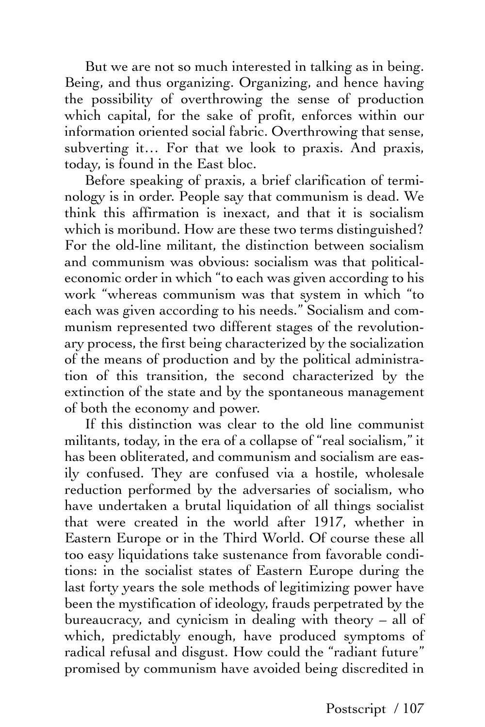But we are not so much interested in talking as in being. Being, and thus organizing. Organizing, and hence having the possibility of overthrowing the sense of production which capital, for the sake of profit, enforces within our information oriented social fabric. Overthrowing that sense, subverting it… For that we look to praxis. And praxis, today, is found in the East bloc.

Before speaking of praxis, a brief clarification of terminology is in order. People say that communism is dead. We think this affirmation is inexact, and that it is socialism which is moribund. How are these two terms distinguished? For the old-line militant, the distinction between socialism and communism was obvious: socialism was that political-economic order in which "to each was given according to his work "whereas communism was that system in which "to each was given according to his needs." Socialism and communism represented two different stages of the revolutionary process, the first being characterized by the socialization of the means of production and by the political administration of this transition, the second characterized by the extinction of the state and by the spontaneous management of both the economy and power.

If this distinction was clear to the old line communist militants, today, in the era of a collapse of "real socialism," it has been obliterated, and communism and socialism are easily confused. They are confused via a hostile, wholesale reduction performed by the adversaries of socialism, who have undertaken a brutal liquidation of all things socialist that were created in the world after 1917, whether in Eastern Europe or in the Third World. Of course these all too easy liquidations take sustenance from favorable conditions: in the socialist states of Eastern Europe during the last forty years the sole methods of legitimizing power have been the mystification of ideology, frauds perpetrated by the bureaucracy, and cynicism in dealing with theory – all of which, predictably enough, have produced symptoms of radical refusal and disgust. How could the "radiant future" promised by communism have avoided being discredited in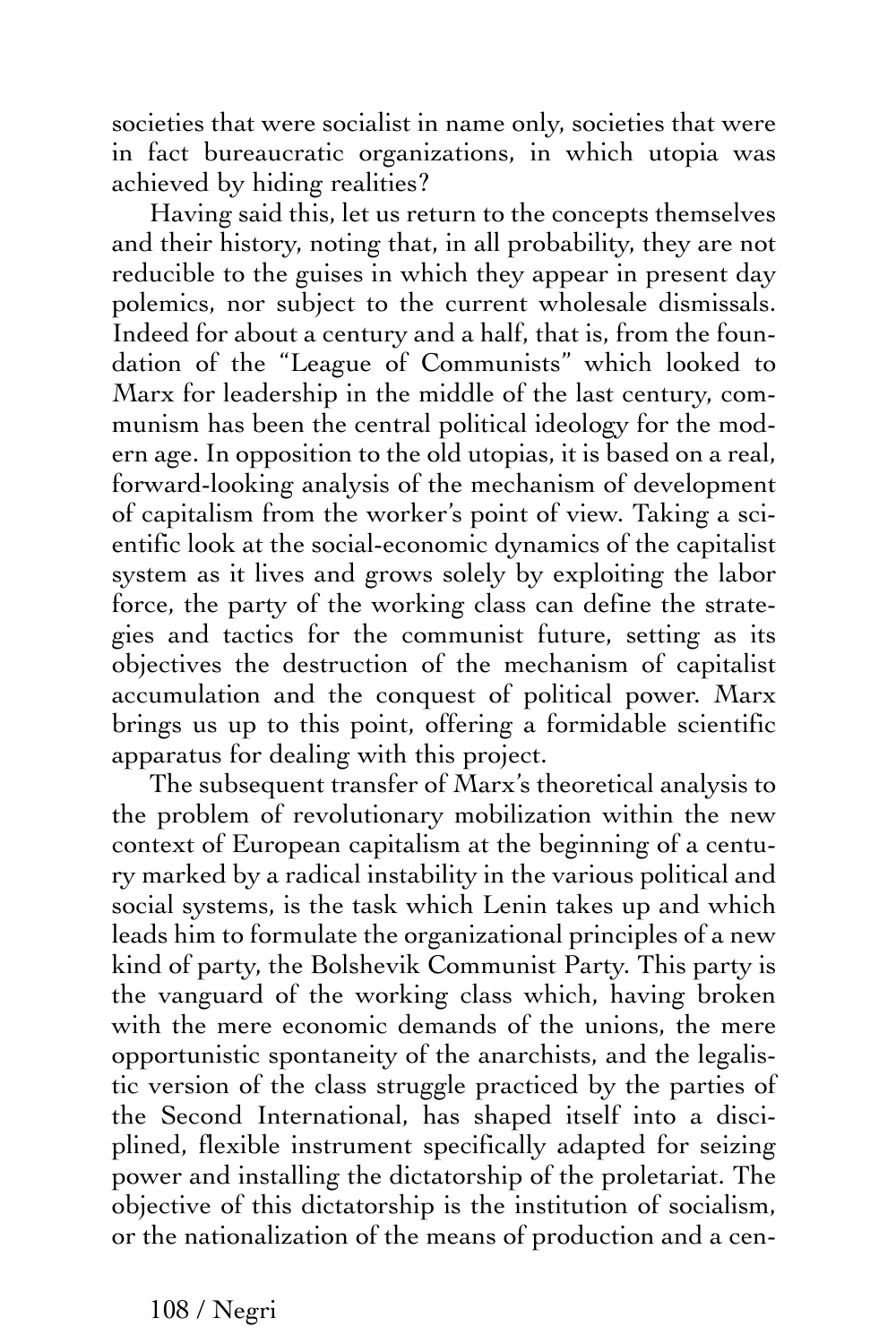societies that were socialist in name only, societies that were in fact bureaucratic organizations, in which utopia was achieved by hiding realities?

Having said this, let us return to the concepts themselves and their history, noting that, in all probability, they are not reducible to the guises in which they appear in present day polemics, nor subject to the current wholesale dismissals. Indeed for about a century and a half, that is, from the foundation of the "League of Communists" which looked to Marx for leadership in the middle of the last century, communism has been the central political ideology for the modern age. In opposition to the old utopias, it is based on a real, forward-looking analysis of the mechanism of development of capitalism from the worker's point of view. Taking a scientific look at the social-economic dynamics of the capitalist system as it lives and grows solely by exploiting the labor force, the party of the working class can define the strategies and tactics for the communist future, setting as its objectives the destruction of the mechanism of capitalist accumulation and the conquest of political power. Marx brings us up to this point, offering a formidable scientific apparatus for dealing with this project.

The subsequent transfer of Marx's theoretical analysis to the problem of revolutionary mobilization within the new context of European capitalism at the beginning of a century marked by a radical instability in the various political and social systems, is the task which Lenin takes up and which leads him to formulate the organizational principles of a new kind of party, the Bolshevik Communist Party. This party is the vanguard of the working class which, having broken with the mere economic demands of the unions, the mere opportunistic spontaneity of the anarchists, and the legalistic version of the class struggle practiced by the parties of the Second International, has shaped itself into a disciplined, flexible instrument specifically adapted for seizing power and installing the dictatorship of the proletariat. The objective of this dictatorship is the institution of socialism, or the nationalization of the means of production and a cen-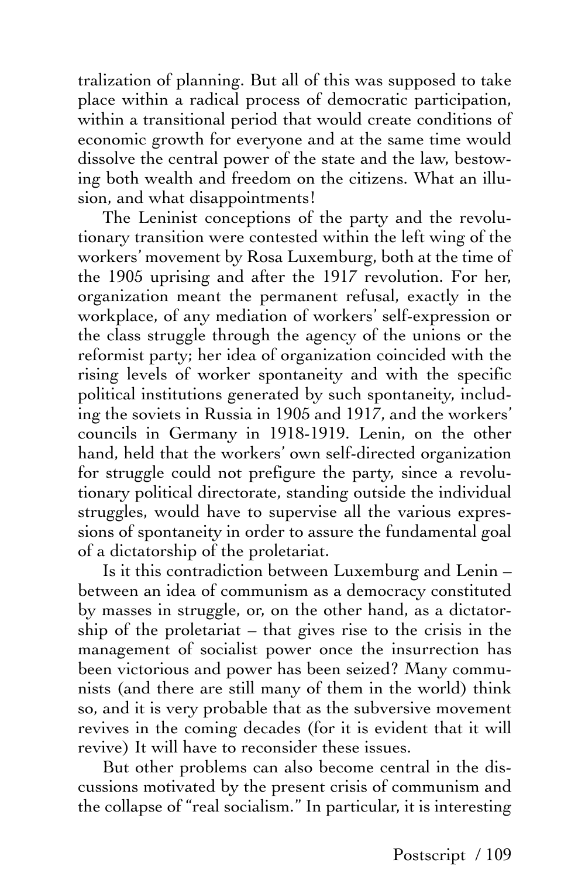tralization of planning. But all of this was supposed to take place within a radical process of democratic participation, within a transitional period that would create conditions of economic growth for everyone and at the same time would dissolve the central power of the state and the law, bestowing both wealth and freedom on the citizens. What an illusion, and what disappointments!

The Leninist conceptions of the party and the revolutionary transition were contested within the left wing of the workers' movement by Rosa Luxemburg, both at the time of the 1905 uprising and after the 1917 revolution. For her, organization meant the permanent refusal, exactly in the workplace, of any mediation of workers' self-expression or the class struggle through the agency of the unions or the reformist party; her idea of organization coincided with the rising levels of worker spontaneity and with the specific political institutions generated by such spontaneity, including the soviets in Russia in 1905 and 1917, and the workers' councils in Germany in 1918-1919. Lenin, on the other hand, held that the workers' own self-directed organization for struggle could not prefigure the party, since a revolutionary political directorate, standing outside the individual struggles, would have to supervise all the various expressions of spontaneity in order to assure the fundamental goal of a dictatorship of the proletariat.

Is it this contradiction between Luxemburg and Lenin – between an idea of communism as a democracy constituted by masses in struggle, or, on the other hand, as a dictatorship of the proletariat – that gives rise to the crisis in the management of socialist power once the insurrection has been victorious and power has been seized? Many communists (and there are still many of them in the world) think so, and it is very probable that as the subversive movement revives in the coming decades (for it is evident that it will revive) It will have to reconsider these issues.

But other problems can also become central in the discussions motivated by the present crisis of communism and the collapse of "real socialism." In particular, it is interesting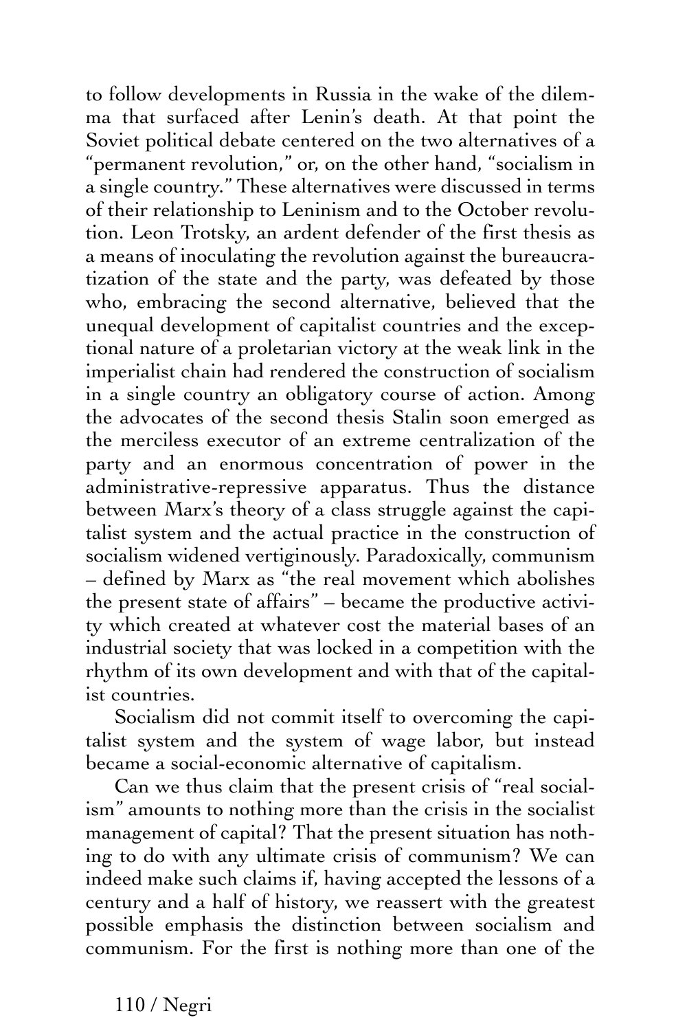to follow developments in Russia in the wake of the dilemma that surfaced after Lenin's death. At that point the Soviet political debate centered on the two alternatives of a "permanent revolution," or, on the other hand, "socialism in a single country." These alternatives were discussed in terms of their relationship to Leninism and to the October revolution. Leon Trotsky, an ardent defender of the first thesis as a means of inoculating the revolution against the bureaucratization of the state and the party, was defeated by those who, embracing the second alternative, believed that the unequal development of capitalist countries and the exceptional nature of a proletarian victory at the weak link in the imperialist chain had rendered the construction of socialism in a single country an obligatory course of action. Among the advocates of the second thesis Stalin soon emerged as the merciless executor of an extreme centralization of the party and an enormous concentration of power in the administrative-repressive apparatus. Thus the distance between Marx's theory of a class struggle against the capitalist system and the actual practice in the construction of socialism widened vertiginously. Paradoxically, communism – defined by Marx as "the real movement which abolishes the present state of affairs" – became the productive activity which created at whatever cost the material bases of an industrial society that was locked in a competition with the rhythm of its own development and with that of the capitalist countries.

Socialism did not commit itself to overcoming the capitalist system and the system of wage labor, but instead became a social-economic alternative of capitalism.

Can we thus claim that the present crisis of "real socialism" amounts to nothing more than the crisis in the socialist management of capital? That the present situation has nothing to do with any ultimate crisis of communism? We can indeed make such claims if, having accepted the lessons of a century and a half of history, we reassert with the greatest possible emphasis the distinction between socialism and communism. For the first is nothing more than one of the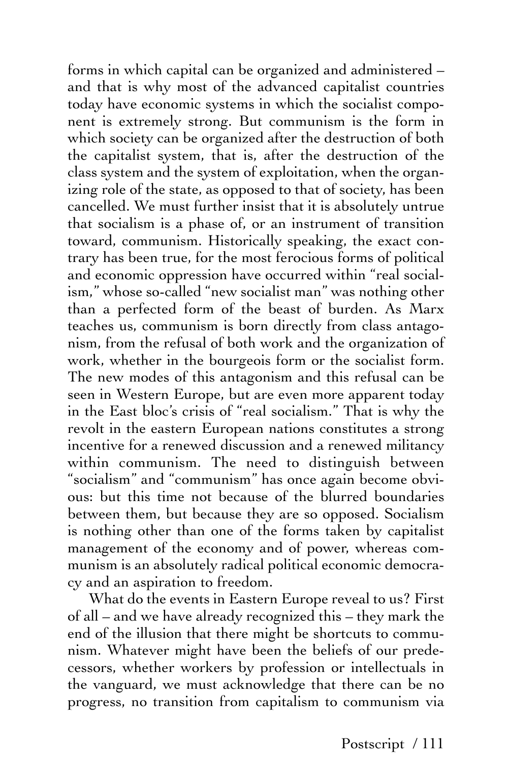forms in which capital can be organized and administered – and that is why most of the advanced capitalist countries today have economic systems in which the socialist component is extremely strong. But communism is the form in which society can be organized after the destruction of both the capitalist system, that is, after the destruction of the class system and the system of exploitation, when the organizing role of the state, as opposed to that of society, has been cancelled. We must further insist that it is absolutely untrue that socialism is a phase of, or an instrument of transition toward, communism. Historically speaking, the exact contrary has been true, for the most ferocious forms of political and economic oppression have occurred within "real socialism," whose so-called "new socialist man" was nothing other than a perfected form of the beast of burden. As Marx teaches us, communism is born directly from class antagonism, from the refusal of both work and the organization of work, whether in the bourgeois form or the socialist form. The new modes of this antagonism and this refusal can be seen in Western Europe, but are even more apparent today in the East bloc's crisis of "real socialism." That is why the revolt in the eastern European nations constitutes a strong incentive for a renewed discussion and a renewed militancy within communism. The need to distinguish between "socialism" and "communism" has once again become obvious: but this time not because of the blurred boundaries between them, but because they are so opposed. Socialism is nothing other than one of the forms taken by capitalist management of the economy and of power, whereas communism is an absolutely radical political economic democracy and an aspiration to freedom.

What do the events in Eastern Europe reveal to us? First of all – and we have already recognized this – they mark the end of the illusion that there might be shortcuts to communism. Whatever might have been the beliefs of our predecessors, whether workers by profession or intellectuals in the vanguard, we must acknowledge that there can be no progress, no transition from capitalism to communism via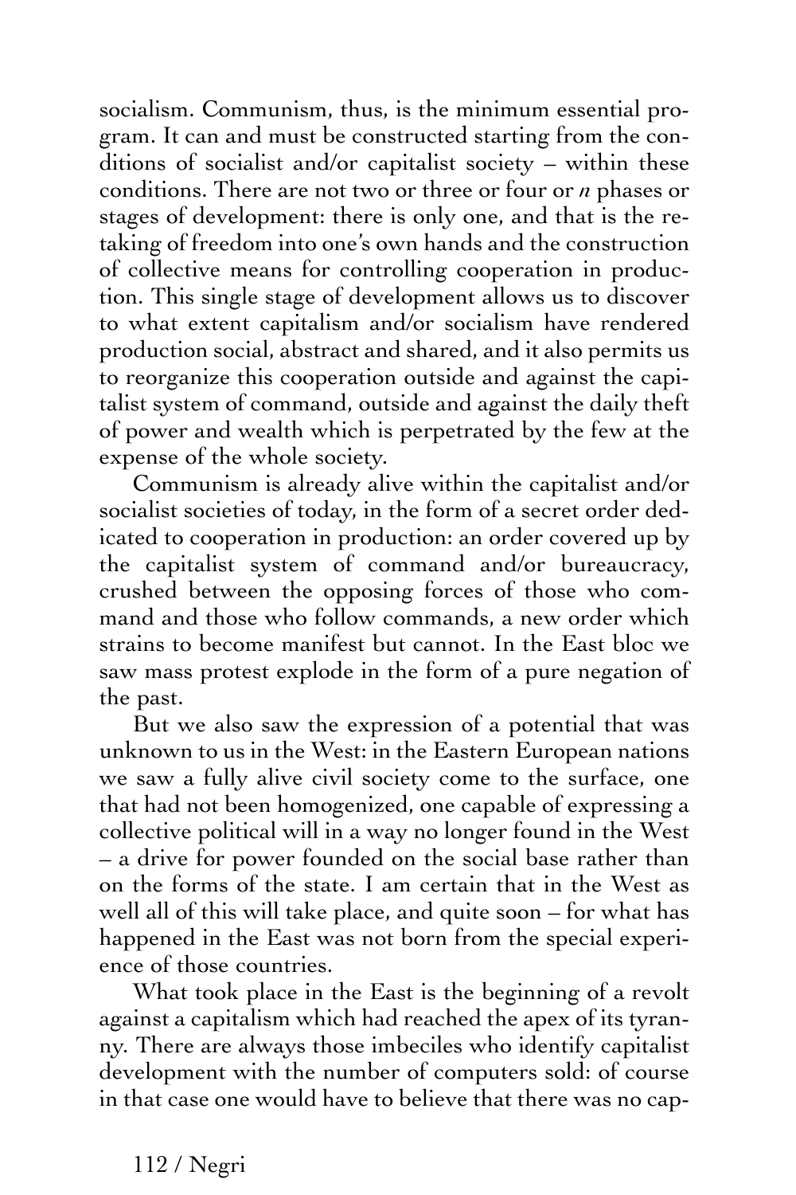socialism. Communism, thus, is the minimum essential program. It can and must be constructed starting from the conditions of socialist and/or capitalist society – within these conditions. There are not two or three or four or *n* phases or stages of development: there is only one, and that is the retaking of freedom into one's own hands and the construction of collective means for controlling cooperation in production. This single stage of development allows us to discover to what extent capitalism and/or socialism have rendered production social, abstract and shared, and it also permits us to reorganize this cooperation outside and against the capitalist system of command, outside and against the daily theft of power and wealth which is perpetrated by the few at the expense of the whole society.

Communism is already alive within the capitalist and/or socialist societies of today, in the form of a secret order dedicated to cooperation in production: an order covered up by the capitalist system of command and/or bureaucracy, crushed between the opposing forces of those who command and those who follow commands, a new order which strains to become manifest but cannot. In the East bloc we saw mass protest explode in the form of a pure negation of the past.

But we also saw the expression of a potential that was unknown to us in the West: in the Eastern European nations we saw a fully alive civil society come to the surface, one that had not been homogenized, one capable of expressing a collective political will in a way no longer found in the West – a drive for power founded on the social base rather than on the forms of the state. I am certain that in the West as well all of this will take place, and quite soon – for what has happened in the East was not born from the special experience of those countries.

What took place in the East is the beginning of a revolt against a capitalism which had reached the apex of its tyranny. There are always those imbeciles who identify capitalist development with the number of computers sold: of course in that case one would have to believe that there was no cap-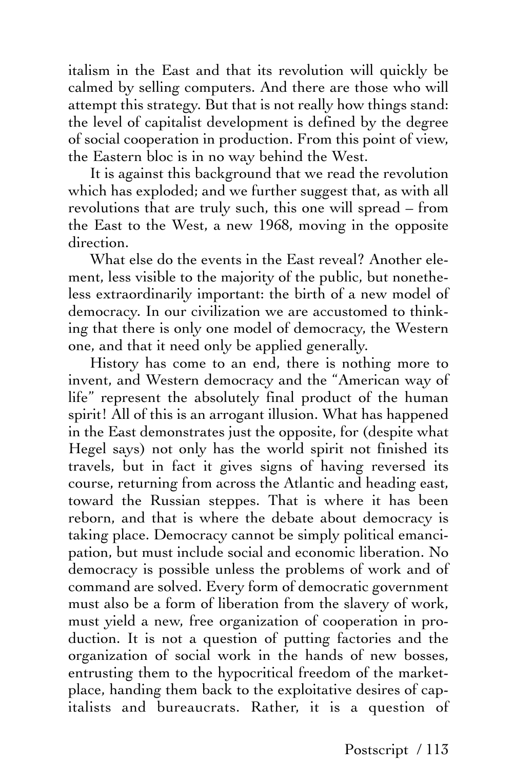italism in the East and that its revolution will quickly be calmed by selling computers. And there are those who will attempt this strategy. But that is not really how things stand: the level of capitalist development is defined by the degree of social cooperation in production. From this point of view, the Eastern bloc is in no way behind the West.

It is against this background that we read the revolution which has exploded; and we further suggest that, as with all revolutions that are truly such, this one will spread – from the East to the West, a new 1968, moving in the opposite direction.

What else do the events in the East reveal? Another element, less visible to the majority of the public, but nonetheless extraordinarily important: the birth of a new model of democracy. In our civilization we are accustomed to thinking that there is only one model of democracy, the Western one, and that it need only be applied generally.

History has come to an end, there is nothing more to invent, and Western democracy and the "American way of life" represent the absolutely final product of the human spirit! All of this is an arrogant illusion. What has happened in the East demonstrates just the opposite, for (despite what Hegel says) not only has the world spirit not finished its travels, but in fact it gives signs of having reversed its course, returning from across the Atlantic and heading east, toward the Russian steppes. That is where it has been reborn, and that is where the debate about democracy is taking place. Democracy cannot be simply political emancipation, but must include social and economic liberation. No democracy is possible unless the problems of work and of command are solved. Every form of democratic government must also be a form of liberation from the slavery of work, must yield a new, free organization of cooperation in production. It is not a question of putting factories and the organization of social work in the hands of new bosses, entrusting them to the hypocritical freedom of the marketplace, handing them back to the exploitative desires of capitalists and bureaucrats. Rather, it is a question of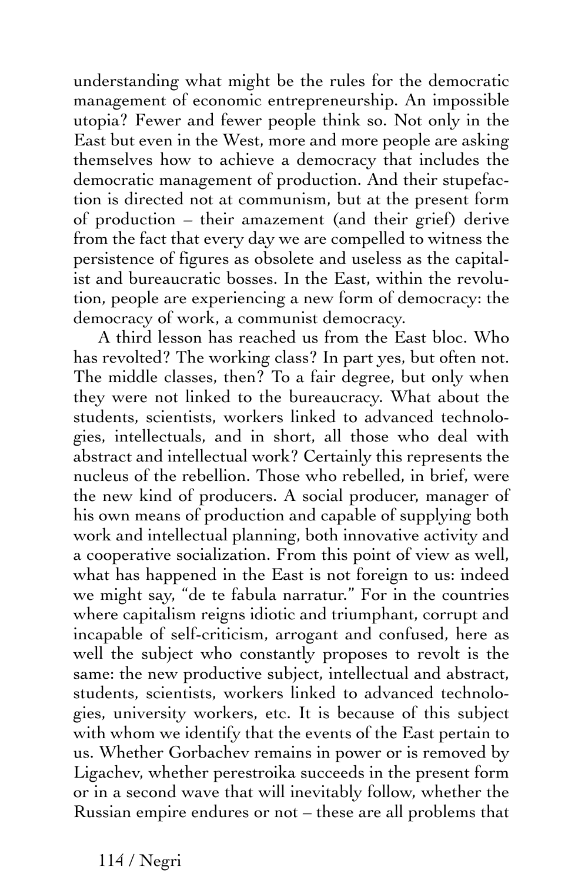understanding what might be the rules for the democratic management of economic entrepreneurship. An impossible utopia? Fewer and fewer people think so. Not only in the East but even in the West, more and more people are asking themselves how to achieve a democracy that includes the democratic management of production. And their stupefaction is directed not at communism, but at the present form of production – their amazement (and their grief) derive from the fact that every day we are compelled to witness the persistence of figures as obsolete and useless as the capitalist and bureaucratic bosses. In the East, within the revolution, people are experiencing a new form of democracy: the democracy of work, a communist democracy.

A third lesson has reached us from the East bloc. Who has revolted? The working class? In part yes, but often not. The middle classes, then? To a fair degree, but only when they were not linked to the bureaucracy. What about the students, scientists, workers linked to advanced technologies, intellectuals, and in short, all those who deal with abstract and intellectual work? Certainly this represents the nucleus of the rebellion. Those who rebelled, in brief, were the new kind of producers. A social producer, manager of his own means of production and capable of supplying both work and intellectual planning, both innovative activity and a cooperative socialization. From this point of view as well, what has happened in the East is not foreign to us: indeed we might say, "de te fabula narratur." For in the countries where capitalism reigns idiotic and triumphant, corrupt and incapable of self-criticism, arrogant and confused, here as well the subject who constantly proposes to revolt is the same: the new productive subject, intellectual and abstract, students, scientists, workers linked to advanced technologies, university workers, etc. It is because of this subject with whom we identify that the events of the East pertain to us. Whether Gorbachev remains in power or is removed by Ligachev, whether perestroika succeeds in the present form or in a second wave that will inevitably follow, whether the Russian empire endures or not – these are all problems that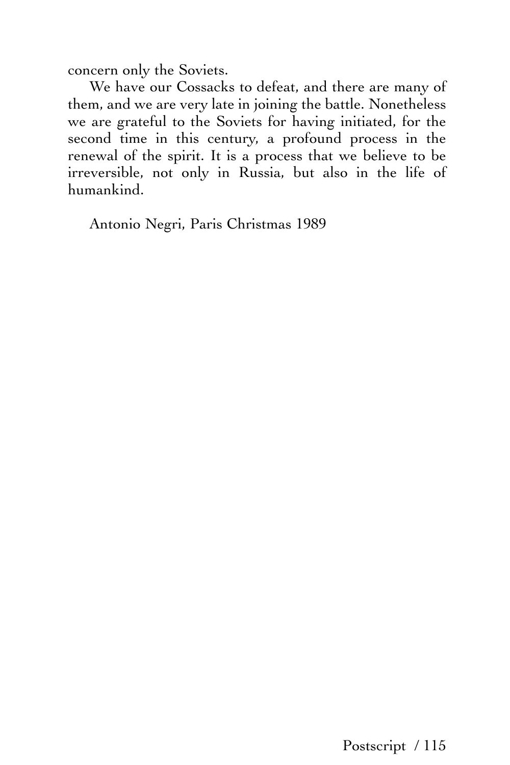concern only the Soviets.

We have our Cossacks to defeat, and there are many of them, and we are very late in joining the battle. Nonetheless we are grateful to the Soviets for having initiated, for the second time in this century, a profound process in the renewal of the spirit. It is a process that we believe to be irreversible, not only in Russia, but also in the life of humankind.

Antonio Negri, Paris Christmas 1989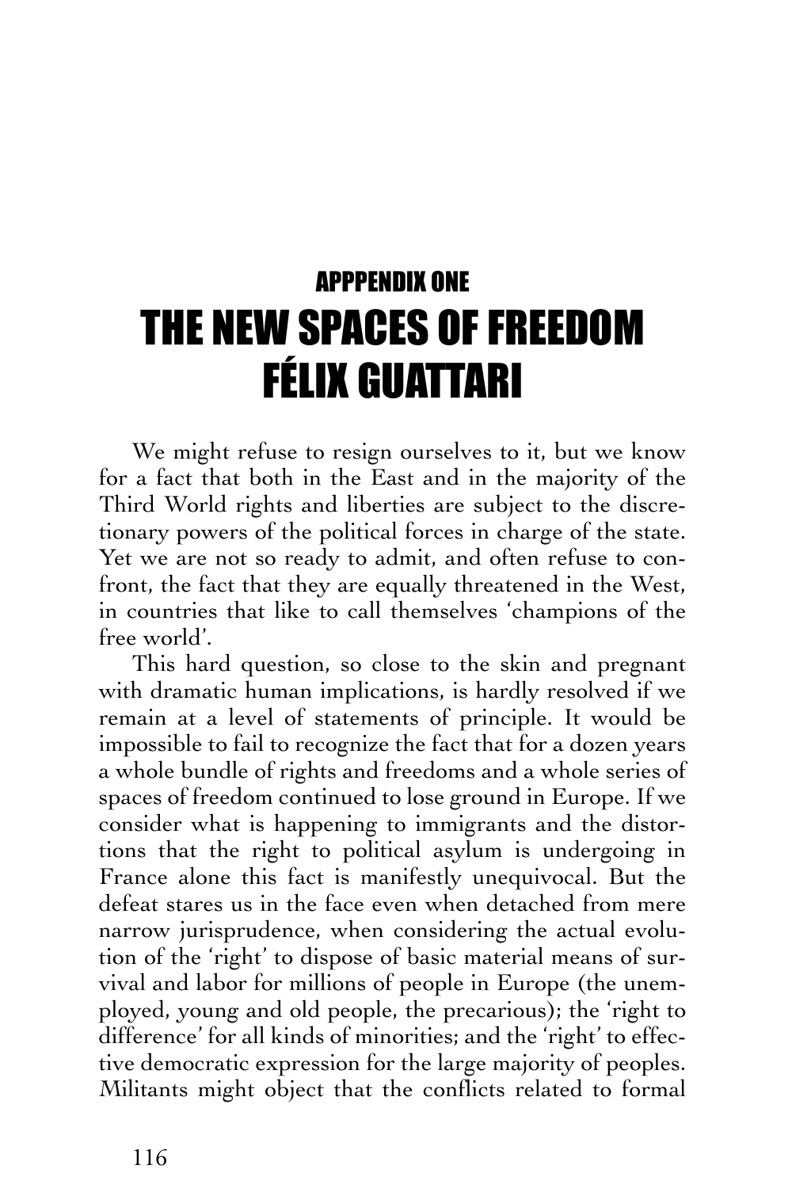## APPPENDIX ONE

# THE NEW SPACES OF FREEDOM FÉLIX GUATTARI

We might refuse to resign ourselves to it, but we know for a fact that both in the East and in the majority of the Third World rights and liberties are subject to the discretionary powers of the political forces in charge of the state. Yet we are not so ready to admit, and often refuse to confront, the fact that they are equally threatened in the West, in countries that like to call themselves 'champions of the free world'.

This hard question, so close to the skin and pregnant with dramatic human implications, is hardly resolved if we remain at a level of statements of principle. It would be impossible to fail to recognize the fact that for a dozen years a whole bundle of rights and freedoms and a whole series of spaces of freedom continued to lose ground in Europe. If we consider what is happening to immigrants and the distortions that the right to political asylum is undergoing in France alone this fact is manifestly unequivocal. But the defeat stares us in the face even when detached from mere narrow jurisprudence, when considering the actual evolution of the 'right' to dispose of basic material means of survival and labor for millions of people in Europe (the unemployed, young and old people, the precarious); the 'right to difference' for all kinds of minorities; and the 'right' to effective democratic expression for the large majority of peoples. Militants might object that the conflicts related to formal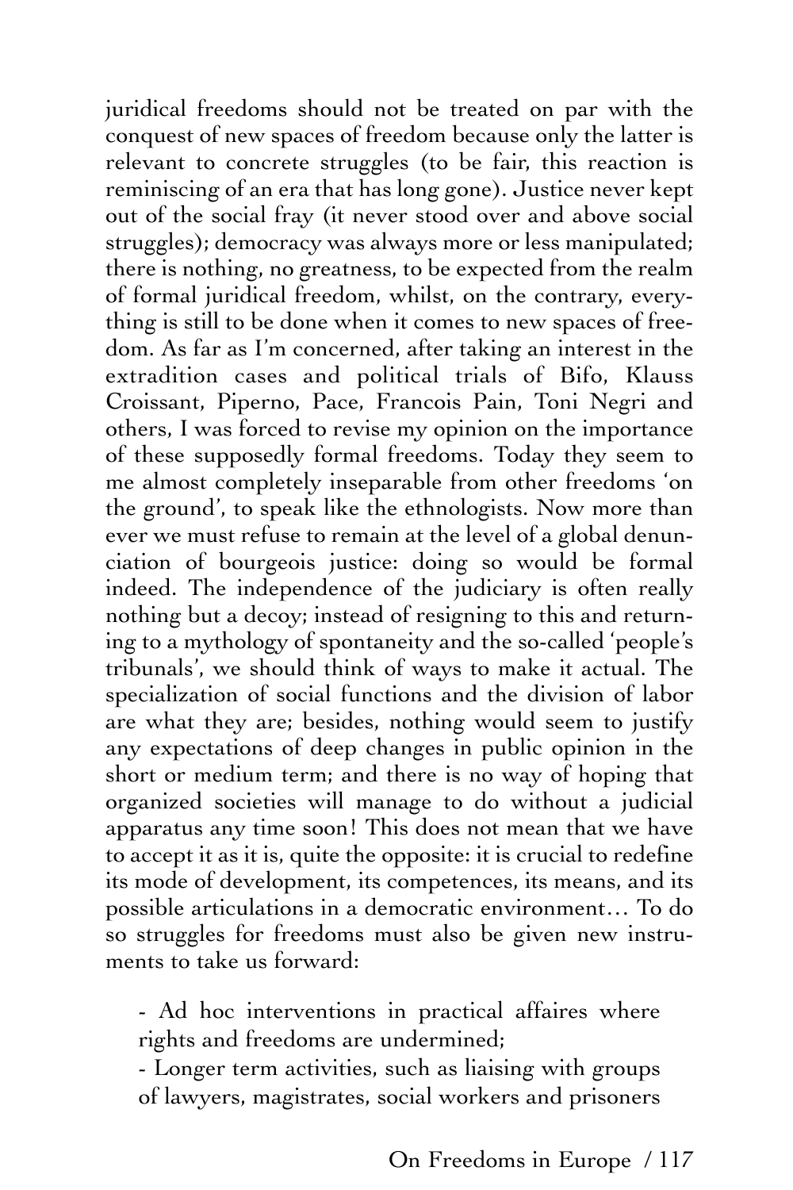juridical freedoms should not be treated on par with the conquest of new spaces of freedom because only the latter is relevant to concrete struggles (to be fair, this reaction is reminiscing of an era that has long gone). Justice never kept out of the social fray (it never stood over and above social struggles); democracy was always more or less manipulated; there is nothing, no greatness, to be expected from the realm of formal juridical freedom, whilst, on the contrary, everything is still to be done when it comes to new spaces of freedom. As far as I'm concerned, after taking an interest in the extradition cases and political trials of Bifo, Klauss Croissant, Piperno, Pace, Francois Pain, Toni Negri and others, I was forced to revise my opinion on the importance of these supposedly formal freedoms. Today they seem to me almost completely inseparable from other freedoms 'on the ground', to speak like the ethnologists. Now more than ever we must refuse to remain at the level of a global denunciation of bourgeois justice: doing so would be formal indeed. The independence of the judiciary is often really nothing but a decoy; instead of resigning to this and returning to a mythology of spontaneity and the so-called 'people's tribunals', we should think of ways to make it actual. The specialization of social functions and the division of labor are what they are; besides, nothing would seem to justify any expectations of deep changes in public opinion in the short or medium term; and there is no way of hoping that organized societies will manage to do without a judicial apparatus any time soon! This does not mean that we have to accept it as it is, quite the opposite: it is crucial to redefine its mode of development, its competences, its means, and its possible articulations in a democratic environment… To do so struggles for freedoms must also be given new instruments to take us forward:

- Ad hoc interventions in practical affaires where rights and freedoms are undermined;
- Longer term activities, such as liaising with groups of lawyers, magistrates, social workers and prisoners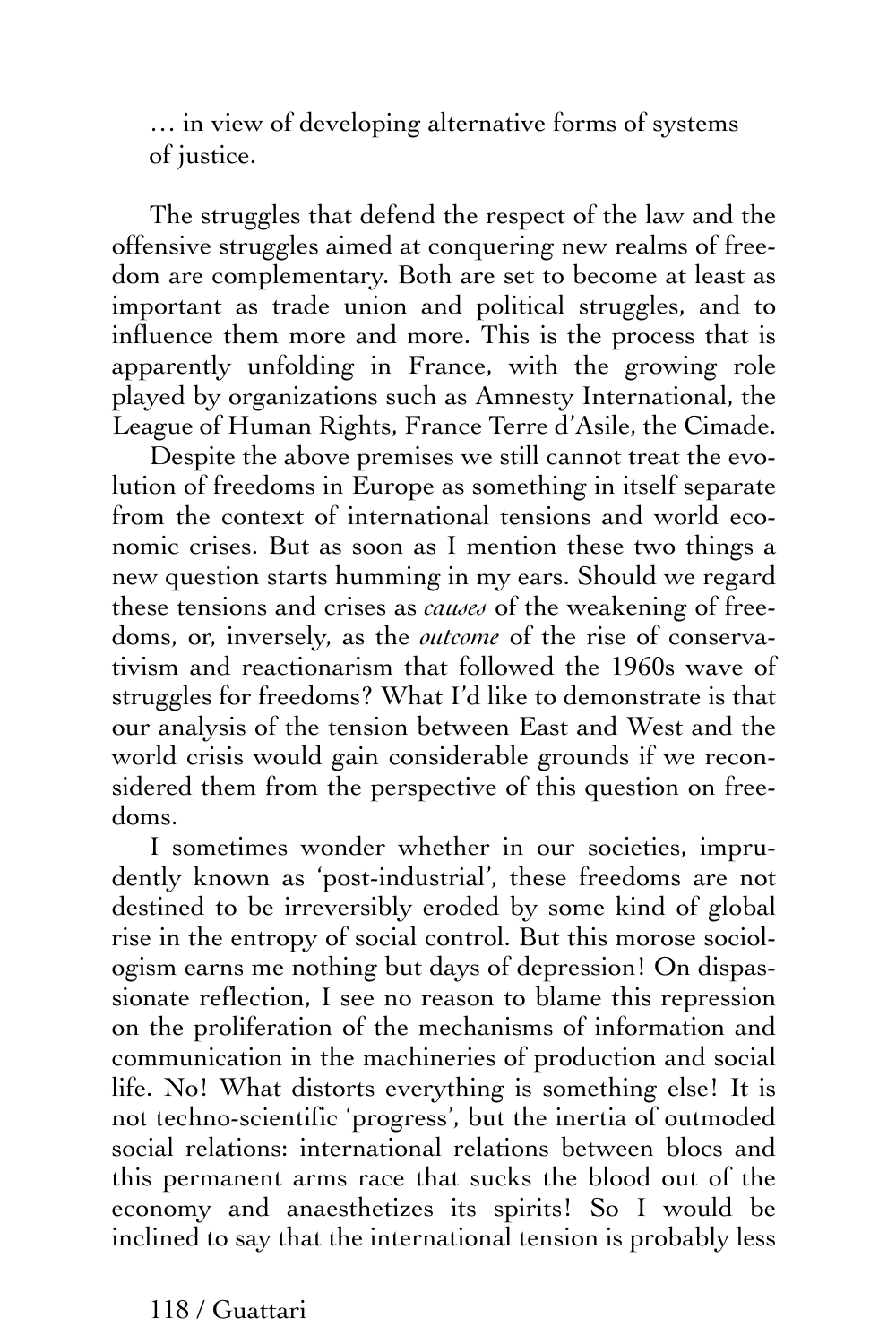… in view of developing alternative forms of systems of justice.

The struggles that defend the respect of the law and the offensive struggles aimed at conquering new realms of freedom are complementary. Both are set to become at least as important as trade union and political struggles, and to influence them more and more. This is the process that is apparently unfolding in France, with the growing role played by organizations such as Amnesty International, the League of Human Rights, France Terre d'Asile, the Cimade.

Despite the above premises we still cannot treat the evolution of freedoms in Europe as something in itself separate from the context of international tensions and world economic crises. But as soon as I mention these two things a new question starts humming in my ears. Should we regard these tensions and crises as *causes* of the weakening of freedoms, or, inversely, as the *outcome* of the rise of conservativism and reactionarism that followed the 1960s wave of struggles for freedoms? What I'd like to demonstrate is that our analysis of the tension between East and West and the world crisis would gain considerable grounds if we reconsidered them from the perspective of this question on freedoms.

I sometimes wonder whether in our societies, imprudently known as 'post-industrial', these freedoms are not destined to be irreversibly eroded by some kind of global rise in the entropy of social control. But this morose sociologism earns me nothing but days of depression! On dispassionate reflection, I see no reason to blame this repression on the proliferation of the mechanisms of information and communication in the machineries of production and social life. No! What distorts everything is something else! It is not techno-scientific 'progress', but the inertia of outmoded social relations: international relations between blocs and this permanent arms race that sucks the blood out of the economy and anaesthetizes its spirits! So I would be inclined to say that the international tension is probably less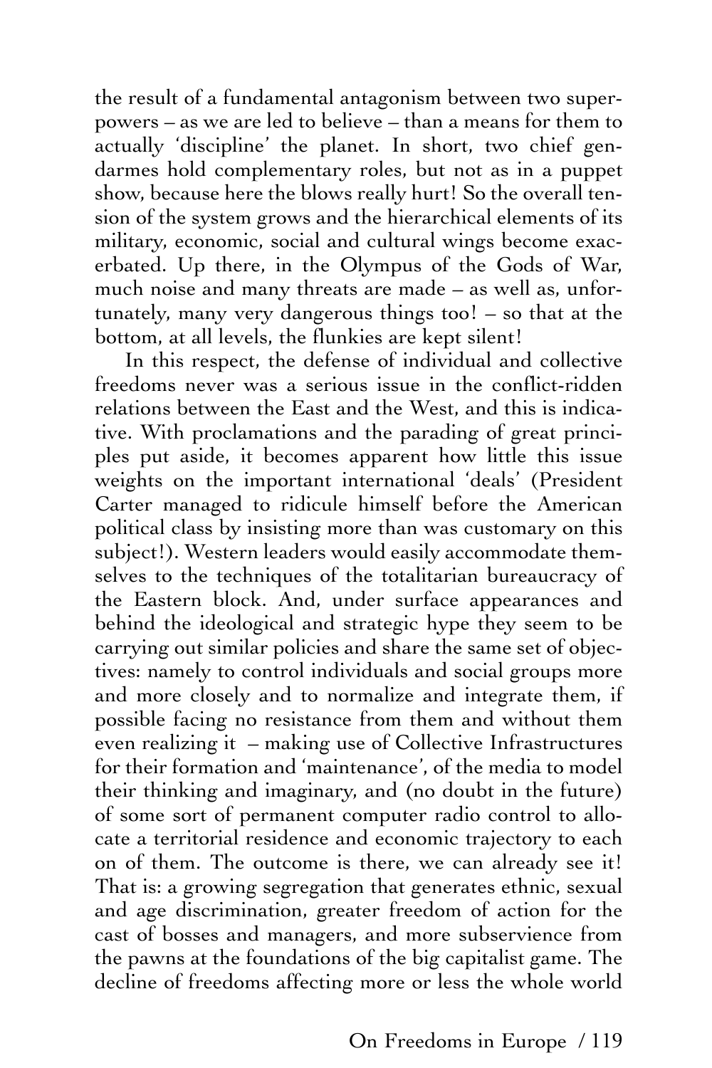the result of a fundamental antagonism between two superpowers – as we are led to believe – than a means for them to actually 'discipline' the planet. In short, two chief gendarmes hold complementary roles, but not as in a puppet show, because here the blows really hurt! So the overall tension of the system grows and the hierarchical elements of its military, economic, social and cultural wings become exacerbated. Up there, in the Olympus of the Gods of War, much noise and many threats are made – as well as, unfortunately, many very dangerous things too! – so that at the bottom, at all levels, the flunkies are kept silent!

In this respect, the defense of individual and collective freedoms never was a serious issue in the conflict-ridden relations between the East and the West, and this is indicative. With proclamations and the parading of great principles put aside, it becomes apparent how little this issue weights on the important international 'deals' (President Carter managed to ridicule himself before the American political class by insisting more than was customary on this subject!). Western leaders would easily accommodate themselves to the techniques of the totalitarian bureaucracy of the Eastern block. And, under surface appearances and behind the ideological and strategic hype they seem to be carrying out similar policies and share the same set of objectives: namely to control individuals and social groups more and more closely and to normalize and integrate them, if possible facing no resistance from them and without them even realizing it – making use of Collective Infrastructures for their formation and 'maintenance', of the media to model their thinking and imaginary, and (no doubt in the future) of some sort of permanent computer radio control to allocate a territorial residence and economic trajectory to each on of them. The outcome is there, we can already see it! That is: a growing segregation that generates ethnic, sexual and age discrimination, greater freedom of action for the cast of bosses and managers, and more subservience from the pawns at the foundations of the big capitalist game. The decline of freedoms affecting more or less the whole world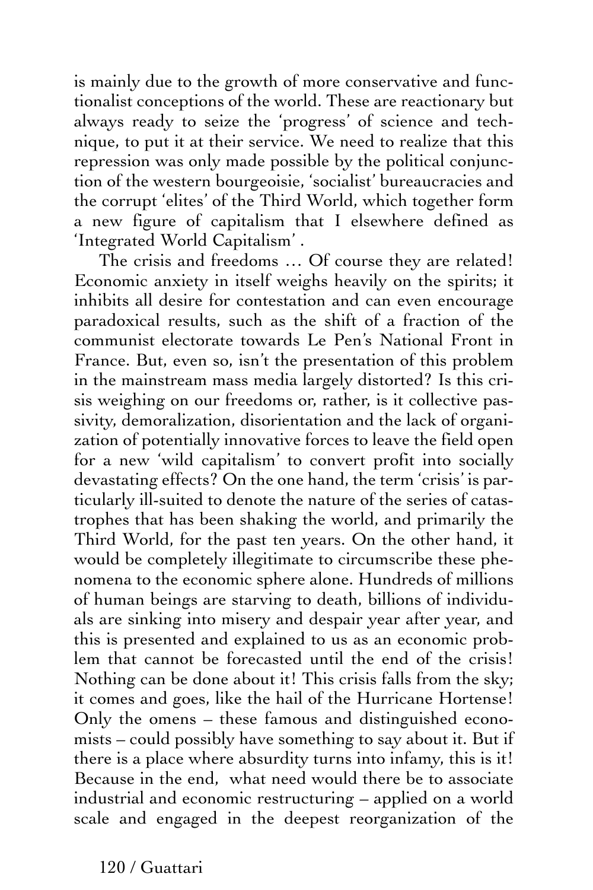is mainly due to the growth of more conservative and functionalist conceptions of the world. These are reactionary but always ready to seize the 'progress' of science and technique, to put it at their service. We need to realize that this repression was only made possible by the political conjunction of the western bourgeoisie, 'socialist' bureaucracies and the corrupt 'elites' of the Third World, which together form a new figure of capitalism that I elsewhere defined as 'Integrated World Capitalism' .

The crisis and freedoms … Of course they are related! Economic anxiety in itself weighs heavily on the spirits; it inhibits all desire for contestation and can even encourage paradoxical results, such as the shift of a fraction of the communist electorate towards Le Pen's National Front in France. But, even so, isn't the presentation of this problem in the mainstream mass media largely distorted? Is this crisis weighing on our freedoms or, rather, is it collective passivity, demoralization, disorientation and the lack of organization of potentially innovative forces to leave the field open for a new 'wild capitalism' to convert profit into socially devastating effects? On the one hand, the term 'crisis' is particularly ill-suited to denote the nature of the series of catastrophes that has been shaking the world, and primarily the Third World, for the past ten years. On the other hand, it would be completely illegitimate to circumscribe these phenomena to the economic sphere alone. Hundreds of millions of human beings are starving to death, billions of individuals are sinking into misery and despair year after year, and this is presented and explained to us as an economic problem that cannot be forecasted until the end of the crisis! Nothing can be done about it! This crisis falls from the sky; it comes and goes, like the hail of the Hurricane Hortense! Only the omens – these famous and distinguished economists – could possibly have something to say about it. But if there is a place where absurdity turns into infamy, this is it! Because in the end, what need would there be to associate industrial and economic restructuring – applied on a world scale and engaged in the deepest reorganization of the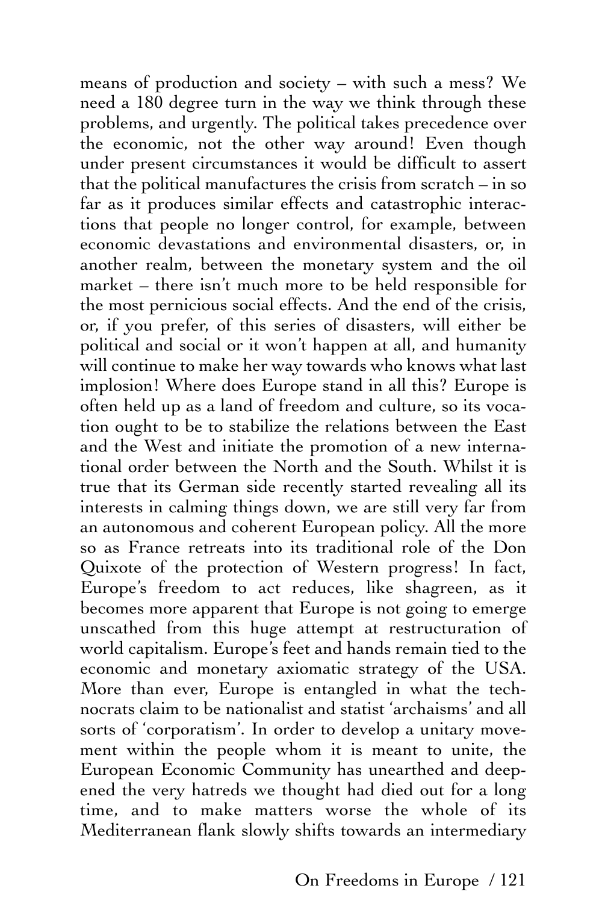means of production and society – with such a mess? We need a 180 degree turn in the way we think through these problems, and urgently. The political takes precedence over the economic, not the other way around! Even though under present circumstances it would be difficult to assert that the political manufactures the crisis from scratch – in so far as it produces similar effects and catastrophic interactions that people no longer control, for example, between economic devastations and environmental disasters, or, in another realm, between the monetary system and the oil market – there isn't much more to be held responsible for the most pernicious social effects. And the end of the crisis, or, if you prefer, of this series of disasters, will either be political and social or it won't happen at all, and humanity will continue to make her way towards who knows what last implosion! Where does Europe stand in all this? Europe is often held up as a land of freedom and culture, so its vocation ought to be to stabilize the relations between the East and the West and initiate the promotion of a new international order between the North and the South. Whilst it is true that its German side recently started revealing all its interests in calming things down, we are still very far from an autonomous and coherent European policy. All the more so as France retreats into its traditional role of the Don Quixote of the protection of Western progress! In fact, Europe's freedom to act reduces, like shagreen, as it becomes more apparent that Europe is not going to emerge unscathed from this huge attempt at restructuration of world capitalism. Europe's feet and hands remain tied to the economic and monetary axiomatic strategy of the USA. More than ever, Europe is entangled in what the technocrats claim to be nationalist and statist 'archaisms' and all sorts of 'corporatism'. In order to develop a unitary movement within the people whom it is meant to unite, the European Economic Community has unearthed and deepened the very hatreds we thought had died out for a long time, and to make matters worse the whole of its Mediterranean flank slowly shifts towards an intermediary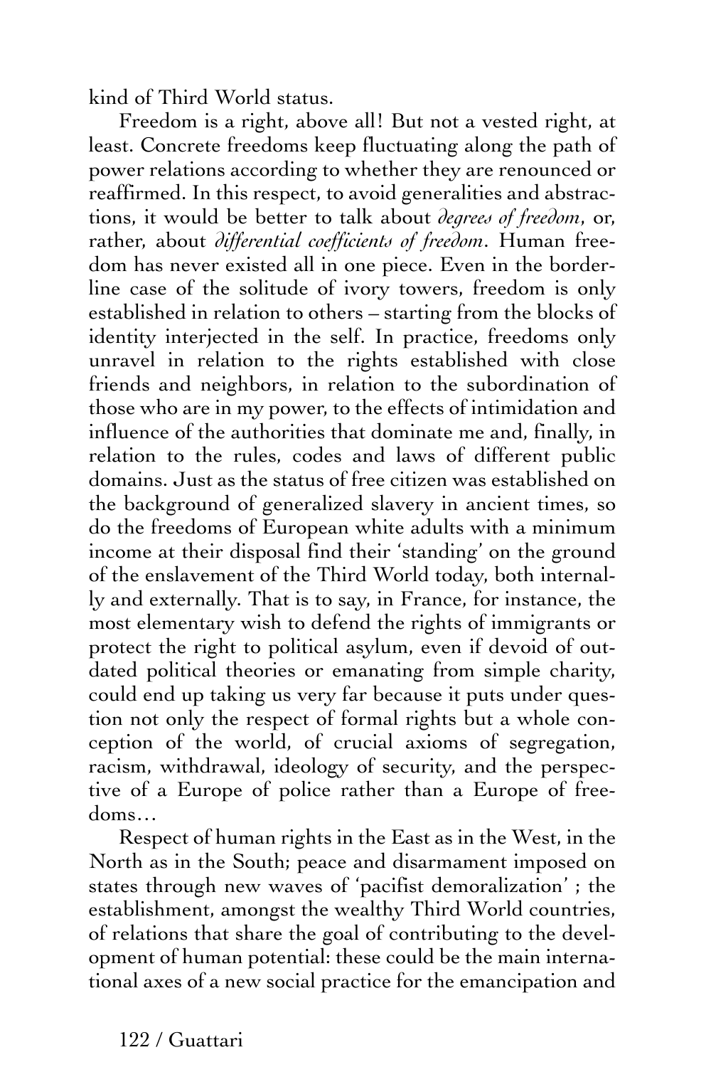kind of Third World status.

Freedom is a right, above all! But not a vested right, at least. Concrete freedoms keep fluctuating along the path of power relations according to whether they are renounced or reaffirmed. In this respect, to avoid generalities and abstractions, it would be better to talk about *degrees of freedom*, or, rather, about *differential coefficients of freedom*. Human freedom has never existed all in one piece. Even in the borderline case of the solitude of ivory towers, freedom is only established in relation to others – starting from the blocks of identity interjected in the self. In practice, freedoms only unravel in relation to the rights established with close friends and neighbors, in relation to the subordination of those who are in my power, to the effects of intimidation and influence of the authorities that dominate me and, finally, in relation to the rules, codes and laws of different public domains. Just as the status of free citizen was established on the background of generalized slavery in ancient times, so do the freedoms of European white adults with a minimum income at their disposal find their 'standing' on the ground of the enslavement of the Third World today, both internally and externally. That is to say, in France, for instance, the most elementary wish to defend the rights of immigrants or protect the right to political asylum, even if devoid of outdated political theories or emanating from simple charity, could end up taking us very far because it puts under question not only the respect of formal rights but a whole conception of the world, of crucial axioms of segregation, racism, withdrawal, ideology of security, and the perspective of a Europe of police rather than a Europe of freedoms…

Respect of human rights in the East as in the West, in the North as in the South; peace and disarmament imposed on states through new waves of 'pacifist demoralization' ; the establishment, amongst the wealthy Third World countries, of relations that share the goal of contributing to the development of human potential: these could be the main international axes of a new social practice for the emancipation and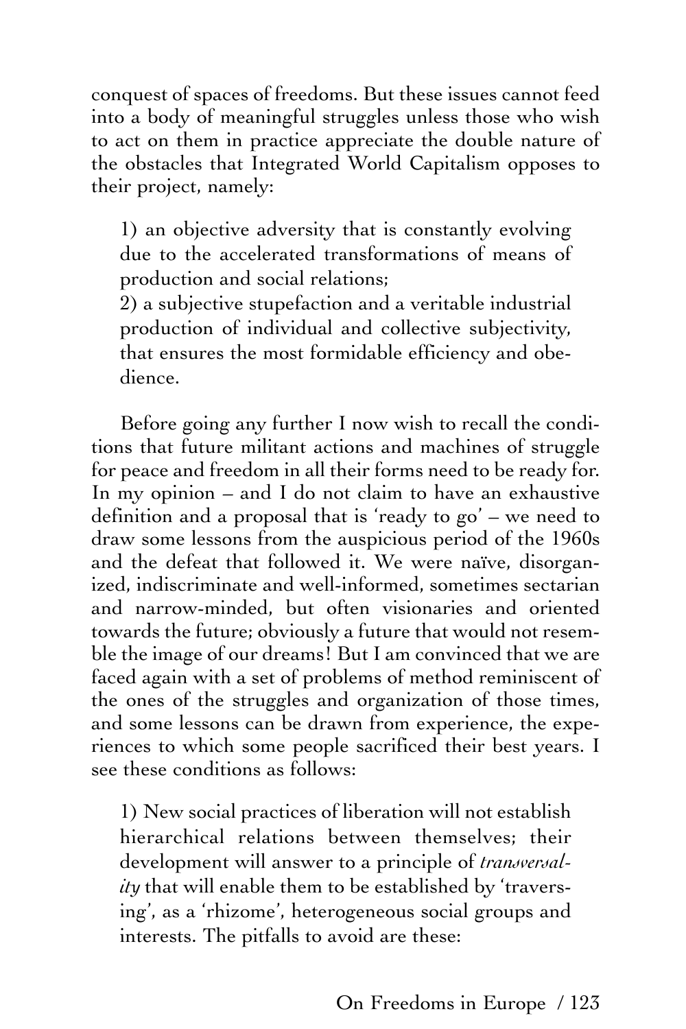conquest of spaces of freedoms. But these issues cannot feed into a body of meaningful struggles unless those who wish to act on them in practice appreciate the double nature of the obstacles that Integrated World Capitalism opposes to their project, namely:

1) an objective adversity that is constantly evolving due to the accelerated transformations of means of production and social relations;
2) a subjective stupefaction and a veritable industrial production of individual and collective subjectivity, that ensures the most formidable efficiency and obedience.

Before going any further I now wish to recall the conditions that future militant actions and machines of struggle for peace and freedom in all their forms need to be ready for. In my opinion – and I do not claim to have an exhaustive definition and a proposal that is 'ready to go' – we need to draw some lessons from the auspicious period of the 1960s and the defeat that followed it. We were naïve, disorganized, indiscriminate and well-informed, sometimes sectarian and narrow-minded, but often visionaries and oriented towards the future; obviously a future that would not resemble the image of our dreams! But I am convinced that we are faced again with a set of problems of method reminiscent of the ones of the struggles and organization of those times, and some lessons can be drawn from experience, the experiences to which some people sacrificed their best years. I see these conditions as follows:

1) New social practices of liberation will not establish hierarchical relations between themselves; their development will answer to a principle of *transversality* that will enable them to be established by 'traversing', as a 'rhizome', heterogeneous social groups and interests. The pitfalls to avoid are these: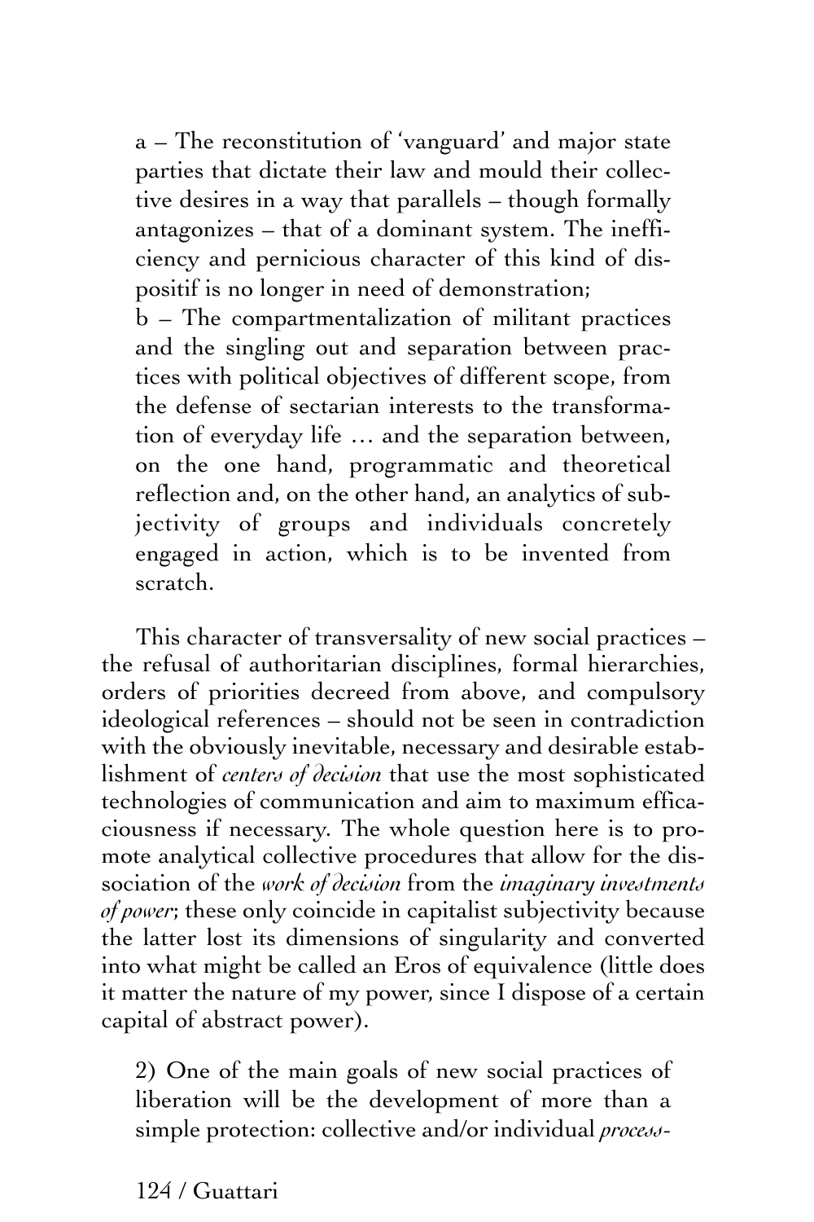a – The reconstitution of 'vanguard' and major state parties that dictate their law and mould their collective desires in a way that parallels – though formally antagonizes – that of a dominant system. The inefficiency and pernicious character of this kind of dispositif is no longer in need of demonstration;

b – The compartmentalization of militant practices and the singling out and separation between practices with political objectives of different scope, from the defense of sectarian interests to the transformation of everyday life … and the separation between, on the one hand, programmatic and theoretical reflection and, on the other hand, an analytics of subjectivity of groups and individuals concretely engaged in action, which is to be invented from scratch.

This character of transversality of new social practices – the refusal of authoritarian disciplines, formal hierarchies, orders of priorities decreed from above, and compulsory ideological references – should not be seen in contradiction with the obviously inevitable, necessary and desirable establishment of *centers of decision* that use the most sophisticated technologies of communication and aim to maximum efficaciousness if necessary. The whole question here is to promote analytical collective procedures that allow for the dissociation of the *work of decision* from the *imaginary investments of power*; these only coincide in capitalist subjectivity because the latter lost its dimensions of singularity and converted into what might be called an Eros of equivalence (little does it matter the nature of my power, since I dispose of a certain capital of abstract power).

2) One of the main goals of new social practices of liberation will be the development of more than a simple protection: collective and/or individual *process-*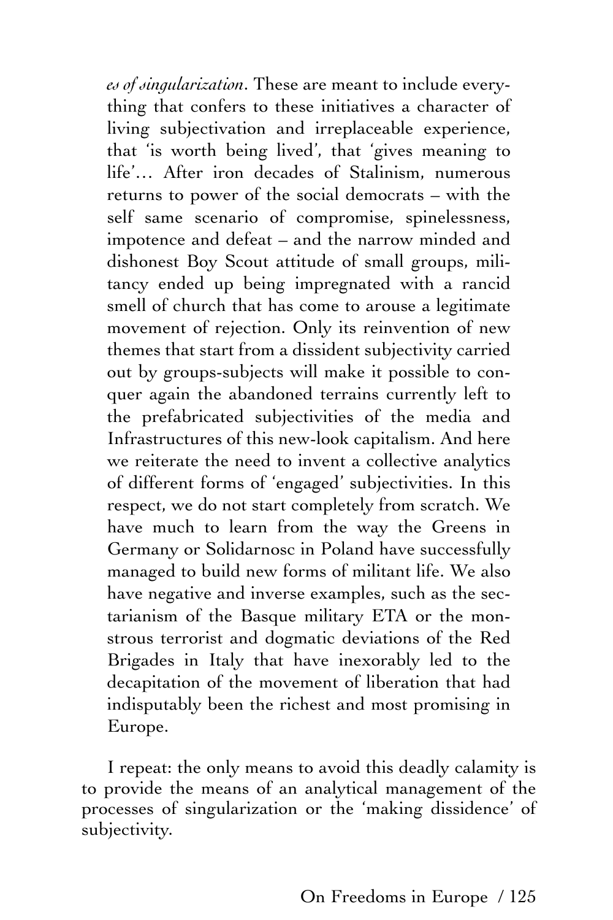*es of singularization*. These are meant to include everything that confers to these initiatives a character of living subjectivation and irreplaceable experience, that 'is worth being lived', that 'gives meaning to life'… After iron decades of Stalinism, numerous returns to power of the social democrats – with the self same scenario of compromise, spinelessness, impotence and defeat – and the narrow minded and dishonest Boy Scout attitude of small groups, militancy ended up being impregnated with a rancid smell of church that has come to arouse a legitimate movement of rejection. Only its reinvention of new themes that start from a dissident subjectivity carried out by groups-subjects will make it possible to conquer again the abandoned terrains currently left to the prefabricated subjectivities of the media and Infrastructures of this new-look capitalism. And here we reiterate the need to invent a collective analytics of different forms of 'engaged' subjectivities. In this respect, we do not start completely from scratch. We have much to learn from the way the Greens in Germany or Solidarnosc in Poland have successfully managed to build new forms of militant life. We also have negative and inverse examples, such as the sectarianism of the Basque military ETA or the monstrous terrorist and dogmatic deviations of the Red Brigades in Italy that have inexorably led to the decapitation of the movement of liberation that had indisputably been the richest and most promising in Europe.

I repeat: the only means to avoid this deadly calamity is to provide the means of an analytical management of the processes of singularization or the 'making dissidence' of subjectivity.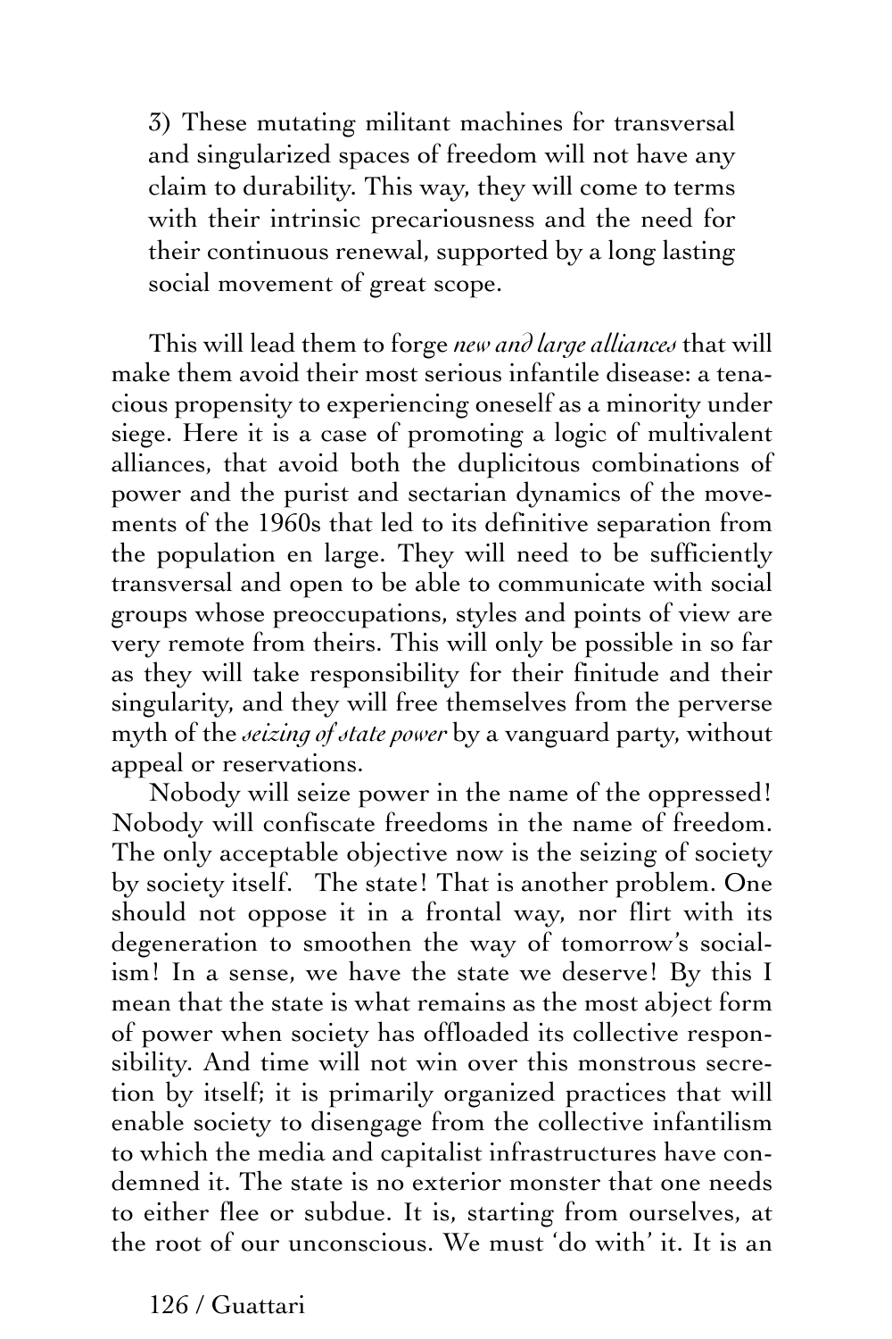3) These mutating militant machines for transversal and singularized spaces of freedom will not have any claim to durability. This way, they will come to terms with their intrinsic precariousness and the need for their continuous renewal, supported by a long lasting social movement of great scope.

This will lead them to forge *new and large alliances* that will make them avoid their most serious infantile disease: a tenacious propensity to experiencing oneself as a minority under siege. Here it is a case of promoting a logic of multivalent alliances, that avoid both the duplicitous combinations of power and the purist and sectarian dynamics of the movements of the 1960s that led to its definitive separation from the population en large. They will need to be sufficiently transversal and open to be able to communicate with social groups whose preoccupations, styles and points of view are very remote from theirs. This will only be possible in so far as they will take responsibility for their finitude and their singularity, and they will free themselves from the perverse myth of the *seizing of state power* by a vanguard party, without appeal or reservations.

Nobody will seize power in the name of the oppressed! Nobody will confiscate freedoms in the name of freedom. The only acceptable objective now is the seizing of society by society itself. The state! That is another problem. One should not oppose it in a frontal way, nor flirt with its degeneration to smoothen the way of tomorrow's socialism! In a sense, we have the state we deserve! By this I mean that the state is what remains as the most abject form of power when society has offloaded its collective responsibility. And time will not win over this monstrous secretion by itself; it is primarily organized practices that will enable society to disengage from the collective infantilism to which the media and capitalist infrastructures have condemned it. The state is no exterior monster that one needs to either flee or subdue. It is, starting from ourselves, at the root of our unconscious. We must 'do with' it. It is an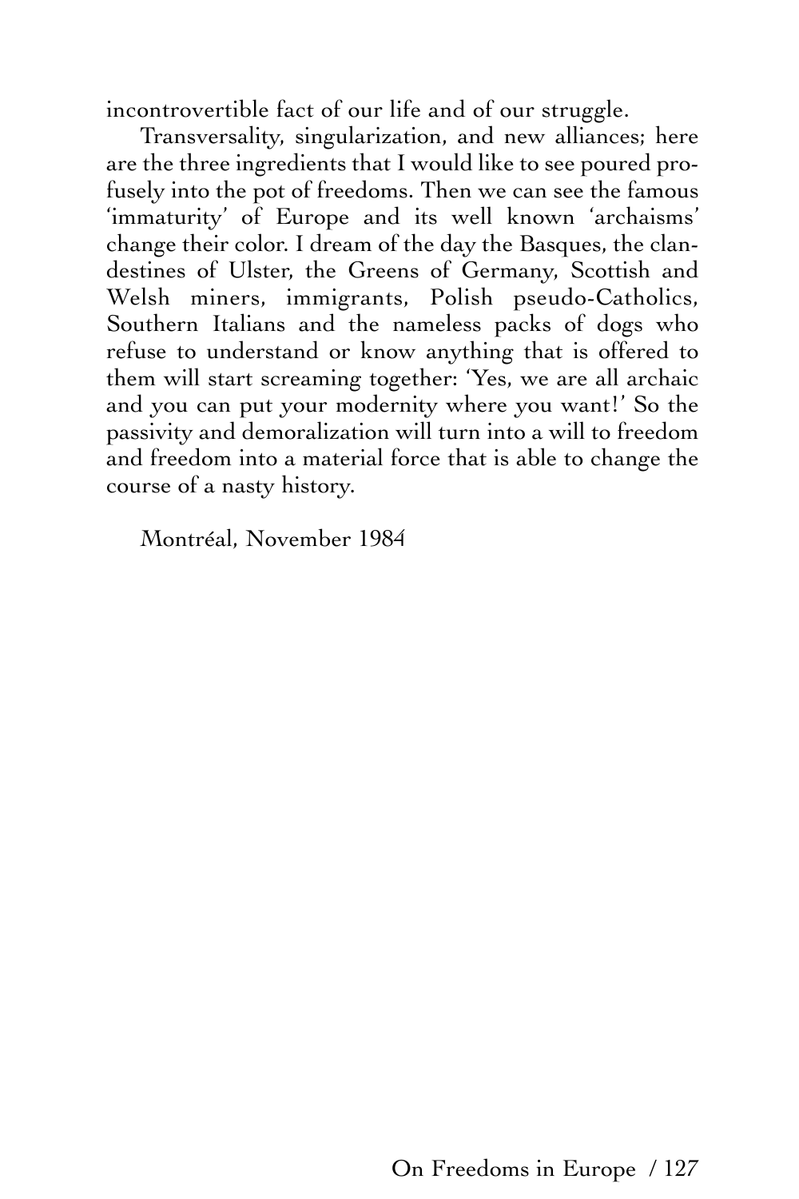incontrovertible fact of our life and of our struggle.

Transversality, singularization, and new alliances; here are the three ingredients that I would like to see poured profusely into the pot of freedoms. Then we can see the famous 'immaturity' of Europe and its well known 'archaisms' change their color. I dream of the day the Basques, the clandestines of Ulster, the Greens of Germany, Scottish and Welsh miners, immigrants, Polish pseudo-Catholics, Southern Italians and the nameless packs of dogs who refuse to understand or know anything that is offered to them will start screaming together: 'Yes, we are all archaic and you can put your modernity where you want!' So the passivity and demoralization will turn into a will to freedom and freedom into a material force that is able to change the course of a nasty history.

Montréal, November 1984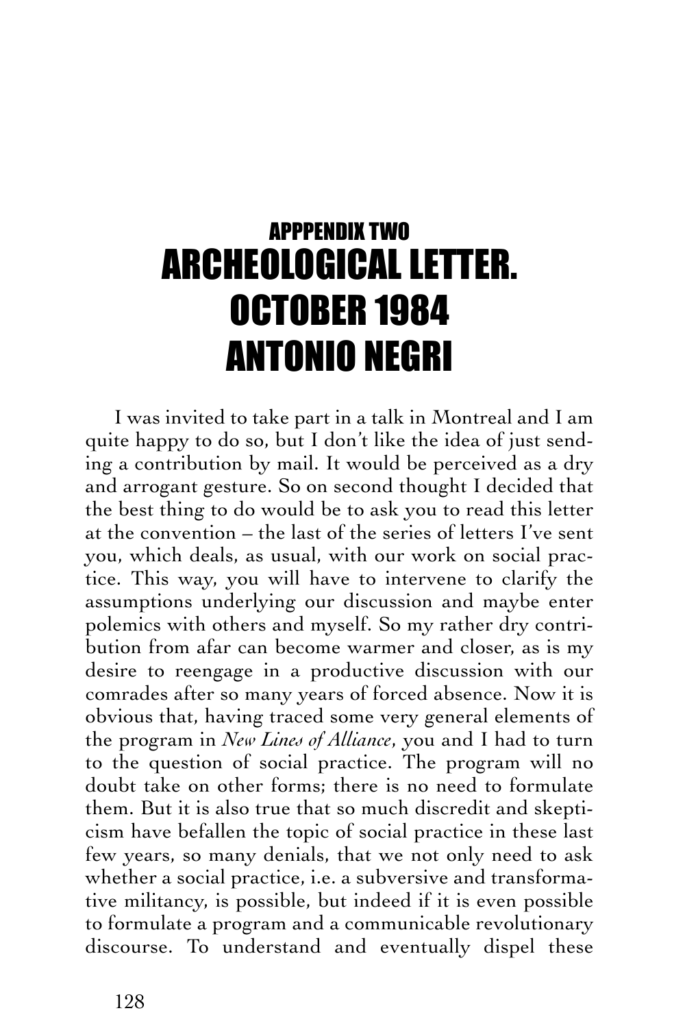## APPPENDIX TWO

# ARCHEOLOGICAL LETTER. OCTOBER 1984 ANTONIO NEGRI

I was invited to take part in a talk in Montreal and I am quite happy to do so, but I don't like the idea of just sending a contribution by mail. It would be perceived as a dry and arrogant gesture. So on second thought I decided that the best thing to do would be to ask you to read this letter at the convention – the last of the series of letters I've sent you, which deals, as usual, with our work on social practice. This way, you will have to intervene to clarify the assumptions underlying our discussion and maybe enter polemics with others and myself. So my rather dry contribution from afar can become warmer and closer, as is my desire to reengage in a productive discussion with our comrades after so many years of forced absence. Now it is obvious that, having traced some very general elements of the program in *New Lines of Alliance*, you and I had to turn to the question of social practice. The program will no doubt take on other forms; there is no need to formulate them. But it is also true that so much discredit and skepticism have befallen the topic of social practice in these last few years, so many denials, that we not only need to ask whether a social practice, i.e. a subversive and transformative militancy, is possible, but indeed if it is even possible to formulate a program and a communicable revolutionary discourse. To understand and eventually dispel these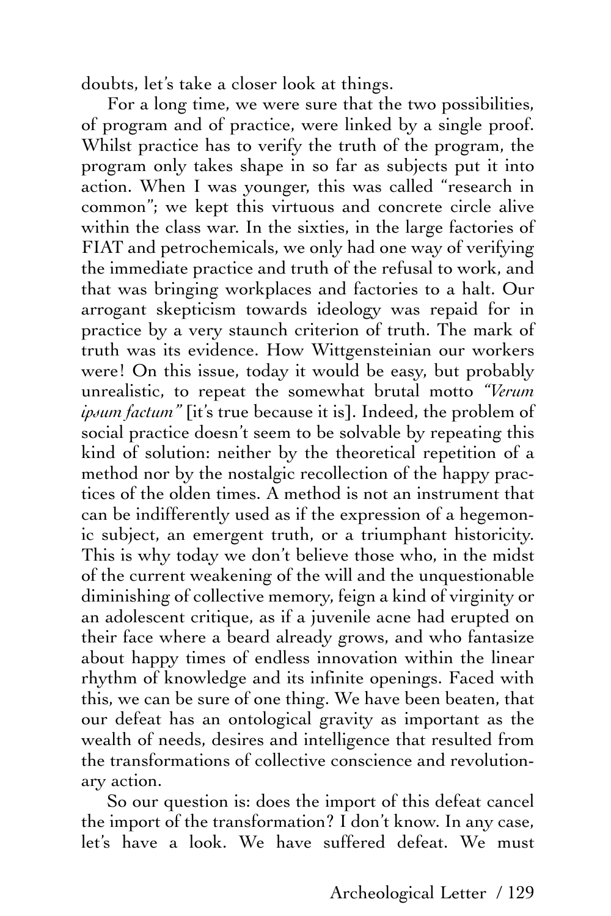doubts, let's take a closer look at things.

For a long time, we were sure that the two possibilities, of program and of practice, were linked by a single proof. Whilst practice has to verify the truth of the program, the program only takes shape in so far as subjects put it into action. When I was younger, this was called "research in common"; we kept this virtuous and concrete circle alive within the class war. In the sixties, in the large factories of FIAT and petrochemicals, we only had one way of verifying the immediate practice and truth of the refusal to work, and that was bringing workplaces and factories to a halt. Our arrogant skepticism towards ideology was repaid for in practice by a very staunch criterion of truth. The mark of truth was its evidence. How Wittgensteinian our workers were! On this issue, today it would be easy, but probably unrealistic, to repeat the somewhat brutal motto *"Verum ipsum factum"* [it's true because it is]. Indeed, the problem of social practice doesn't seem to be solvable by repeating this kind of solution: neither by the theoretical repetition of a method nor by the nostalgic recollection of the happy practices of the olden times. A method is not an instrument that can be indifferently used as if the expression of a hegemonic subject, an emergent truth, or a triumphant historicity. This is why today we don't believe those who, in the midst of the current weakening of the will and the unquestionable diminishing of collective memory, feign a kind of virginity or an adolescent critique, as if a juvenile acne had erupted on their face where a beard already grows, and who fantasize about happy times of endless innovation within the linear rhythm of knowledge and its infinite openings. Faced with this, we can be sure of one thing. We have been beaten, that our defeat has an ontological gravity as important as the wealth of needs, desires and intelligence that resulted from the transformations of collective conscience and revolutionary action.

So our question is: does the import of this defeat cancel the import of the transformation? I don't know. In any case, let's have a look. We have suffered defeat. We must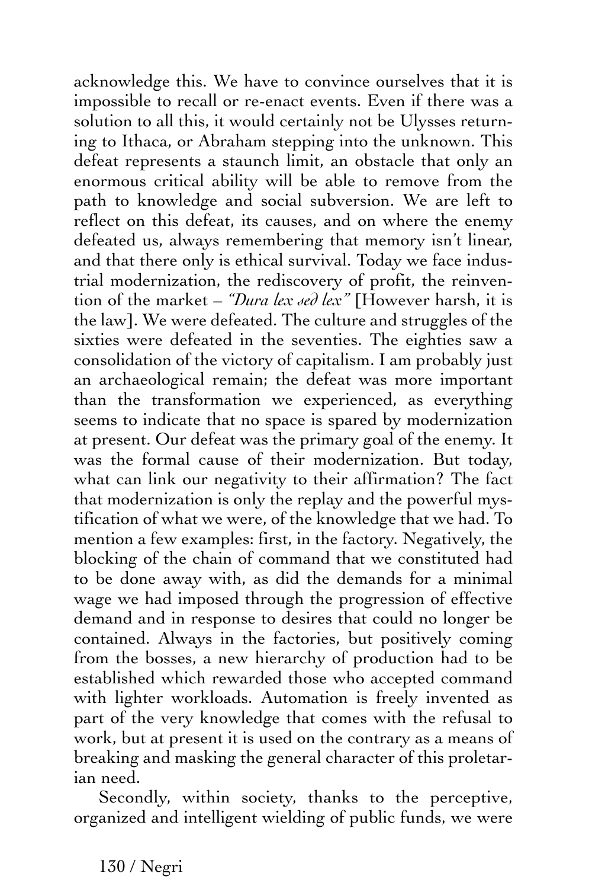acknowledge this. We have to convince ourselves that it is impossible to recall or re-enact events. Even if there was a solution to all this, it would certainly not be Ulysses returning to Ithaca, or Abraham stepping into the unknown. This defeat represents a staunch limit, an obstacle that only an enormous critical ability will be able to remove from the path to knowledge and social subversion. We are left to reflect on this defeat, its causes, and on where the enemy defeated us, always remembering that memory isn't linear, and that there only is ethical survival. Today we face industrial modernization, the rediscovery of profit, the reinvention of the market – *"Dura lex sed lex"* [However harsh, it is the law]. We were defeated. The culture and struggles of the sixties were defeated in the seventies. The eighties saw a consolidation of the victory of capitalism. I am probably just an archaeological remain; the defeat was more important than the transformation we experienced, as everything seems to indicate that no space is spared by modernization at present. Our defeat was the primary goal of the enemy. It was the formal cause of their modernization. But today, what can link our negativity to their affirmation? The fact that modernization is only the replay and the powerful mystification of what we were, of the knowledge that we had. To mention a few examples: first, in the factory. Negatively, the blocking of the chain of command that we constituted had to be done away with, as did the demands for a minimal wage we had imposed through the progression of effective demand and in response to desires that could no longer be contained. Always in the factories, but positively coming from the bosses, a new hierarchy of production had to be established which rewarded those who accepted command with lighter workloads. Automation is freely invented as part of the very knowledge that comes with the refusal to work, but at present it is used on the contrary as a means of breaking and masking the general character of this proletarian need.

Secondly, within society, thanks to the perceptive, organized and intelligent wielding of public funds, we were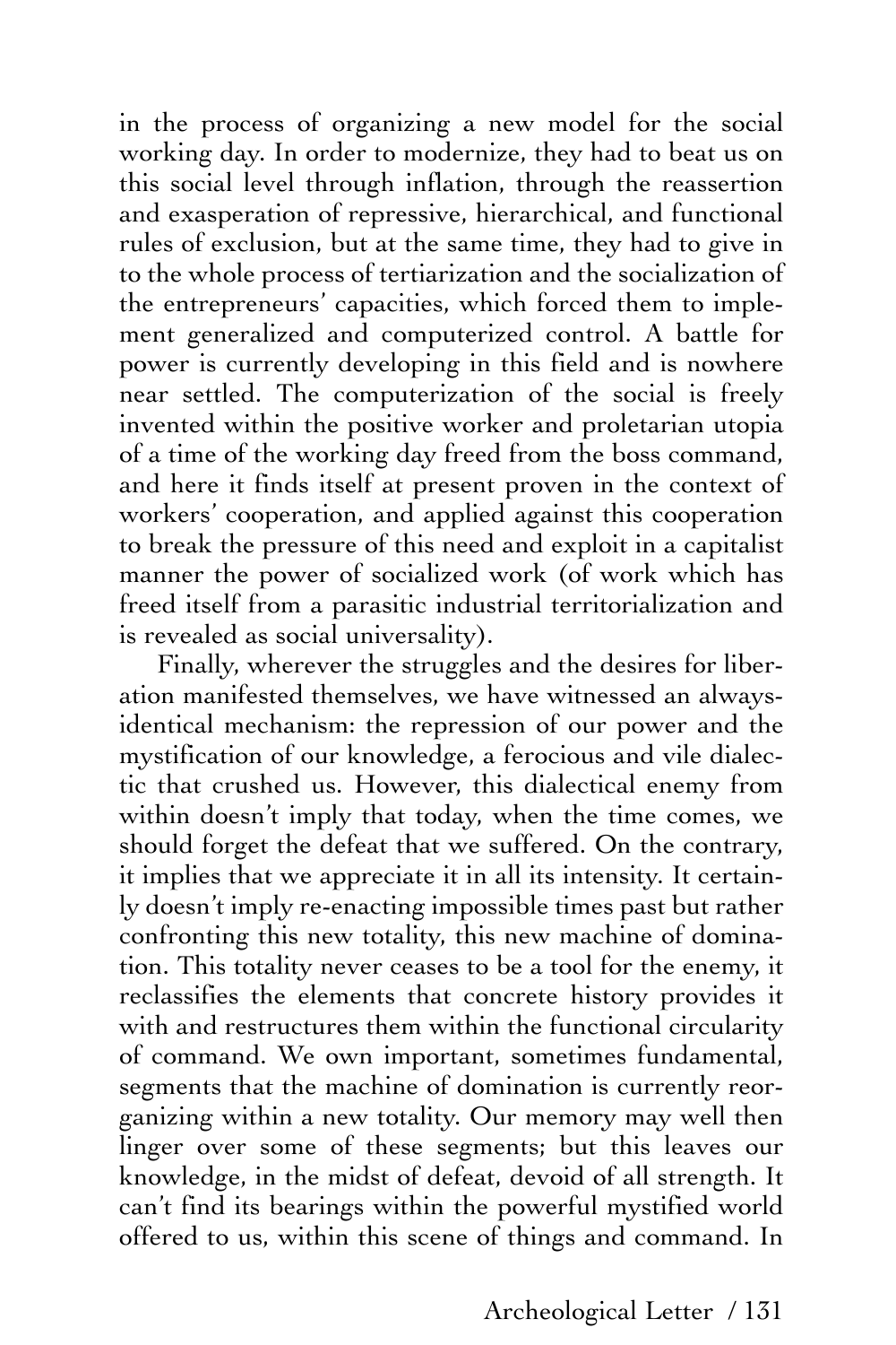in the process of organizing a new model for the social working day. In order to modernize, they had to beat us on this social level through inflation, through the reassertion and exasperation of repressive, hierarchical, and functional rules of exclusion, but at the same time, they had to give in to the whole process of tertiarization and the socialization of the entrepreneurs' capacities, which forced them to implement generalized and computerized control. A battle for power is currently developing in this field and is nowhere near settled. The computerization of the social is freely invented within the positive worker and proletarian utopia of a time of the working day freed from the boss command, and here it finds itself at present proven in the context of workers' cooperation, and applied against this cooperation to break the pressure of this need and exploit in a capitalist manner the power of socialized work (of work which has freed itself from a parasitic industrial territorialization and is revealed as social universality).

Finally, wherever the struggles and the desires for liberation manifested themselves, we have witnessed an always-identical mechanism: the repression of our power and the mystification of our knowledge, a ferocious and vile dialectic that crushed us. However, this dialectical enemy from within doesn't imply that today, when the time comes, we should forget the defeat that we suffered. On the contrary, it implies that we appreciate it in all its intensity. It certainly doesn't imply re-enacting impossible times past but rather confronting this new totality, this new machine of domination. This totality never ceases to be a tool for the enemy, it reclassifies the elements that concrete history provides it with and restructures them within the functional circularity of command. We own important, sometimes fundamental, segments that the machine of domination is currently reorganizing within a new totality. Our memory may well then linger over some of these segments; but this leaves our knowledge, in the midst of defeat, devoid of all strength. It can't find its bearings within the powerful mystified world offered to us, within this scene of things and command. In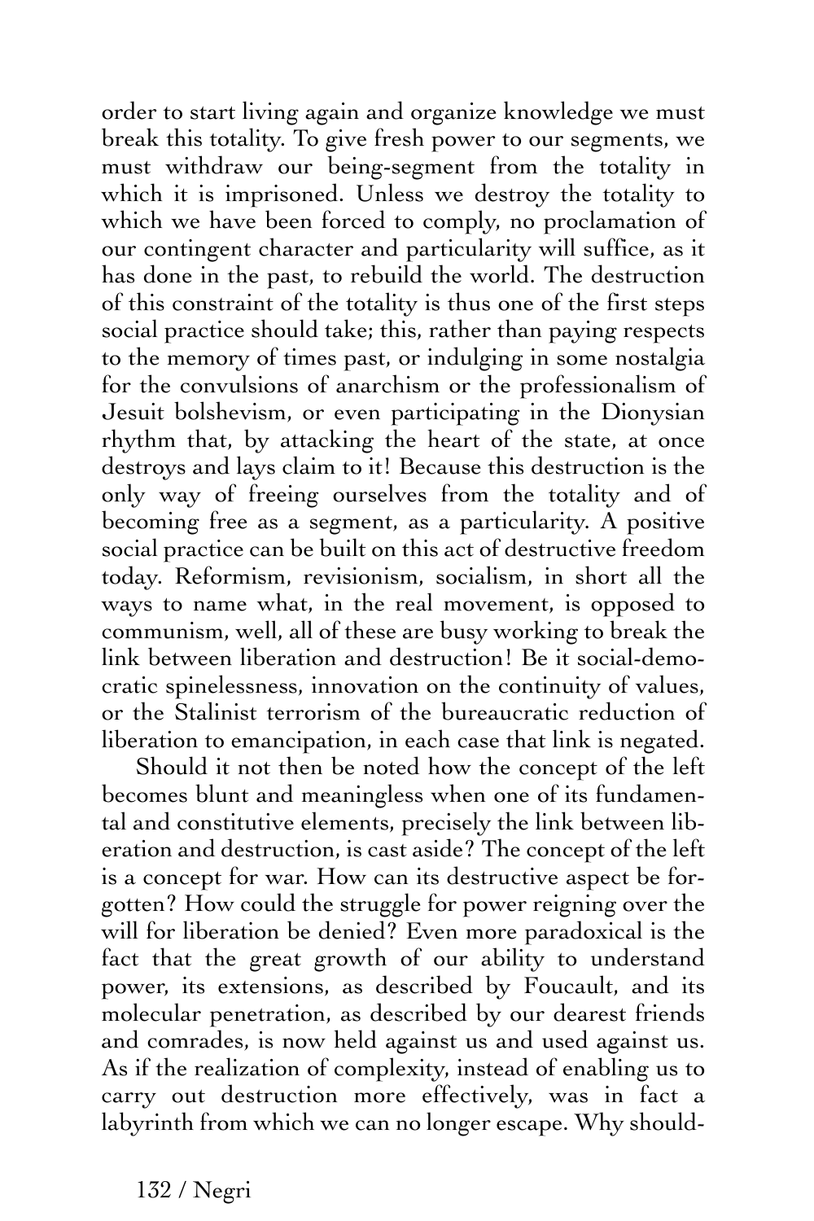order to start living again and organize knowledge we must break this totality. To give fresh power to our segments, we must withdraw our being-segment from the totality in which it is imprisoned. Unless we destroy the totality to which we have been forced to comply, no proclamation of our contingent character and particularity will suffice, as it has done in the past, to rebuild the world. The destruction of this constraint of the totality is thus one of the first steps social practice should take; this, rather than paying respects to the memory of times past, or indulging in some nostalgia for the convulsions of anarchism or the professionalism of Jesuit bolshevism, or even participating in the Dionysian rhythm that, by attacking the heart of the state, at once destroys and lays claim to it! Because this destruction is the only way of freeing ourselves from the totality and of becoming free as a segment, as a particularity. A positive social practice can be built on this act of destructive freedom today. Reformism, revisionism, socialism, in short all the ways to name what, in the real movement, is opposed to communism, well, all of these are busy working to break the link between liberation and destruction! Be it social-democratic spinelessness, innovation on the continuity of values, or the Stalinist terrorism of the bureaucratic reduction of liberation to emancipation, in each case that link is negated.

Should it not then be noted how the concept of the left becomes blunt and meaningless when one of its fundamental and constitutive elements, precisely the link between liberation and destruction, is cast aside? The concept of the left is a concept for war. How can its destructive aspect be forgotten? How could the struggle for power reigning over the will for liberation be denied? Even more paradoxical is the fact that the great growth of our ability to understand power, its extensions, as described by Foucault, and its molecular penetration, as described by our dearest friends and comrades, is now held against us and used against us. As if the realization of complexity, instead of enabling us to carry out destruction more effectively, was in fact a labyrinth from which we can no longer escape. Why should-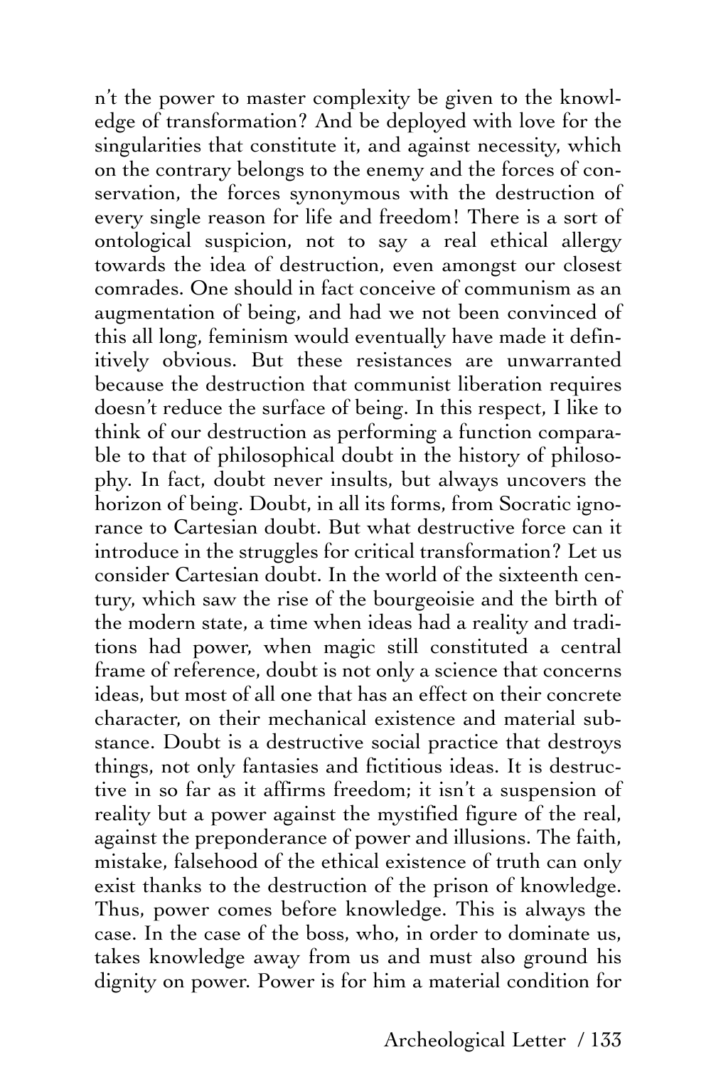n't the power to master complexity be given to the knowledge of transformation? And be deployed with love for the singularities that constitute it, and against necessity, which on the contrary belongs to the enemy and the forces of conservation, the forces synonymous with the destruction of every single reason for life and freedom! There is a sort of ontological suspicion, not to say a real ethical allergy towards the idea of destruction, even amongst our closest comrades. One should in fact conceive of communism as an augmentation of being, and had we not been convinced of this all long, feminism would eventually have made it definitively obvious. But these resistances are unwarranted because the destruction that communist liberation requires doesn't reduce the surface of being. In this respect, I like to think of our destruction as performing a function comparable to that of philosophical doubt in the history of philosophy. In fact, doubt never insults, but always uncovers the horizon of being. Doubt, in all its forms, from Socratic ignorance to Cartesian doubt. But what destructive force can it introduce in the struggles for critical transformation? Let us consider Cartesian doubt. In the world of the sixteenth century, which saw the rise of the bourgeoisie and the birth of the modern state, a time when ideas had a reality and traditions had power, when magic still constituted a central frame of reference, doubt is not only a science that concerns ideas, but most of all one that has an effect on their concrete character, on their mechanical existence and material substance. Doubt is a destructive social practice that destroys things, not only fantasies and fictitious ideas. It is destructive in so far as it affirms freedom; it isn't a suspension of reality but a power against the mystified figure of the real, against the preponderance of power and illusions. The faith, mistake, falsehood of the ethical existence of truth can only exist thanks to the destruction of the prison of knowledge. Thus, power comes before knowledge. This is always the case. In the case of the boss, who, in order to dominate us, takes knowledge away from us and must also ground his dignity on power. Power is for him a material condition for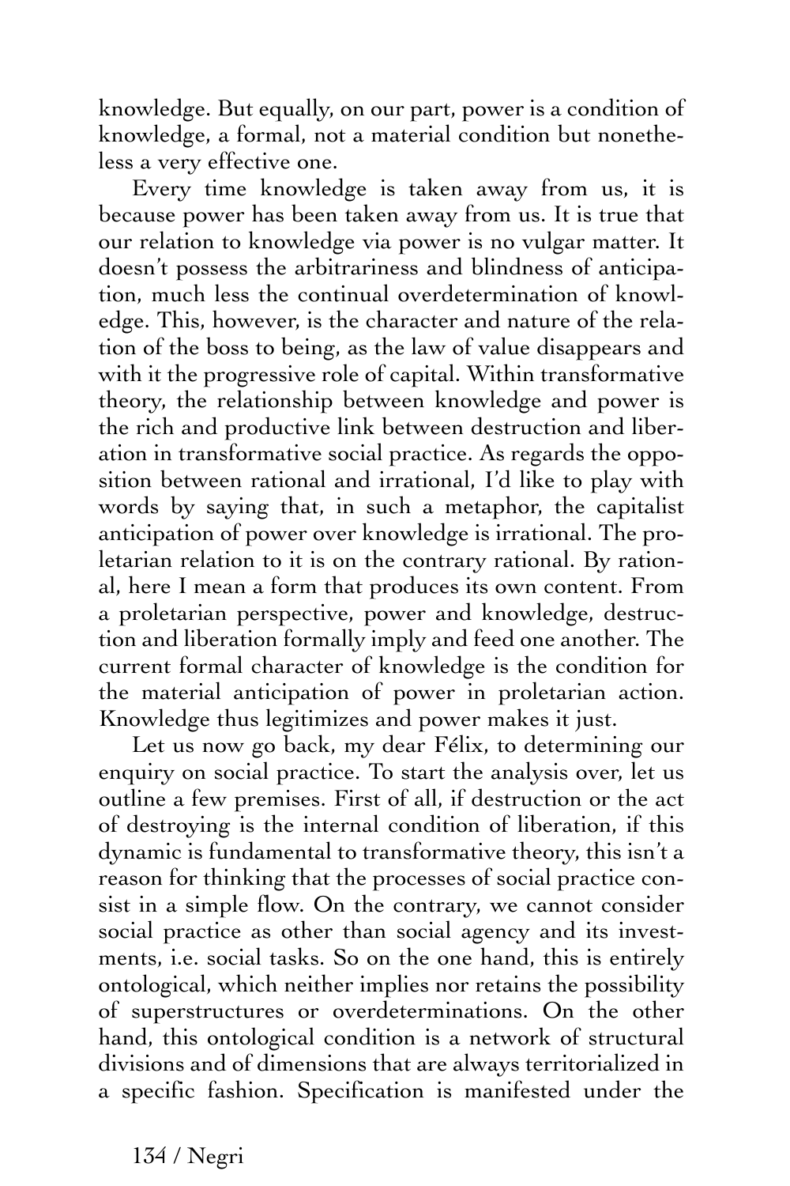knowledge. But equally, on our part, power is a condition of knowledge, a formal, not a material condition but nonetheless a very effective one.

Every time knowledge is taken away from us, it is because power has been taken away from us. It is true that our relation to knowledge via power is no vulgar matter. It doesn't possess the arbitrariness and blindness of anticipation, much less the continual overdetermination of knowledge. This, however, is the character and nature of the relation of the boss to being, as the law of value disappears and with it the progressive role of capital. Within transformative theory, the relationship between knowledge and power is the rich and productive link between destruction and liberation in transformative social practice. As regards the opposition between rational and irrational, I'd like to play with words by saying that, in such a metaphor, the capitalist anticipation of power over knowledge is irrational. The proletarian relation to it is on the contrary rational. By rational, here I mean a form that produces its own content. From a proletarian perspective, power and knowledge, destruction and liberation formally imply and feed one another. The current formal character of knowledge is the condition for the material anticipation of power in proletarian action. Knowledge thus legitimizes and power makes it just.

Let us now go back, my dear Félix, to determining our enquiry on social practice. To start the analysis over, let us outline a few premises. First of all, if destruction or the act of destroying is the internal condition of liberation, if this dynamic is fundamental to transformative theory, this isn't a reason for thinking that the processes of social practice consist in a simple flow. On the contrary, we cannot consider social practice as other than social agency and its investments, i.e. social tasks. So on the one hand, this is entirely ontological, which neither implies nor retains the possibility of superstructures or overdeterminations. On the other hand, this ontological condition is a network of structural divisions and of dimensions that are always territorialized in a specific fashion. Specification is manifested under the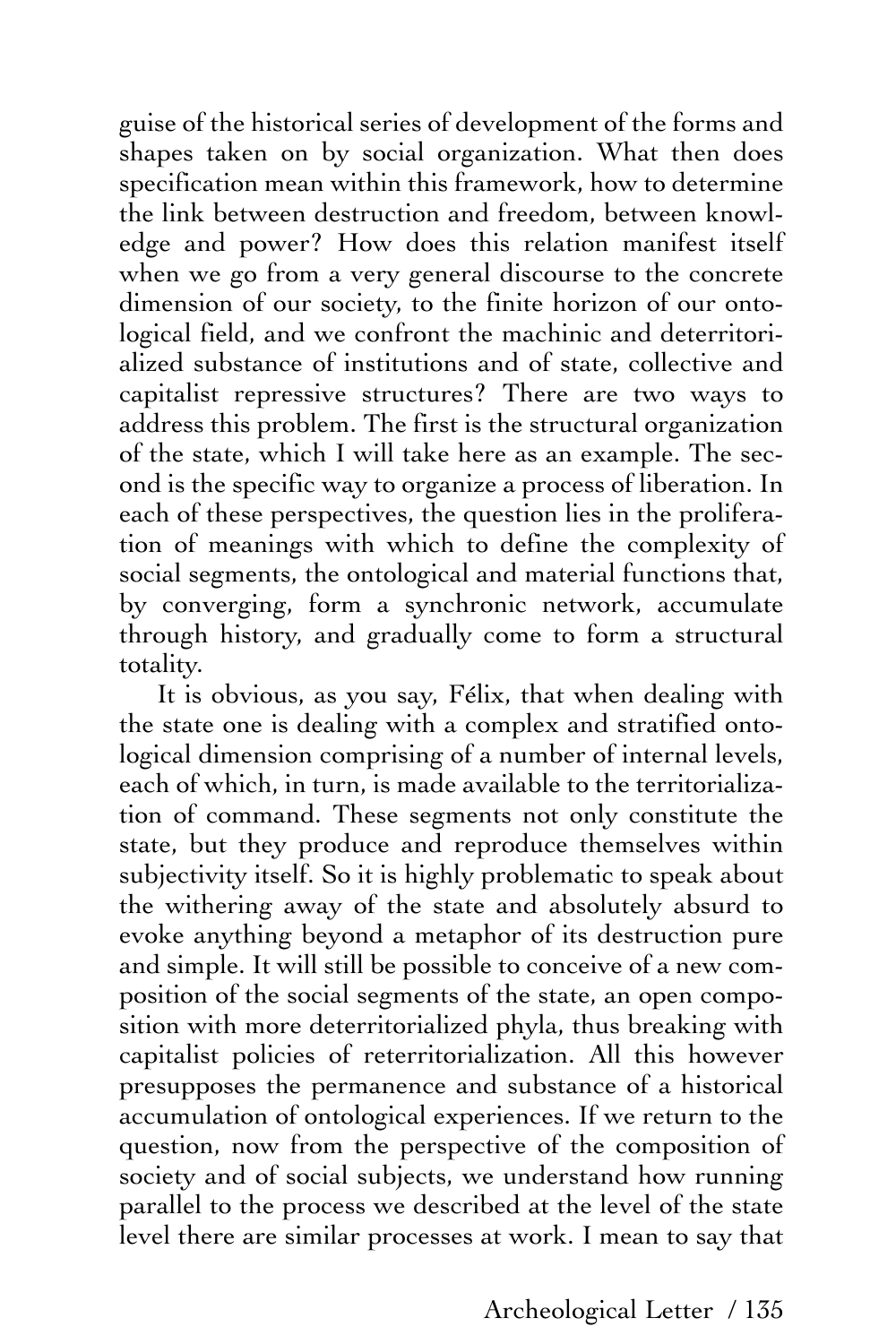guise of the historical series of development of the forms and shapes taken on by social organization. What then does specification mean within this framework, how to determine the link between destruction and freedom, between knowledge and power? How does this relation manifest itself when we go from a very general discourse to the concrete dimension of our society, to the finite horizon of our ontological field, and we confront the machinic and deterritorialized substance of institutions and of state, collective and capitalist repressive structures? There are two ways to address this problem. The first is the structural organization of the state, which I will take here as an example. The second is the specific way to organize a process of liberation. In each of these perspectives, the question lies in the proliferation of meanings with which to define the complexity of social segments, the ontological and material functions that, by converging, form a synchronic network, accumulate through history, and gradually come to form a structural totality.

It is obvious, as you say, Félix, that when dealing with the state one is dealing with a complex and stratified ontological dimension comprising of a number of internal levels, each of which, in turn, is made available to the territorialization of command. These segments not only constitute the state, but they produce and reproduce themselves within subjectivity itself. So it is highly problematic to speak about the withering away of the state and absolutely absurd to evoke anything beyond a metaphor of its destruction pure and simple. It will still be possible to conceive of a new composition of the social segments of the state, an open composition with more deterritorialized phyla, thus breaking with capitalist policies of reterritorialization. All this however presupposes the permanence and substance of a historical accumulation of ontological experiences. If we return to the question, now from the perspective of the composition of society and of social subjects, we understand how running parallel to the process we described at the level of the state level there are similar processes at work. I mean to say that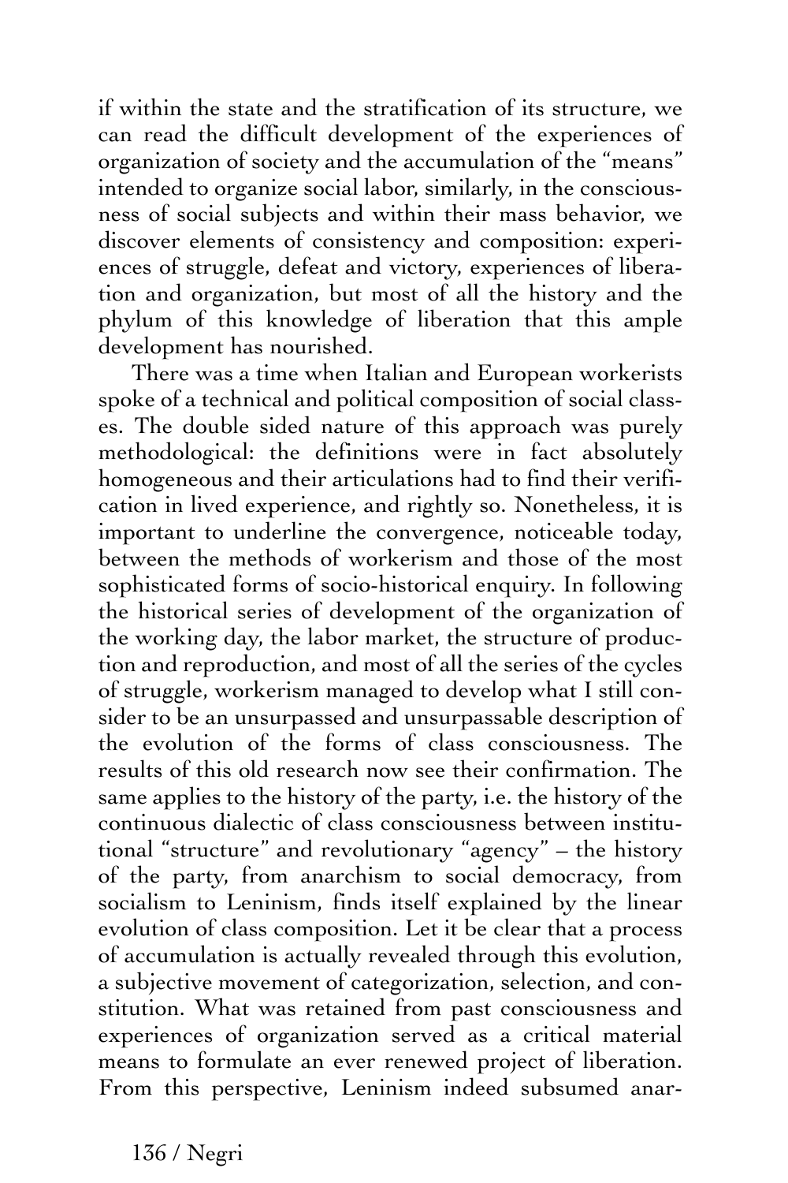if within the state and the stratification of its structure, we can read the difficult development of the experiences of organization of society and the accumulation of the "means" intended to organize social labor, similarly, in the consciousness of social subjects and within their mass behavior, we discover elements of consistency and composition: experiences of struggle, defeat and victory, experiences of liberation and organization, but most of all the history and the phylum of this knowledge of liberation that this ample development has nourished.

There was a time when Italian and European workerists spoke of a technical and political composition of social classes. The double sided nature of this approach was purely methodological: the definitions were in fact absolutely homogeneous and their articulations had to find their verification in lived experience, and rightly so. Nonetheless, it is important to underline the convergence, noticeable today, between the methods of workerism and those of the most sophisticated forms of socio-historical enquiry. In following the historical series of development of the organization of the working day, the labor market, the structure of production and reproduction, and most of all the series of the cycles of struggle, workerism managed to develop what I still consider to be an unsurpassed and unsurpassable description of the evolution of the forms of class consciousness. The results of this old research now see their confirmation. The same applies to the history of the party, i.e. the history of the continuous dialectic of class consciousness between institutional "structure" and revolutionary "agency" – the history of the party, from anarchism to social democracy, from socialism to Leninism, finds itself explained by the linear evolution of class composition. Let it be clear that a process of accumulation is actually revealed through this evolution, a subjective movement of categorization, selection, and constitution. What was retained from past consciousness and experiences of organization served as a critical material means to formulate an ever renewed project of liberation. From this perspective, Leninism indeed subsumed anar-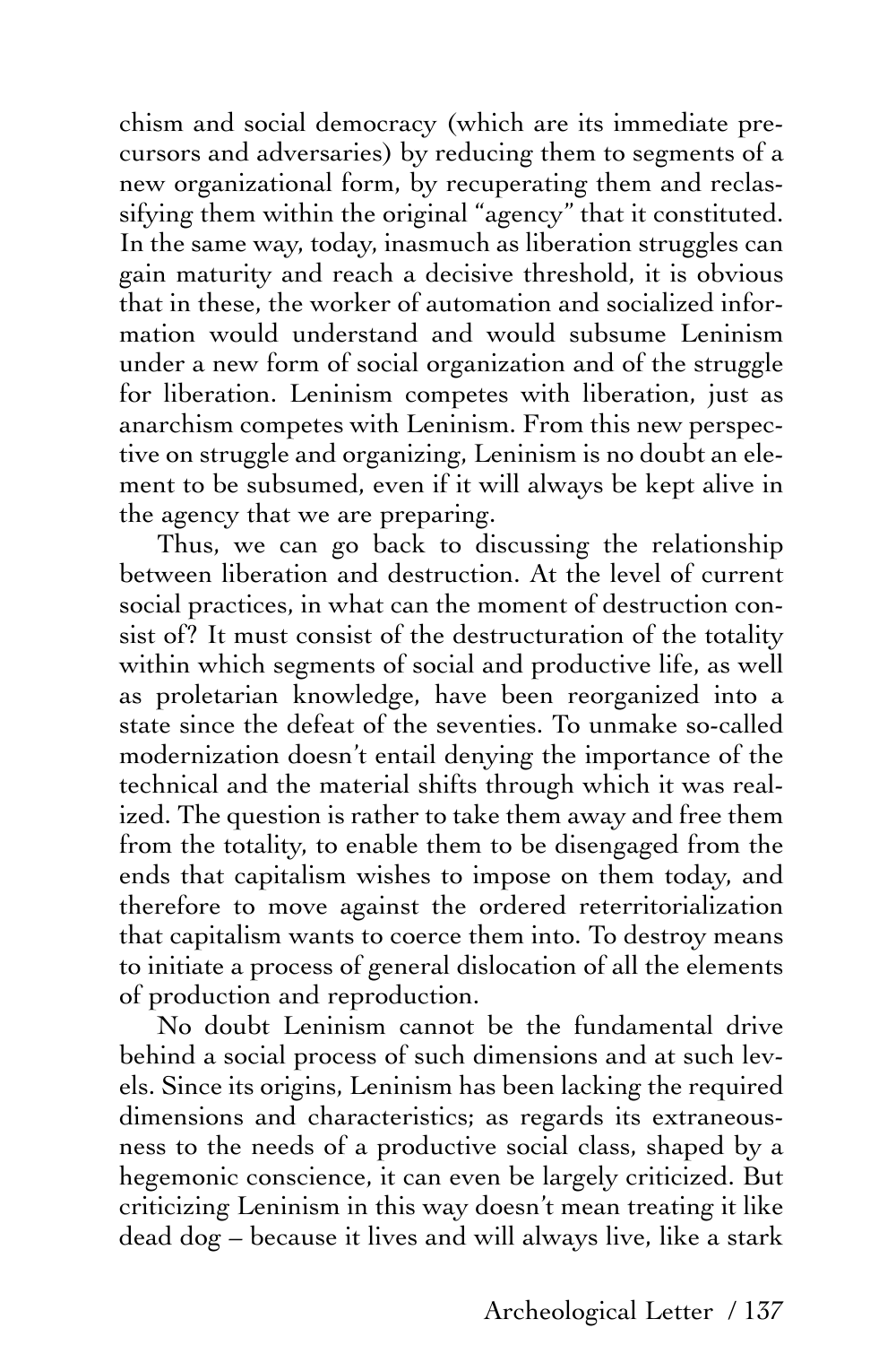chism and social democracy (which are its immediate precursors and adversaries) by reducing them to segments of a new organizational form, by recuperating them and reclassifying them within the original "agency" that it constituted. In the same way, today, inasmuch as liberation struggles can gain maturity and reach a decisive threshold, it is obvious that in these, the worker of automation and socialized information would understand and would subsume Leninism under a new form of social organization and of the struggle for liberation. Leninism competes with liberation, just as anarchism competes with Leninism. From this new perspective on struggle and organizing, Leninism is no doubt an element to be subsumed, even if it will always be kept alive in the agency that we are preparing.

Thus, we can go back to discussing the relationship between liberation and destruction. At the level of current social practices, in what can the moment of destruction consist of? It must consist of the destructuration of the totality within which segments of social and productive life, as well as proletarian knowledge, have been reorganized into a state since the defeat of the seventies. To unmake so-called modernization doesn't entail denying the importance of the technical and the material shifts through which it was realized. The question is rather to take them away and free them from the totality, to enable them to be disengaged from the ends that capitalism wishes to impose on them today, and therefore to move against the ordered reterritorialization that capitalism wants to coerce them into. To destroy means to initiate a process of general dislocation of all the elements of production and reproduction.

No doubt Leninism cannot be the fundamental drive behind a social process of such dimensions and at such levels. Since its origins, Leninism has been lacking the required dimensions and characteristics; as regards its extraneousness to the needs of a productive social class, shaped by a hegemonic conscience, it can even be largely criticized. But criticizing Leninism in this way doesn't mean treating it like dead dog – because it lives and will always live, like a stark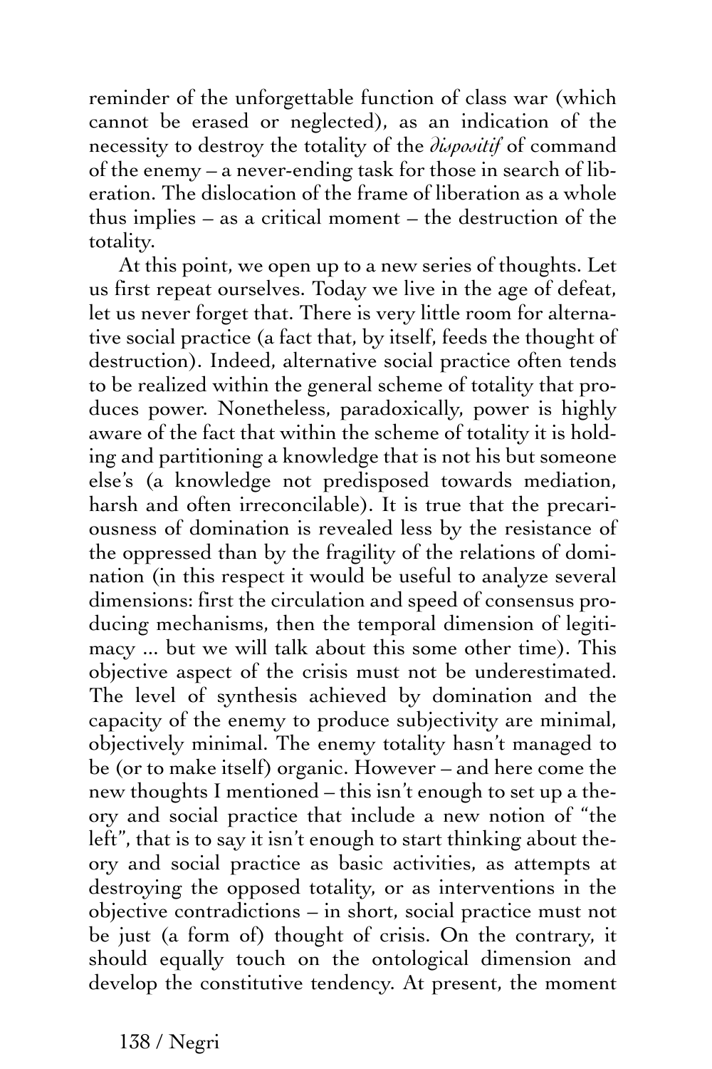reminder of the unforgettable function of class war (which cannot be erased or neglected), as an indication of the necessity to destroy the totality of the *dispositif* of command of the enemy – a never-ending task for those in search of liberation. The dislocation of the frame of liberation as a whole thus implies – as a critical moment – the destruction of the totality.

At this point, we open up to a new series of thoughts. Let us first repeat ourselves. Today we live in the age of defeat, let us never forget that. There is very little room for alternative social practice (a fact that, by itself, feeds the thought of destruction). Indeed, alternative social practice often tends to be realized within the general scheme of totality that produces power. Nonetheless, paradoxically, power is highly aware of the fact that within the scheme of totality it is holding and partitioning a knowledge that is not his but someone else's (a knowledge not predisposed towards mediation, harsh and often irreconcilable). It is true that the precariousness of domination is revealed less by the resistance of the oppressed than by the fragility of the relations of domination (in this respect it would be useful to analyze several dimensions: first the circulation and speed of consensus producing mechanisms, then the temporal dimension of legitimacy ... but we will talk about this some other time). This objective aspect of the crisis must not be underestimated. The level of synthesis achieved by domination and the capacity of the enemy to produce subjectivity are minimal, objectively minimal. The enemy totality hasn't managed to be (or to make itself) organic. However – and here come the new thoughts I mentioned – this isn't enough to set up a theory and social practice that include a new notion of "the left", that is to say it isn't enough to start thinking about theory and social practice as basic activities, as attempts at destroying the opposed totality, or as interventions in the objective contradictions – in short, social practice must not be just (a form of) thought of crisis. On the contrary, it should equally touch on the ontological dimension and develop the constitutive tendency. At present, the moment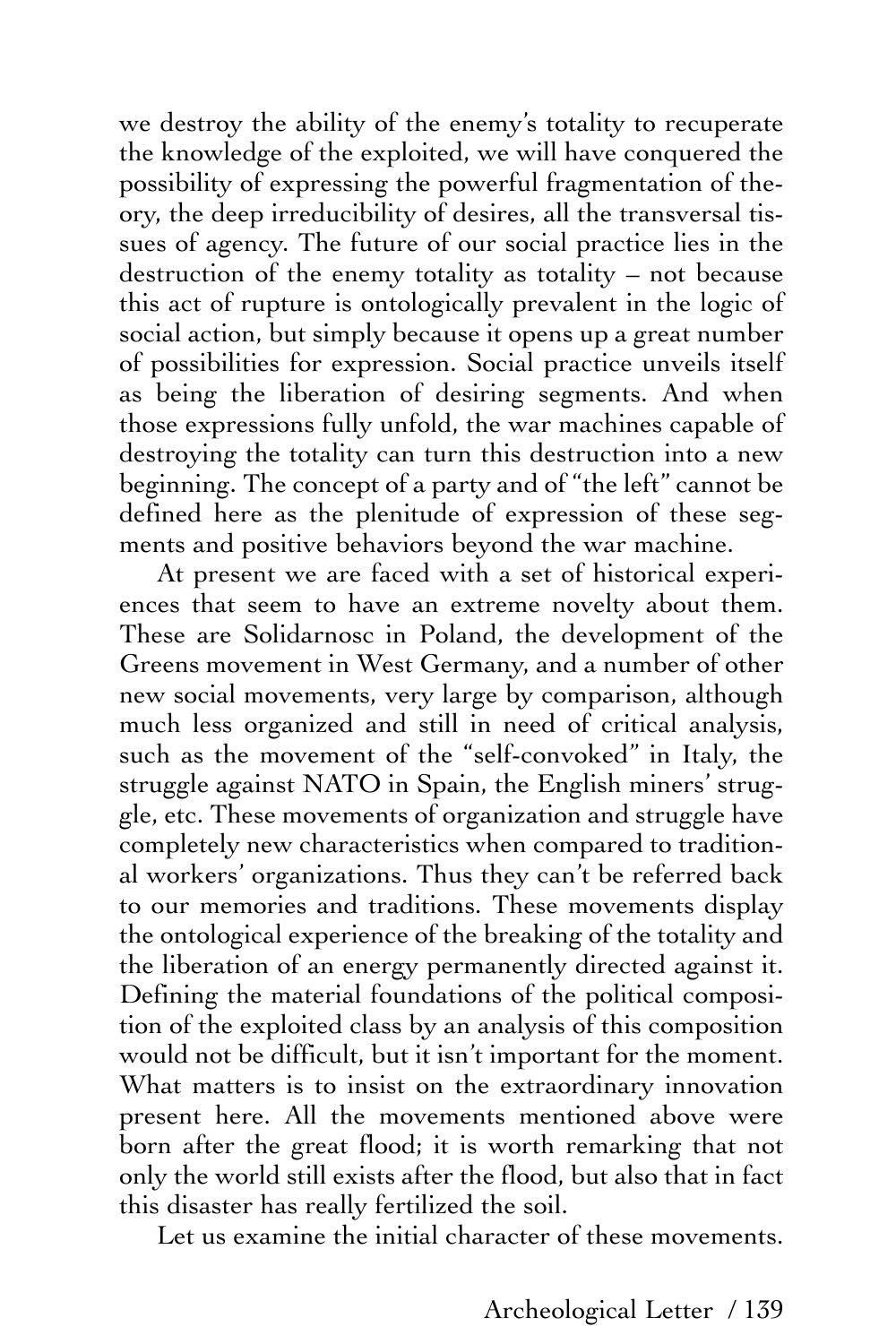we destroy the ability of the enemy's totality to recuperate the knowledge of the exploited, we will have conquered the possibility of expressing the powerful fragmentation of theory, the deep irreducibility of desires, all the transversal tissues of agency. The future of our social practice lies in the destruction of the enemy totality as totality – not because this act of rupture is ontologically prevalent in the logic of social action, but simply because it opens up a great number of possibilities for expression. Social practice unveils itself as being the liberation of desiring segments. And when those expressions fully unfold, the war machines capable of destroying the totality can turn this destruction into a new beginning. The concept of a party and of "the left" cannot be defined here as the plenitude of expression of these segments and positive behaviors beyond the war machine.

At present we are faced with a set of historical experiences that seem to have an extreme novelty about them. These are Solidarnosc in Poland, the development of the Greens movement in West Germany, and a number of other new social movements, very large by comparison, although much less organized and still in need of critical analysis, such as the movement of the "self-convoked" in Italy, the struggle against NATO in Spain, the English miners' struggle, etc. These movements of organization and struggle have completely new characteristics when compared to traditional workers' organizations. Thus they can't be referred back to our memories and traditions. These movements display the ontological experience of the breaking of the totality and the liberation of an energy permanently directed against it. Defining the material foundations of the political composition of the exploited class by an analysis of this composition would not be difficult, but it isn't important for the moment. What matters is to insist on the extraordinary innovation present here. All the movements mentioned above were born after the great flood; it is worth remarking that not only the world still exists after the flood, but also that in fact this disaster has really fertilized the soil.

Let us examine the initial character of these movements.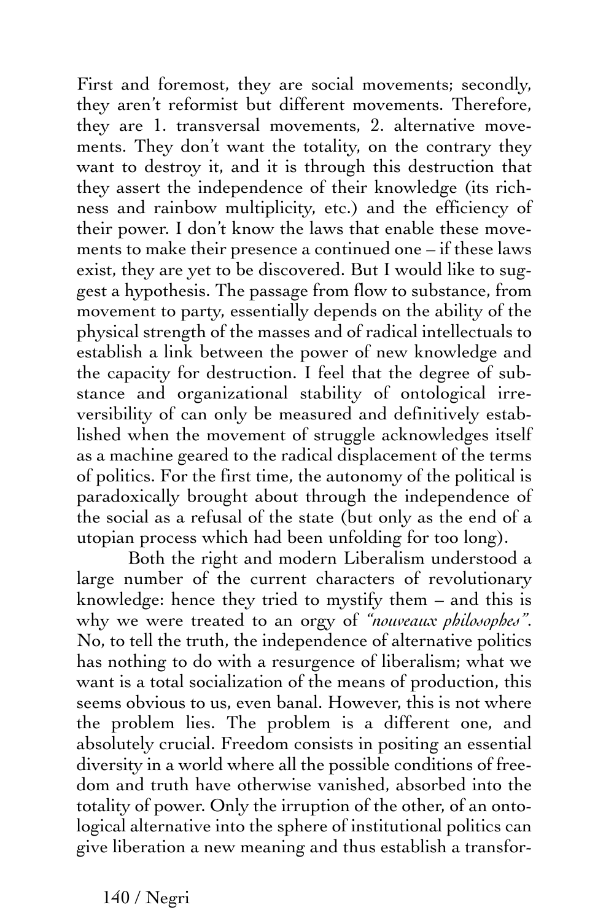First and foremost, they are social movements; secondly, they aren't reformist but different movements. Therefore, they are 1. transversal movements, 2. alternative movements. They don't want the totality, on the contrary they want to destroy it, and it is through this destruction that they assert the independence of their knowledge (its richness and rainbow multiplicity, etc.) and the efficiency of their power. I don't know the laws that enable these movements to make their presence a continued one – if these laws exist, they are yet to be discovered. But I would like to suggest a hypothesis. The passage from flow to substance, from movement to party, essentially depends on the ability of the physical strength of the masses and of radical intellectuals to establish a link between the power of new knowledge and the capacity for destruction. I feel that the degree of substance and organizational stability of ontological irreversibility of can only be measured and definitively established when the movement of struggle acknowledges itself as a machine geared to the radical displacement of the terms of politics. For the first time, the autonomy of the political is paradoxically brought about through the independence of the social as a refusal of the state (but only as the end of a utopian process which had been unfolding for too long).

Both the right and modern Liberalism understood a large number of the current characters of revolutionary knowledge: hence they tried to mystify them – and this is why we were treated to an orgy of *"nouveaux philosophes"*. No, to tell the truth, the independence of alternative politics has nothing to do with a resurgence of liberalism; what we want is a total socialization of the means of production, this seems obvious to us, even banal. However, this is not where the problem lies. The problem is a different one, and absolutely crucial. Freedom consists in positing an essential diversity in a world where all the possible conditions of freedom and truth have otherwise vanished, absorbed into the totality of power. Only the irruption of the other, of an ontological alternative into the sphere of institutional politics can give liberation a new meaning and thus establish a transfor-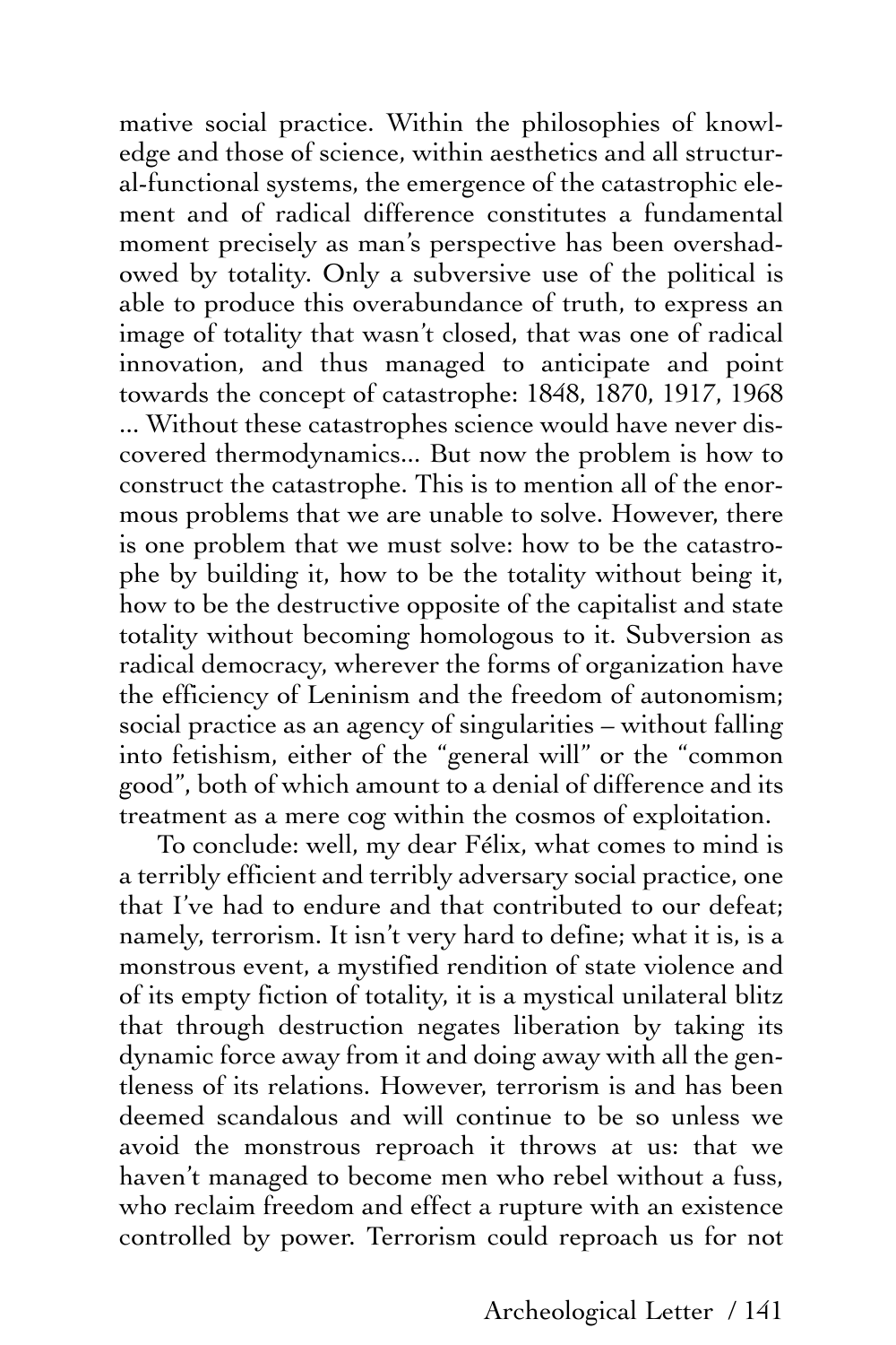mative social practice. Within the philosophies of knowledge and those of science, within aesthetics and all structural-functional systems, the emergence of the catastrophic element and of radical difference constitutes a fundamental moment precisely as man's perspective has been overshadowed by totality. Only a subversive use of the political is able to produce this overabundance of truth, to express an image of totality that wasn't closed, that was one of radical innovation, and thus managed to anticipate and point towards the concept of catastrophe: 1848, 1870, 1917, 1968 ... Without these catastrophes science would have never discovered thermodynamics... But now the problem is how to construct the catastrophe. This is to mention all of the enormous problems that we are unable to solve. However, there is one problem that we must solve: how to be the catastrophe by building it, how to be the totality without being it, how to be the destructive opposite of the capitalist and state totality without becoming homologous to it. Subversion as radical democracy, wherever the forms of organization have the efficiency of Leninism and the freedom of autonomism; social practice as an agency of singularities – without falling into fetishism, either of the "general will" or the "common good", both of which amount to a denial of difference and its treatment as a mere cog within the cosmos of exploitation.

To conclude: well, my dear Félix, what comes to mind is a terribly efficient and terribly adversary social practice, one that I've had to endure and that contributed to our defeat; namely, terrorism. It isn't very hard to define; what it is, is a monstrous event, a mystified rendition of state violence and of its empty fiction of totality, it is a mystical unilateral blitz that through destruction negates liberation by taking its dynamic force away from it and doing away with all the gentleness of its relations. However, terrorism is and has been deemed scandalous and will continue to be so unless we avoid the monstrous reproach it throws at us: that we haven't managed to become men who rebel without a fuss, who reclaim freedom and effect a rupture with an existence controlled by power. Terrorism could reproach us for not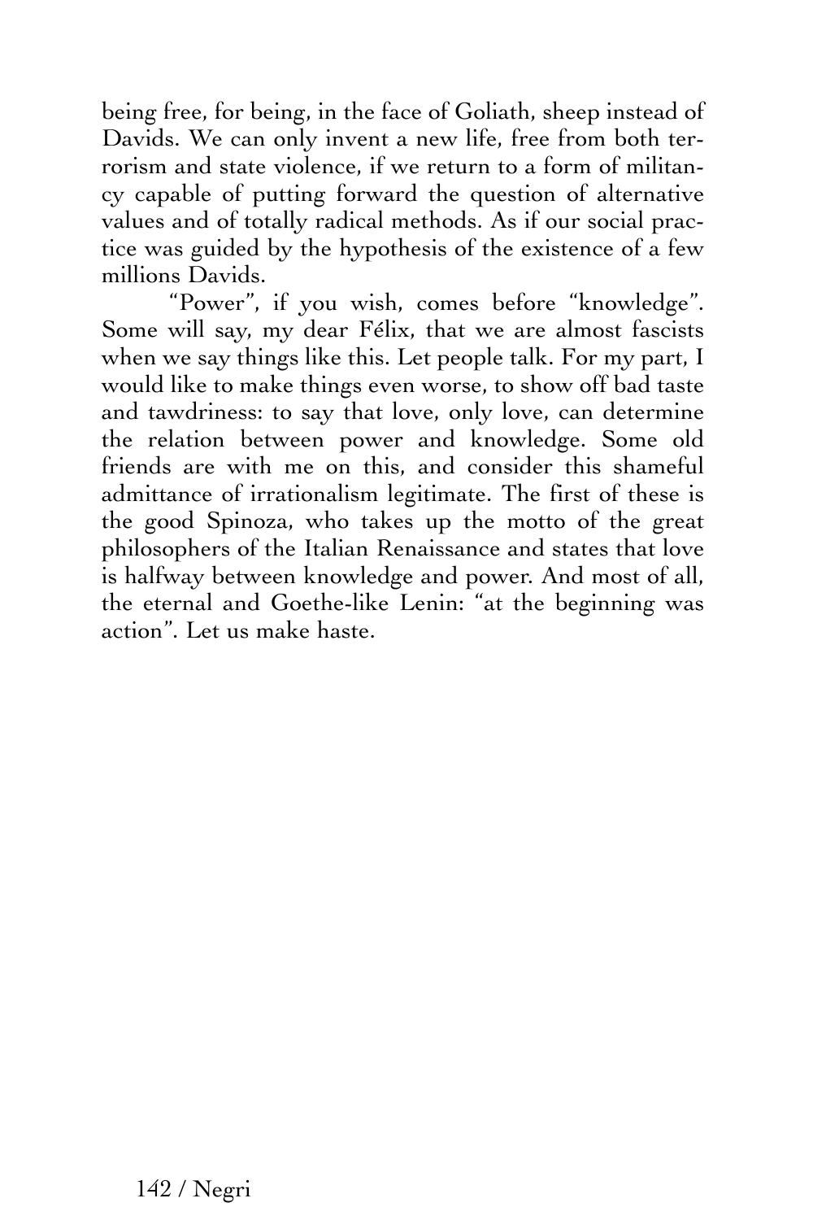being free, for being, in the face of Goliath, sheep instead of Davids. We can only invent a new life, free from both terrorism and state violence, if we return to a form of militancy capable of putting forward the question of alternative values and of totally radical methods. As if our social practice was guided by the hypothesis of the existence of a few millions Davids.

"Power", if you wish, comes before "knowledge". Some will say, my dear Félix, that we are almost fascists when we say things like this. Let people talk. For my part, I would like to make things even worse, to show off bad taste and tawdriness: to say that love, only love, can determine the relation between power and knowledge. Some old friends are with me on this, and consider this shameful admittance of irrationalism legitimate. The first of these is the good Spinoza, who takes up the motto of the great philosophers of the Italian Renaissance and states that love is halfway between knowledge and power. And most of all, the eternal and Goethe-like Lenin: "at the beginning was action". Let us make haste.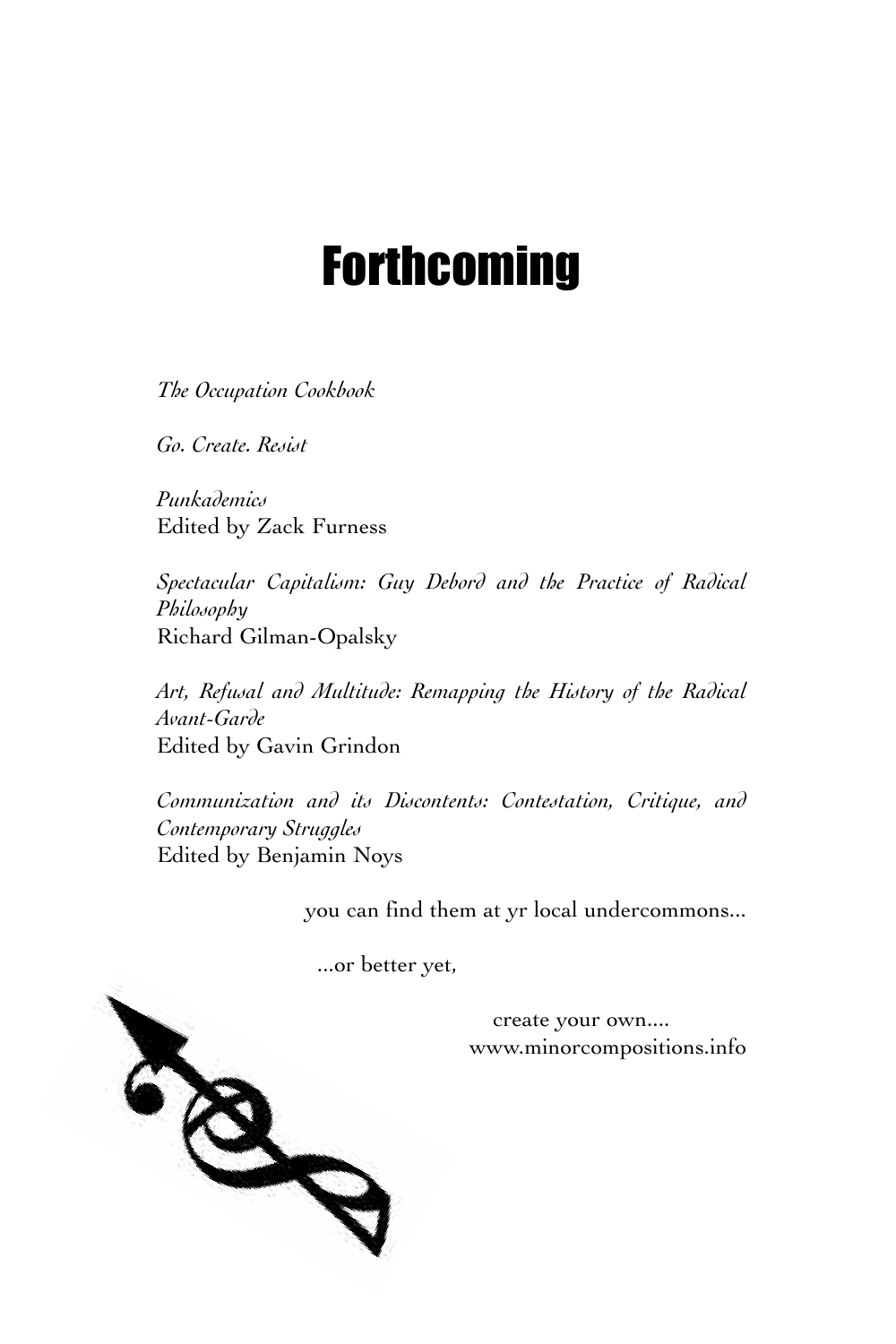# Forthcoming

*The Occupation Cookbook*

*Go. Create. Resist*

*Punkademics*
Edited by Zack Furness

*Spectacular Capitalism: Guy Debord and the Practice of Radical Philosophy*
Richard Gilman-Opalsky

*Art, Refusal and Multitude: Remapping the History of the Radical Avant-Garde*
Edited by Gavin Grindon

*Communization and its Discontents: Contestation, Critique, and Contemporary Struggles*
Edited by Benjamin Noys

you can find them at yr local undercommons...

...or better yet,

create your own....
www.minorcompositions.info